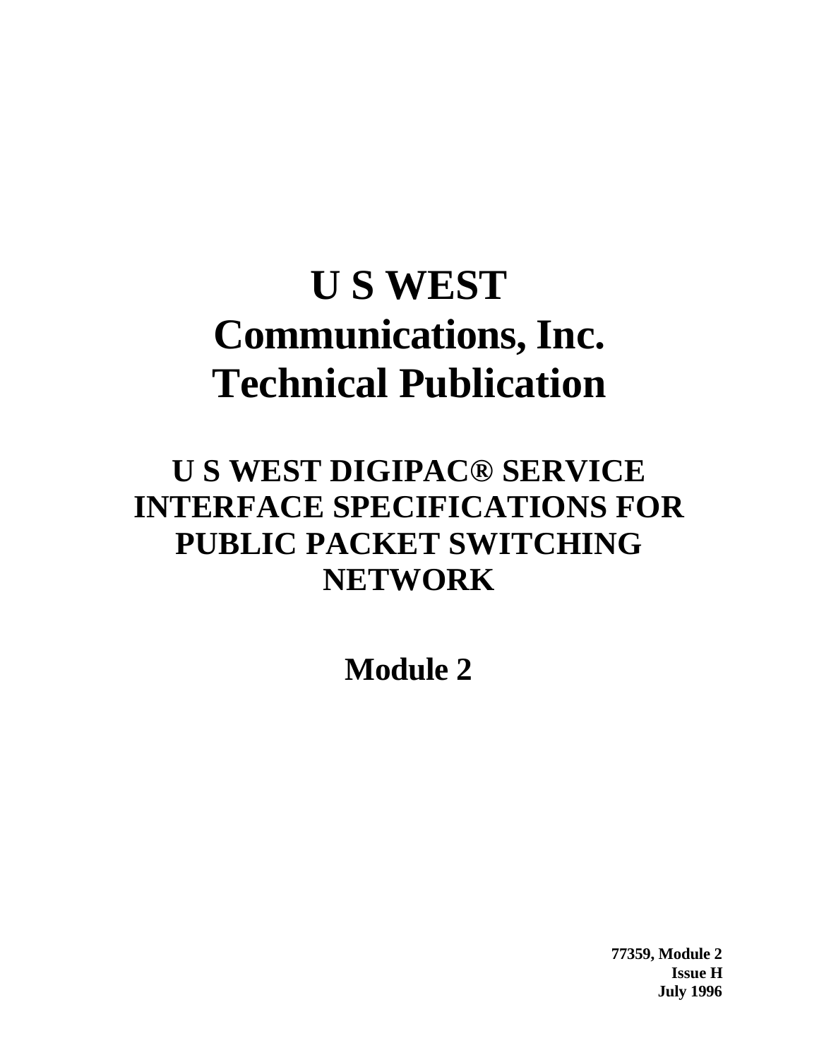# U S WEST Communications, Inc. Technical Publication

## U S WEST DIGIPAC® SERVICE INTERFACE SPECIFICATIONS FOR PUBLIC PACKET SWITCHING NETWORK

## Module 2

**77359, Module 2**
**Issue H**
**July 1996**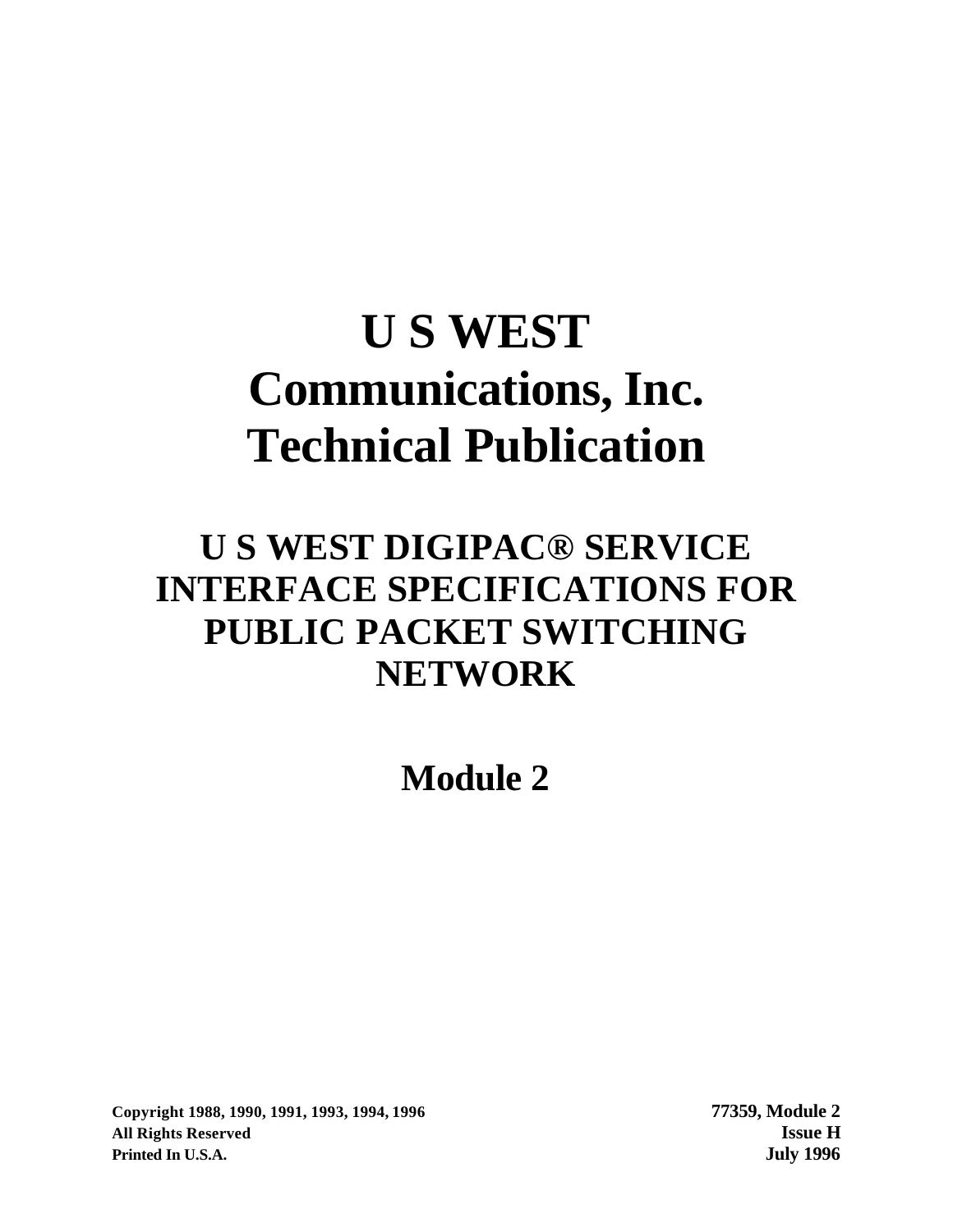# U S WEST Communications, Inc. Technical Publication

## U S WEST DIGIPAC® SERVICE INTERFACE SPECIFICATIONS FOR PUBLIC PACKET SWITCHING NETWORK

## Module 2

**Copyright 1988, 1990, 1991, 1993, 1994, 1996**
**All Rights Reserved**
**Printed In U.S.A.**

**77359, Module 2**
**Issue H**
**July 1996**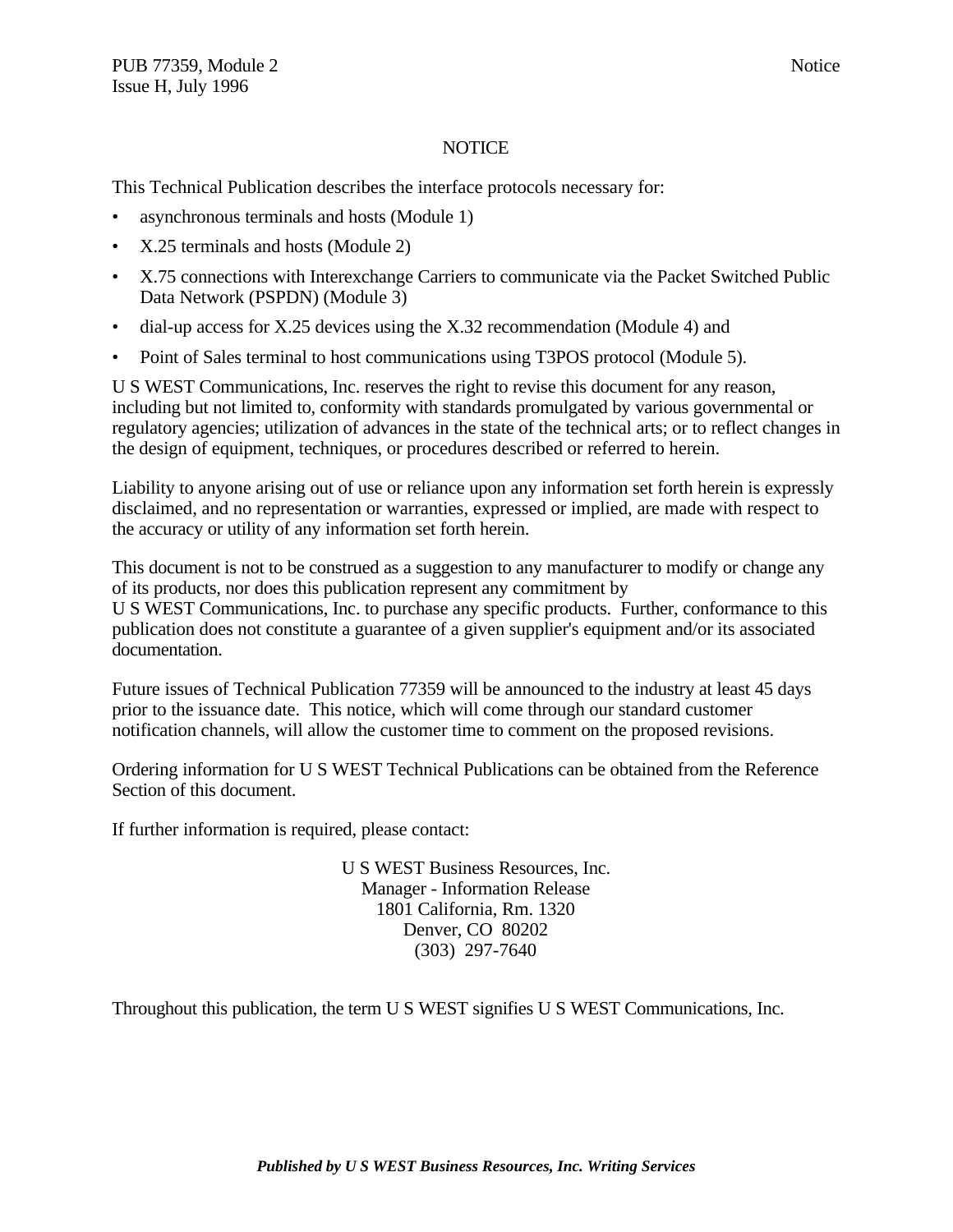# NOTICE

This Technical Publication describes the interface protocols necessary for:

- asynchronous terminals and hosts (Module 1)
- X.25 terminals and hosts (Module 2)
- X.75 connections with Interexchange Carriers to communicate via the Packet Switched Public Data Network (PSPDN) (Module 3)
- dial-up access for X.25 devices using the X.32 recommendation (Module 4) and
- Point of Sales terminal to host communications using T3POS protocol (Module 5).

U S WEST Communications, Inc. reserves the right to revise this document for any reason, including but not limited to, conformity with standards promulgated by various governmental or regulatory agencies; utilization of advances in the state of the technical arts; or to reflect changes in the design of equipment, techniques, or procedures described or referred to herein.

Liability to anyone arising out of use or reliance upon any information set forth herein is expressly disclaimed, and no representation or warranties, expressed or implied, are made with respect to the accuracy or utility of any information set forth herein.

This document is not to be construed as a suggestion to any manufacturer to modify or change any of its products, nor does this publication represent any commitment by U S WEST Communications, Inc. to purchase any specific products. Further, conformance to this publication does not constitute a guarantee of a given supplier's equipment and/or its associated documentation.

Future issues of Technical Publication 77359 will be announced to the industry at least 45 days prior to the issuance date. This notice, which will come through our standard customer notification channels, will allow the customer time to comment on the proposed revisions.

Ordering information for U S WEST Technical Publications can be obtained from the Reference Section of this document.

If further information is required, please contact:

U S WEST Business Resources, Inc.
Manager - Information Release
1801 California, Rm. 1320
Denver, CO 80202
(303) 297-7640

Throughout this publication, the term U S WEST signifies U S WEST Communications, Inc.

***Published by U S WEST Business Resources, Inc. Writing Services***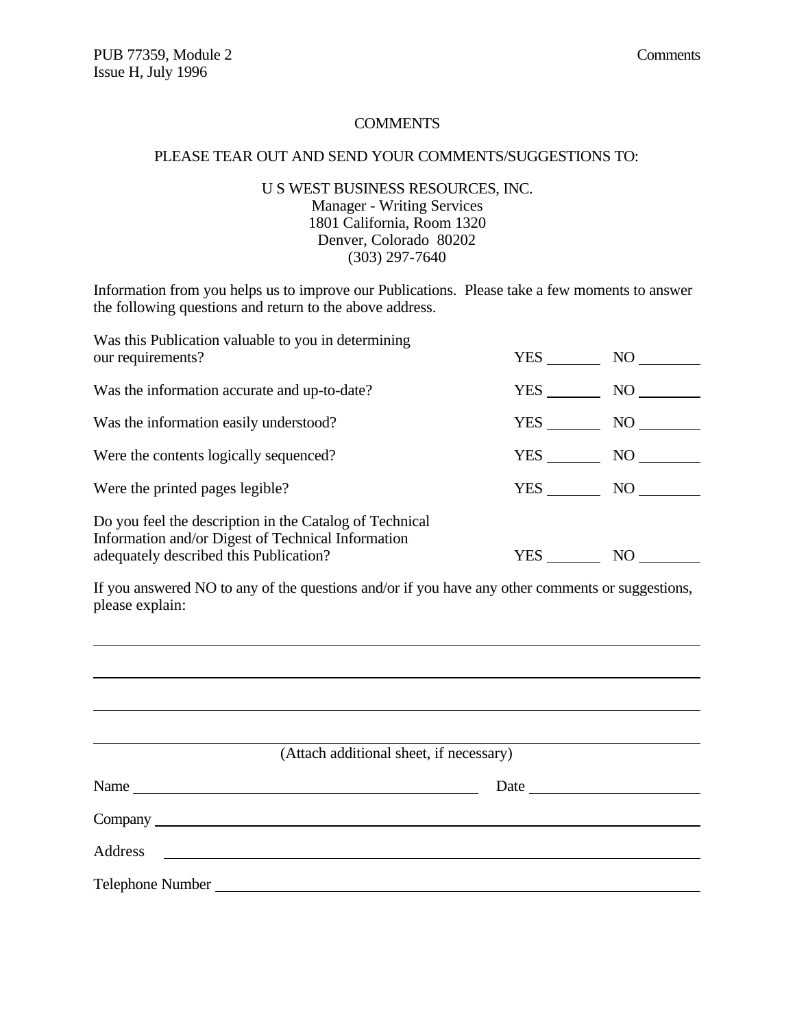# COMMENTS

PLEASE TEAR OUT AND SEND YOUR COMMENTS/SUGGESTIONS TO:

U S WEST BUSINESS RESOURCES, INC.
Manager - Writing Services
1801 California, Room 1320
Denver, Colorado 80202
(303) 297-7640

Information from you helps us to improve our Publications. Please take a few moments to answer the following questions and return to the above address.

| | | |
|---|---|---|
| Was this Publication valuable to you in determining our requirements? | YES ______ | NO ______ |
| Was the information accurate and up-to-date? | YES ______ | NO ______ |
| Was the information easily understood? | YES ______ | NO ______ |
| Were the contents logically sequenced? | YES ______ | NO ______ |
| Were the printed pages legible? | YES ______ | NO ______ |
| Do you feel the description in the Catalog of Technical Information and/or Digest of Technical Information adequately described this Publication? | YES ______ | NO ______ |

If you answered NO to any of the questions and/or if you have any other comments or suggestions, please explain:

______________________________________________________________________

______________________________________________________________________

______________________________________________________________________

______________________________________________________________________

(Attach additional sheet, if necessary)

Name ________________________________________ Date ____________________

Company ______________________________________________________________

Address ______________________________________________________________

Telephone Number ______________________________________________________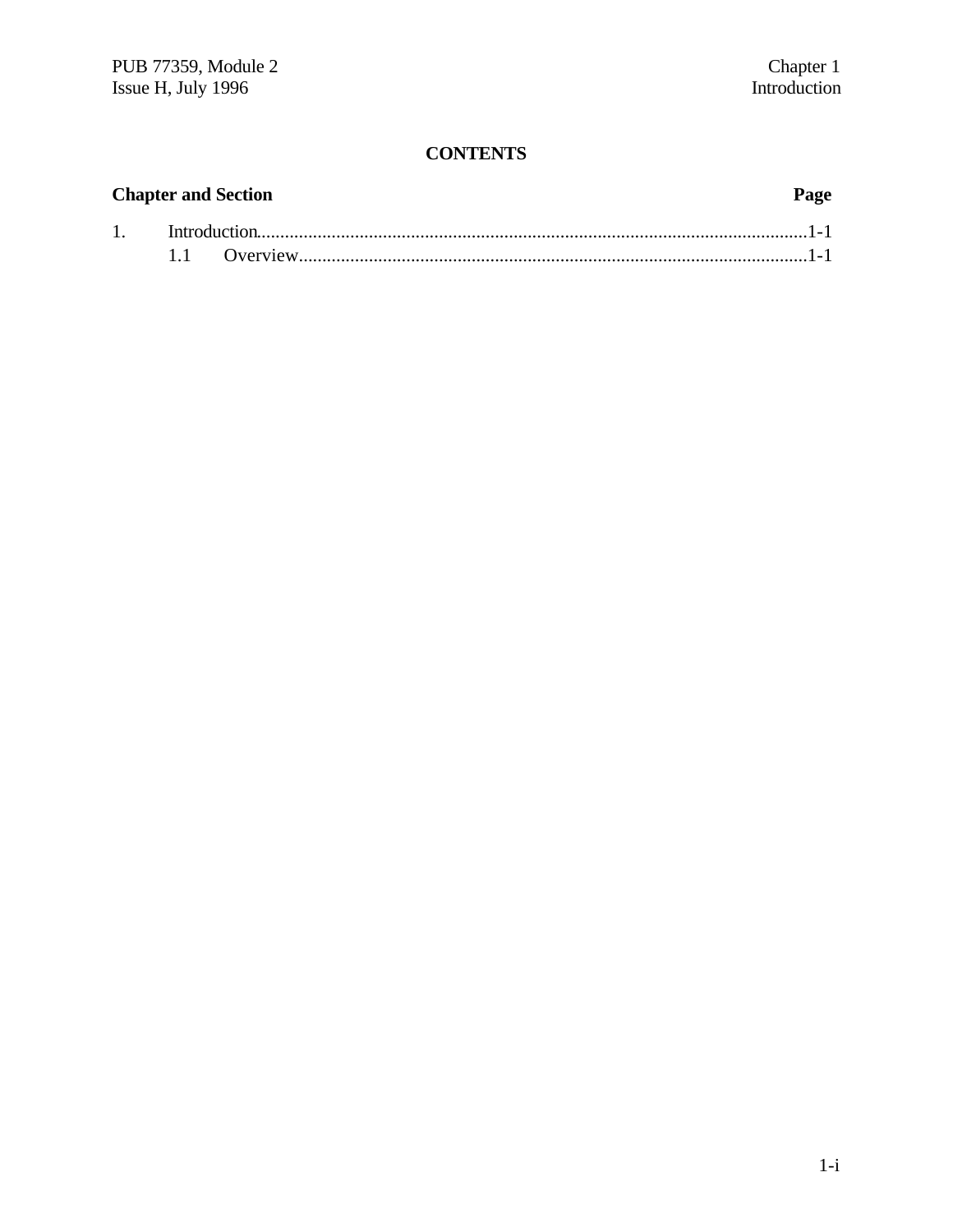**CONTENTS**

| Chapter and Section | Page |
|---|---|
| 1. Introduction | 1-1 |
| 1.1 Overview | 1-1 |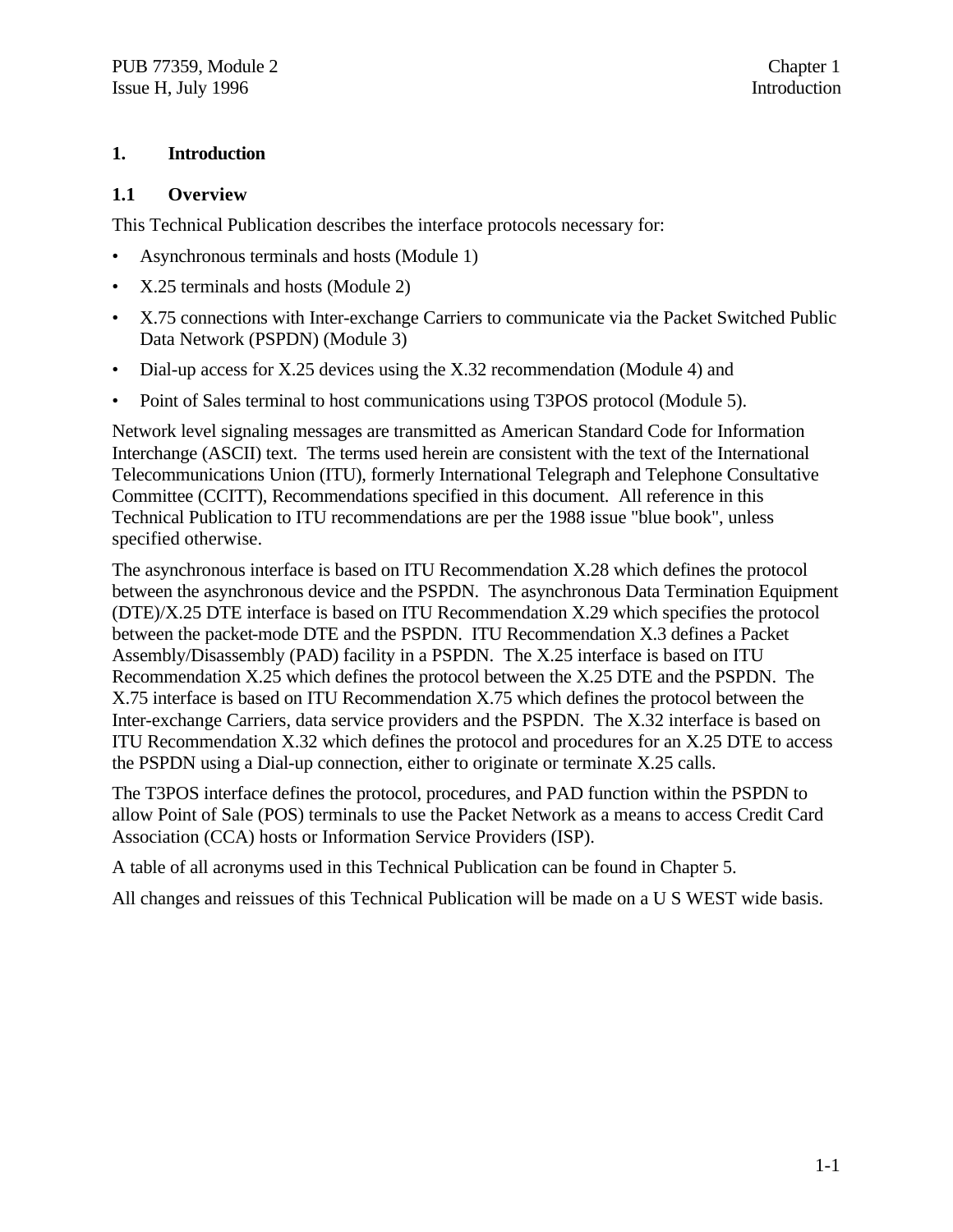# 1. Introduction

## 1.1 Overview

This Technical Publication describes the interface protocols necessary for:

- Asynchronous terminals and hosts (Module 1)
- X.25 terminals and hosts (Module 2)
- X.75 connections with Inter-exchange Carriers to communicate via the Packet Switched Public Data Network (PSPDN) (Module 3)
- Dial-up access for X.25 devices using the X.32 recommendation (Module 4) and
- Point of Sales terminal to host communications using T3POS protocol (Module 5).

Network level signaling messages are transmitted as American Standard Code for Information Interchange (ASCII) text. The terms used herein are consistent with the text of the International Telecommunications Union (ITU), formerly International Telegraph and Telephone Consultative Committee (CCITT), Recommendations specified in this document. All reference in this Technical Publication to ITU recommendations are per the 1988 issue "blue book", unless specified otherwise.

The asynchronous interface is based on ITU Recommendation X.28 which defines the protocol between the asynchronous device and the PSPDN. The asynchronous Data Termination Equipment (DTE)/X.25 DTE interface is based on ITU Recommendation X.29 which specifies the protocol between the packet-mode DTE and the PSPDN. ITU Recommendation X.3 defines a Packet Assembly/Disassembly (PAD) facility in a PSPDN. The X.25 interface is based on ITU Recommendation X.25 which defines the protocol between the X.25 DTE and the PSPDN. The X.75 interface is based on ITU Recommendation X.75 which defines the protocol between the Inter-exchange Carriers, data service providers and the PSPDN. The X.32 interface is based on ITU Recommendation X.32 which defines the protocol and procedures for an X.25 DTE to access the PSPDN using a Dial-up connection, either to originate or terminate X.25 calls.

The T3POS interface defines the protocol, procedures, and PAD function within the PSPDN to allow Point of Sale (POS) terminals to use the Packet Network as a means to access Credit Card Association (CCA) hosts or Information Service Providers (ISP).

A table of all acronyms used in this Technical Publication can be found in Chapter 5.

All changes and reissues of this Technical Publication will be made on a U S WEST wide basis.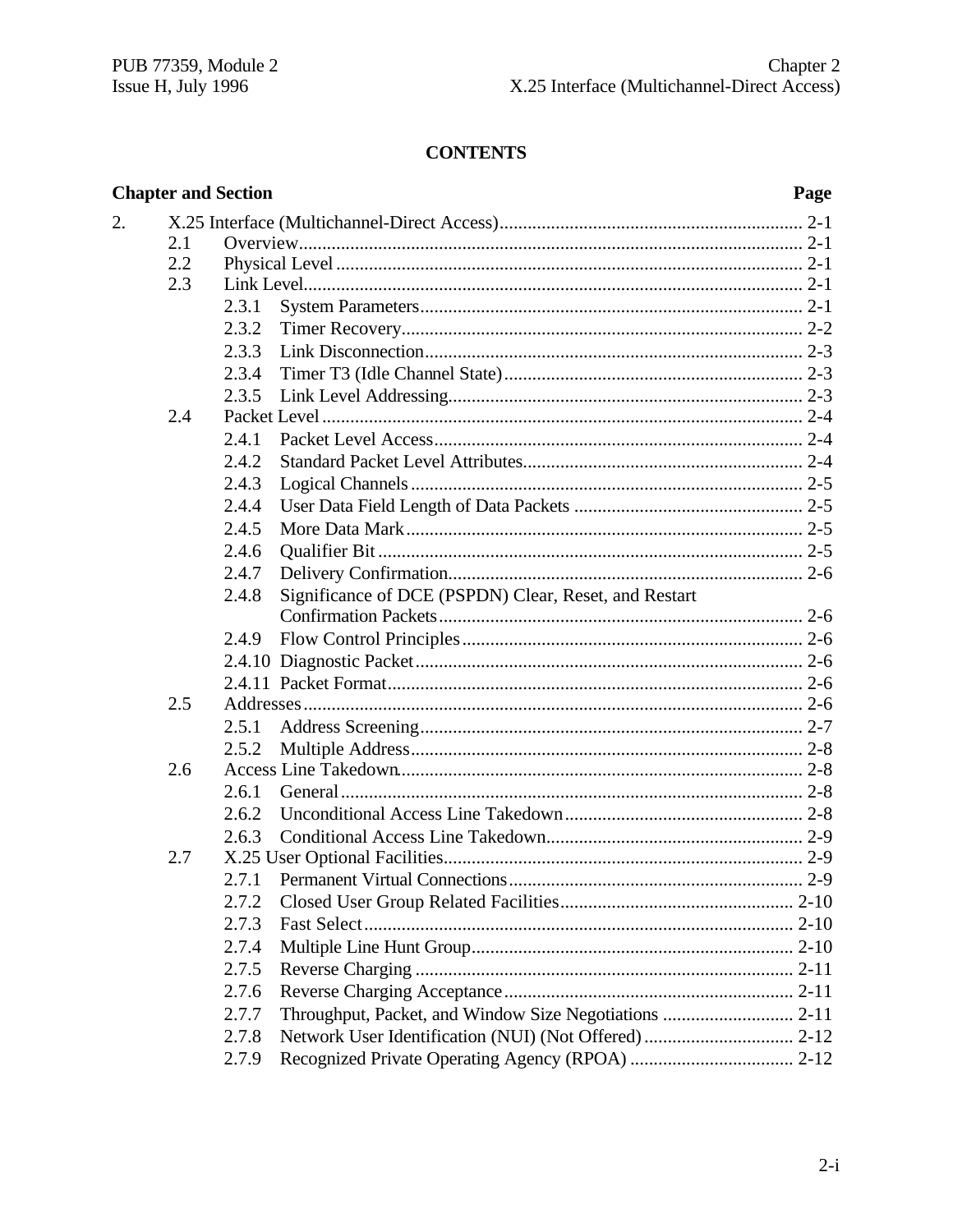# CONTENTS

| Chapter and Section | | | Page |
|---|---|---|---|
| 2. | X.25 Interface (Multichannel-Direct Access) | | 2-1 |
| | 2.1 | Overview | 2-1 |
| | 2.2 | Physical Level | 2-1 |
| | 2.3 | Link Level | 2-1 |
| | | 2.3.1 System Parameters | 2-1 |
| | | 2.3.2 Timer Recovery | 2-2 |
| | | 2.3.3 Link Disconnection | 2-3 |
| | | 2.3.4 Timer T3 (Idle Channel State) | 2-3 |
| | | 2.3.5 Link Level Addressing | 2-3 |
| | 2.4 | Packet Level | 2-4 |
| | | 2.4.1 Packet Level Access | 2-4 |
| | | 2.4.2 Standard Packet Level Attributes | 2-4 |
| | | 2.4.3 Logical Channels | 2-5 |
| | | 2.4.4 User Data Field Length of Data Packets | 2-5 |
| | | 2.4.5 More Data Mark | 2-5 |
| | | 2.4.6 Qualifier Bit | 2-5 |
| | | 2.4.7 Delivery Confirmation | 2-6 |
| | | 2.4.8 Significance of DCE (PSPDN) Clear, Reset, and Restart Confirmation Packets | 2-6 |
| | | 2.4.9 Flow Control Principles | 2-6 |
| | | 2.4.10 Diagnostic Packet | 2-6 |
| | | 2.4.11 Packet Format | 2-6 |
| | 2.5 | Addresses | 2-6 |
| | | 2.5.1 Address Screening | 2-7 |
| | | 2.5.2 Multiple Address | 2-8 |
| | 2.6 | Access Line Takedown | 2-8 |
| | | 2.6.1 General | 2-8 |
| | | 2.6.2 Unconditional Access Line Takedown | 2-8 |
| | | 2.6.3 Conditional Access Line Takedown | 2-9 |
| | 2.7 | X.25 User Optional Facilities | 2-9 |
| | | 2.7.1 Permanent Virtual Connections | 2-9 |
| | | 2.7.2 Closed User Group Related Facilities | 2-10 |
| | | 2.7.3 Fast Select | 2-10 |
| | | 2.7.4 Multiple Line Hunt Group | 2-10 |
| | | 2.7.5 Reverse Charging | 2-11 |
| | | 2.7.6 Reverse Charging Acceptance | 2-11 |
| | | 2.7.7 Throughput, Packet, and Window Size Negotiations | 2-11 |
| | | 2.7.8 Network User Identification (NUI) (Not Offered) | 2-12 |
| | | 2.7.9 Recognized Private Operating Agency (RPOA) | 2-12 |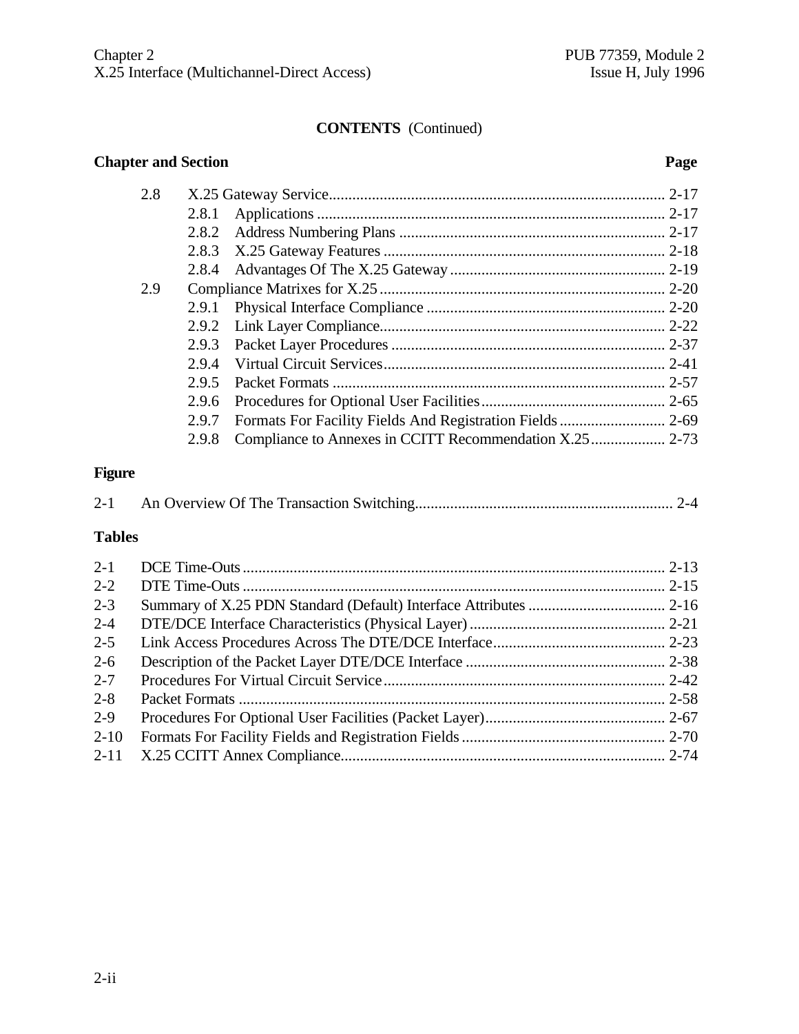## CONTENTS (Continued)

| Chapter and Section | | Page |
|---|---|---|
| 2.8 | X.25 Gateway Service | 2-17 |
| 2.8.1 | Applications | 2-17 |
| 2.8.2 | Address Numbering Plans | 2-17 |
| 2.8.3 | X.25 Gateway Features | 2-18 |
| 2.8.4 | Advantages Of The X.25 Gateway | 2-19 |
| 2.9 | Compliance Matrixes for X.25 | 2-20 |
| 2.9.1 | Physical Interface Compliance | 2-20 |
| 2.9.2 | Link Layer Compliance | 2-22 |
| 2.9.3 | Packet Layer Procedures | 2-37 |
| 2.9.4 | Virtual Circuit Services | 2-41 |
| 2.9.5 | Packet Formats | 2-57 |
| 2.9.6 | Procedures for Optional User Facilities | 2-65 |
| 2.9.7 | Formats For Facility Fields And Registration Fields | 2-69 |
| 2.9.8 | Compliance to Annexes in CCITT Recommendation X.25 | 2-73 |

**Figure**

| | | |
|---|---|---|
| 2-1 | An Overview Of The Transaction Switching | 2-4 |

**Tables**

| | | |
|---|---|---|
| 2-1 | DCE Time-Outs | 2-13 |
| 2-2 | DTE Time-Outs | 2-15 |
| 2-3 | Summary of X.25 PDN Standard (Default) Interface Attributes | 2-16 |
| 2-4 | DTE/DCE Interface Characteristics (Physical Layer) | 2-21 |
| 2-5 | Link Access Procedures Across The DTE/DCE Interface | 2-23 |
| 2-6 | Description of the Packet Layer DTE/DCE Interface | 2-38 |
| 2-7 | Procedures For Virtual Circuit Service | 2-42 |
| 2-8 | Packet Formats | 2-58 |
| 2-9 | Procedures For Optional User Facilities (Packet Layer) | 2-67 |
| 2-10 | Formats For Facility Fields and Registration Fields | 2-70 |
| 2-11 | X.25 CCITT Annex Compliance | 2-74 |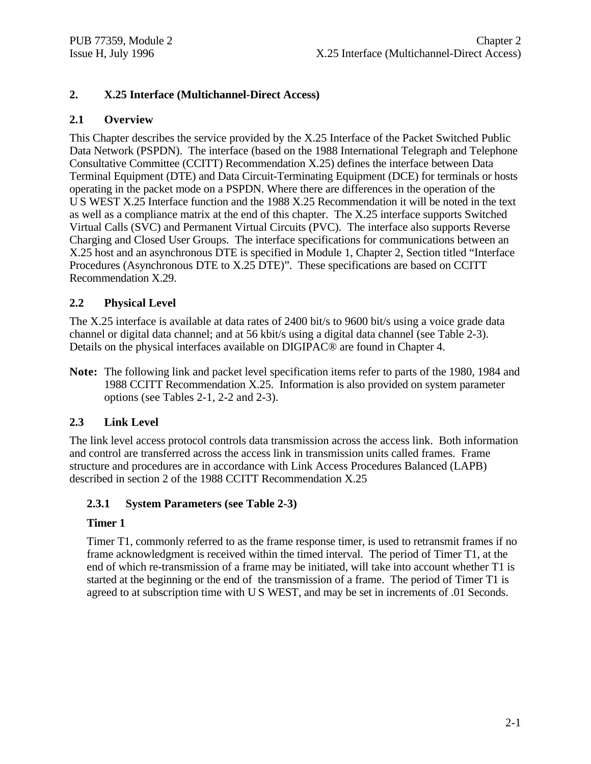# 2. X.25 Interface (Multichannel-Direct Access)

## 2.1 Overview

This Chapter describes the service provided by the X.25 Interface of the Packet Switched Public Data Network (PSPDN). The interface (based on the 1988 International Telegraph and Telephone Consultative Committee (CCITT) Recommendation X.25) defines the interface between Data Terminal Equipment (DTE) and Data Circuit-Terminating Equipment (DCE) for terminals or hosts operating in the packet mode on a PSPDN. Where there are differences in the operation of the U S WEST X.25 Interface function and the 1988 X.25 Recommendation it will be noted in the text as well as a compliance matrix at the end of this chapter. The X.25 interface supports Switched Virtual Calls (SVC) and Permanent Virtual Circuits (PVC). The interface also supports Reverse Charging and Closed User Groups. The interface specifications for communications between an X.25 host and an asynchronous DTE is specified in Module 1, Chapter 2, Section titled "Interface Procedures (Asynchronous DTE to X.25 DTE)". These specifications are based on CCITT Recommendation X.29.

## 2.2 Physical Level

The X.25 interface is available at data rates of 2400 bit/s to 9600 bit/s using a voice grade data channel or digital data channel; and at 56 kbit/s using a digital data channel (see Table 2-3). Details on the physical interfaces available on DIGIPAC® are found in Chapter 4.

**Note:** The following link and packet level specification items refer to parts of the 1980, 1984 and 1988 CCITT Recommendation X.25. Information is also provided on system parameter options (see Tables 2-1, 2-2 and 2-3).

## 2.3 Link Level

The link level access protocol controls data transmission across the access link. Both information and control are transferred across the access link in transmission units called frames. Frame structure and procedures are in accordance with Link Access Procedures Balanced (LAPB) described in section 2 of the 1988 CCITT Recommendation X.25

### 2.3.1 System Parameters (see Table 2-3)

**Timer 1**

Timer T1, commonly referred to as the frame response timer, is used to retransmit frames if no frame acknowledgment is received within the timed interval. The period of Timer T1, at the end of which re-transmission of a frame may be initiated, will take into account whether T1 is started at the beginning or the end of the transmission of a frame. The period of Timer T1 is agreed to at subscription time with U S WEST, and may be set in increments of .01 Seconds.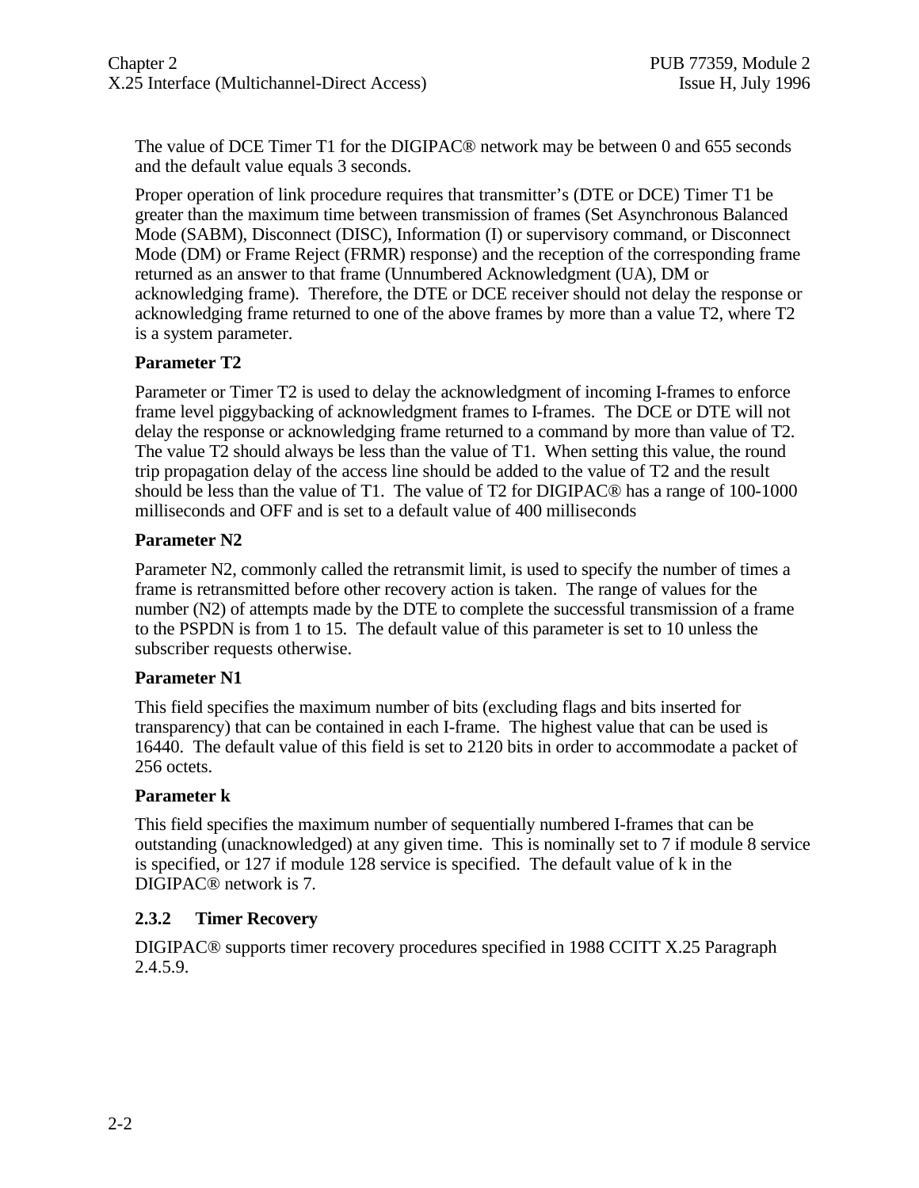The value of DCE Timer T1 for the DIGIPAC® network may be between 0 and 655 seconds and the default value equals 3 seconds.

Proper operation of link procedure requires that transmitter's (DTE or DCE) Timer T1 be greater than the maximum time between transmission of frames (Set Asynchronous Balanced Mode (SABM), Disconnect (DISC), Information (I) or supervisory command, or Disconnect Mode (DM) or Frame Reject (FRMR) response) and the reception of the corresponding frame returned as an answer to that frame (Unnumbered Acknowledgment (UA), DM or acknowledging frame). Therefore, the DTE or DCE receiver should not delay the response or acknowledging frame returned to one of the above frames by more than a value T2, where T2 is a system parameter.

**Parameter T2**

Parameter or Timer T2 is used to delay the acknowledgment of incoming I-frames to enforce frame level piggybacking of acknowledgment frames to I-frames. The DCE or DTE will not delay the response or acknowledging frame returned to a command by more than value of T2. The value T2 should always be less than the value of T1. When setting this value, the round trip propagation delay of the access line should be added to the value of T2 and the result should be less than the value of T1. The value of T2 for DIGIPAC® has a range of 100-1000 milliseconds and OFF and is set to a default value of 400 milliseconds

**Parameter N2**

Parameter N2, commonly called the retransmit limit, is used to specify the number of times a frame is retransmitted before other recovery action is taken. The range of values for the number (N2) of attempts made by the DTE to complete the successful transmission of a frame to the PSPDN is from 1 to 15. The default value of this parameter is set to 10 unless the subscriber requests otherwise.

**Parameter N1**

This field specifies the maximum number of bits (excluding flags and bits inserted for transparency) that can be contained in each I-frame. The highest value that can be used is 16440. The default value of this field is set to 2120 bits in order to accommodate a packet of 256 octets.

**Parameter k**

This field specifies the maximum number of sequentially numbered I-frames that can be outstanding (unacknowledged) at any given time. This is nominally set to 7 if module 8 service is specified, or 127 if module 128 service is specified. The default value of k in the DIGIPAC® network is 7.

### 2.3.2 Timer Recovery

DIGIPAC® supports timer recovery procedures specified in 1988 CCITT X.25 Paragraph 2.4.5.9.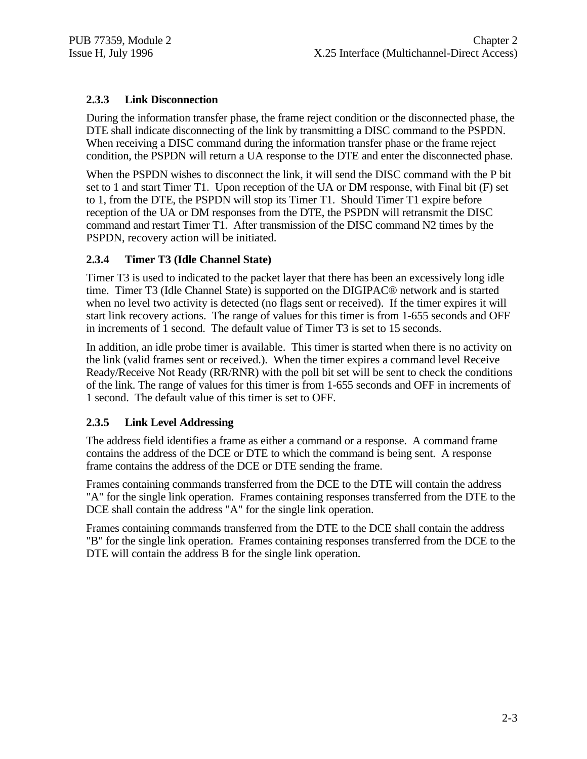### 2.3.3 Link Disconnection

During the information transfer phase, the frame reject condition or the disconnected phase, the DTE shall indicate disconnecting of the link by transmitting a DISC command to the PSPDN. When receiving a DISC command during the information transfer phase or the frame reject condition, the PSPDN will return a UA response to the DTE and enter the disconnected phase.

When the PSPDN wishes to disconnect the link, it will send the DISC command with the P bit set to 1 and start Timer T1. Upon reception of the UA or DM response, with Final bit (F) set to 1, from the DTE, the PSPDN will stop its Timer T1. Should Timer T1 expire before reception of the UA or DM responses from the DTE, the PSPDN will retransmit the DISC command and restart Timer T1. After transmission of the DISC command N2 times by the PSPDN, recovery action will be initiated.

### 2.3.4 Timer T3 (Idle Channel State)

Timer T3 is used to indicated to the packet layer that there has been an excessively long idle time. Timer T3 (Idle Channel State) is supported on the DIGIPAC® network and is started when no level two activity is detected (no flags sent or received). If the timer expires it will start link recovery actions. The range of values for this timer is from 1-655 seconds and OFF in increments of 1 second. The default value of Timer T3 is set to 15 seconds.

In addition, an idle probe timer is available. This timer is started when there is no activity on the link (valid frames sent or received.). When the timer expires a command level Receive Ready/Receive Not Ready (RR/RNR) with the poll bit set will be sent to check the conditions of the link. The range of values for this timer is from 1-655 seconds and OFF in increments of 1 second. The default value of this timer is set to OFF.

### 2.3.5 Link Level Addressing

The address field identifies a frame as either a command or a response. A command frame contains the address of the DCE or DTE to which the command is being sent. A response frame contains the address of the DCE or DTE sending the frame.

Frames containing commands transferred from the DCE to the DTE will contain the address "A" for the single link operation. Frames containing responses transferred from the DTE to the DCE shall contain the address "A" for the single link operation.

Frames containing commands transferred from the DTE to the DCE shall contain the address "B" for the single link operation. Frames containing responses transferred from the DCE to the DTE will contain the address B for the single link operation.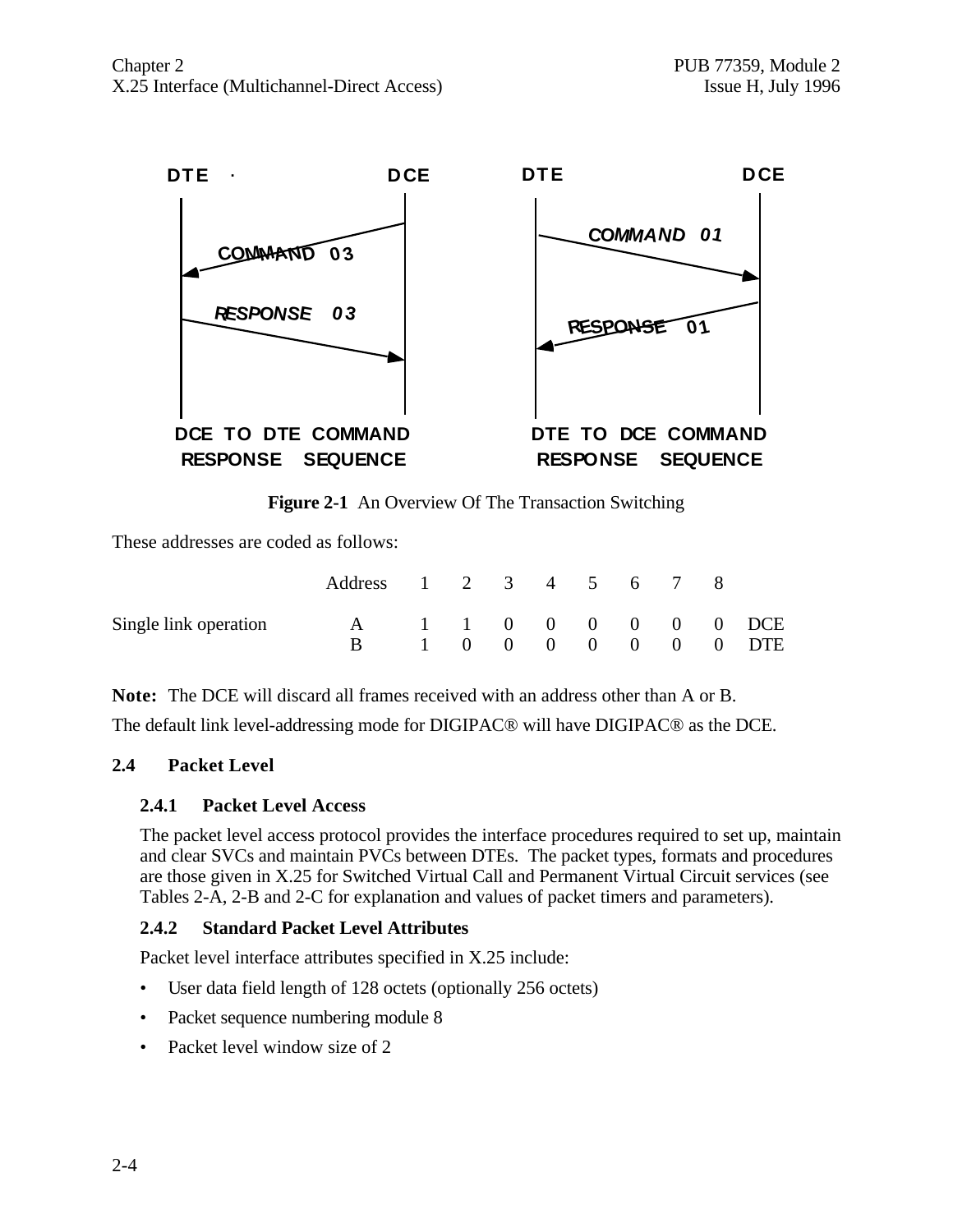DTE DCE DTE DCE

COMMAND 03

RESPONSE 03

COMMAND 01

RESPONSE 01

DCE TO DTE COMMAND RESPONSE SEQUENCE

DTE TO DCE COMMAND RESPONSE SEQUENCE

**Figure 2-1** An Overview Of The Transaction Switching

These addresses are coded as follows:

| | Address | 1 | 2 | 3 | 4 | 5 | 6 | 7 | 8 | |
|---|---|---|---|---|---|---|---|---|---|---|
| Single link operation | A | 1 | 1 | 0 | 0 | 0 | 0 | 0 | 0 | DCE |
| | B | 1 | 0 | 0 | 0 | 0 | 0 | 0 | 0 | DTE |

**Note:** The DCE will discard all frames received with an address other than A or B.

The default link level-addressing mode for DIGIPAC® will have DIGIPAC® as the DCE.

## 2.4 Packet Level

### 2.4.1 Packet Level Access

The packet level access protocol provides the interface procedures required to set up, maintain and clear SVCs and maintain PVCs between DTEs. The packet types, formats and procedures are those given in X.25 for Switched Virtual Call and Permanent Virtual Circuit services (see Tables 2-A, 2-B and 2-C for explanation and values of packet timers and parameters).

### 2.4.2 Standard Packet Level Attributes

Packet level interface attributes specified in X.25 include:

- User data field length of 128 octets (optionally 256 octets)
- Packet sequence numbering module 8
- Packet level window size of 2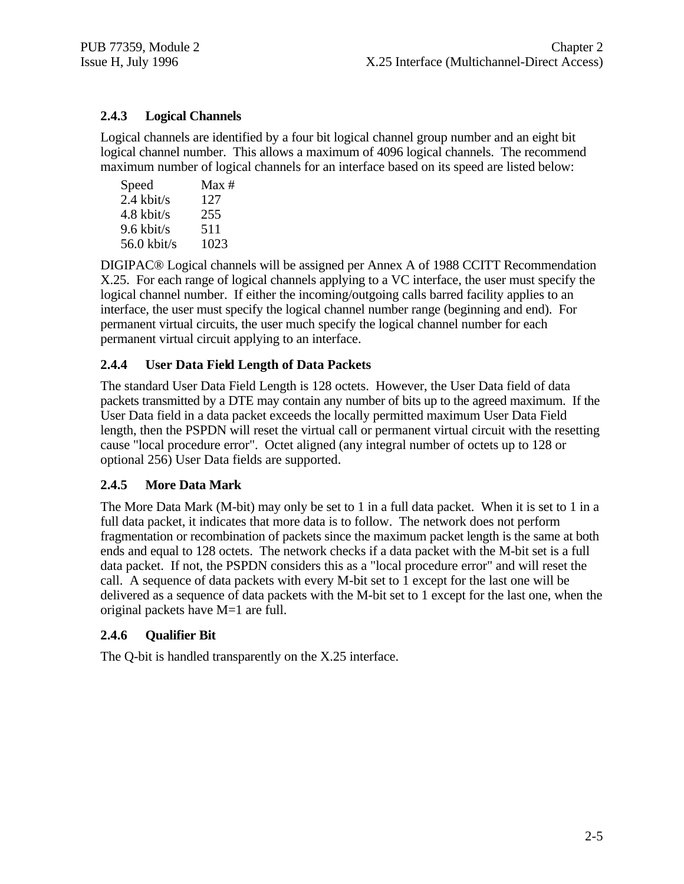### 2.4.3 Logical Channels

Logical channels are identified by a four bit logical channel group number and an eight bit logical channel number. This allows a maximum of 4096 logical channels. The recommend maximum number of logical channels for an interface based on its speed are listed below:

| Speed | Max # |
|---|---|
| 2.4 kbit/s | 127 |
| 4.8 kbit/s | 255 |
| 9.6 kbit/s | 511 |
| 56.0 kbit/s | 1023 |

DIGIPAC® Logical channels will be assigned per Annex A of 1988 CCITT Recommendation X.25. For each range of logical channels applying to a VC interface, the user must specify the logical channel number. If either the incoming/outgoing calls barred facility applies to an interface, the user must specify the logical channel number range (beginning and end). For permanent virtual circuits, the user much specify the logical channel number for each permanent virtual circuit applying to an interface.

### 2.4.4 User Data Field Length of Data Packets

The standard User Data Field Length is 128 octets. However, the User Data field of data packets transmitted by a DTE may contain any number of bits up to the agreed maximum. If the User Data field in a data packet exceeds the locally permitted maximum User Data Field length, then the PSPDN will reset the virtual call or permanent virtual circuit with the resetting cause "local procedure error". Octet aligned (any integral number of octets up to 128 or optional 256) User Data fields are supported.

### 2.4.5 More Data Mark

The More Data Mark (M-bit) may only be set to 1 in a full data packet. When it is set to 1 in a full data packet, it indicates that more data is to follow. The network does not perform fragmentation or recombination of packets since the maximum packet length is the same at both ends and equal to 128 octets. The network checks if a data packet with the M-bit set is a full data packet. If not, the PSPDN considers this as a "local procedure error" and will reset the call. A sequence of data packets with every M-bit set to 1 except for the last one will be delivered as a sequence of data packets with the M-bit set to 1 except for the last one, when the original packets have M=1 are full.

### 2.4.6 Qualifier Bit

The Q-bit is handled transparently on the X.25 interface.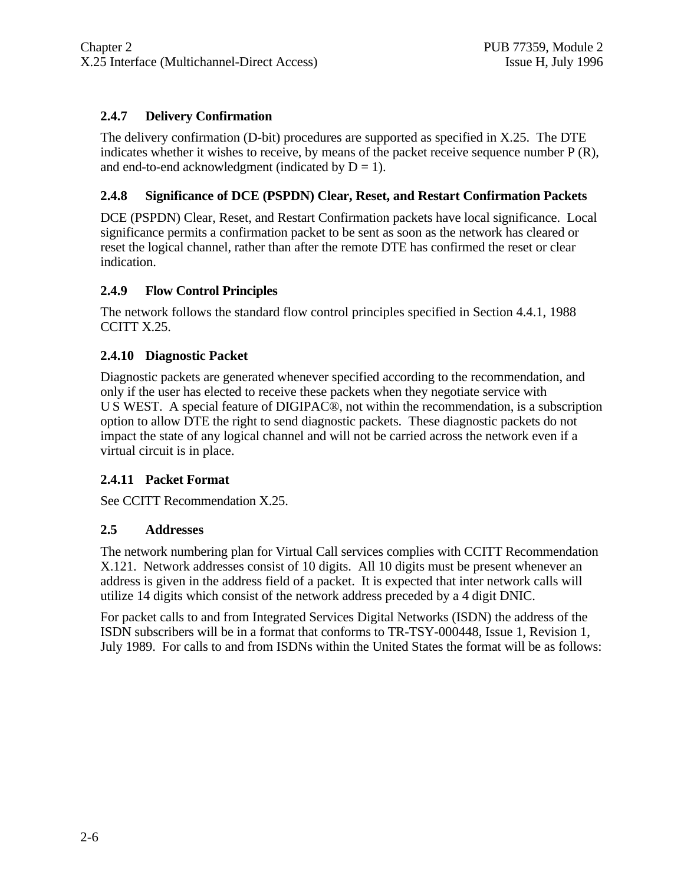### 2.4.7 Delivery Confirmation

The delivery confirmation (D-bit) procedures are supported as specified in X.25. The DTE indicates whether it wishes to receive, by means of the packet receive sequence number P (R), and end-to-end acknowledgment (indicated by D = 1).

### 2.4.8 Significance of DCE (PSPDN) Clear, Reset, and Restart Confirmation Packets

DCE (PSPDN) Clear, Reset, and Restart Confirmation packets have local significance. Local significance permits a confirmation packet to be sent as soon as the network has cleared or reset the logical channel, rather than after the remote DTE has confirmed the reset or clear indication.

### 2.4.9 Flow Control Principles

The network follows the standard flow control principles specified in Section 4.4.1, 1988 CCITT X.25.

### 2.4.10 Diagnostic Packet

Diagnostic packets are generated whenever specified according to the recommendation, and only if the user has elected to receive these packets when they negotiate service with U S WEST. A special feature of DIGIPAC®, not within the recommendation, is a subscription option to allow DTE the right to send diagnostic packets. These diagnostic packets do not impact the state of any logical channel and will not be carried across the network even if a virtual circuit is in place.

### 2.4.11 Packet Format

See CCITT Recommendation X.25.

## 2.5 Addresses

The network numbering plan for Virtual Call services complies with CCITT Recommendation X.121. Network addresses consist of 10 digits. All 10 digits must be present whenever an address is given in the address field of a packet. It is expected that inter network calls will utilize 14 digits which consist of the network address preceded by a 4 digit DNIC.

For packet calls to and from Integrated Services Digital Networks (ISDN) the address of the ISDN subscribers will be in a format that conforms to TR-TSY-000448, Issue 1, Revision 1, July 1989. For calls to and from ISDNs within the United States the format will be as follows: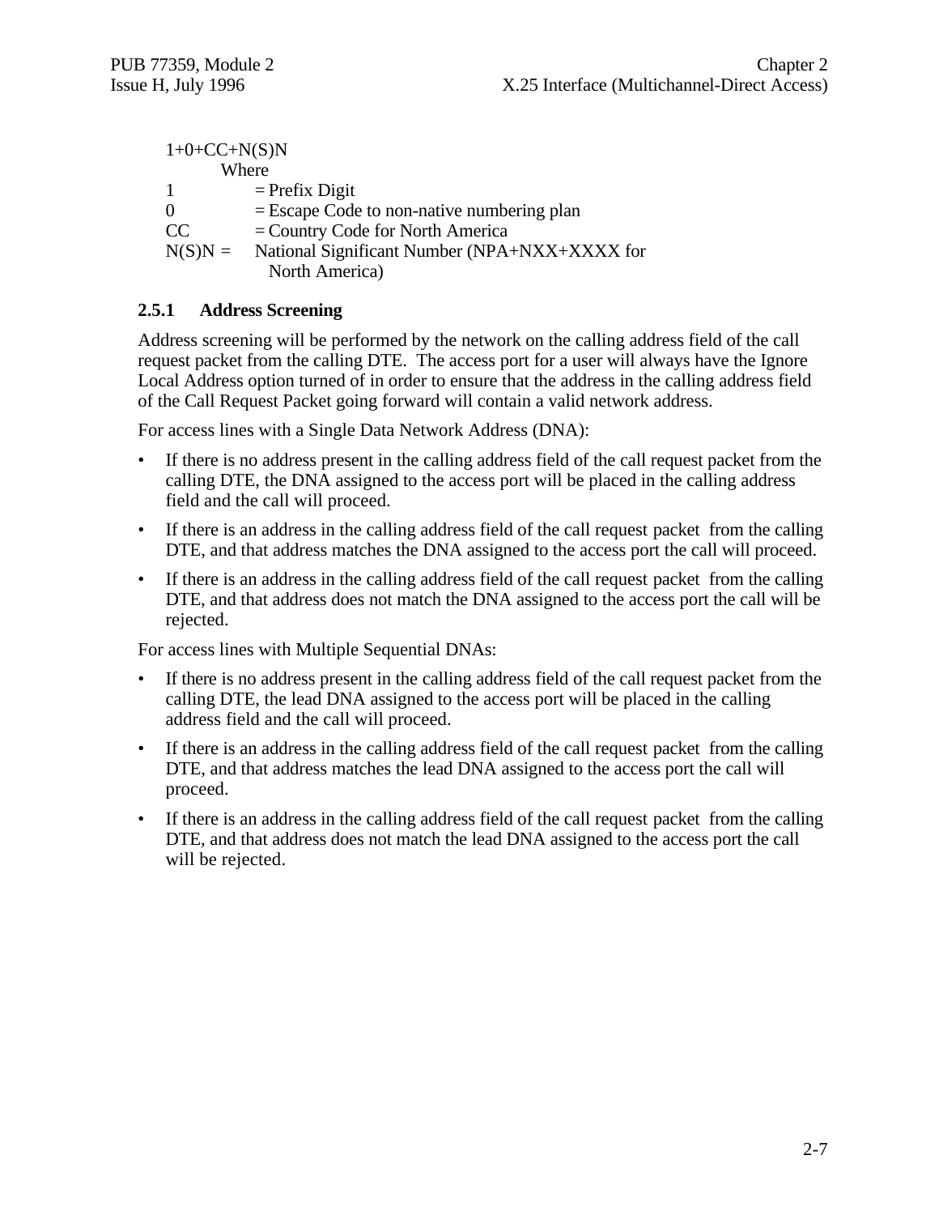1+0+CC+N(S)N

Where

| | |
|---|---|
| 1 | = Prefix Digit |
| 0 | = Escape Code to non-native numbering plan |
| CC | = Country Code for North America |
| N(S)N = | National Significant Number (NPA+NXX+XXXX for North America) |

### 2.5.1 Address Screening

Address screening will be performed by the network on the calling address field of the call request packet from the calling DTE. The access port for a user will always have the Ignore Local Address option turned of in order to ensure that the address in the calling address field of the Call Request Packet going forward will contain a valid network address.

For access lines with a Single Data Network Address (DNA):

- If there is no address present in the calling address field of the call request packet from the calling DTE, the DNA assigned to the access port will be placed in the calling address field and the call will proceed.
- If there is an address in the calling address field of the call request packet from the calling DTE, and that address matches the DNA assigned to the access port the call will proceed.
- If there is an address in the calling address field of the call request packet from the calling DTE, and that address does not match the DNA assigned to the access port the call will be rejected.

For access lines with Multiple Sequential DNAs:

- If there is no address present in the calling address field of the call request packet from the calling DTE, the lead DNA assigned to the access port will be placed in the calling address field and the call will proceed.
- If there is an address in the calling address field of the call request packet from the calling DTE, and that address matches the lead DNA assigned to the access port the call will proceed.
- If there is an address in the calling address field of the call request packet from the calling DTE, and that address does not match the lead DNA assigned to the access port the call will be rejected.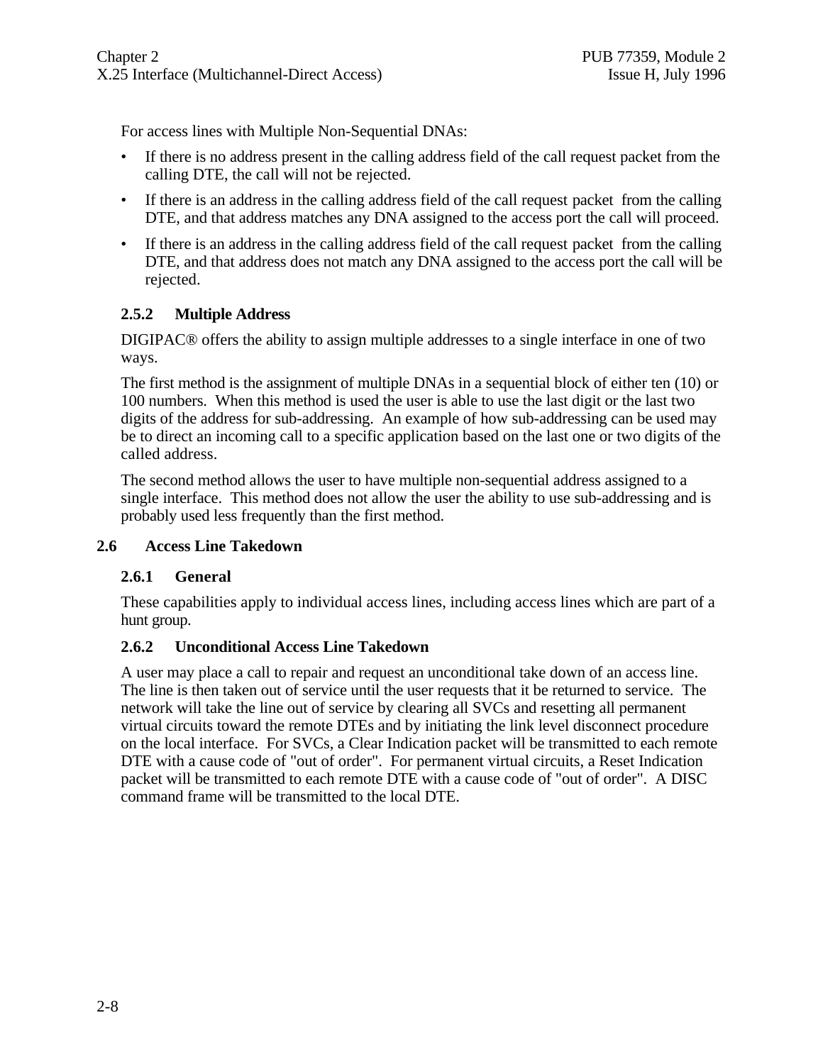For access lines with Multiple Non-Sequential DNAs:

- If there is no address present in the calling address field of the call request packet from the calling DTE, the call will not be rejected.
- If there is an address in the calling address field of the call request packet from the calling DTE, and that address matches any DNA assigned to the access port the call will proceed.
- If there is an address in the calling address field of the call request packet from the calling DTE, and that address does not match any DNA assigned to the access port the call will be rejected.

### 2.5.2 Multiple Address

DIGIPAC® offers the ability to assign multiple addresses to a single interface in one of two ways.

The first method is the assignment of multiple DNAs in a sequential block of either ten (10) or 100 numbers. When this method is used the user is able to use the last digit or the last two digits of the address for sub-addressing. An example of how sub-addressing can be used may be to direct an incoming call to a specific application based on the last one or two digits of the called address.

The second method allows the user to have multiple non-sequential address assigned to a single interface. This method does not allow the user the ability to use sub-addressing and is probably used less frequently than the first method.

## 2.6 Access Line Takedown

### 2.6.1 General

These capabilities apply to individual access lines, including access lines which are part of a hunt group.

### 2.6.2 Unconditional Access Line Takedown

A user may place a call to repair and request an unconditional take down of an access line. The line is then taken out of service until the user requests that it be returned to service. The network will take the line out of service by clearing all SVCs and resetting all permanent virtual circuits toward the remote DTEs and by initiating the link level disconnect procedure on the local interface. For SVCs, a Clear Indication packet will be transmitted to each remote DTE with a cause code of "out of order". For permanent virtual circuits, a Reset Indication packet will be transmitted to each remote DTE with a cause code of "out of order". A DISC command frame will be transmitted to the local DTE.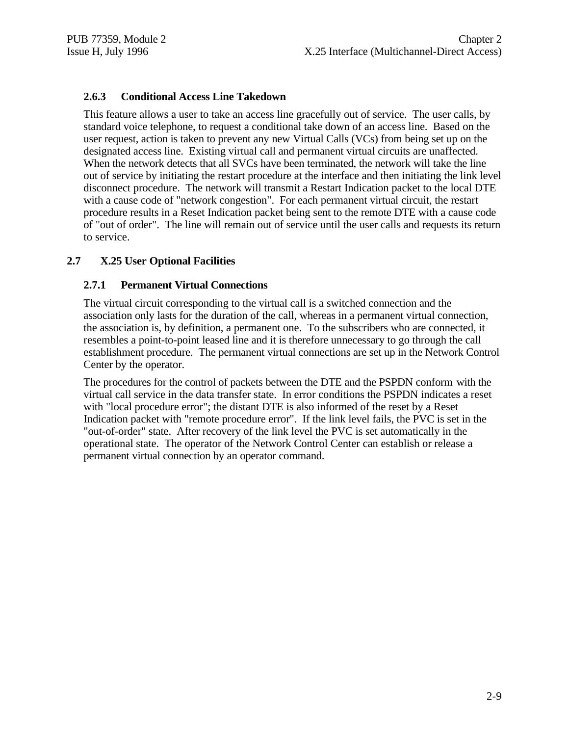### 2.6.3 Conditional Access Line Takedown

This feature allows a user to take an access line gracefully out of service. The user calls, by standard voice telephone, to request a conditional take down of an access line. Based on the user request, action is taken to prevent any new Virtual Calls (VCs) from being set up on the designated access line. Existing virtual call and permanent virtual circuits are unaffected. When the network detects that all SVCs have been terminated, the network will take the line out of service by initiating the restart procedure at the interface and then initiating the link level disconnect procedure. The network will transmit a Restart Indication packet to the local DTE with a cause code of "network congestion". For each permanent virtual circuit, the restart procedure results in a Reset Indication packet being sent to the remote DTE with a cause code of "out of order". The line will remain out of service until the user calls and requests its return to service.

## 2.7 X.25 User Optional Facilities

### 2.7.1 Permanent Virtual Connections

The virtual circuit corresponding to the virtual call is a switched connection and the association only lasts for the duration of the call, whereas in a permanent virtual connection, the association is, by definition, a permanent one. To the subscribers who are connected, it resembles a point-to-point leased line and it is therefore unnecessary to go through the call establishment procedure. The permanent virtual connections are set up in the Network Control Center by the operator.

The procedures for the control of packets between the DTE and the PSPDN conform with the virtual call service in the data transfer state. In error conditions the PSPDN indicates a reset with "local procedure error"; the distant DTE is also informed of the reset by a Reset Indication packet with "remote procedure error". If the link level fails, the PVC is set in the "out-of-order" state. After recovery of the link level the PVC is set automatically in the operational state. The operator of the Network Control Center can establish or release a permanent virtual connection by an operator command.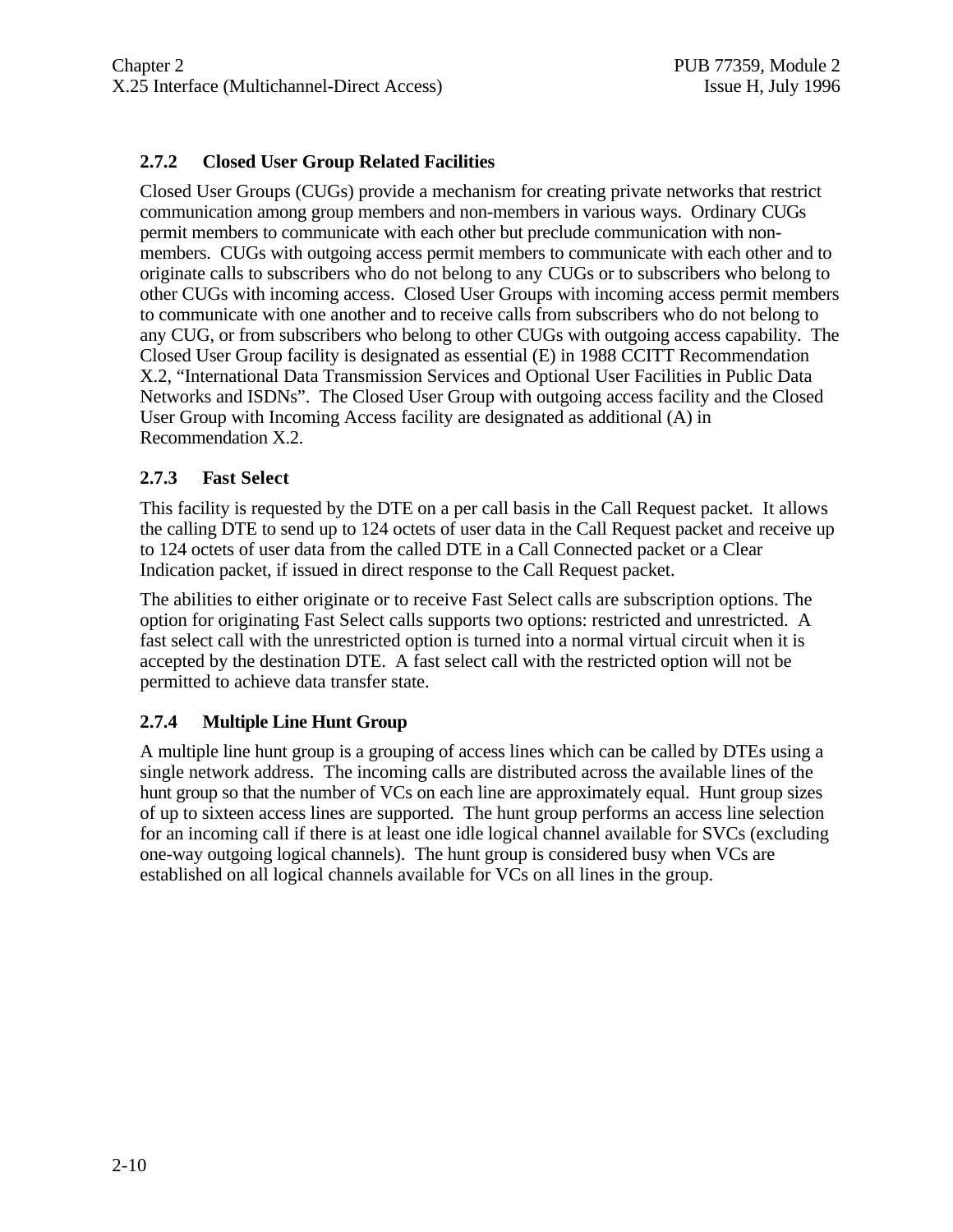### 2.7.2 Closed User Group Related Facilities

Closed User Groups (CUGs) provide a mechanism for creating private networks that restrict communication among group members and non-members in various ways. Ordinary CUGs permit members to communicate with each other but preclude communication with non-members. CUGs with outgoing access permit members to communicate with each other and to originate calls to subscribers who do not belong to any CUGs or to subscribers who belong to other CUGs with incoming access. Closed User Groups with incoming access permit members to communicate with one another and to receive calls from subscribers who do not belong to any CUG, or from subscribers who belong to other CUGs with outgoing access capability. The Closed User Group facility is designated as essential (E) in 1988 CCITT Recommendation X.2, "International Data Transmission Services and Optional User Facilities in Public Data Networks and ISDNs". The Closed User Group with outgoing access facility and the Closed User Group with Incoming Access facility are designated as additional (A) in Recommendation X.2.

### 2.7.3 Fast Select

This facility is requested by the DTE on a per call basis in the Call Request packet. It allows the calling DTE to send up to 124 octets of user data in the Call Request packet and receive up to 124 octets of user data from the called DTE in a Call Connected packet or a Clear Indication packet, if issued in direct response to the Call Request packet.

The abilities to either originate or to receive Fast Select calls are subscription options. The option for originating Fast Select calls supports two options: restricted and unrestricted. A fast select call with the unrestricted option is turned into a normal virtual circuit when it is accepted by the destination DTE. A fast select call with the restricted option will not be permitted to achieve data transfer state.

### 2.7.4 Multiple Line Hunt Group

A multiple line hunt group is a grouping of access lines which can be called by DTEs using a single network address. The incoming calls are distributed across the available lines of the hunt group so that the number of VCs on each line are approximately equal. Hunt group sizes of up to sixteen access lines are supported. The hunt group performs an access line selection for an incoming call if there is at least one idle logical channel available for SVCs (excluding one-way outgoing logical channels). The hunt group is considered busy when VCs are established on all logical channels available for VCs on all lines in the group.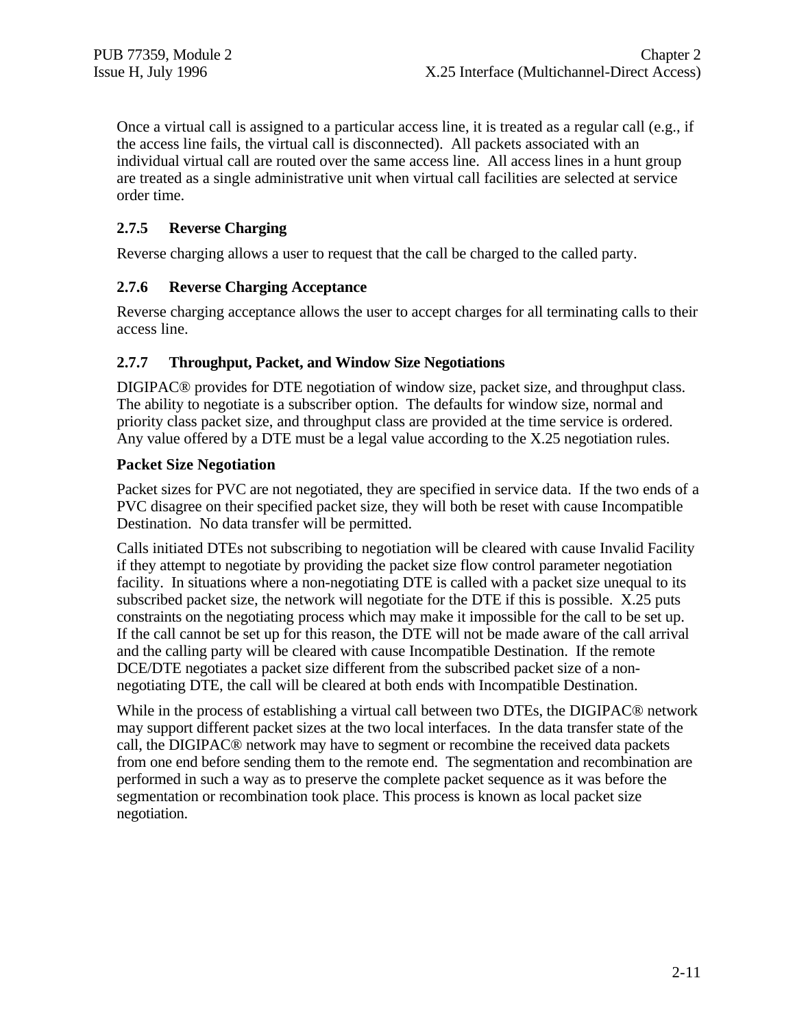Once a virtual call is assigned to a particular access line, it is treated as a regular call (e.g., if the access line fails, the virtual call is disconnected). All packets associated with an individual virtual call are routed over the same access line. All access lines in a hunt group are treated as a single administrative unit when virtual call facilities are selected at service order time.

### 2.7.5 Reverse Charging

Reverse charging allows a user to request that the call be charged to the called party.

### 2.7.6 Reverse Charging Acceptance

Reverse charging acceptance allows the user to accept charges for all terminating calls to their access line.

### 2.7.7 Throughput, Packet, and Window Size Negotiations

DIGIPAC® provides for DTE negotiation of window size, packet size, and throughput class. The ability to negotiate is a subscriber option. The defaults for window size, normal and priority class packet size, and throughput class are provided at the time service is ordered. Any value offered by a DTE must be a legal value according to the X.25 negotiation rules.

**Packet Size Negotiation**

Packet sizes for PVC are not negotiated, they are specified in service data. If the two ends of a PVC disagree on their specified packet size, they will both be reset with cause Incompatible Destination. No data transfer will be permitted.

Calls initiated DTEs not subscribing to negotiation will be cleared with cause Invalid Facility if they attempt to negotiate by providing the packet size flow control parameter negotiation facility. In situations where a non-negotiating DTE is called with a packet size unequal to its subscribed packet size, the network will negotiate for the DTE if this is possible. X.25 puts constraints on the negotiating process which may make it impossible for the call to be set up. If the call cannot be set up for this reason, the DTE will not be made aware of the call arrival and the calling party will be cleared with cause Incompatible Destination. If the remote DCE/DTE negotiates a packet size different from the subscribed packet size of a non-negotiating DTE, the call will be cleared at both ends with Incompatible Destination.

While in the process of establishing a virtual call between two DTEs, the DIGIPAC® network may support different packet sizes at the two local interfaces. In the data transfer state of the call, the DIGIPAC® network may have to segment or recombine the received data packets from one end before sending them to the remote end. The segmentation and recombination are performed in such a way as to preserve the complete packet sequence as it was before the segmentation or recombination took place. This process is known as local packet size negotiation.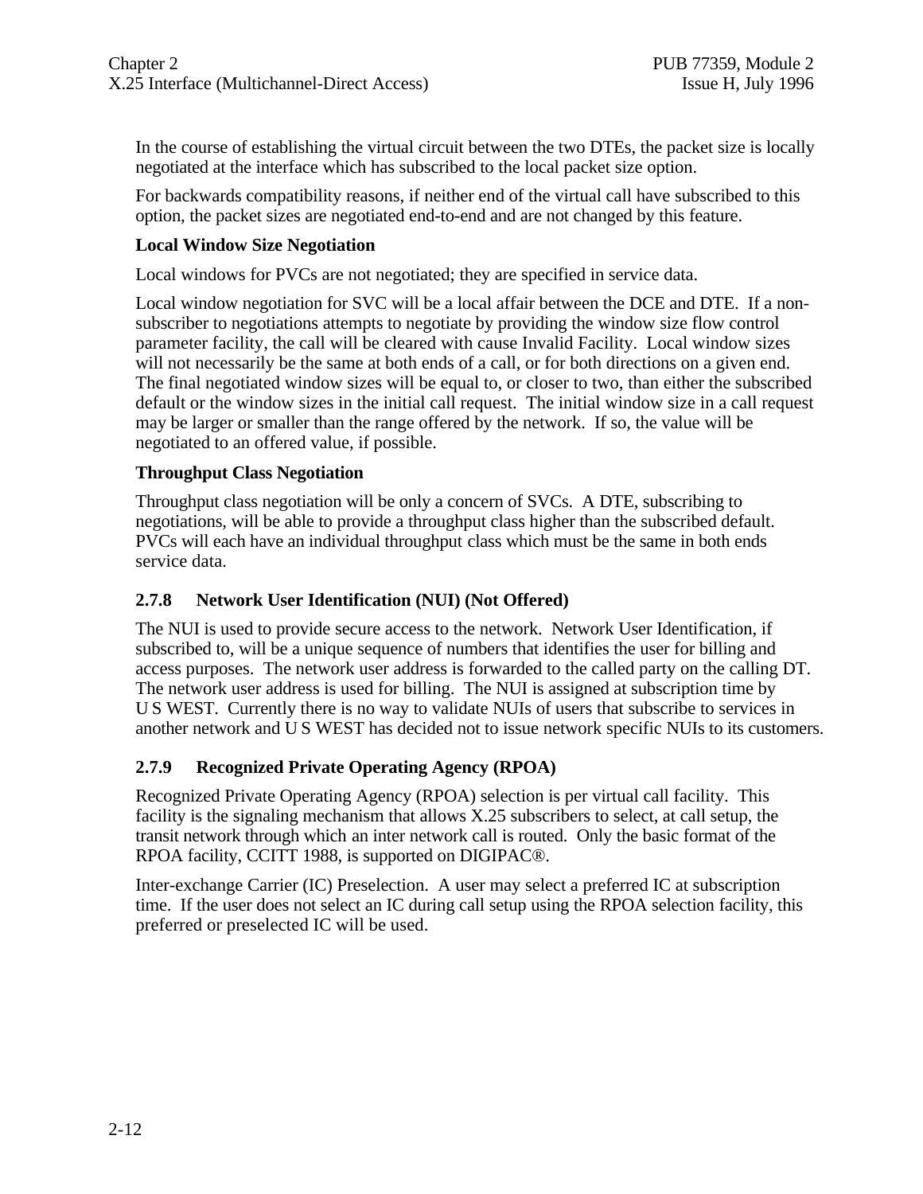In the course of establishing the virtual circuit between the two DTEs, the packet size is locally negotiated at the interface which has subscribed to the local packet size option.

For backwards compatibility reasons, if neither end of the virtual call have subscribed to this option, the packet sizes are negotiated end-to-end and are not changed by this feature.

**Local Window Size Negotiation**

Local windows for PVCs are not negotiated; they are specified in service data.

Local window negotiation for SVC will be a local affair between the DCE and DTE. If a non-subscriber to negotiations attempts to negotiate by providing the window size flow control parameter facility, the call will be cleared with cause Invalid Facility. Local window sizes will not necessarily be the same at both ends of a call, or for both directions on a given end. The final negotiated window sizes will be equal to, or closer to two, than either the subscribed default or the window sizes in the initial call request. The initial window size in a call request may be larger or smaller than the range offered by the network. If so, the value will be negotiated to an offered value, if possible.

**Throughput Class Negotiation**

Throughput class negotiation will be only a concern of SVCs. A DTE, subscribing to negotiations, will be able to provide a throughput class higher than the subscribed default. PVCs will each have an individual throughput class which must be the same in both ends service data.

### 2.7.8 Network User Identification (NUI) (Not Offered)

The NUI is used to provide secure access to the network. Network User Identification, if subscribed to, will be a unique sequence of numbers that identifies the user for billing and access purposes. The network user address is forwarded to the called party on the calling DT. The network user address is used for billing. The NUI is assigned at subscription time by U S WEST. Currently there is no way to validate NUIs of users that subscribe to services in another network and U S WEST has decided not to issue network specific NUIs to its customers.

### 2.7.9 Recognized Private Operating Agency (RPOA)

Recognized Private Operating Agency (RPOA) selection is per virtual call facility. This facility is the signaling mechanism that allows X.25 subscribers to select, at call setup, the transit network through which an inter network call is routed. Only the basic format of the RPOA facility, CCITT 1988, is supported on DIGIPAC®.

Inter-exchange Carrier (IC) Preselection. A user may select a preferred IC at subscription time. If the user does not select an IC during call setup using the RPOA selection facility, this preferred or preselected IC will be used.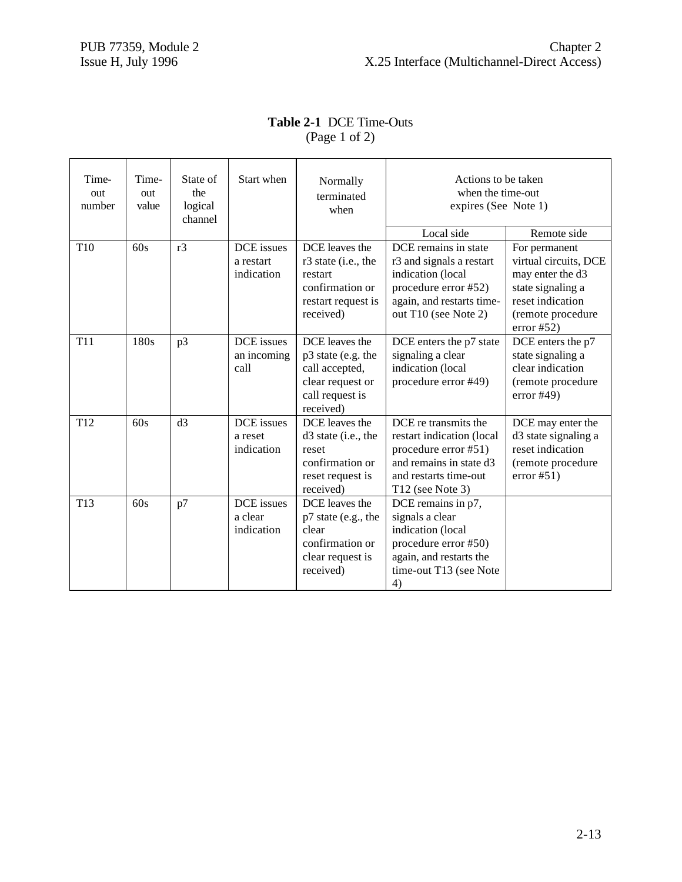**Table 2-1** DCE Time-Outs
(Page 1 of 2)

| Time-out number | Time-out value | State of the logical channel | Start when | Normally terminated when | Actions to be taken when the time-out expires (See Note 1) | |
|---|---|---|---|---|---|---|
| | | | | | Local side | Remote side |
| T10 | 60s | r3 | DCE issues a restart indication | DCE leaves the r3 state (i.e., the restart confirmation or restart request is received) | DCE remains in state r3 and signals a restart indication (local procedure error #52) again, and restarts time-out T10 (see Note 2) | For permanent virtual circuits, DCE may enter the d3 state signaling a reset indication (remote procedure error #52) |
| T11 | 180s | p3 | DCE issues an incoming call | DCE leaves the p3 state (e.g. the call accepted, clear request or call request is received) | DCE enters the p7 state signaling a clear indication (local procedure error #49) | DCE enters the p7 state signaling a clear indication (remote procedure error #49) |
| T12 | 60s | d3 | DCE issues a reset indication | DCE leaves the d3 state (i.e., the reset confirmation or reset request is received) | DCE re transmits the restart indication (local procedure error #51) and remains in state d3 and restarts time-out T12 (see Note 3) | DCE may enter the d3 state signaling a reset indication (remote procedure error #51) |
| T13 | 60s | p7 | DCE issues a clear indication | DCE leaves the p7 state (e.g., the clear confirmation or clear request is received) | DCE remains in p7, signals a clear indication (local procedure error #50) again, and restarts the time-out T13 (see Note 4) | |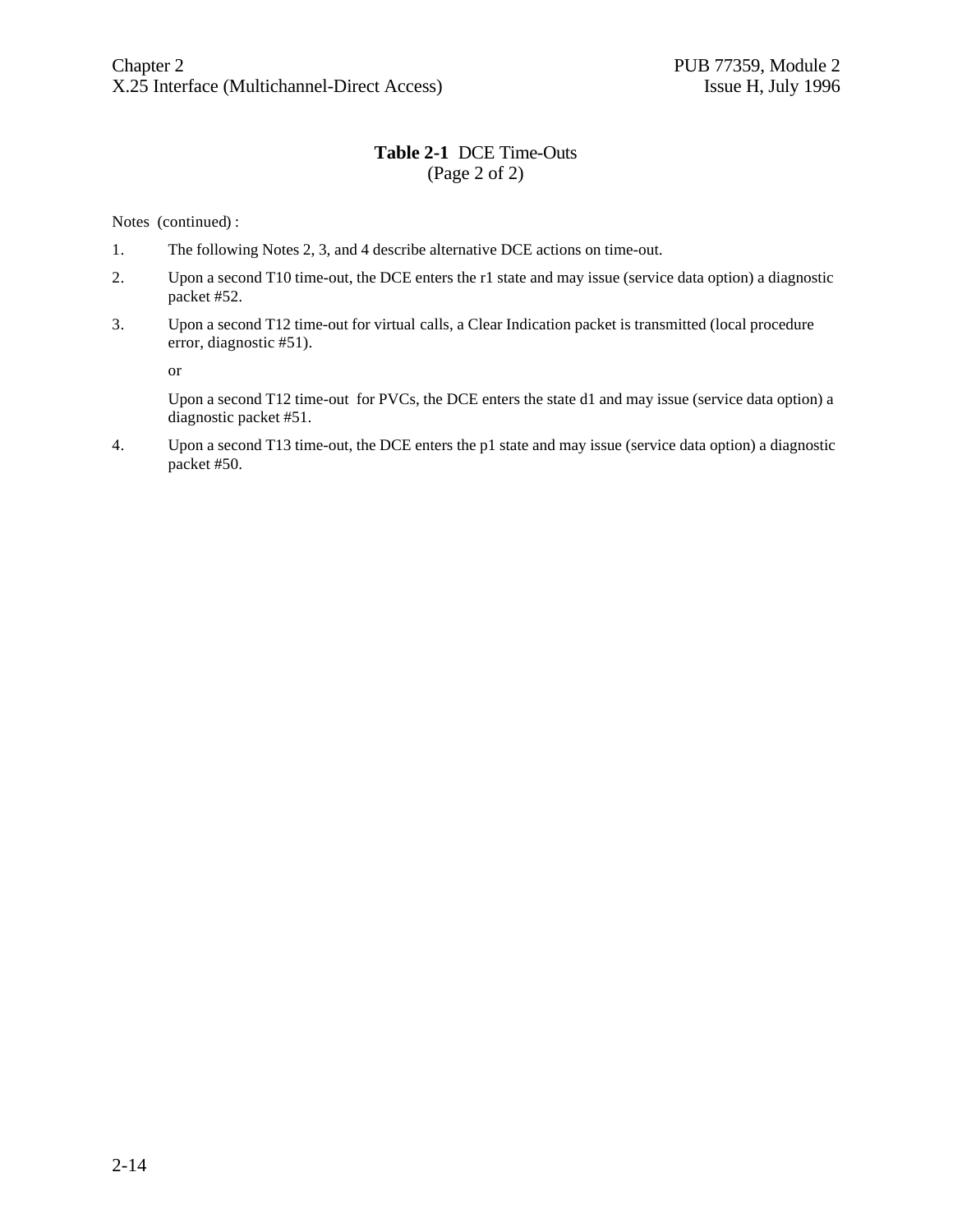**Table 2-1** DCE Time-Outs
(Page 2 of 2)

Notes (continued) :

1. The following Notes 2, 3, and 4 describe alternative DCE actions on time-out.

2. Upon a second T10 time-out, the DCE enters the r1 state and may issue (service data option) a diagnostic packet #52.

3. Upon a second T12 time-out for virtual calls, a Clear Indication packet is transmitted (local procedure error, diagnostic #51).

   or

   Upon a second T12 time-out for PVCs, the DCE enters the state d1 and may issue (service data option) a diagnostic packet #51.

4. Upon a second T13 time-out, the DCE enters the p1 state and may issue (service data option) a diagnostic packet #50.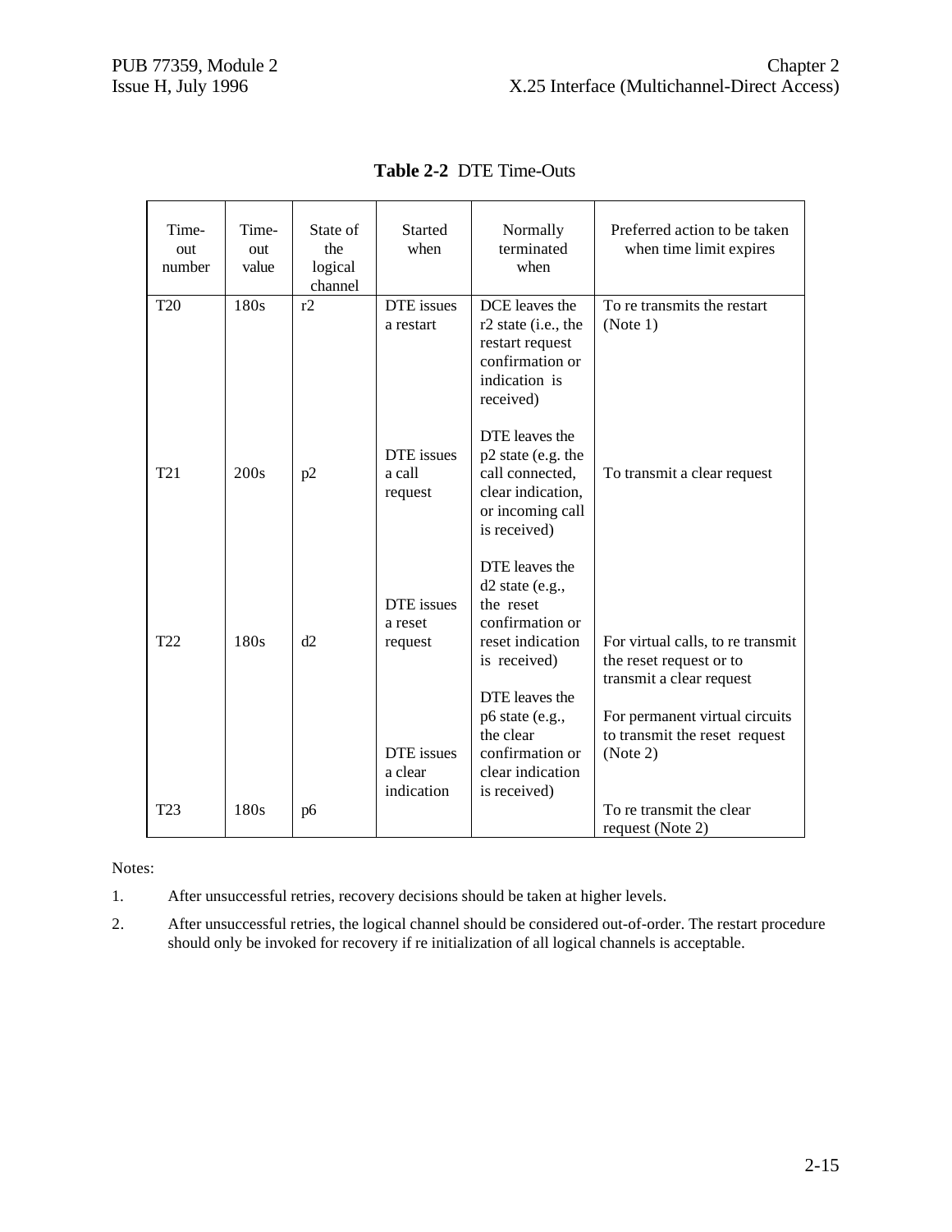**Table 2-2** DTE Time-Outs

| Time-out number | Time-out value | State of the logical channel | Started when | Normally terminated when | Preferred action to be taken when time limit expires |
|---|---|---|---|---|---|
| T20 | 180s | r2 | DTE issues a restart | DCE leaves the r2 state (i.e., the restart request confirmation or indication is received) | To re transmits the restart (Note 1) |
| T21 | 200s | p2 | DTE issues a call request | DTE leaves the p2 state (e.g. the call connected, clear indication, or incoming call is received) | To transmit a clear request |
| T22 | 180s | d2 | DTE issues a reset request | DTE leaves the d2 state (e.g., the reset confirmation or reset indication is received) | For virtual calls, to re transmit the reset request or to transmit a clear request<br><br>For permanent virtual circuits to transmit the reset request (Note 2) |
| T23 | 180s | p6 | DTE issues a clear indication | DTE leaves the p6 state (e.g., the clear confirmation or clear indication is received) | To re transmit the clear request (Note 2) |

Notes:

1. After unsuccessful retries, recovery decisions should be taken at higher levels.
2. After unsuccessful retries, the logical channel should be considered out-of-order. The restart procedure should only be invoked for recovery if re initialization of all logical channels is acceptable.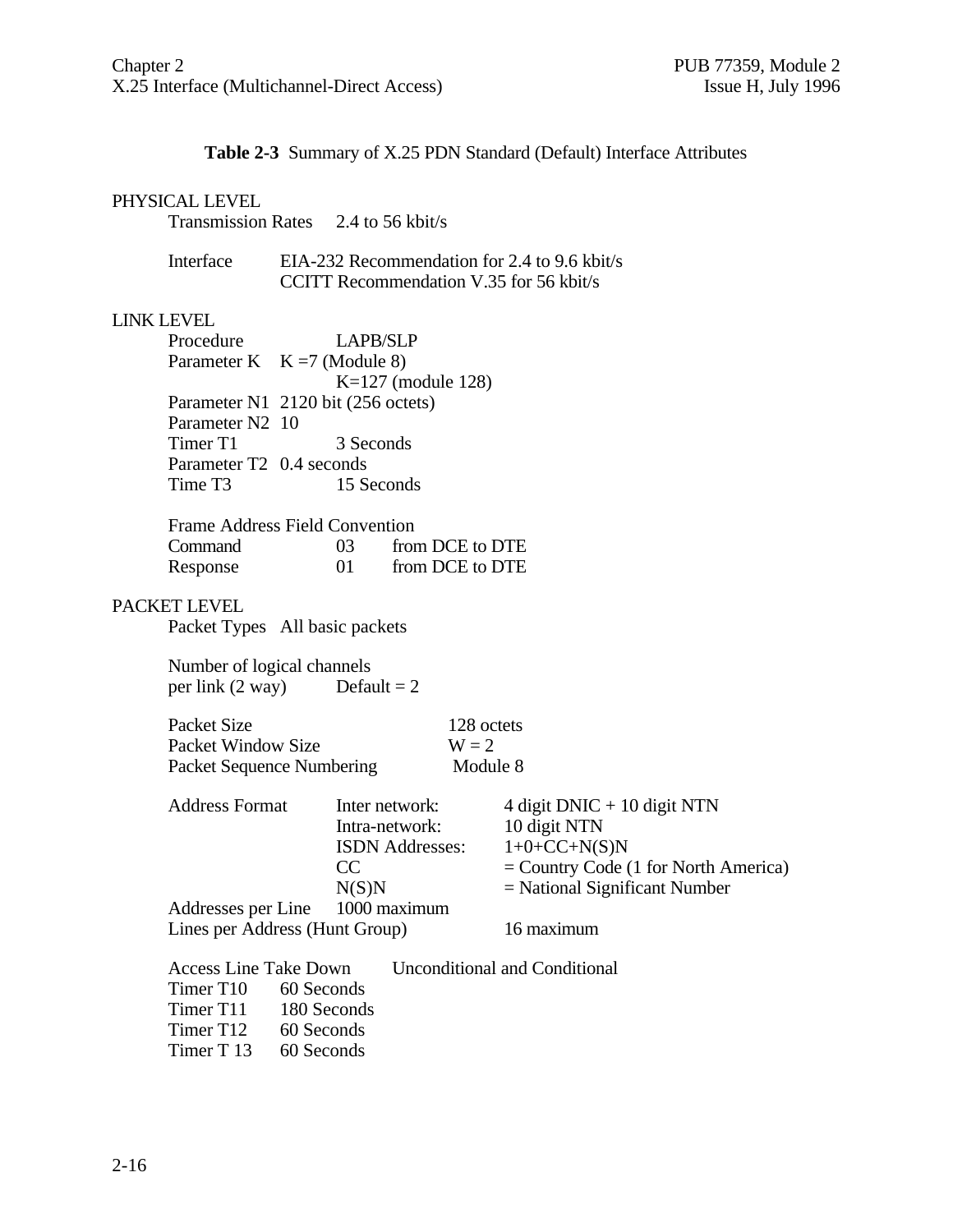**Table 2-3** Summary of X.25 PDN Standard (Default) Interface Attributes

PHYSICAL LEVEL

Transmission Rates 2.4 to 56 kbit/s

Interface EIA-232 Recommendation for 2.4 to 9.6 kbit/s
CCITT Recommendation V.35 for 56 kbit/s

LINK LEVEL

Procedure LAPB/SLP
Parameter K K =7 (Module 8)
K=127 (module 128)
Parameter N1 2120 bit (256 octets)
Parameter N2 10
Timer T1 3 Seconds
Parameter T2 0.4 seconds
Time T3 15 Seconds

Frame Address Field Convention

| | | |
|---|---|---|
| Command | 03 | from DCE to DTE |
| Response | 01 | from DCE to DTE |

PACKET LEVEL

Packet Types All basic packets

Number of logical channels
per link (2 way) Default = 2

| | |
|---|---|
| Packet Size | 128 octets |
| Packet Window Size | W = 2 |
| Packet Sequence Numbering | Module 8 |

| | | |
|---|---|---|
| Address Format | Inter network: | 4 digit DNIC + 10 digit NTN |
| | Intra-network: | 10 digit NTN |
| | ISDN Addresses: | 1+0+CC+N(S)N |
| | CC | = Country Code (1 for North America) |
| | N(S)N | = National Significant Number |
| Addresses per Line | 1000 maximum | |
| Lines per Address (Hunt Group) | | 16 maximum |

Access Line Take Down Unconditional and Conditional

| | |
|---|---|
| Timer T10 | 60 Seconds |
| Timer T11 | 180 Seconds |
| Timer T12 | 60 Seconds |
| Timer T 13 | 60 Seconds |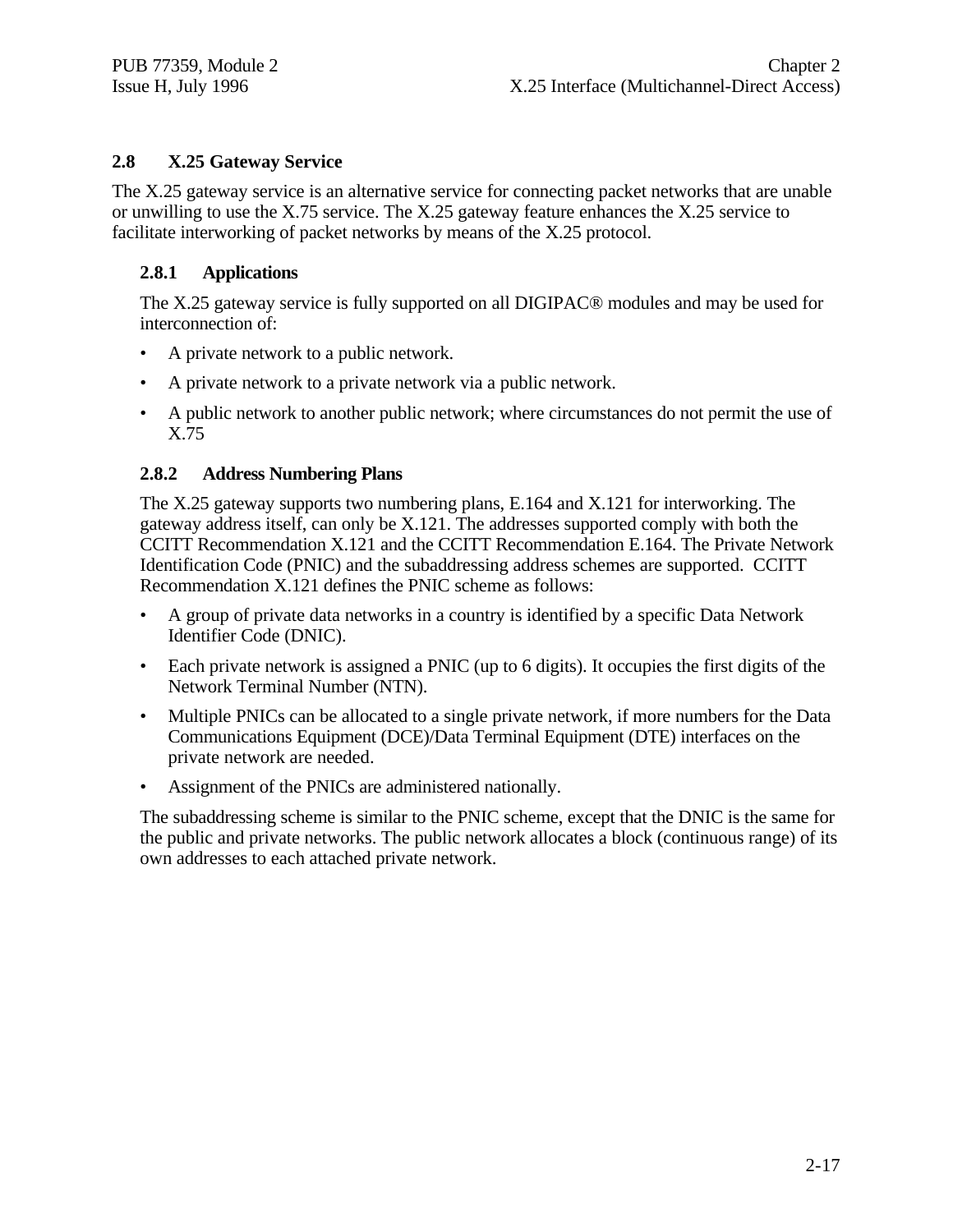## 2.8 X.25 Gateway Service

The X.25 gateway service is an alternative service for connecting packet networks that are unable or unwilling to use the X.75 service. The X.25 gateway feature enhances the X.25 service to facilitate interworking of packet networks by means of the X.25 protocol.

### 2.8.1 Applications

The X.25 gateway service is fully supported on all DIGIPAC® modules and may be used for interconnection of:

- A private network to a public network.
- A private network to a private network via a public network.
- A public network to another public network; where circumstances do not permit the use of X.75

### 2.8.2 Address Numbering Plans

The X.25 gateway supports two numbering plans, E.164 and X.121 for interworking. The gateway address itself, can only be X.121. The addresses supported comply with both the CCITT Recommendation X.121 and the CCITT Recommendation E.164. The Private Network Identification Code (PNIC) and the subaddressing address schemes are supported. CCITT Recommendation X.121 defines the PNIC scheme as follows:

- A group of private data networks in a country is identified by a specific Data Network Identifier Code (DNIC).
- Each private network is assigned a PNIC (up to 6 digits). It occupies the first digits of the Network Terminal Number (NTN).
- Multiple PNICs can be allocated to a single private network, if more numbers for the Data Communications Equipment (DCE)/Data Terminal Equipment (DTE) interfaces on the private network are needed.
- Assignment of the PNICs are administered nationally.

The subaddressing scheme is similar to the PNIC scheme, except that the DNIC is the same for the public and private networks. The public network allocates a block (continuous range) of its own addresses to each attached private network.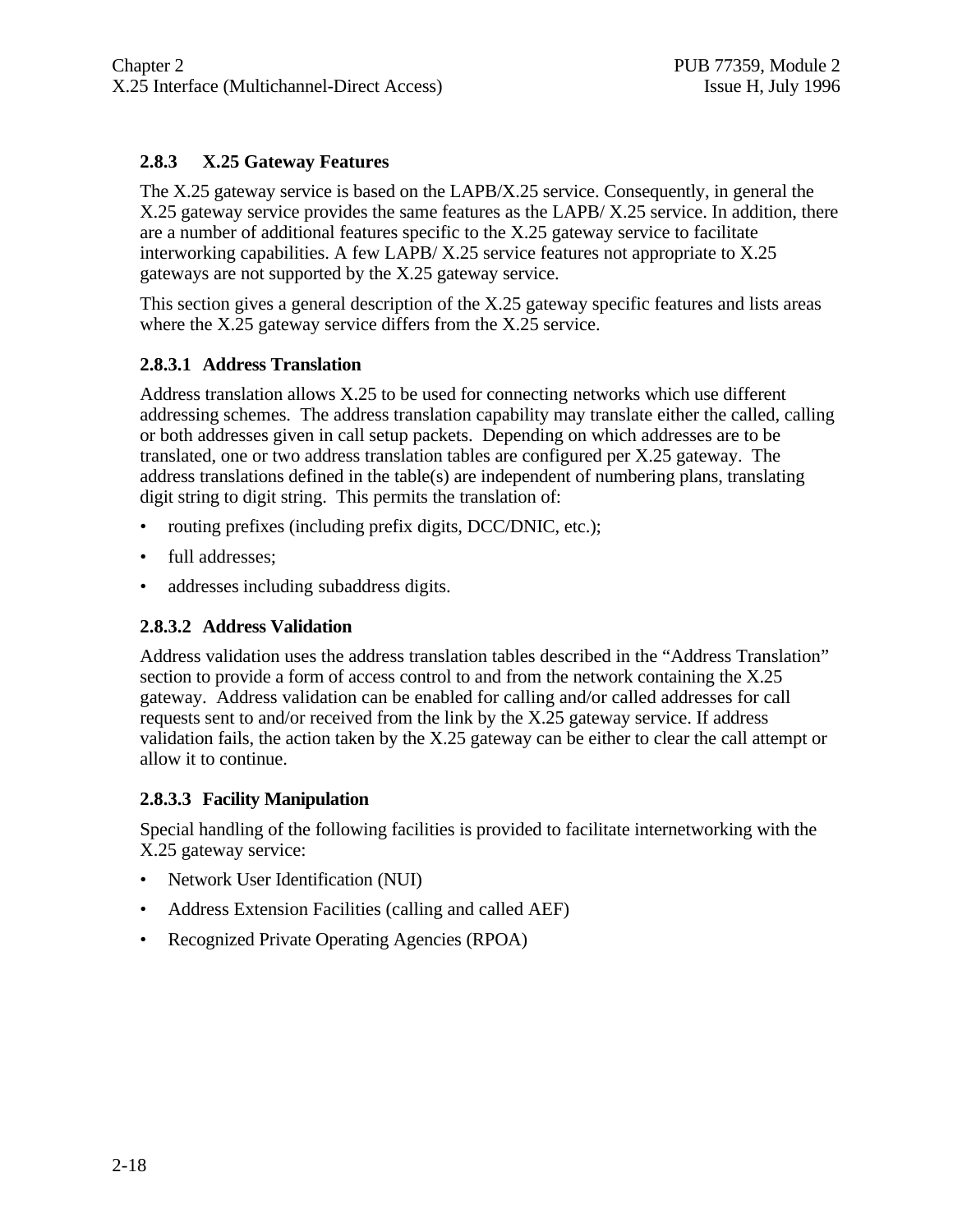### 2.8.3 X.25 Gateway Features

The X.25 gateway service is based on the LAPB/X.25 service. Consequently, in general the X.25 gateway service provides the same features as the LAPB/ X.25 service. In addition, there are a number of additional features specific to the X.25 gateway service to facilitate interworking capabilities. A few LAPB/ X.25 service features not appropriate to X.25 gateways are not supported by the X.25 gateway service.

This section gives a general description of the X.25 gateway specific features and lists areas where the X.25 gateway service differs from the X.25 service.

#### 2.8.3.1 Address Translation

Address translation allows X.25 to be used for connecting networks which use different addressing schemes. The address translation capability may translate either the called, calling or both addresses given in call setup packets. Depending on which addresses are to be translated, one or two address translation tables are configured per X.25 gateway. The address translations defined in the table(s) are independent of numbering plans, translating digit string to digit string. This permits the translation of:

- routing prefixes (including prefix digits, DCC/DNIC, etc.);
- full addresses;
- addresses including subaddress digits.

#### 2.8.3.2 Address Validation

Address validation uses the address translation tables described in the “Address Translation” section to provide a form of access control to and from the network containing the X.25 gateway. Address validation can be enabled for calling and/or called addresses for call requests sent to and/or received from the link by the X.25 gateway service. If address validation fails, the action taken by the X.25 gateway can be either to clear the call attempt or allow it to continue.

#### 2.8.3.3 Facility Manipulation

Special handling of the following facilities is provided to facilitate internetworking with the X.25 gateway service:

- Network User Identification (NUI)
- Address Extension Facilities (calling and called AEF)
- Recognized Private Operating Agencies (RPOA)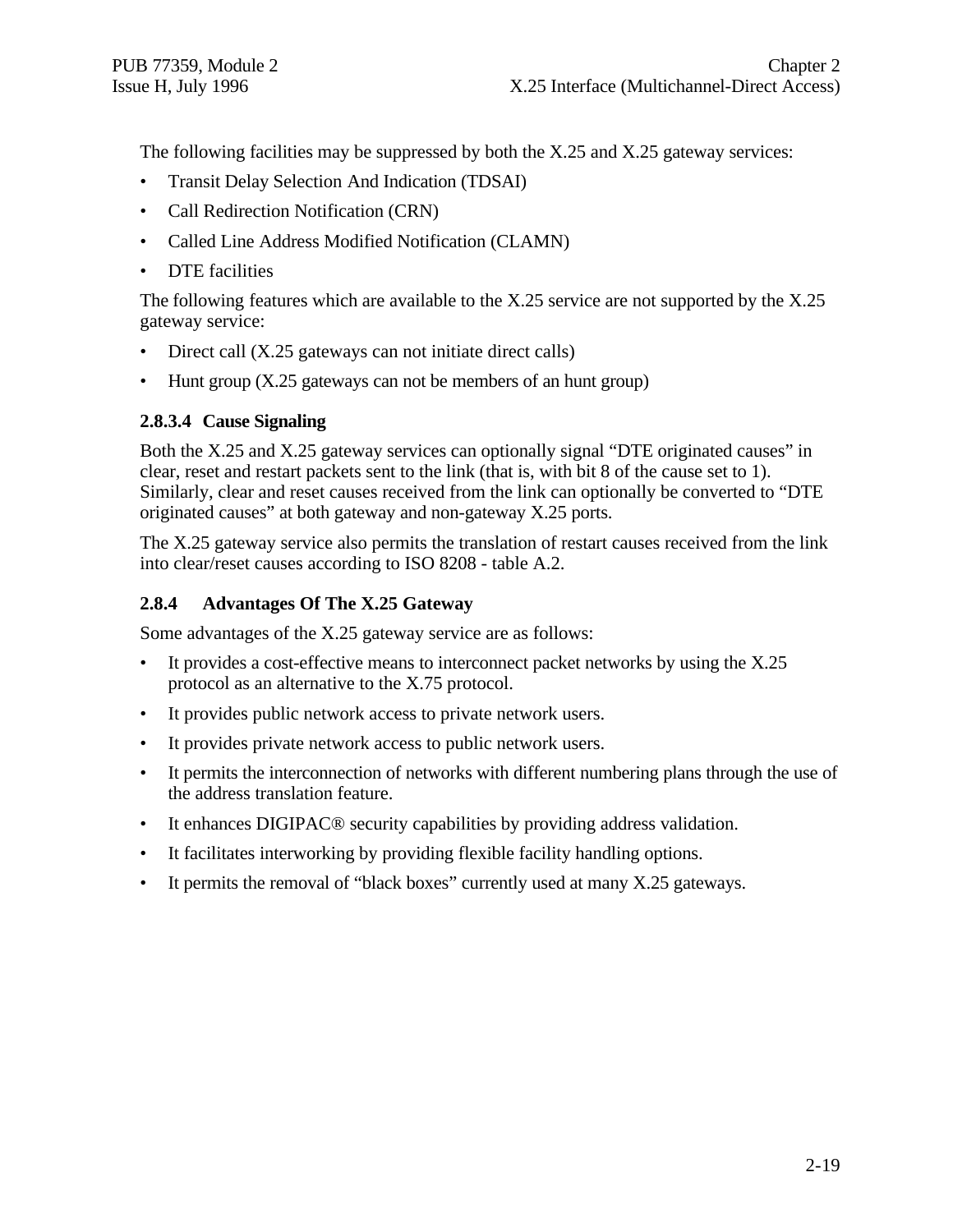The following facilities may be suppressed by both the X.25 and X.25 gateway services:

- Transit Delay Selection And Indication (TDSAI)
- Call Redirection Notification (CRN)
- Called Line Address Modified Notification (CLAMN)
- DTE facilities

The following features which are available to the X.25 service are not supported by the X.25 gateway service:

- Direct call (X.25 gateways can not initiate direct calls)
- Hunt group (X.25 gateways can not be members of an hunt group)

#### 2.8.3.4 Cause Signaling

Both the X.25 and X.25 gateway services can optionally signal “DTE originated causes” in clear, reset and restart packets sent to the link (that is, with bit 8 of the cause set to 1). Similarly, clear and reset causes received from the link can optionally be converted to “DTE originated causes” at both gateway and non-gateway X.25 ports.

The X.25 gateway service also permits the translation of restart causes received from the link into clear/reset causes according to ISO 8208 - table A.2.

### 2.8.4 Advantages Of The X.25 Gateway

Some advantages of the X.25 gateway service are as follows:

- It provides a cost-effective means to interconnect packet networks by using the X.25 protocol as an alternative to the X.75 protocol.
- It provides public network access to private network users.
- It provides private network access to public network users.
- It permits the interconnection of networks with different numbering plans through the use of the address translation feature.
- It enhances DIGIPAC® security capabilities by providing address validation.
- It facilitates interworking by providing flexible facility handling options.
- It permits the removal of “black boxes” currently used at many X.25 gateways.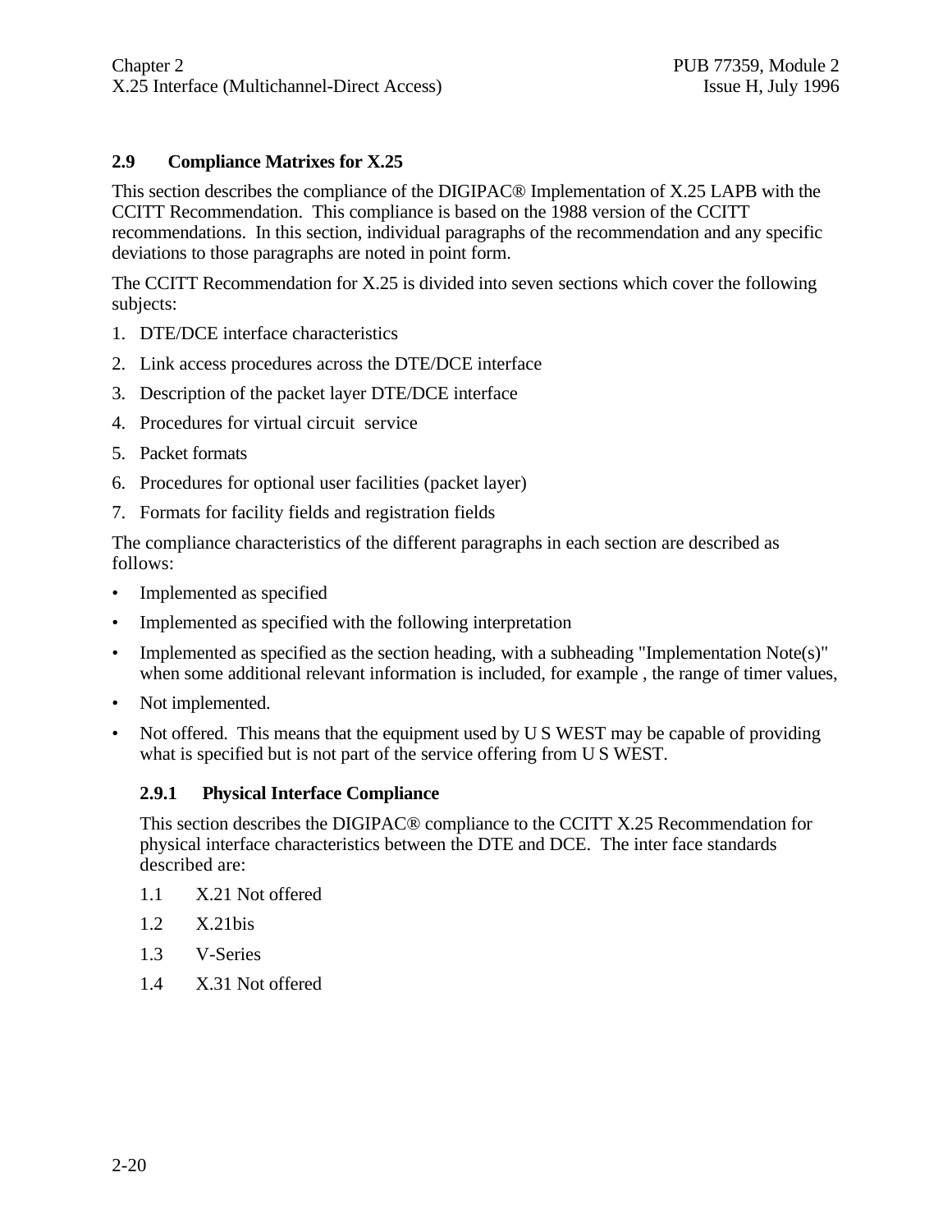## 2.9 Compliance Matrixes for X.25

This section describes the compliance of the DIGIPAC® Implementation of X.25 LAPB with the CCITT Recommendation. This compliance is based on the 1988 version of the CCITT recommendations. In this section, individual paragraphs of the recommendation and any specific deviations to those paragraphs are noted in point form.

The CCITT Recommendation for X.25 is divided into seven sections which cover the following subjects:

1. DTE/DCE interface characteristics
2. Link access procedures across the DTE/DCE interface
3. Description of the packet layer DTE/DCE interface
4. Procedures for virtual circuit service
5. Packet formats
6. Procedures for optional user facilities (packet layer)
7. Formats for facility fields and registration fields

The compliance characteristics of the different paragraphs in each section are described as follows:

- Implemented as specified
- Implemented as specified with the following interpretation
- Implemented as specified as the section heading, with a subheading "Implementation Note(s)" when some additional relevant information is included, for example , the range of timer values,
- Not implemented.
- Not offered. This means that the equipment used by U S WEST may be capable of providing what is specified but is not part of the service offering from U S WEST.

### 2.9.1 Physical Interface Compliance

This section describes the DIGIPAC® compliance to the CCITT X.25 Recommendation for physical interface characteristics between the DTE and DCE. The inter face standards described are:

1.1 X.21 Not offered

1.2 X.21bis

1.3 V-Series

1.4 X.31 Not offered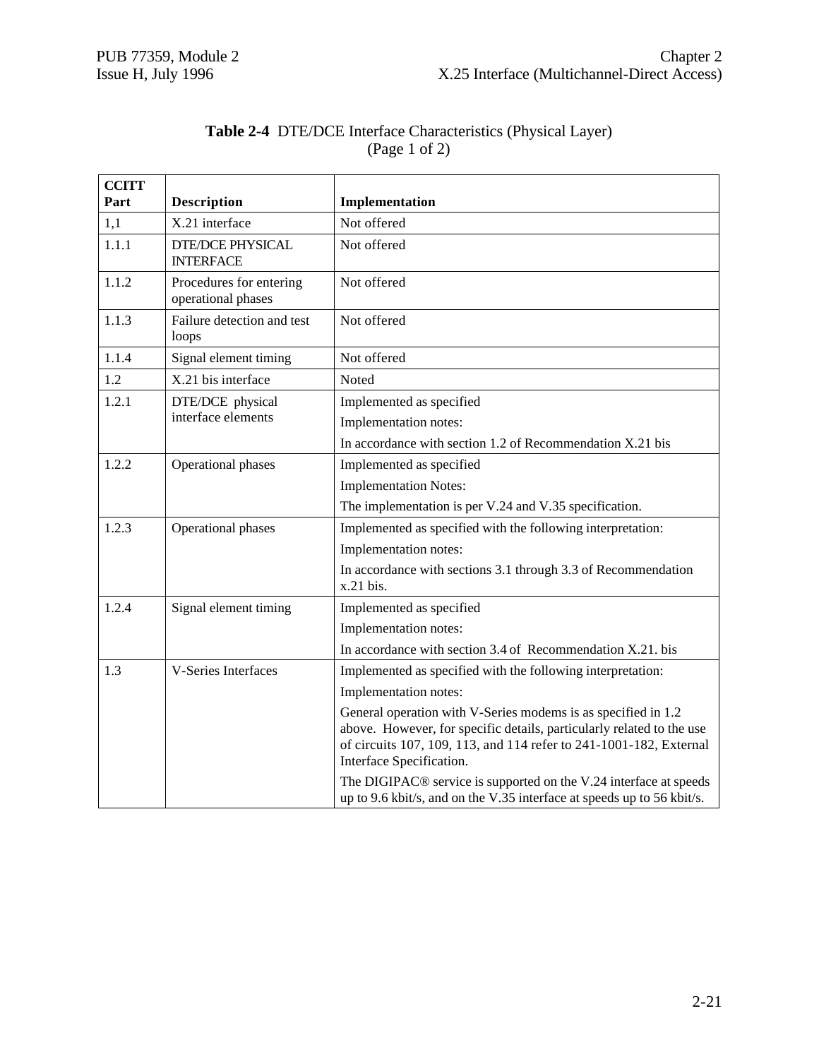**Table 2-4** DTE/DCE Interface Characteristics (Physical Layer) (Page 1 of 2)

| CCITT Part | Description | Implementation |
|---|---|---|
| 1,1 | X.21 interface | Not offered |
| 1.1.1 | DTE/DCE PHYSICAL INTERFACE | Not offered |
| 1.1.2 | Procedures for entering operational phases | Not offered |
| 1.1.3 | Failure detection and test loops | Not offered |
| 1.1.4 | Signal element timing | Not offered |
| 1.2 | X.21 bis interface | Noted |
| 1.2.1 | DTE/DCE physical interface elements | Implemented as specified<br>Implementation notes:<br>In accordance with section 1.2 of Recommendation X.21 bis |
| 1.2.2 | Operational phases | Implemented as specified<br>Implementation Notes:<br>The implementation is per V.24 and V.35 specification. |
| 1.2.3 | Operational phases | Implemented as specified with the following interpretation:<br>Implementation notes:<br>In accordance with sections 3.1 through 3.3 of Recommendation x.21 bis. |
| 1.2.4 | Signal element timing | Implemented as specified<br>Implementation notes:<br>In accordance with section 3.4 of Recommendation X.21. bis |
| 1.3 | V-Series Interfaces | Implemented as specified with the following interpretation:<br>Implementation notes:<br>General operation with V-Series modems is as specified in 1.2 above. However, for specific details, particularly related to the use of circuits 107, 109, 113, and 114 refer to 241-1001-182, External Interface Specification.<br>The DIGIPAC® service is supported on the V.24 interface at speeds up to 9.6 kbit/s, and on the V.35 interface at speeds up to 56 kbit/s. |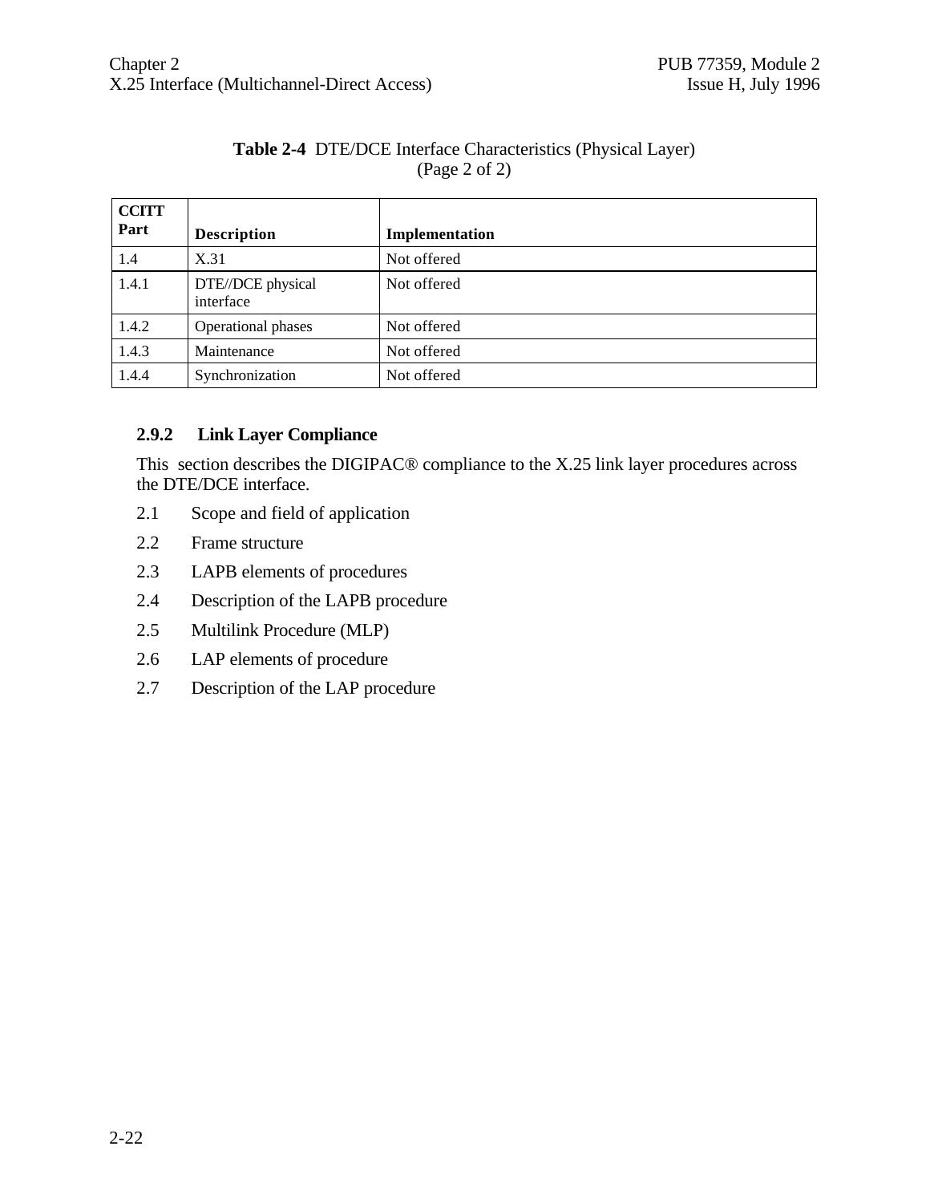**Table 2-4** DTE/DCE Interface Characteristics (Physical Layer) (Page 2 of 2)

| CCITT Part | Description | Implementation |
|---|---|---|
| 1.4 | X.31 | Not offered |
| 1.4.1 | DTE//DCE physical interface | Not offered |
| 1.4.2 | Operational phases | Not offered |
| 1.4.3 | Maintenance | Not offered |
| 1.4.4 | Synchronization | Not offered |

### 2.9.2 Link Layer Compliance

This section describes the DIGIPAC® compliance to the X.25 link layer procedures across the DTE/DCE interface.

2.1 Scope and field of application

2.2 Frame structure

2.3 LAPB elements of procedures

2.4 Description of the LAPB procedure

2.5 Multilink Procedure (MLP)

2.6 LAP elements of procedure

2.7 Description of the LAP procedure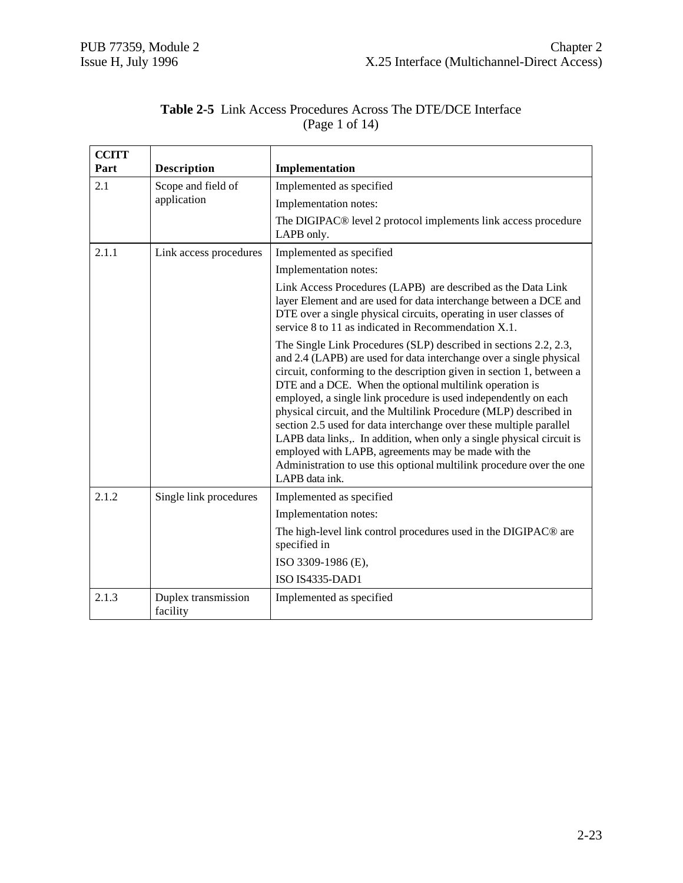**Table 2-5** Link Access Procedures Across The DTE/DCE Interface (Page 1 of 14)

| CCITT Part | Description | Implementation |
|---|---|---|
| 2.1 | Scope and field of application | Implemented as specified<br>Implementation notes:<br>The DIGIPAC® level 2 protocol implements link access procedure LAPB only. |
| 2.1.1 | Link access procedures | Implemented as specified<br>Implementation notes:<br>Link Access Procedures (LAPB) are described as the Data Link layer Element and are used for data interchange between a DCE and DTE over a single physical circuits, operating in user classes of service 8 to 11 as indicated in Recommendation X.1.<br>The Single Link Procedures (SLP) described in sections 2.2, 2.3, and 2.4 (LAPB) are used for data interchange over a single physical circuit, conforming to the description given in section 1, between a DTE and a DCE. When the optional multilink operation is employed, a single link procedure is used independently on each physical circuit, and the Multilink Procedure (MLP) described in section 2.5 used for data interchange over these multiple parallel LAPB data links,. In addition, when only a single physical circuit is employed with LAPB, agreements may be made with the Administration to use this optional multilink procedure over the one LAPB data ink. |
| 2.1.2 | Single link procedures | Implemented as specified<br>Implementation notes:<br>The high-level link control procedures used in the DIGIPAC® are specified in<br>ISO 3309-1986 (E),<br>ISO IS4335-DAD1 |
| 2.1.3 | Duplex transmission facility | Implemented as specified |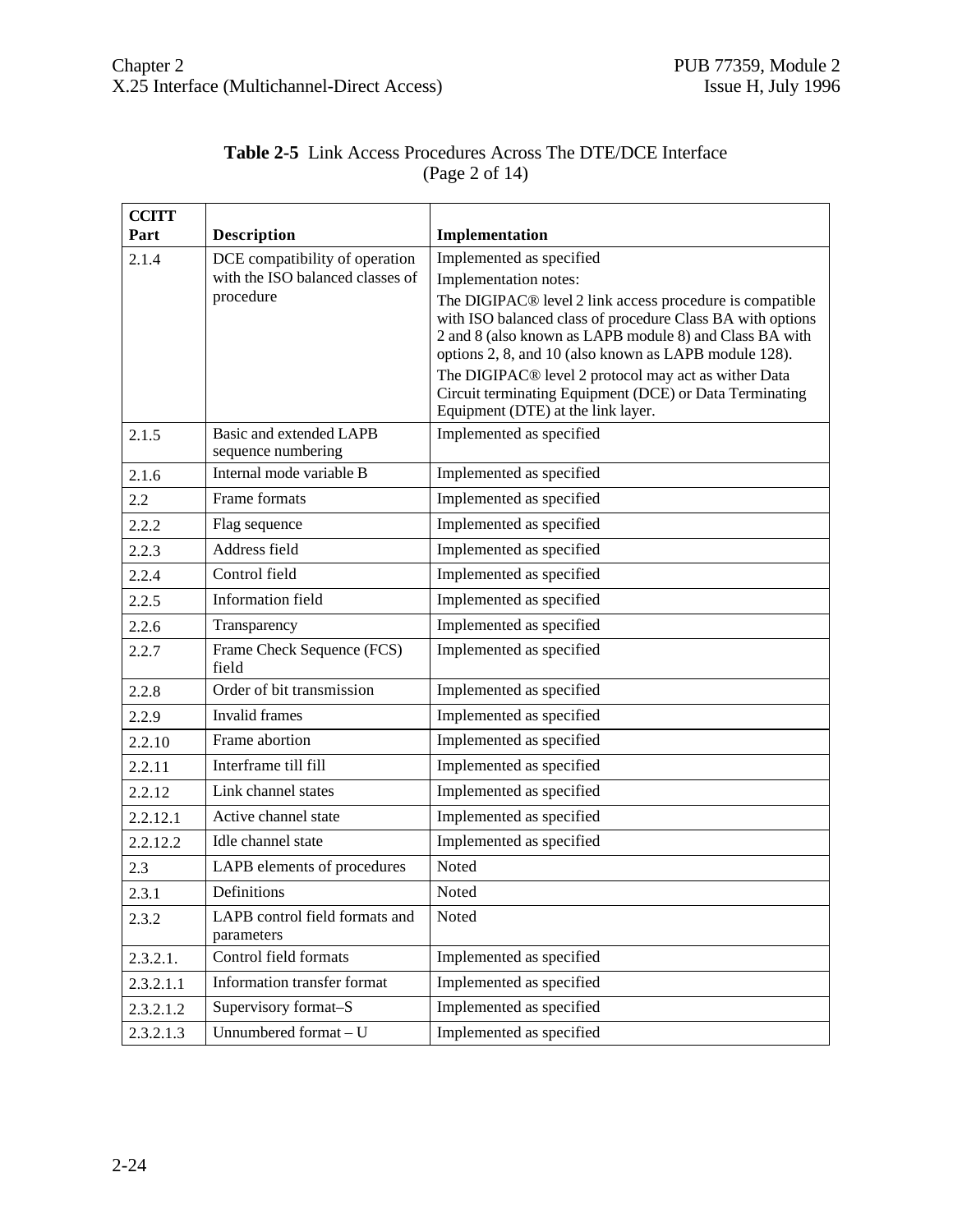**Table 2-5** Link Access Procedures Across The DTE/DCE Interface (Page 2 of 14)

| CCITT Part | Description | Implementation |
|---|---|---|
| 2.1.4 | DCE compatibility of operation with the ISO balanced classes of procedure | Implemented as specified<br>Implementation notes:<br>The DIGIPAC® level 2 link access procedure is compatible with ISO balanced class of procedure Class BA with options 2 and 8 (also known as LAPB module 8) and Class BA with options 2, 8, and 10 (also known as LAPB module 128).<br>The DIGIPAC® level 2 protocol may act as wither Data Circuit terminating Equipment (DCE) or Data Terminating Equipment (DTE) at the link layer. |
| 2.1.5 | Basic and extended LAPB sequence numbering | Implemented as specified |
| 2.1.6 | Internal mode variable B | Implemented as specified |
| 2.2 | Frame formats | Implemented as specified |
| 2.2.2 | Flag sequence | Implemented as specified |
| 2.2.3 | Address field | Implemented as specified |
| 2.2.4 | Control field | Implemented as specified |
| 2.2.5 | Information field | Implemented as specified |
| 2.2.6 | Transparency | Implemented as specified |
| 2.2.7 | Frame Check Sequence (FCS) field | Implemented as specified |
| 2.2.8 | Order of bit transmission | Implemented as specified |
| 2.2.9 | Invalid frames | Implemented as specified |
| 2.2.10 | Frame abortion | Implemented as specified |
| 2.2.11 | Interframe till fill | Implemented as specified |
| 2.2.12 | Link channel states | Implemented as specified |
| 2.2.12.1 | Active channel state | Implemented as specified |
| 2.2.12.2 | Idle channel state | Implemented as specified |
| 2.3 | LAPB elements of procedures | Noted |
| 2.3.1 | Definitions | Noted |
| 2.3.2 | LAPB control field formats and parameters | Noted |
| 2.3.2.1. | Control field formats | Implemented as specified |
| 2.3.2.1.1 | Information transfer format | Implemented as specified |
| 2.3.2.1.2 | Supervisory format–S | Implemented as specified |
| 2.3.2.1.3 | Unnumbered format – U | Implemented as specified |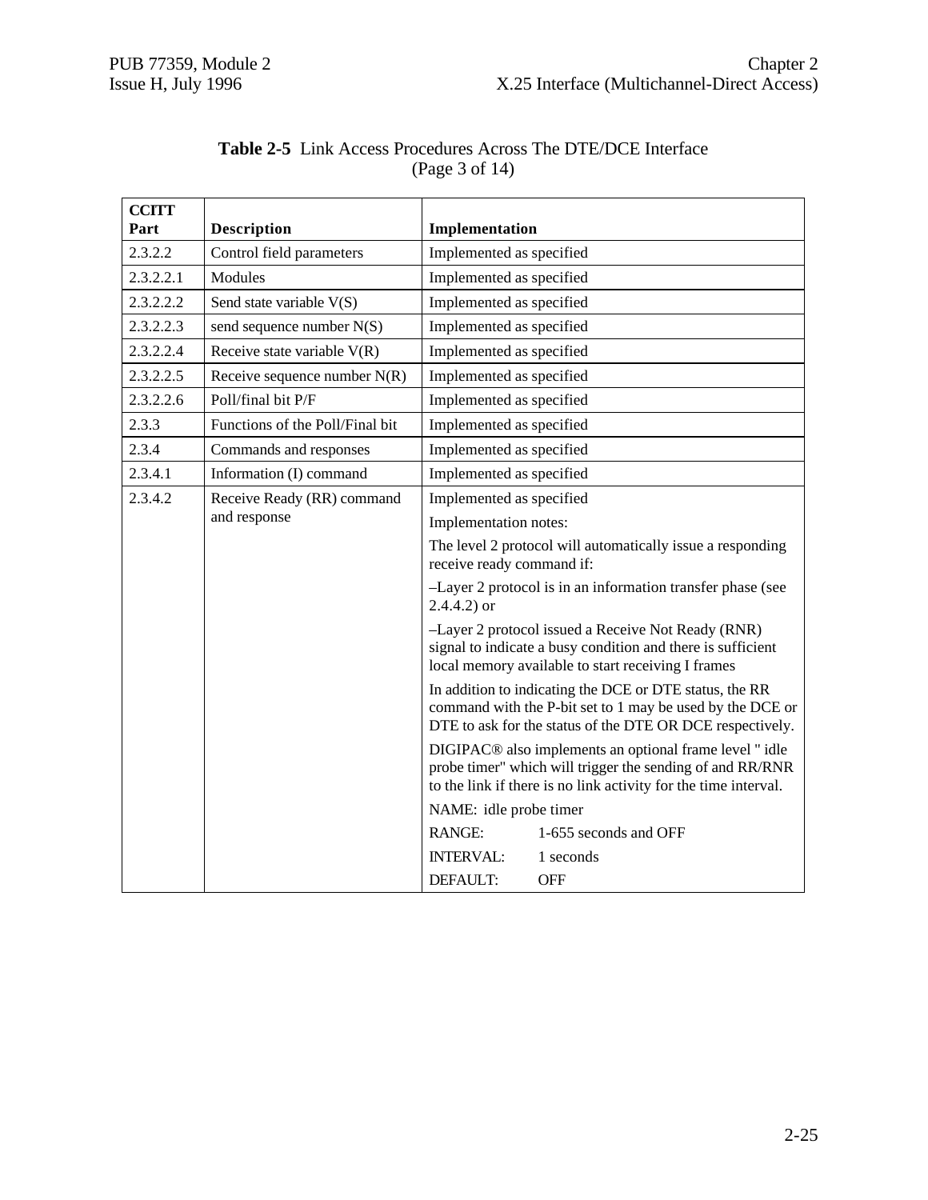**Table 2-5** Link Access Procedures Across The DTE/DCE Interface (Page 3 of 14)

| CCITT Part | Description | Implementation |
|---|---|---|
| 2.3.2.2 | Control field parameters | Implemented as specified |
| 2.3.2.2.1 | Modules | Implemented as specified |
| 2.3.2.2.2 | Send state variable V(S) | Implemented as specified |
| 2.3.2.2.3 | send sequence number N(S) | Implemented as specified |
| 2.3.2.2.4 | Receive state variable V(R) | Implemented as specified |
| 2.3.2.2.5 | Receive sequence number N(R) | Implemented as specified |
| 2.3.2.2.6 | Poll/final bit P/F | Implemented as specified |
| 2.3.3 | Functions of the Poll/Final bit | Implemented as specified |
| 2.3.4 | Commands and responses | Implemented as specified |
| 2.3.4.1 | Information (I) command | Implemented as specified |
| 2.3.4.2 | Receive Ready (RR) command and response | Implemented as specified<br><br>Implementation notes:<br><br>The level 2 protocol will automatically issue a responding receive ready command if:<br><br>–Layer 2 protocol is in an information transfer phase (see 2.4.4.2) or<br><br>–Layer 2 protocol issued a Receive Not Ready (RNR) signal to indicate a busy condition and there is sufficient local memory available to start receiving I frames<br><br>In addition to indicating the DCE or DTE status, the RR command with the P-bit set to 1 may be used by the DCE or DTE to ask for the status of the DTE OR DCE respectively.<br><br>DIGIPAC® also implements an optional frame level " idle probe timer" which will trigger the sending of and RR/RNR to the link if there is no link activity for the time interval.<br><br>NAME: idle probe timer<br>RANGE: 1-655 seconds and OFF<br>INTERVAL: 1 seconds<br>DEFAULT: OFF |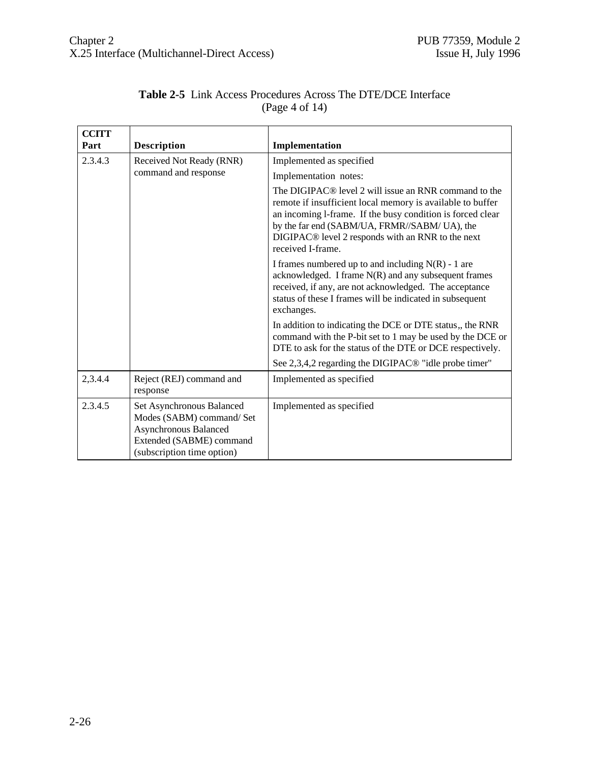**Table 2-5** Link Access Procedures Across The DTE/DCE Interface (Page 4 of 14)

| CCITT Part | Description | Implementation |
|---|---|---|
| 2.3.4.3 | Received Not Ready (RNR) command and response | Implemented as specified<br><br>Implementation notes:<br><br>The DIGIPAC® level 2 will issue an RNR command to the remote if insufficient local memory is available to buffer an incoming l-frame. If the busy condition is forced clear by the far end (SABM/UA, FRMR//SABM/ UA), the DIGIPAC® level 2 responds with an RNR to the next received I-frame.<br><br>I frames numbered up to and including N(R) - 1 are acknowledged. I frame N(R) and any subsequent frames received, if any, are not acknowledged. The acceptance status of these I frames will be indicated in subsequent exchanges.<br><br>In addition to indicating the DCE or DTE status,, the RNR command with the P-bit set to 1 may be used by the DCE or DTE to ask for the status of the DTE or DCE respectively.<br><br>See 2,3,4,2 regarding the DIGIPAC® "idle probe timer" |
| 2,3.4.4 | Reject (REJ) command and response | Implemented as specified |
| 2.3.4.5 | Set Asynchronous Balanced Modes (SABM) command/ Set Asynchronous Balanced Extended (SABME) command (subscription time option) | Implemented as specified |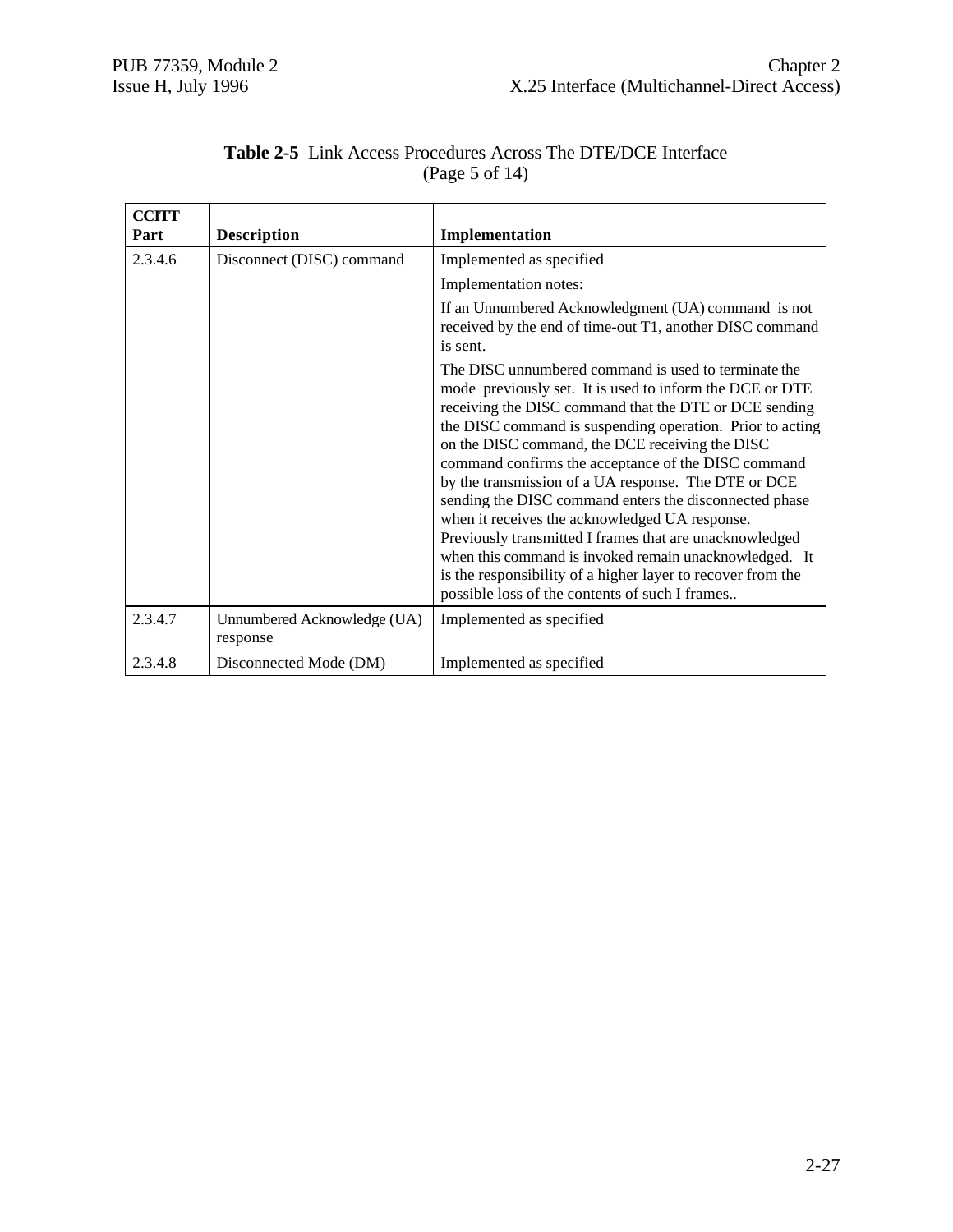**Table 2-5** Link Access Procedures Across The DTE/DCE Interface (Page 5 of 14)

| CCITT Part | Description | Implementation |
|---|---|---|
| 2.3.4.6 | Disconnect (DISC) command | Implemented as specified<br><br>Implementation notes:<br><br>If an Unnumbered Acknowledgment (UA) command is not received by the end of time-out T1, another DISC command is sent.<br><br>The DISC unnumbered command is used to terminate the mode previously set. It is used to inform the DCE or DTE receiving the DISC command that the DTE or DCE sending the DISC command is suspending operation. Prior to acting on the DISC command, the DCE receiving the DISC command confirms the acceptance of the DISC command by the transmission of a UA response. The DTE or DCE sending the DISC command enters the disconnected phase when it receives the acknowledged UA response. Previously transmitted I frames that are unacknowledged when this command is invoked remain unacknowledged. It is the responsibility of a higher layer to recover from the possible loss of the contents of such I frames.. |
| 2.3.4.7 | Unnumbered Acknowledge (UA) response | Implemented as specified |
| 2.3.4.8 | Disconnected Mode (DM) | Implemented as specified |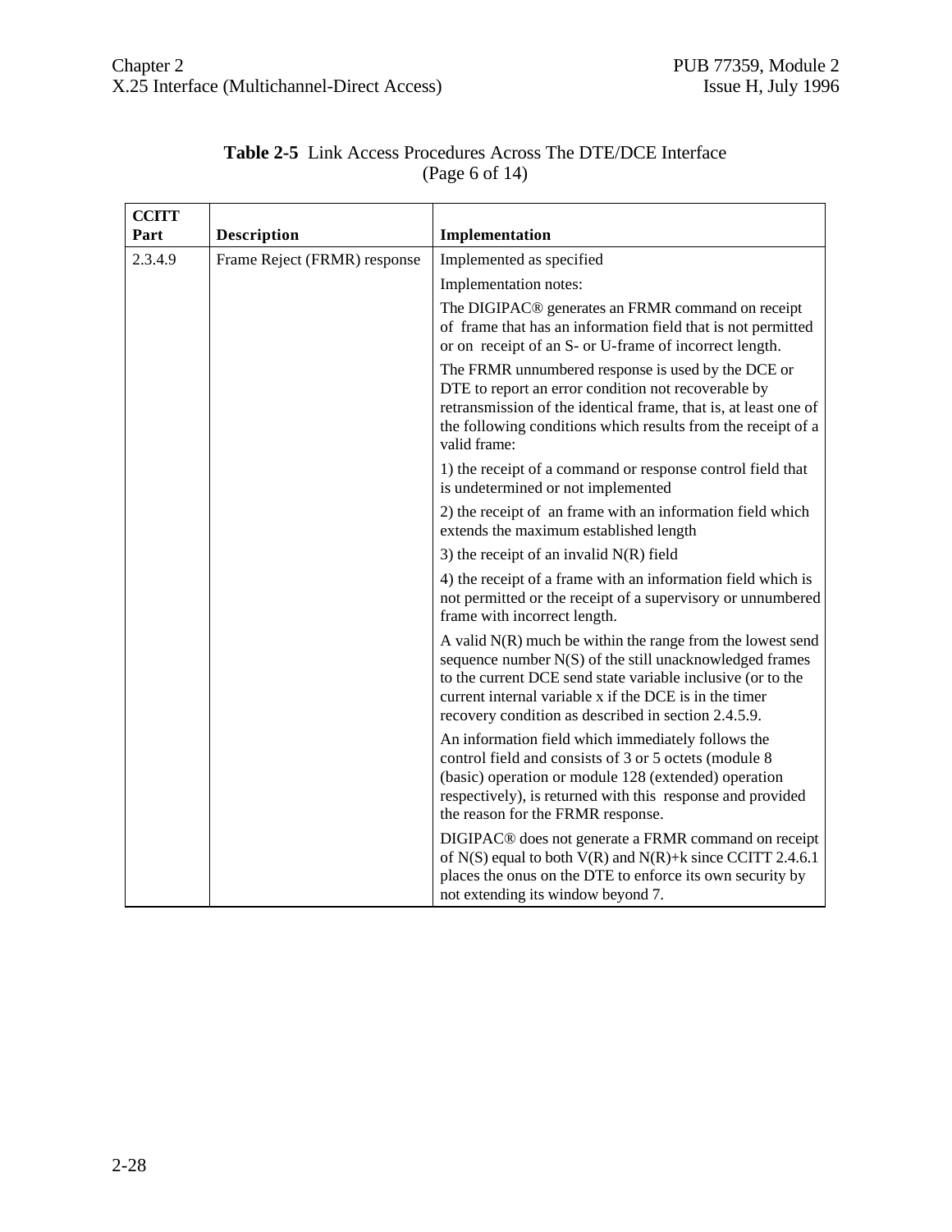**Table 2-5** Link Access Procedures Across The DTE/DCE Interface (Page 6 of 14)

| CCITT Part | Description | Implementation |
|---|---|---|
| 2.3.4.9 | Frame Reject (FRMR) response | Implemented as specified |
| | | Implementation notes: |
| | | The DIGIPAC® generates an FRMR command on receipt of frame that has an information field that is not permitted or on receipt of an S- or U-frame of incorrect length. |
| | | The FRMR unnumbered response is used by the DCE or DTE to report an error condition not recoverable by retransmission of the identical frame, that is, at least one of the following conditions which results from the receipt of a valid frame: |
| | | 1) the receipt of a command or response control field that is undetermined or not implemented |
| | | 2) the receipt of an frame with an information field which extends the maximum established length |
| | | 3) the receipt of an invalid N(R) field |
| | | 4) the receipt of a frame with an information field which is not permitted or the receipt of a supervisory or unnumbered frame with incorrect length. |
| | | A valid N(R) much be within the range from the lowest send sequence number N(S) of the still unacknowledged frames to the current DCE send state variable inclusive (or to the current internal variable x if the DCE is in the timer recovery condition as described in section 2.4.5.9. |
| | | An information field which immediately follows the control field and consists of 3 or 5 octets (module 8 (basic) operation or module 128 (extended) operation respectively), is returned with this response and provided the reason for the FRMR response. |
| | | DIGIPAC® does not generate a FRMR command on receipt of N(S) equal to both V(R) and N(R)+k since CCITT 2.4.6.1 places the onus on the DTE to enforce its own security by not extending its window beyond 7. |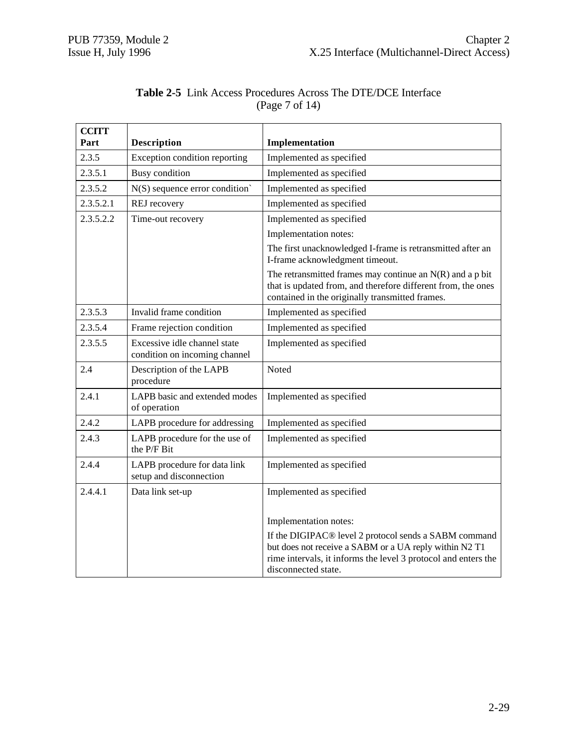**Table 2-5** Link Access Procedures Across The DTE/DCE Interface (Page 7 of 14)

| CCITT Part | Description | Implementation |
|---|---|---|
| 2.3.5 | Exception condition reporting | Implemented as specified |
| 2.3.5.1 | Busy condition | Implemented as specified |
| 2.3.5.2 | N(S) sequence error condition` | Implemented as specified |
| 2.3.5.2.1 | REJ recovery | Implemented as specified |
| 2.3.5.2.2 | Time-out recovery | Implemented as specified<br><br>Implementation notes:<br><br>The first unacknowledged I-frame is retransmitted after an I-frame acknowledgment timeout.<br><br>The retransmitted frames may continue an N(R) and a p bit that is updated from, and therefore different from, the ones contained in the originally transmitted frames. |
| 2.3.5.3 | Invalid frame condition | Implemented as specified |
| 2.3.5.4 | Frame rejection condition | Implemented as specified |
| 2.3.5.5 | Excessive idle channel state condition on incoming channel | Implemented as specified |
| 2.4 | Description of the LAPB procedure | Noted |
| 2.4.1 | LAPB basic and extended modes of operation | Implemented as specified |
| 2.4.2 | LAPB procedure for addressing | Implemented as specified |
| 2.4.3 | LAPB procedure for the use of the P/F Bit | Implemented as specified |
| 2.4.4 | LAPB procedure for data link setup and disconnection | Implemented as specified |
| 2.4.4.1 | Data link set-up | Implemented as specified<br><br>Implementation notes:<br><br>If the DIGIPAC® level 2 protocol sends a SABM command but does not receive a SABM or a UA reply within N2 T1 rime intervals, it informs the level 3 protocol and enters the disconnected state. |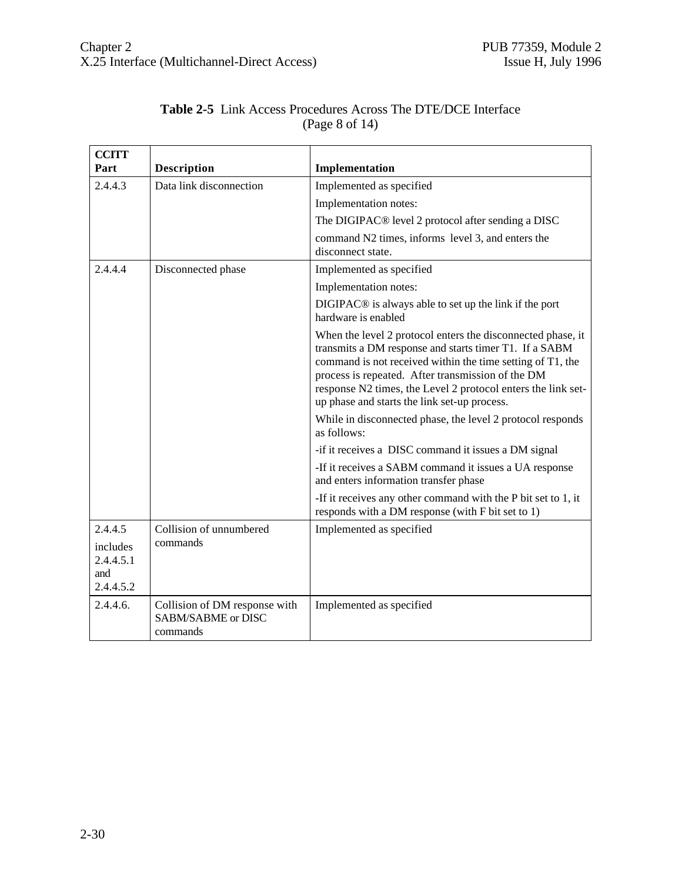**Table 2-5** Link Access Procedures Across The DTE/DCE Interface
(Page 8 of 14)

| CCITT Part | Description | Implementation |
|---|---|---|
| 2.4.4.3 | Data link disconnection | Implemented as specified<br>Implementation notes:<br>The DIGIPAC® level 2 protocol after sending a DISC<br>command N2 times, informs level 3, and enters the disconnect state. |
| 2.4.4.4 | Disconnected phase | Implemented as specified<br>Implementation notes:<br>DIGIPAC® is always able to set up the link if the port hardware is enabled<br>When the level 2 protocol enters the disconnected phase, it transmits a DM response and starts timer T1. If a SABM command is not received within the time setting of T1, the process is repeated. After transmission of the DM response N2 times, the Level 2 protocol enters the link set-up phase and starts the link set-up process.<br>While in disconnected phase, the level 2 protocol responds as follows:<br>-if it receives a DISC command it issues a DM signal<br>-If it receives a SABM command it issues a UA response and enters information transfer phase<br>-If it receives any other command with the P bit set to 1, it responds with a DM response (with F bit set to 1) |
| 2.4.4.5<br>includes 2.4.4.5.1 and 2.4.4.5.2 | Collision of unnumbered commands | Implemented as specified |
| 2.4.4.6. | Collision of DM response with SABM/SABME or DISC commands | Implemented as specified |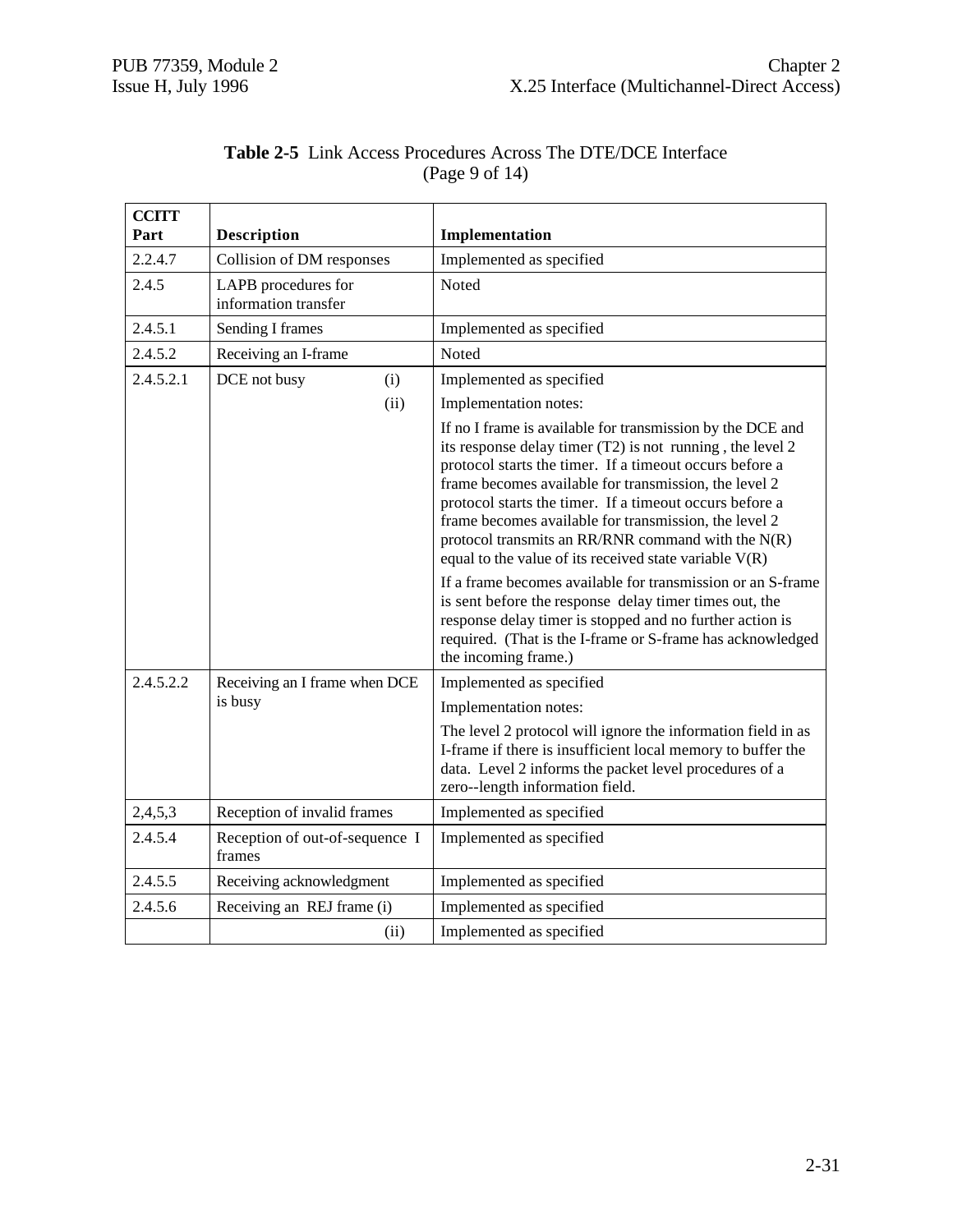**Table 2-5** Link Access Procedures Across The DTE/DCE Interface (Page 9 of 14)

| CCITT Part | Description | Implementation |
|---|---|---|
| 2.2.4.7 | Collision of DM responses | Implemented as specified |
| 2.4.5 | LAPB procedures for information transfer | Noted |
| 2.4.5.1 | Sending I frames | Implemented as specified |
| 2.4.5.2 | Receiving an I-frame | Noted |
| 2.4.5.2.1 | DCE not busy (i) | Implemented as specified |
| | (ii) | Implementation notes:<br><br>If no I frame is available for transmission by the DCE and its response delay timer (T2) is not running , the level 2 protocol starts the timer. If a timeout occurs before a frame becomes available for transmission, the level 2 protocol starts the timer. If a timeout occurs before a frame becomes available for transmission, the level 2 protocol transmits an RR/RNR command with the N(R) equal to the value of its received state variable V(R)<br><br>If a frame becomes available for transmission or an S-frame is sent before the response delay timer times out, the response delay timer is stopped and no further action is required. (That is the I-frame or S-frame has acknowledged the incoming frame.) |
| 2.4.5.2.2 | Receiving an I frame when DCE is busy | Implemented as specified<br><br>Implementation notes:<br><br>The level 2 protocol will ignore the information field in as I-frame if there is insufficient local memory to buffer the data. Level 2 informs the packet level procedures of a zero--length information field. |
| 2,4,5,3 | Reception of invalid frames | Implemented as specified |
| 2.4.5.4 | Reception of out-of-sequence I frames | Implemented as specified |
| 2.4.5.5 | Receiving acknowledgment | Implemented as specified |
| 2.4.5.6 | Receiving an REJ frame (i) | Implemented as specified |
| | (ii) | Implemented as specified |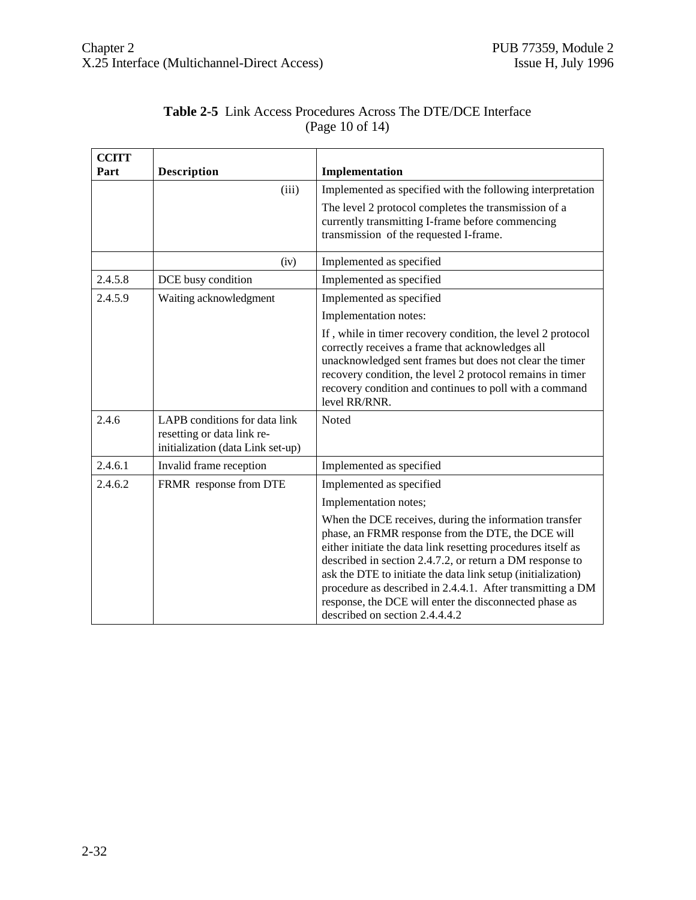**Table 2-5** Link Access Procedures Across The DTE/DCE Interface (Page 10 of 14)

| CCITT Part | Description | Implementation |
|---|---|---|
| | (iii) | Implemented as specified with the following interpretation<br>The level 2 protocol completes the transmission of a currently transmitting I-frame before commencing transmission of the requested I-frame. |
| | (iv) | Implemented as specified |
| 2.4.5.8 | DCE busy condition | Implemented as specified |
| 2.4.5.9 | Waiting acknowledgment | Implemented as specified<br>Implementation notes:<br>If , while in timer recovery condition, the level 2 protocol correctly receives a frame that acknowledges all unacknowledged sent frames but does not clear the timer recovery condition, the level 2 protocol remains in timer recovery condition and continues to poll with a command level RR/RNR. |
| 2.4.6 | LAPB conditions for data link resetting or data link re-initialization (data Link set-up) | Noted |
| 2.4.6.1 | Invalid frame reception | Implemented as specified |
| 2.4.6.2 | FRMR response from DTE | Implemented as specified<br>Implementation notes;<br>When the DCE receives, during the information transfer phase, an FRMR response from the DTE, the DCE will either initiate the data link resetting procedures itself as described in section 2.4.7.2, or return a DM response to ask the DTE to initiate the data link setup (initialization) procedure as described in 2.4.4.1. After transmitting a DM response, the DCE will enter the disconnected phase as described on section 2.4.4.4.2 |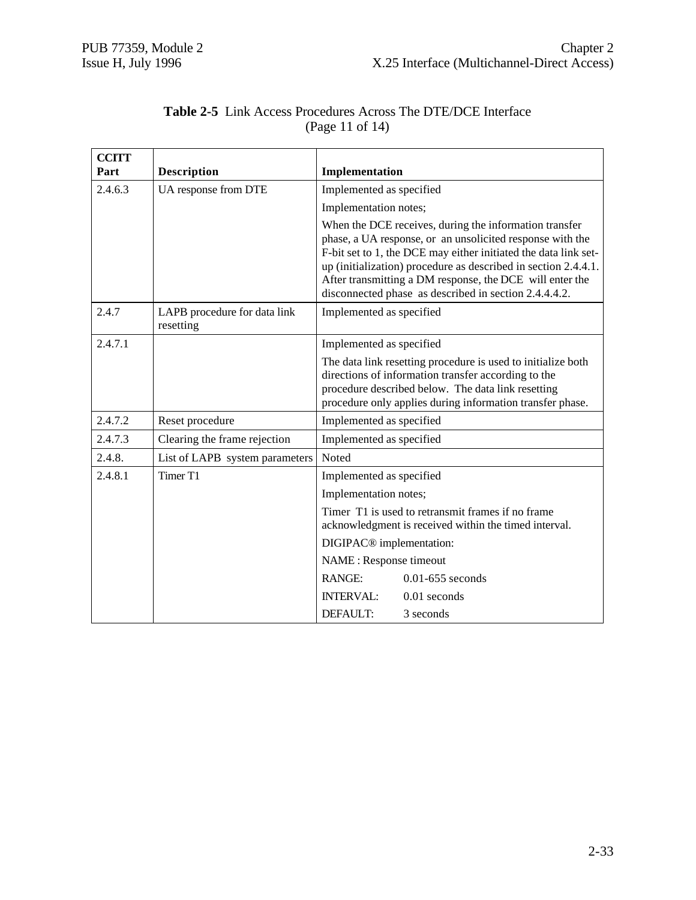**Table 2-5** Link Access Procedures Across The DTE/DCE Interface (Page 11 of 14)

| CCITT Part | Description | Implementation |
|---|---|---|
| 2.4.6.3 | UA response from DTE | Implemented as specified |
| | | Implementation notes; |
| | | When the DCE receives, during the information transfer phase, a UA response, or an unsolicited response with the F-bit set to 1, the DCE may either initiated the data link set-up (initialization) procedure as described in section 2.4.4.1. After transmitting a DM response, the DCE will enter the disconnected phase as described in section 2.4.4.4.2. |
| 2.4.7 | LAPB procedure for data link resetting | Implemented as specified |
| 2.4.7.1 | | Implemented as specified |
| | | The data link resetting procedure is used to initialize both directions of information transfer according to the procedure described below. The data link resetting procedure only applies during information transfer phase. |
| 2.4.7.2 | Reset procedure | Implemented as specified |
| 2.4.7.3 | Clearing the frame rejection | Implemented as specified |
| 2.4.8. | List of LAPB system parameters | Noted |
| 2.4.8.1 | Timer T1 | Implemented as specified |
| | | Implementation notes; |
| | | Timer T1 is used to retransmit frames if no frame acknowledgment is received within the timed interval. |
| | | DIGIPAC® implementation: |
| | | NAME : Response timeout |
| | | RANGE: 0.01-655 seconds |
| | | INTERVAL: 0.01 seconds |
| | | DEFAULT: 3 seconds |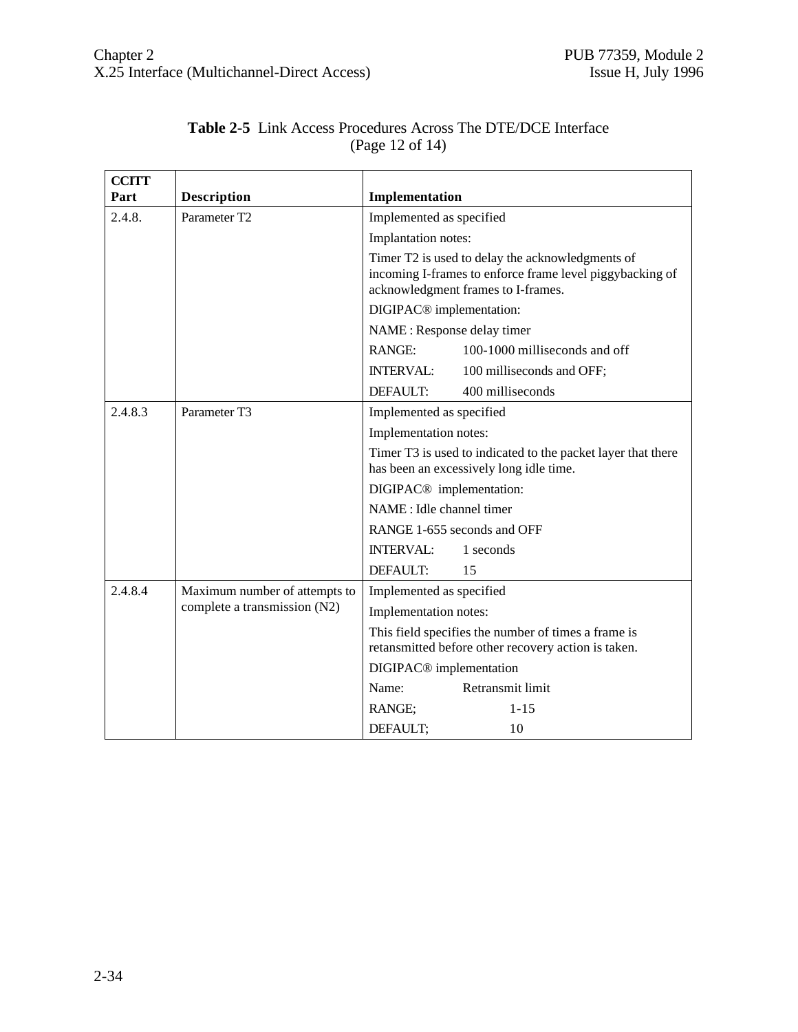**Table 2-5** Link Access Procedures Across The DTE/DCE Interface (Page 12 of 14)

| CCITT Part | Description | Implementation |
|---|---|---|
| 2.4.8. | Parameter T2 | Implemented as specified |
| | | Implantation notes: |
| | | Timer T2 is used to delay the acknowledgments of incoming I-frames to enforce frame level piggybacking of acknowledgment frames to I-frames. |
| | | DIGIPAC® implementation: |
| | | NAME : Response delay timer |
| | | RANGE: 100-1000 milliseconds and off |
| | | INTERVAL: 100 milliseconds and OFF; |
| | | DEFAULT: 400 milliseconds |
| 2.4.8.3 | Parameter T3 | Implemented as specified |
| | | Implementation notes: |
| | | Timer T3 is used to indicated to the packet layer that there has been an excessively long idle time. |
| | | DIGIPAC® implementation: |
| | | NAME : Idle channel timer |
| | | RANGE 1-655 seconds and OFF |
| | | INTERVAL: 1 seconds |
| | | DEFAULT: 15 |
| 2.4.8.4 | Maximum number of attempts to complete a transmission (N2) | Implemented as specified |
| | | Implementation notes: |
| | | This field specifies the number of times a frame is retansmitted before other recovery action is taken. |
| | | DIGIPAC® implementation |
| | | Name: Retransmit limit |
| | | RANGE; 1-15 |
| | | DEFAULT; 10 |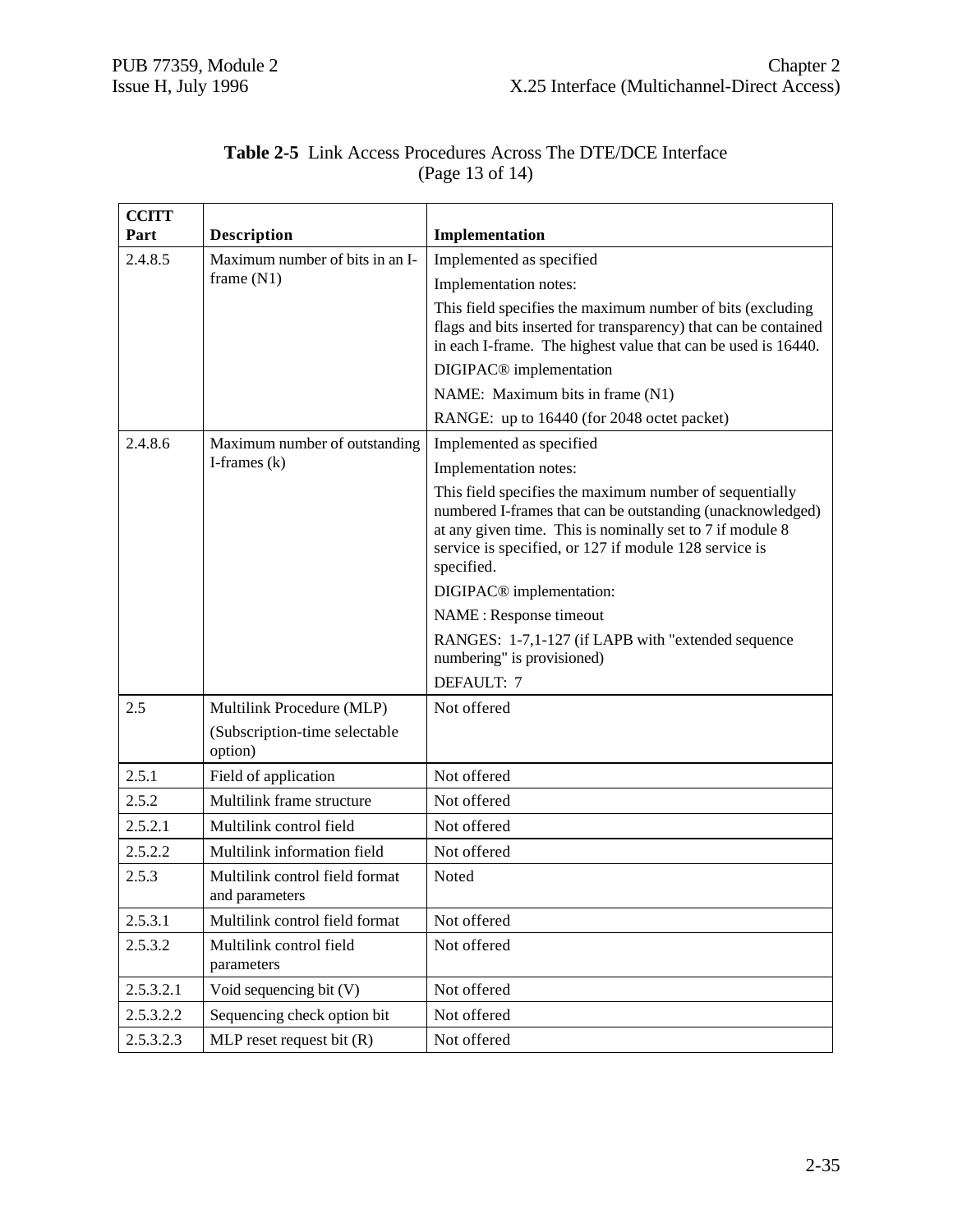**Table 2-5** Link Access Procedures Across The DTE/DCE Interface (Page 13 of 14)

| CCITT Part | Description | Implementation |
|---|---|---|
| 2.4.8.5 | Maximum number of bits in an I-frame (N1) | Implemented as specified<br>Implementation notes:<br>This field specifies the maximum number of bits (excluding flags and bits inserted for transparency) that can be contained in each I-frame. The highest value that can be used is 16440.<br>DIGIPAC® implementation<br>NAME: Maximum bits in frame (N1)<br>RANGE: up to 16440 (for 2048 octet packet) |
| 2.4.8.6 | Maximum number of outstanding I-frames (k) | Implemented as specified<br>Implementation notes:<br>This field specifies the maximum number of sequentially numbered I-frames that can be outstanding (unacknowledged) at any given time. This is nominally set to 7 if module 8 service is specified, or 127 if module 128 service is specified.<br>DIGIPAC® implementation:<br>NAME : Response timeout<br>RANGES: 1-7,1-127 (if LAPB with "extended sequence numbering" is provisioned)<br>DEFAULT: 7 |
| 2.5 | Multilink Procedure (MLP)<br>(Subscription-time selectable option) | Not offered |
| 2.5.1 | Field of application | Not offered |
| 2.5.2 | Multilink frame structure | Not offered |
| 2.5.2.1 | Multilink control field | Not offered |
| 2.5.2.2 | Multilink information field | Not offered |
| 2.5.3 | Multilink control field format and parameters | Noted |
| 2.5.3.1 | Multilink control field format | Not offered |
| 2.5.3.2 | Multilink control field parameters | Not offered |
| 2.5.3.2.1 | Void sequencing bit (V) | Not offered |
| 2.5.3.2.2 | Sequencing check option bit | Not offered |
| 2.5.3.2.3 | MLP reset request bit (R) | Not offered |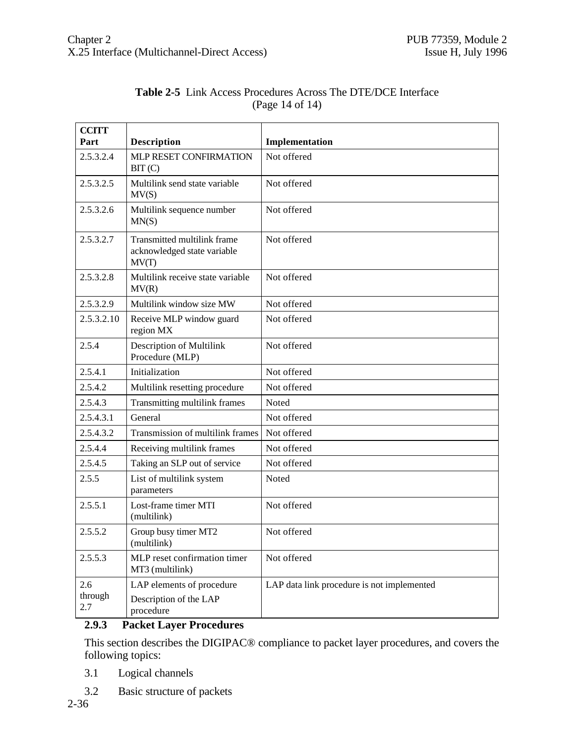**Table 2-5** Link Access Procedures Across The DTE/DCE Interface (Page 14 of 14)

| CCITT Part | Description | Implementation |
|---|---|---|
| 2.5.3.2.4 | MLP RESET CONFIRMATION BIT (C) | Not offered |
| 2.5.3.2.5 | Multilink send state variable MV(S) | Not offered |
| 2.5.3.2.6 | Multilink sequence number MN(S) | Not offered |
| 2.5.3.2.7 | Transmitted multilink frame acknowledged state variable MV(T) | Not offered |
| 2.5.3.2.8 | Multilink receive state variable MV(R) | Not offered |
| 2.5.3.2.9 | Multilink window size MW | Not offered |
| 2.5.3.2.10 | Receive MLP window guard region MX | Not offered |
| 2.5.4 | Description of Multilink Procedure (MLP) | Not offered |
| 2.5.4.1 | Initialization | Not offered |
| 2.5.4.2 | Multilink resetting procedure | Not offered |
| 2.5.4.3 | Transmitting multilink frames | Noted |
| 2.5.4.3.1 | General | Not offered |
| 2.5.4.3.2 | Transmission of multilink frames | Not offered |
| 2.5.4.4 | Receiving multilink frames | Not offered |
| 2.5.4.5 | Taking an SLP out of service | Not offered |
| 2.5.5 | List of multilink system parameters | Noted |
| 2.5.5.1 | Lost-frame timer MTI (multilink) | Not offered |
| 2.5.5.2 | Group busy timer MT2 (multilink) | Not offered |
| 2.5.5.3 | MLP reset confirmation timer MT3 (multilink) | Not offered |
| 2.6 through 2.7 | LAP elements of procedure<br>Description of the LAP procedure | LAP data link procedure is not implemented |

### 2.9.3 Packet Layer Procedures

This section describes the DIGIPAC® compliance to packet layer procedures, and covers the following topics:

3.1 Logical channels

3.2 Basic structure of packets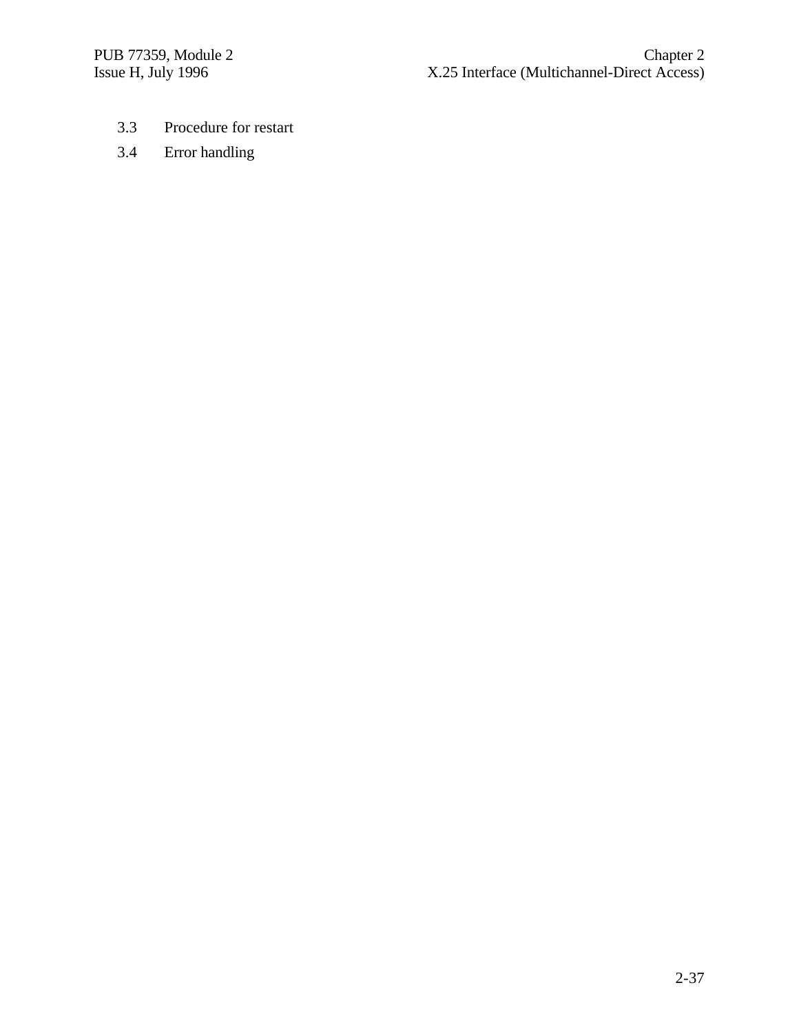3.3 Procedure for restart

3.4 Error handling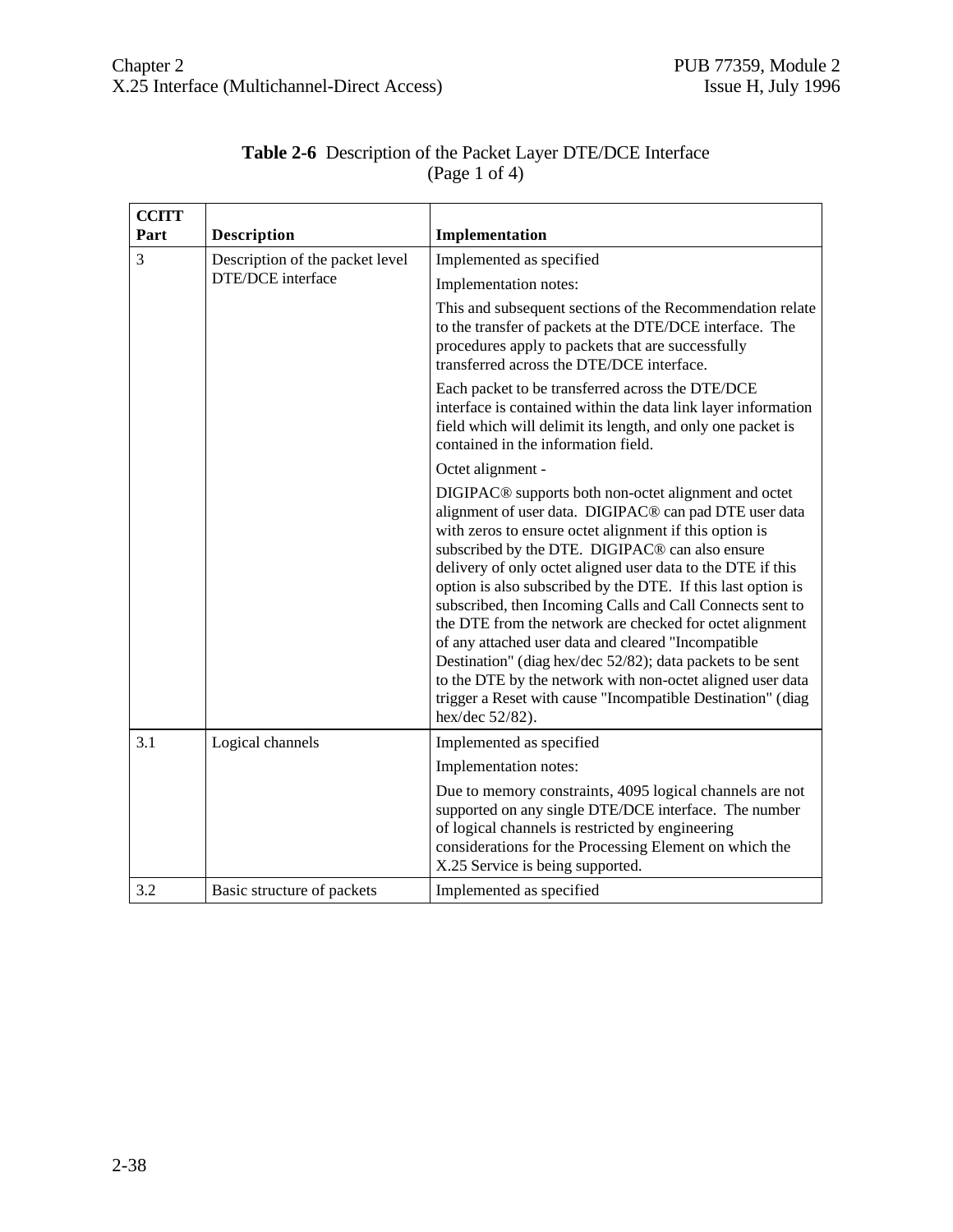**Table 2-6** Description of the Packet Layer DTE/DCE Interface (Page 1 of 4)

| CCITT Part | Description | Implementation |
|---|---|---|
| 3 | Description of the packet level DTE/DCE interface | Implemented as specified<br><br>Implementation notes:<br><br>This and subsequent sections of the Recommendation relate to the transfer of packets at the DTE/DCE interface. The procedures apply to packets that are successfully transferred across the DTE/DCE interface.<br><br>Each packet to be transferred across the DTE/DCE interface is contained within the data link layer information field which will delimit its length, and only one packet is contained in the information field.<br><br>Octet alignment -<br><br>DIGIPAC® supports both non-octet alignment and octet alignment of user data. DIGIPAC® can pad DTE user data with zeros to ensure octet alignment if this option is subscribed by the DTE. DIGIPAC® can also ensure delivery of only octet aligned user data to the DTE if this option is also subscribed by the DTE. If this last option is subscribed, then Incoming Calls and Call Connects sent to the DTE from the network are checked for octet alignment of any attached user data and cleared "Incompatible Destination" (diag hex/dec 52/82); data packets to be sent to the DTE by the network with non-octet aligned user data trigger a Reset with cause "Incompatible Destination" (diag hex/dec 52/82). |
| 3.1 | Logical channels | Implemented as specified<br><br>Implementation notes:<br><br>Due to memory constraints, 4095 logical channels are not supported on any single DTE/DCE interface. The number of logical channels is restricted by engineering considerations for the Processing Element on which the X.25 Service is being supported. |
| 3.2 | Basic structure of packets | Implemented as specified |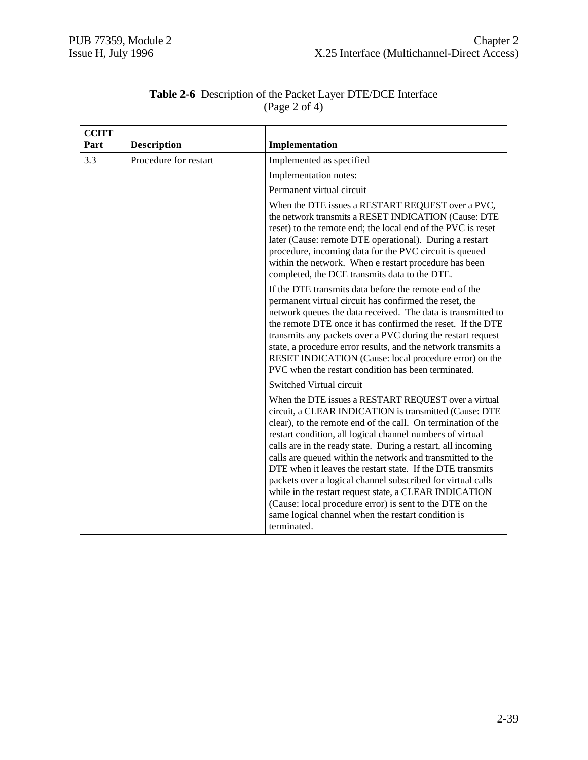**Table 2-6** Description of the Packet Layer DTE/DCE Interface (Page 2 of 4)

| CCITT Part | Description | Implementation |
|---|---|---|
| 3.3 | Procedure for restart | Implemented as specified |
| | | Implementation notes: |
| | | Permanent virtual circuit |
| | | When the DTE issues a RESTART REQUEST over a PVC, the network transmits a RESET INDICATION (Cause: DTE reset) to the remote end; the local end of the PVC is reset later (Cause: remote DTE operational). During a restart procedure, incoming data for the PVC circuit is queued within the network. When e restart procedure has been completed, the DCE transmits data to the DTE. |
| | | If the DTE transmits data before the remote end of the permanent virtual circuit has confirmed the reset, the network queues the data received. The data is transmitted to the remote DTE once it has confirmed the reset. If the DTE transmits any packets over a PVC during the restart request state, a procedure error results, and the network transmits a RESET INDICATION (Cause: local procedure error) on the PVC when the restart condition has been terminated. |
| | | Switched Virtual circuit |
| | | When the DTE issues a RESTART REQUEST over a virtual circuit, a CLEAR INDICATION is transmitted (Cause: DTE clear), to the remote end of the call. On termination of the restart condition, all logical channel numbers of virtual calls are in the ready state. During a restart, all incoming calls are queued within the network and transmitted to the DTE when it leaves the restart state. If the DTE transmits packets over a logical channel subscribed for virtual calls while in the restart request state, a CLEAR INDICATION (Cause: local procedure error) is sent to the DTE on the same logical channel when the restart condition is terminated. |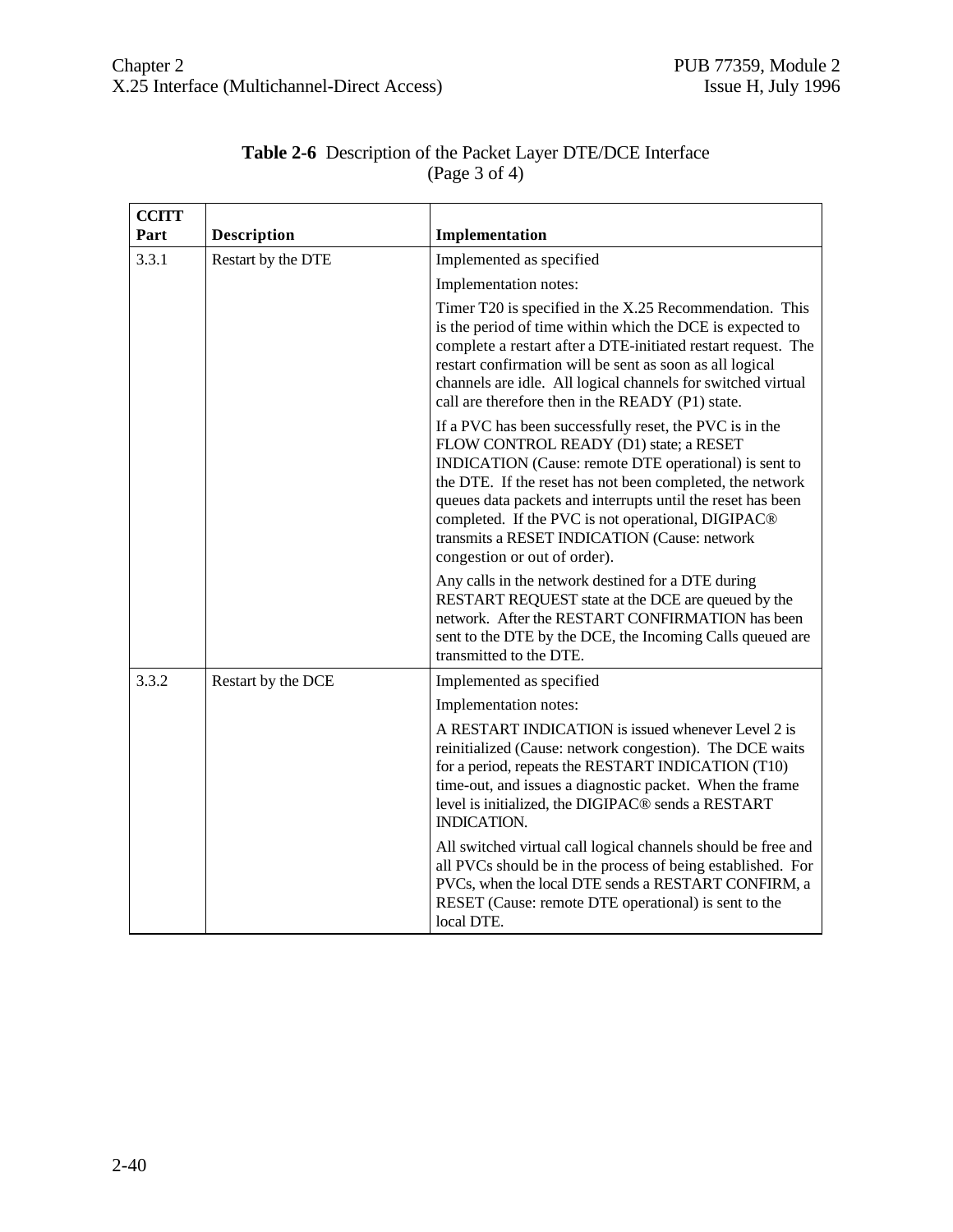**Table 2-6** Description of the Packet Layer DTE/DCE Interface (Page 3 of 4)

| CCITT Part | Description | Implementation |
|---|---|---|
| 3.3.1 | Restart by the DTE | Implemented as specified<br><br>Implementation notes:<br><br>Timer T20 is specified in the X.25 Recommendation. This is the period of time within which the DCE is expected to complete a restart after a DTE-initiated restart request. The restart confirmation will be sent as soon as all logical channels are idle. All logical channels for switched virtual call are therefore then in the READY (P1) state.<br><br>If a PVC has been successfully reset, the PVC is in the FLOW CONTROL READY (D1) state; a RESET INDICATION (Cause: remote DTE operational) is sent to the DTE. If the reset has not been completed, the network queues data packets and interrupts until the reset has been completed. If the PVC is not operational, DIGIPAC® transmits a RESET INDICATION (Cause: network congestion or out of order).<br><br>Any calls in the network destined for a DTE during RESTART REQUEST state at the DCE are queued by the network. After the RESTART CONFIRMATION has been sent to the DTE by the DCE, the Incoming Calls queued are transmitted to the DTE. |
| 3.3.2 | Restart by the DCE | Implemented as specified<br><br>Implementation notes:<br><br>A RESTART INDICATION is issued whenever Level 2 is reinitialized (Cause: network congestion). The DCE waits for a period, repeats the RESTART INDICATION (T10) time-out, and issues a diagnostic packet. When the frame level is initialized, the DIGIPAC® sends a RESTART INDICATION.<br><br>All switched virtual call logical channels should be free and all PVCs should be in the process of being established. For PVCs, when the local DTE sends a RESTART CONFIRM, a RESET (Cause: remote DTE operational) is sent to the local DTE. |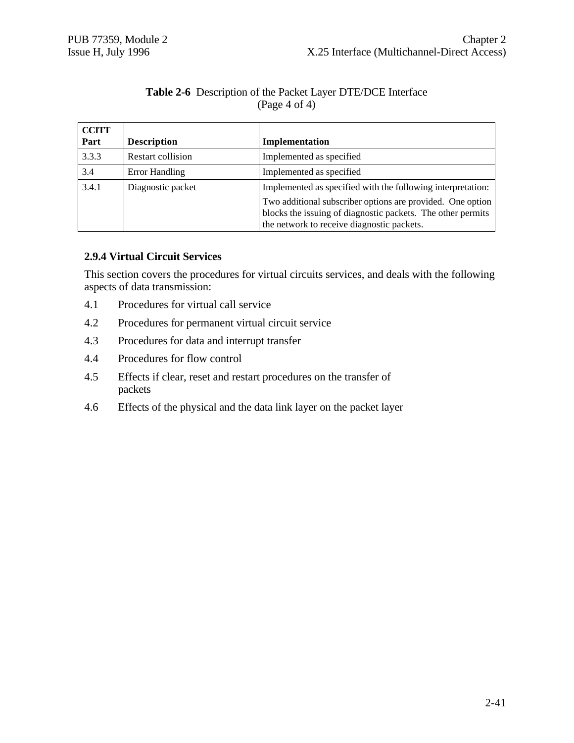**Table 2-6** Description of the Packet Layer DTE/DCE Interface (Page 4 of 4)

| CCITT Part | Description | Implementation |
|---|---|---|
| 3.3.3 | Restart collision | Implemented as specified |
| 3.4 | Error Handling | Implemented as specified |
| 3.4.1 | Diagnostic packet | Implemented as specified with the following interpretation: Two additional subscriber options are provided. One option blocks the issuing of diagnostic packets. The other permits the network to receive diagnostic packets. |

### 2.9.4 Virtual Circuit Services

This section covers the procedures for virtual circuits services, and deals with the following aspects of data transmission:

4.1 Procedures for virtual call service

4.2 Procedures for permanent virtual circuit service

4.3 Procedures for data and interrupt transfer

4.4 Procedures for flow control

4.5 Effects if clear, reset and restart procedures on the transfer of packets

4.6 Effects of the physical and the data link layer on the packet layer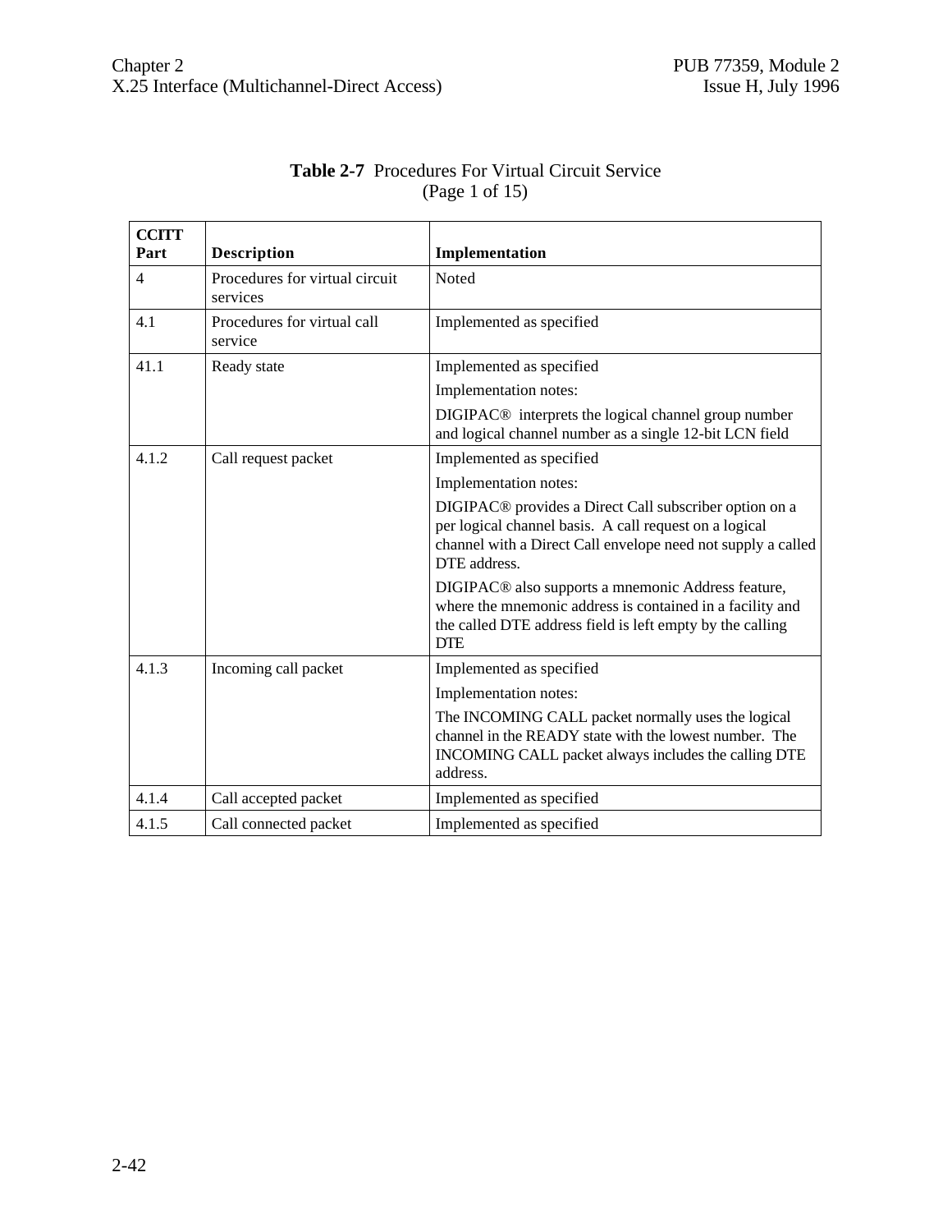**Table 2-7** Procedures For Virtual Circuit Service
(Page 1 of 15)

| CCITT Part | Description | Implementation |
|---|---|---|
| 4 | Procedures for virtual circuit services | Noted |
| 4.1 | Procedures for virtual call service | Implemented as specified |
| 41.1 | Ready state | Implemented as specified<br>Implementation notes:<br>DIGIPAC® interprets the logical channel group number and logical channel number as a single 12-bit LCN field |
| 4.1.2 | Call request packet | Implemented as specified<br>Implementation notes:<br>DIGIPAC® provides a Direct Call subscriber option on a per logical channel basis. A call request on a logical channel with a Direct Call envelope need not supply a called DTE address.<br>DIGIPAC® also supports a mnemonic Address feature, where the mnemonic address is contained in a facility and the called DTE address field is left empty by the calling DTE |
| 4.1.3 | Incoming call packet | Implemented as specified<br>Implementation notes:<br>The INCOMING CALL packet normally uses the logical channel in the READY state with the lowest number. The INCOMING CALL packet always includes the calling DTE address. |
| 4.1.4 | Call accepted packet | Implemented as specified |
| 4.1.5 | Call connected packet | Implemented as specified |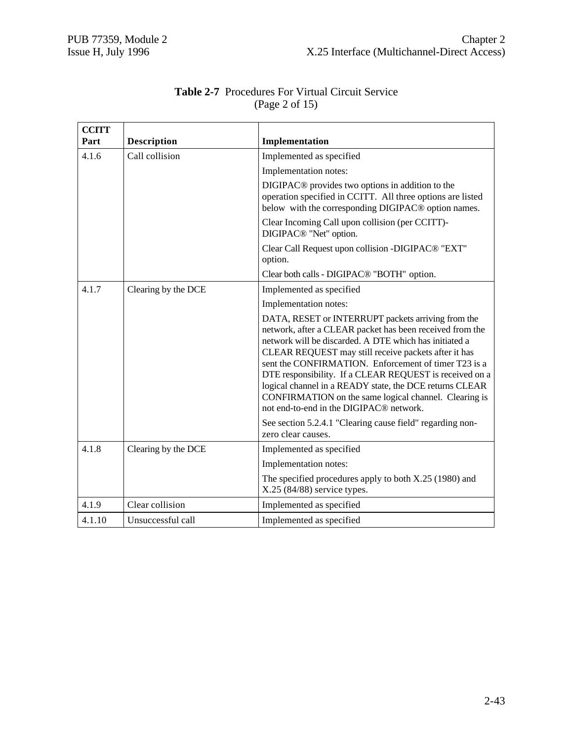**Table 2-7** Procedures For Virtual Circuit Service
(Page 2 of 15)

| CCITT Part | Description | Implementation |
|---|---|---|
| 4.1.6 | Call collision | Implemented as specified<br><br>Implementation notes:<br><br>DIGIPAC® provides two options in addition to the operation specified in CCITT. All three options are listed below with the corresponding DIGIPAC® option names.<br><br>Clear Incoming Call upon collision (per CCITT)-DIGIPAC® "Net" option.<br><br>Clear Call Request upon collision -DIGIPAC® "EXT" option.<br><br>Clear both calls - DIGIPAC® "BOTH" option. |
| 4.1.7 | Clearing by the DCE | Implemented as specified<br><br>Implementation notes:<br><br>DATA, RESET or INTERRUPT packets arriving from the network, after a CLEAR packet has been received from the network will be discarded. A DTE which has initiated a CLEAR REQUEST may still receive packets after it has sent the CONFIRMATION. Enforcement of timer T23 is a DTE responsibility. If a CLEAR REQUEST is received on a logical channel in a READY state, the DCE returns CLEAR CONFIRMATION on the same logical channel. Clearing is not end-to-end in the DIGIPAC® network.<br><br>See section 5.2.4.1 "Clearing cause field" regarding non-zero clear causes. |
| 4.1.8 | Clearing by the DCE | Implemented as specified<br><br>Implementation notes:<br><br>The specified procedures apply to both X.25 (1980) and X.25 (84/88) service types. |
| 4.1.9 | Clear collision | Implemented as specified |
| 4.1.10 | Unsuccessful call | Implemented as specified |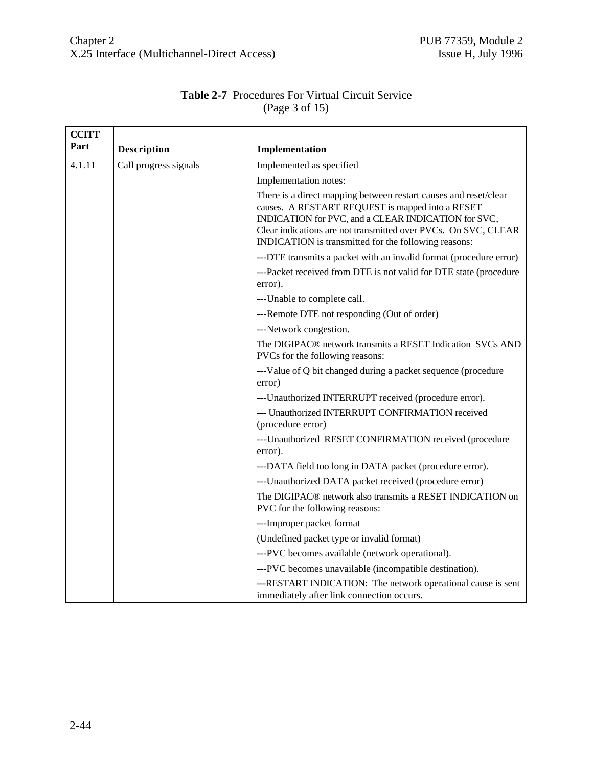**Table 2-7** Procedures For Virtual Circuit Service (Page 3 of 15)

| CCITT Part | Description | Implementation |
|---|---|---|
| 4.1.11 | Call progress signals | Implemented as specified |
| | | Implementation notes: |
| | | There is a direct mapping between restart causes and reset/clear causes. A RESTART REQUEST is mapped into a RESET INDICATION for PVC, and a CLEAR INDICATION for SVC, Clear indications are not transmitted over PVCs. On SVC, CLEAR INDICATION is transmitted for the following reasons: |
| | | ---DTE transmits a packet with an invalid format (procedure error) |
| | | ---Packet received from DTE is not valid for DTE state (procedure error). |
| | | ---Unable to complete call. |
| | | ---Remote DTE not responding (Out of order) |
| | | ---Network congestion. |
| | | The DIGIPAC® network transmits a RESET Indication SVCs AND PVCs for the following reasons: |
| | | ---Value of Q bit changed during a packet sequence (procedure error) |
| | | ---Unauthorized INTERRUPT received (procedure error). |
| | | --- Unauthorized INTERRUPT CONFIRMATION received (procedure error) |
| | | ---Unauthorized RESET CONFIRMATION received (procedure error). |
| | | ---DATA field too long in DATA packet (procedure error). |
| | | ---Unauthorized DATA packet received (procedure error) |
| | | The DIGIPAC® network also transmits a RESET INDICATION on PVC for the following reasons: |
| | | ---Improper packet format |
| | | (Undefined packet type or invalid format) |
| | | ---PVC becomes available (network operational). |
| | | ---PVC becomes unavailable (incompatible destination). |
| | | ---RESTART INDICATION: The network operational cause is sent immediately after link connection occurs. |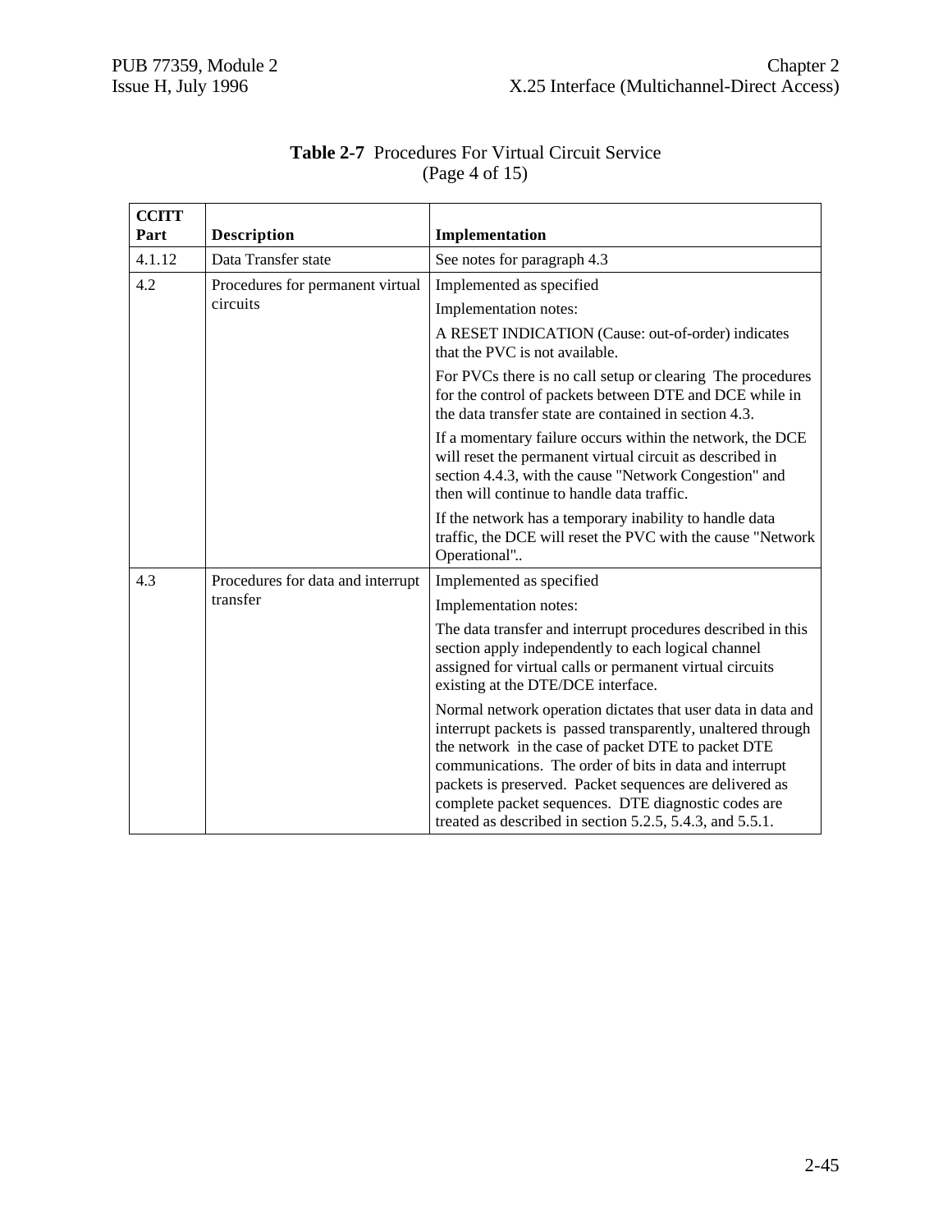**Table 2-7** Procedures For Virtual Circuit Service (Page 4 of 15)

| CCITT Part | Description | Implementation |
|---|---|---|
| 4.1.12 | Data Transfer state | See notes for paragraph 4.3 |
| 4.2 | Procedures for permanent virtual circuits | Implemented as specified<br>Implementation notes:<br>A RESET INDICATION (Cause: out-of-order) indicates that the PVC is not available.<br>For PVCs there is no call setup or clearing The procedures for the control of packets between DTE and DCE while in the data transfer state are contained in section 4.3.<br>If a momentary failure occurs within the network, the DCE will reset the permanent virtual circuit as described in section 4.4.3, with the cause "Network Congestion" and then will continue to handle data traffic.<br>If the network has a temporary inability to handle data traffic, the DCE will reset the PVC with the cause "Network Operational".. |
| 4.3 | Procedures for data and interrupt transfer | Implemented as specified<br>Implementation notes:<br>The data transfer and interrupt procedures described in this section apply independently to each logical channel assigned for virtual calls or permanent virtual circuits existing at the DTE/DCE interface.<br>Normal network operation dictates that user data in data and interrupt packets is passed transparently, unaltered through the network in the case of packet DTE to packet DTE communications. The order of bits in data and interrupt packets is preserved. Packet sequences are delivered as complete packet sequences. DTE diagnostic codes are treated as described in section 5.2.5, 5.4.3, and 5.5.1. |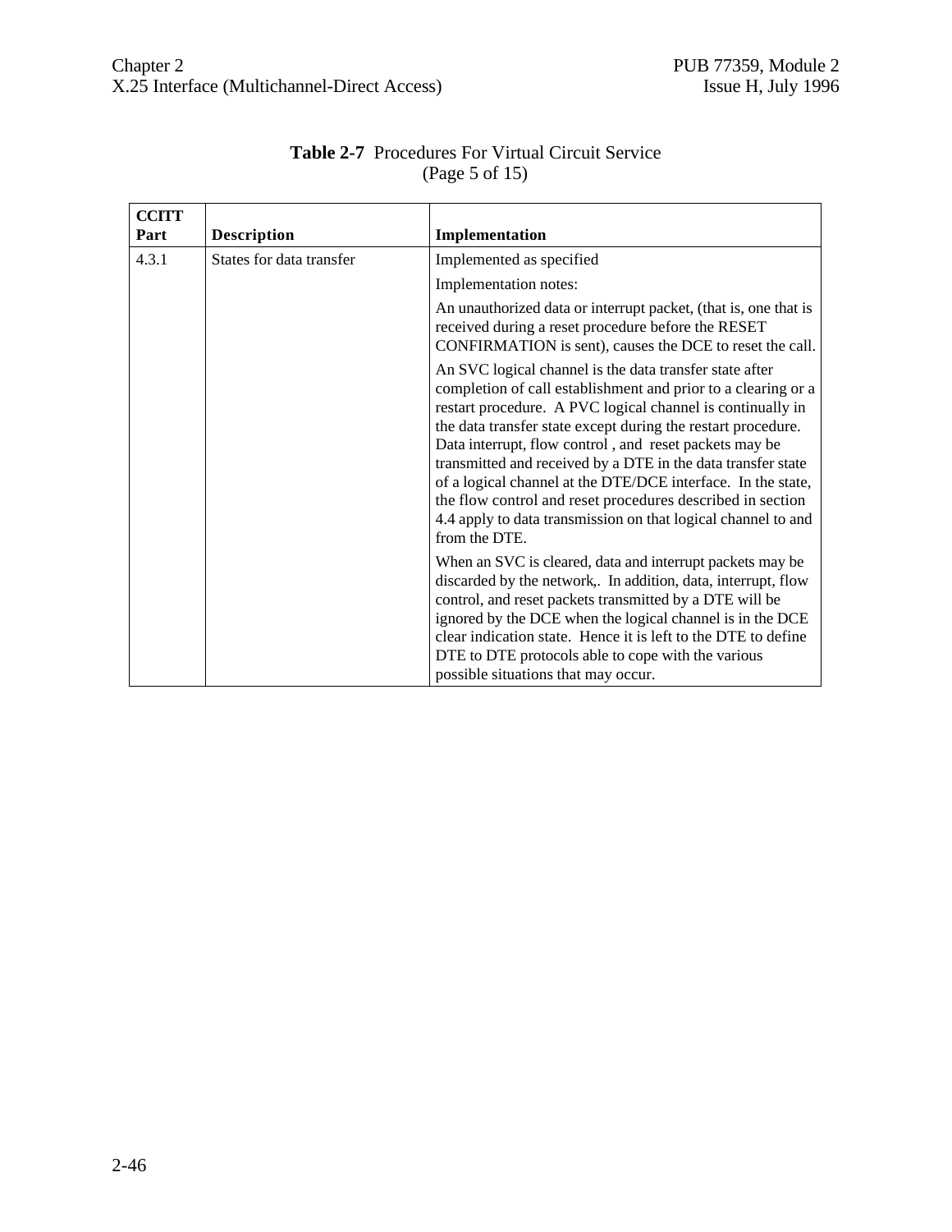**Table 2-7** Procedures For Virtual Circuit Service (Page 5 of 15)

| CCITT Part | Description | Implementation |
|---|---|---|
| 4.3.1 | States for data transfer | Implemented as specified<br><br>Implementation notes:<br><br>An unauthorized data or interrupt packet, (that is, one that is received during a reset procedure before the RESET CONFIRMATION is sent), causes the DCE to reset the call.<br><br>An SVC logical channel is the data transfer state after completion of call establishment and prior to a clearing or a restart procedure. A PVC logical channel is continually in the data transfer state except during the restart procedure. Data interrupt, flow control , and reset packets may be transmitted and received by a DTE in the data transfer state of a logical channel at the DTE/DCE interface. In the state, the flow control and reset procedures described in section 4.4 apply to data transmission on that logical channel to and from the DTE.<br><br>When an SVC is cleared, data and interrupt packets may be discarded by the network,. In addition, data, interrupt, flow control, and reset packets transmitted by a DTE will be ignored by the DCE when the logical channel is in the DCE clear indication state. Hence it is left to the DTE to define DTE to DTE protocols able to cope with the various possible situations that may occur. |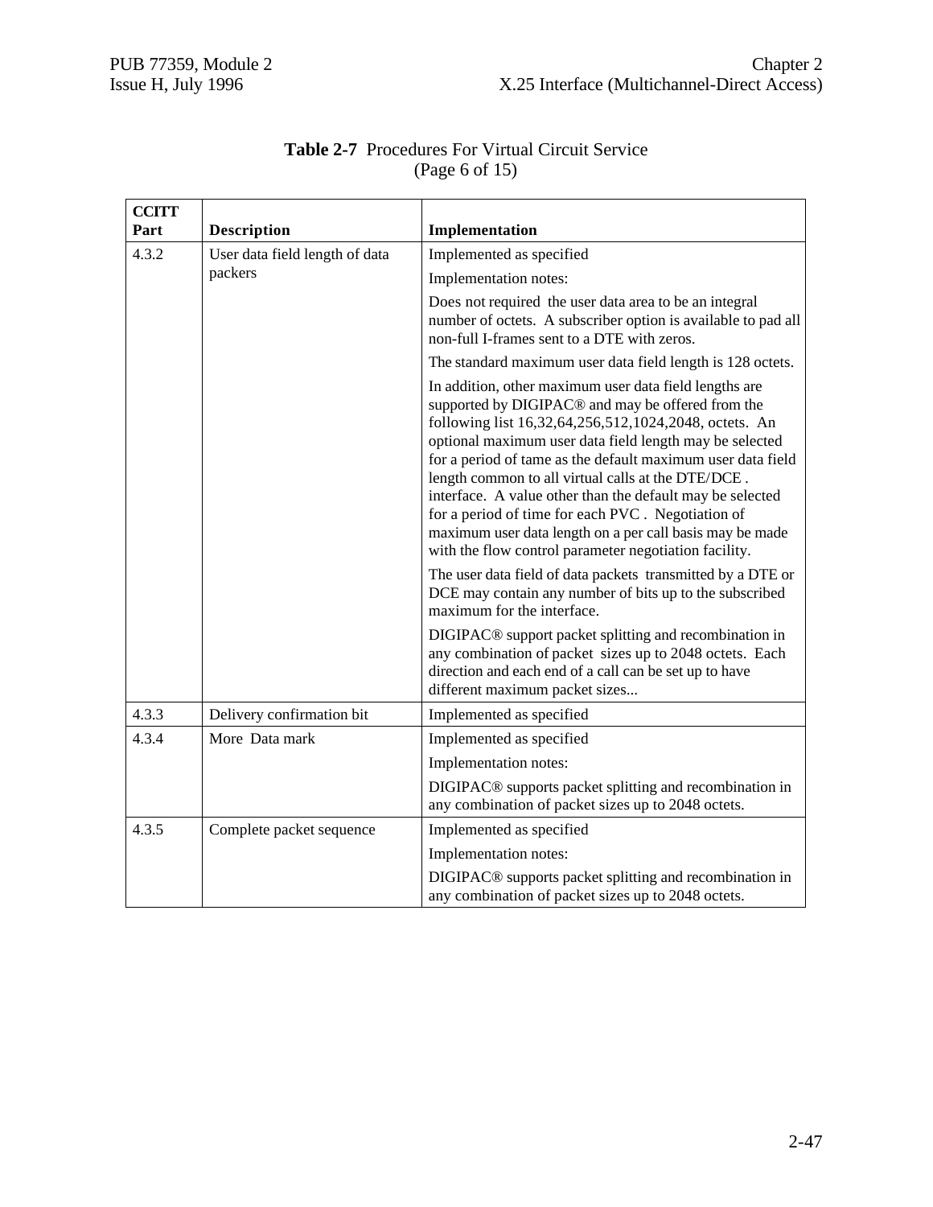**Table 2-7** Procedures For Virtual Circuit Service
(Page 6 of 15)

| CCITT Part | Description | Implementation |
|---|---|---|
| 4.3.2 | User data field length of data packers | Implemented as specified<br><br>Implementation notes:<br><br>Does not required the user data area to be an integral number of octets. A subscriber option is available to pad all non-full I-frames sent to a DTE with zeros.<br><br>The standard maximum user data field length is 128 octets.<br><br>In addition, other maximum user data field lengths are supported by DIGIPAC® and may be offered from the following list 16,32,64,256,512,1024,2048, octets. An optional maximum user data field length may be selected for a period of tame as the default maximum user data field length common to all virtual calls at the DTE/DCE . interface. A value other than the default may be selected for a period of time for each PVC . Negotiation of maximum user data length on a per call basis may be made with the flow control parameter negotiation facility.<br><br>The user data field of data packets transmitted by a DTE or DCE may contain any number of bits up to the subscribed maximum for the interface.<br><br>DIGIPAC® support packet splitting and recombination in any combination of packet sizes up to 2048 octets. Each direction and each end of a call can be set up to have different maximum packet sizes... |
| 4.3.3 | Delivery confirmation bit | Implemented as specified |
| 4.3.4 | More Data mark | Implemented as specified<br><br>Implementation notes:<br><br>DIGIPAC® supports packet splitting and recombination in any combination of packet sizes up to 2048 octets. |
| 4.3.5 | Complete packet sequence | Implemented as specified<br><br>Implementation notes:<br><br>DIGIPAC® supports packet splitting and recombination in any combination of packet sizes up to 2048 octets. |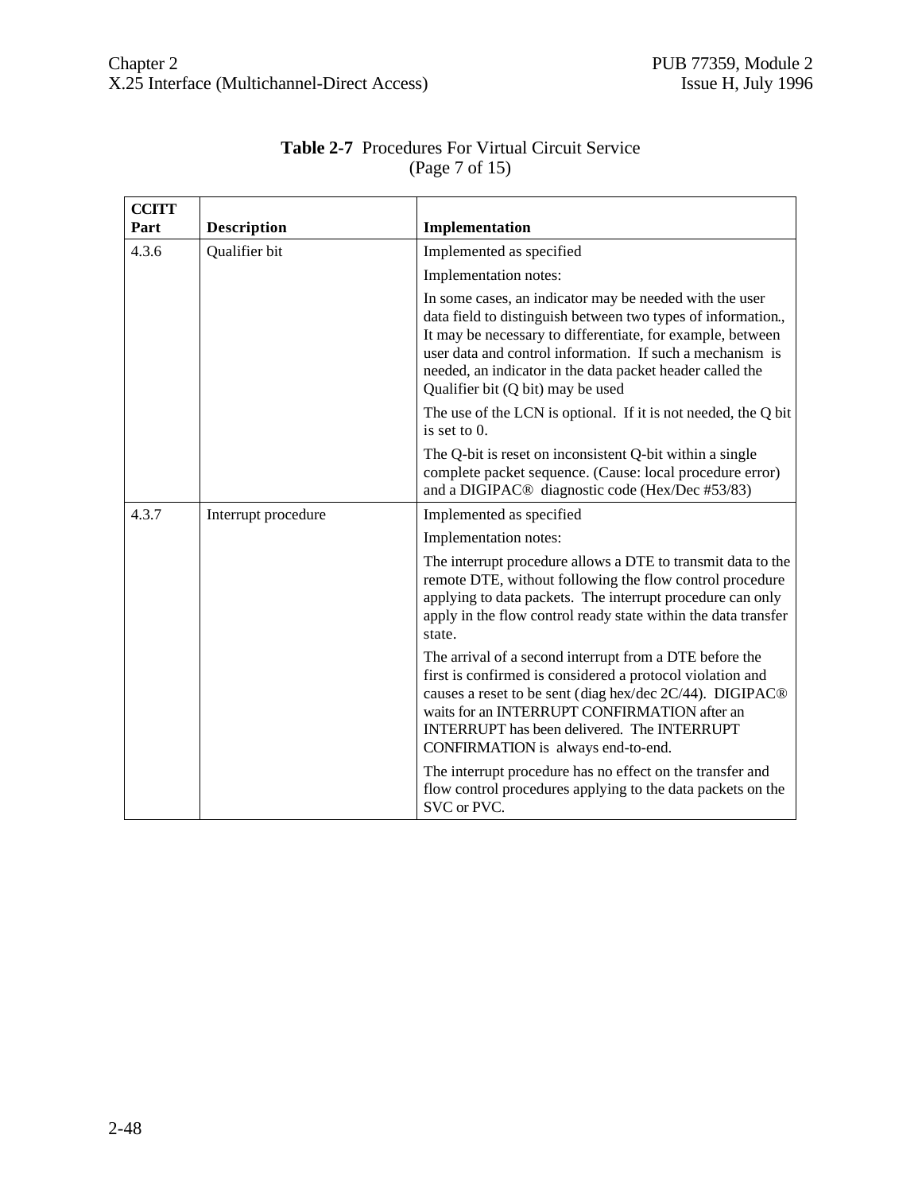**Table 2-7** Procedures For Virtual Circuit Service
(Page 7 of 15)

| CCITT Part | Description | Implementation |
|---|---|---|
| 4.3.6 | Qualifier bit | Implemented as specified |
| | | Implementation notes: |
| | | In some cases, an indicator may be needed with the user data field to distinguish between two types of information., It may be necessary to differentiate, for example, between user data and control information. If such a mechanism is needed, an indicator in the data packet header called the Qualifier bit (Q bit) may be used |
| | | The use of the LCN is optional. If it is not needed, the Q bit is set to 0. |
| | | The Q-bit is reset on inconsistent Q-bit within a single complete packet sequence. (Cause: local procedure error) and a DIGIPAC® diagnostic code (Hex/Dec #53/83) |
| 4.3.7 | Interrupt procedure | Implemented as specified |
| | | Implementation notes: |
| | | The interrupt procedure allows a DTE to transmit data to the remote DTE, without following the flow control procedure applying to data packets. The interrupt procedure can only apply in the flow control ready state within the data transfer state. |
| | | The arrival of a second interrupt from a DTE before the first is confirmed is considered a protocol violation and causes a reset to be sent (diag hex/dec 2C/44). DIGIPAC® waits for an INTERRUPT CONFIRMATION after an INTERRUPT has been delivered. The INTERRUPT CONFIRMATION is always end-to-end. |
| | | The interrupt procedure has no effect on the transfer and flow control procedures applying to the data packets on the SVC or PVC. |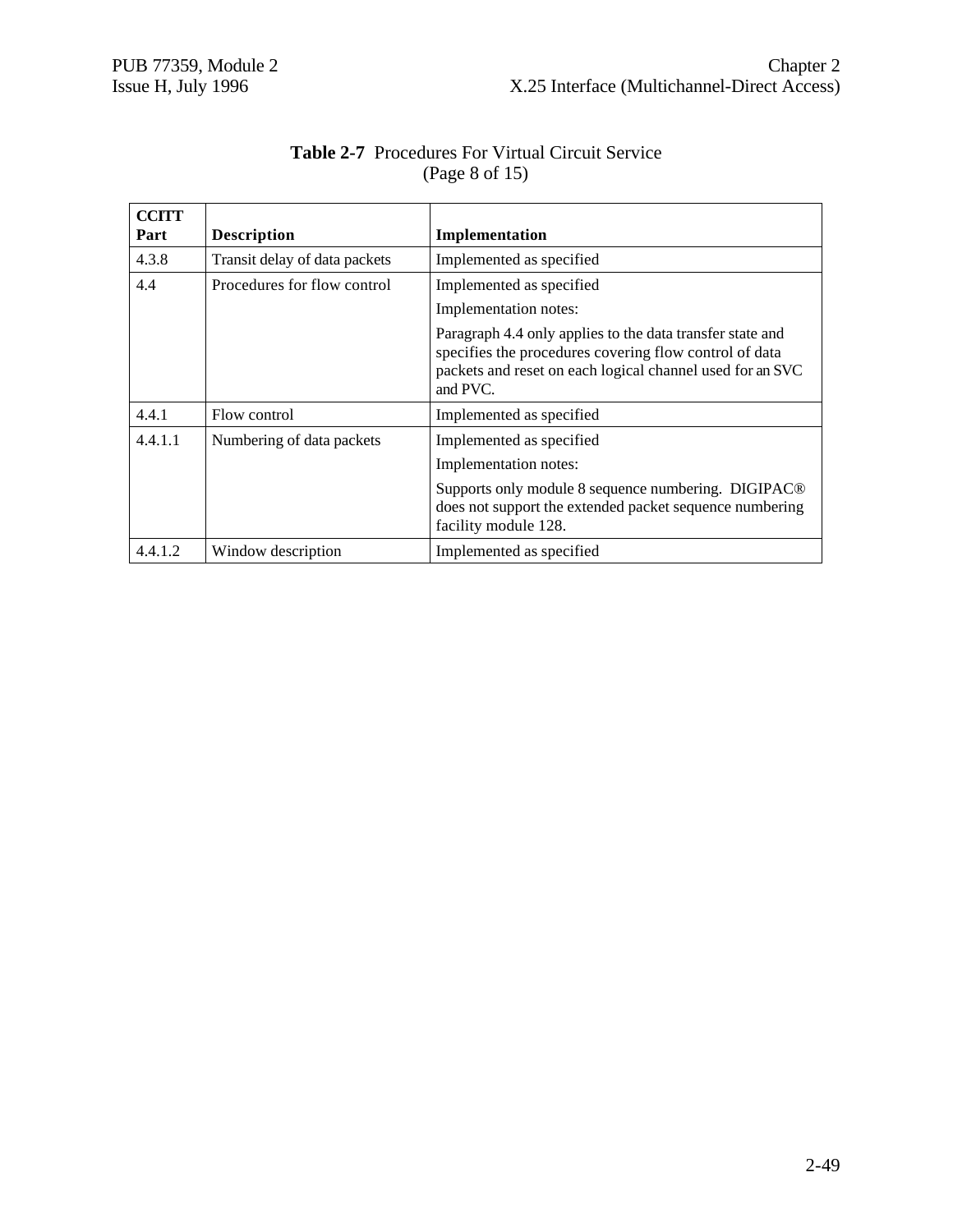**Table 2-7** Procedures For Virtual Circuit Service
(Page 8 of 15)

| CCITT Part | Description | Implementation |
|---|---|---|
| 4.3.8 | Transit delay of data packets | Implemented as specified |
| 4.4 | Procedures for flow control | Implemented as specified<br><br>Implementation notes:<br><br>Paragraph 4.4 only applies to the data transfer state and specifies the procedures covering flow control of data packets and reset on each logical channel used for an SVC and PVC. |
| 4.4.1 | Flow control | Implemented as specified |
| 4.4.1.1 | Numbering of data packets | Implemented as specified<br><br>Implementation notes:<br><br>Supports only module 8 sequence numbering. DIGIPAC® does not support the extended packet sequence numbering facility module 128. |
| 4.4.1.2 | Window description | Implemented as specified |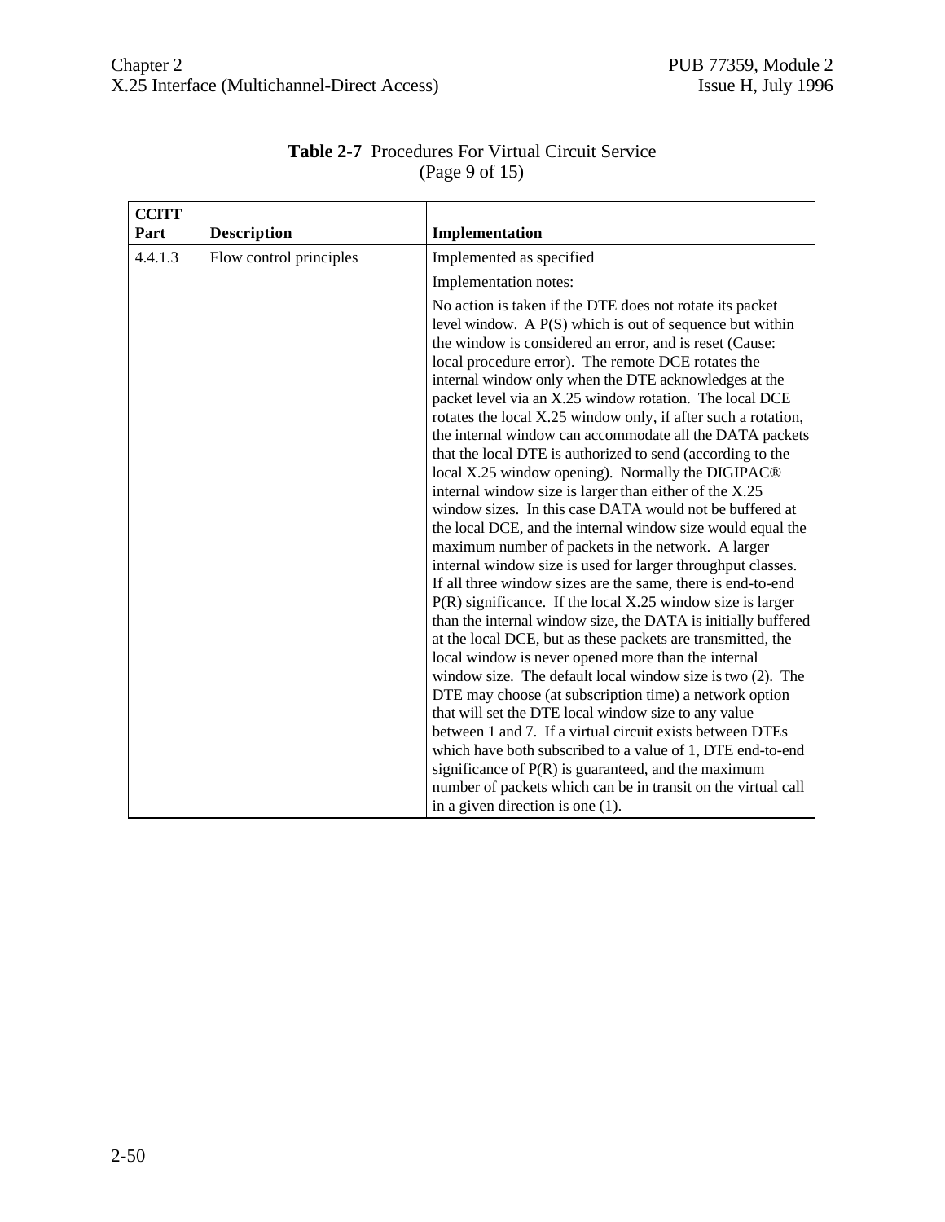**Table 2-7** Procedures For Virtual Circuit Service
(Page 9 of 15)

| CCITT Part | Description | Implementation |
|---|---|---|
| 4.4.1.3 | Flow control principles | Implemented as specified<br><br>Implementation notes:<br><br>No action is taken if the DTE does not rotate its packet level window. A P(S) which is out of sequence but within the window is considered an error, and is reset (Cause: local procedure error). The remote DCE rotates the internal window only when the DTE acknowledges at the packet level via an X.25 window rotation. The local DCE rotates the local X.25 window only, if after such a rotation, the internal window can accommodate all the DATA packets that the local DTE is authorized to send (according to the local X.25 window opening). Normally the DIGIPAC® internal window size is larger than either of the X.25 window sizes. In this case DATA would not be buffered at the local DCE, and the internal window size would equal the maximum number of packets in the network. A larger internal window size is used for larger throughput classes. If all three window sizes are the same, there is end-to-end P(R) significance. If the local X.25 window size is larger than the internal window size, the DATA is initially buffered at the local DCE, but as these packets are transmitted, the local window is never opened more than the internal window size. The default local window size is two (2). The DTE may choose (at subscription time) a network option that will set the DTE local window size to any value between 1 and 7. If a virtual circuit exists between DTEs which have both subscribed to a value of 1, DTE end-to-end significance of P(R) is guaranteed, and the maximum number of packets which can be in transit on the virtual call in a given direction is one (1). |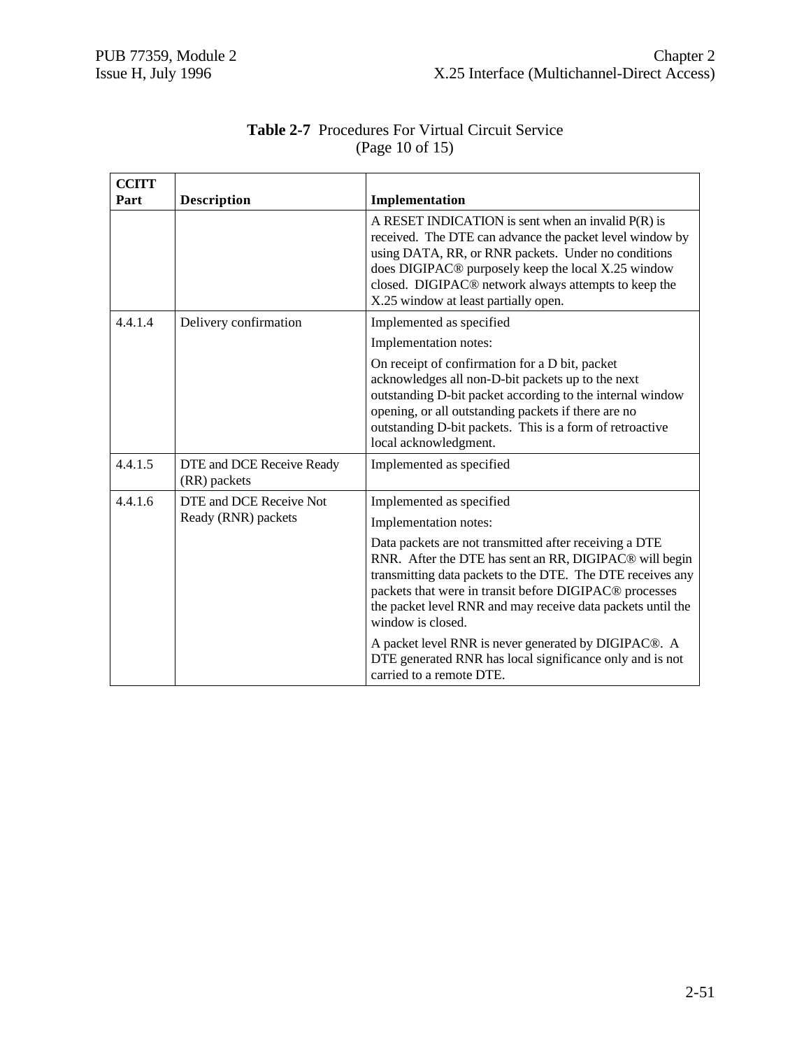**Table 2-7** Procedures For Virtual Circuit Service
(Page 10 of 15)

| CCITT Part | Description | Implementation |
|---|---|---|
| | | A RESET INDICATION is sent when an invalid P(R) is received. The DTE can advance the packet level window by using DATA, RR, or RNR packets. Under no conditions does DIGIPAC® purposely keep the local X.25 window closed. DIGIPAC® network always attempts to keep the X.25 window at least partially open. |
| 4.4.1.4 | Delivery confirmation | Implemented as specified<br><br>Implementation notes:<br><br>On receipt of confirmation for a D bit, packet acknowledges all non-D-bit packets up to the next outstanding D-bit packet according to the internal window opening, or all outstanding packets if there are no outstanding D-bit packets. This is a form of retroactive local acknowledgment. |
| 4.4.1.5 | DTE and DCE Receive Ready (RR) packets | Implemented as specified |
| 4.4.1.6 | DTE and DCE Receive Not Ready (RNR) packets | Implemented as specified<br><br>Implementation notes:<br><br>Data packets are not transmitted after receiving a DTE RNR. After the DTE has sent an RR, DIGIPAC® will begin transmitting data packets to the DTE. The DTE receives any packets that were in transit before DIGIPAC® processes the packet level RNR and may receive data packets until the window is closed.<br><br>A packet level RNR is never generated by DIGIPAC®. A DTE generated RNR has local significance only and is not carried to a remote DTE. |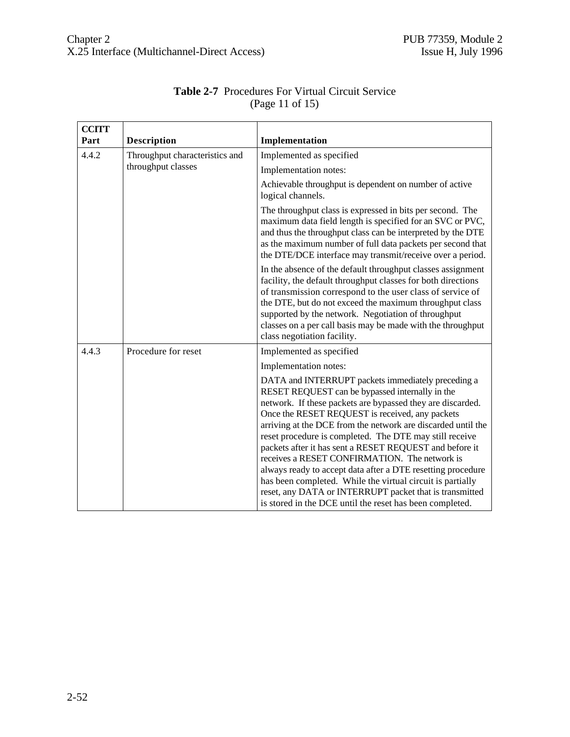**Table 2-7** Procedures For Virtual Circuit Service
(Page 11 of 15)

| CCITT Part | Description | Implementation |
|---|---|---|
| 4.4.2 | Throughput characteristics and throughput classes | Implemented as specified<br><br>Implementation notes:<br><br>Achievable throughput is dependent on number of active logical channels.<br><br>The throughput class is expressed in bits per second. The maximum data field length is specified for an SVC or PVC, and thus the throughput class can be interpreted by the DTE as the maximum number of full data packets per second that the DTE/DCE interface may transmit/receive over a period.<br><br>In the absence of the default throughput classes assignment facility, the default throughput classes for both directions of transmission correspond to the user class of service of the DTE, but do not exceed the maximum throughput class supported by the network. Negotiation of throughput classes on a per call basis may be made with the throughput class negotiation facility. |
| 4.4.3 | Procedure for reset | Implemented as specified<br><br>Implementation notes:<br><br>DATA and INTERRUPT packets immediately preceding a RESET REQUEST can be bypassed internally in the network. If these packets are bypassed they are discarded. Once the RESET REQUEST is received, any packets arriving at the DCE from the network are discarded until the reset procedure is completed. The DTE may still receive packets after it has sent a RESET REQUEST and before it receives a RESET CONFIRMATION. The network is always ready to accept data after a DTE resetting procedure has been completed. While the virtual circuit is partially reset, any DATA or INTERRUPT packet that is transmitted is stored in the DCE until the reset has been completed. |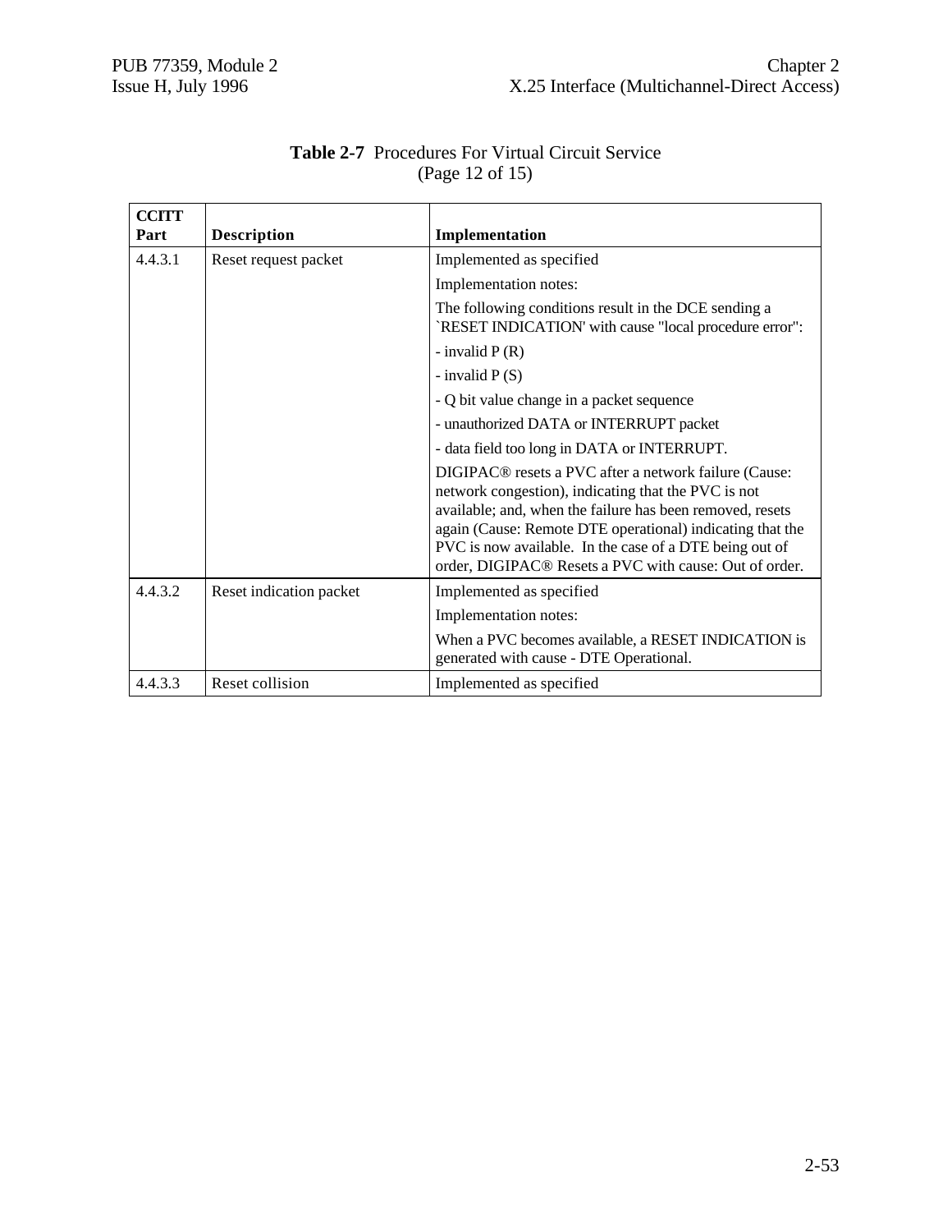**Table 2-7** Procedures For Virtual Circuit Service
(Page 12 of 15)

| CCITT Part | Description | Implementation |
|---|---|---|
| 4.4.3.1 | Reset request packet | Implemented as specified<br><br>Implementation notes:<br><br>The following conditions result in the DCE sending a `RESET INDICATION' with cause "local procedure error":<br><br>- invalid P (R)<br><br>- invalid P (S)<br><br>- Q bit value change in a packet sequence<br><br>- unauthorized DATA or INTERRUPT packet<br><br>- data field too long in DATA or INTERRUPT.<br><br>DIGIPAC® resets a PVC after a network failure (Cause: network congestion), indicating that the PVC is not available; and, when the failure has been removed, resets again (Cause: Remote DTE operational) indicating that the PVC is now available. In the case of a DTE being out of order, DIGIPAC® Resets a PVC with cause: Out of order. |
| 4.4.3.2 | Reset indication packet | Implemented as specified<br><br>Implementation notes:<br><br>When a PVC becomes available, a RESET INDICATION is generated with cause - DTE Operational. |
| 4.4.3.3 | Reset collision | Implemented as specified |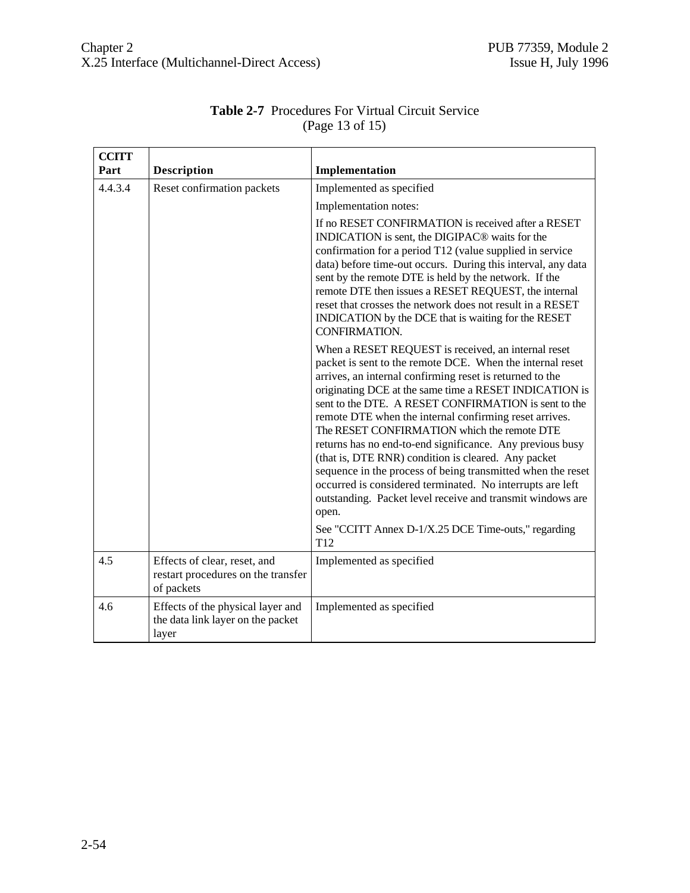**Table 2-7** Procedures For Virtual Circuit Service
(Page 13 of 15)

| CCITT Part | Description | Implementation |
|---|---|---|
| 4.4.3.4 | Reset confirmation packets | Implemented as specified<br><br>Implementation notes:<br><br>If no RESET CONFIRMATION is received after a RESET INDICATION is sent, the DIGIPAC® waits for the confirmation for a period T12 (value supplied in service data) before time-out occurs. During this interval, any data sent by the remote DTE is held by the network. If the remote DTE then issues a RESET REQUEST, the internal reset that crosses the network does not result in a RESET INDICATION by the DCE that is waiting for the RESET CONFIRMATION.<br><br>When a RESET REQUEST is received, an internal reset packet is sent to the remote DCE. When the internal reset arrives, an internal confirming reset is returned to the originating DCE at the same time a RESET INDICATION is sent to the DTE. A RESET CONFIRMATION is sent to the remote DTE when the internal confirming reset arrives. The RESET CONFIRMATION which the remote DTE returns has no end-to-end significance. Any previous busy (that is, DTE RNR) condition is cleared. Any packet sequence in the process of being transmitted when the reset occurred is considered terminated. No interrupts are left outstanding. Packet level receive and transmit windows are open.<br><br>See "CCITT Annex D-1/X.25 DCE Time-outs," regarding T12 |
| 4.5 | Effects of clear, reset, and restart procedures on the transfer of packets | Implemented as specified |
| 4.6 | Effects of the physical layer and the data link layer on the packet layer | Implemented as specified |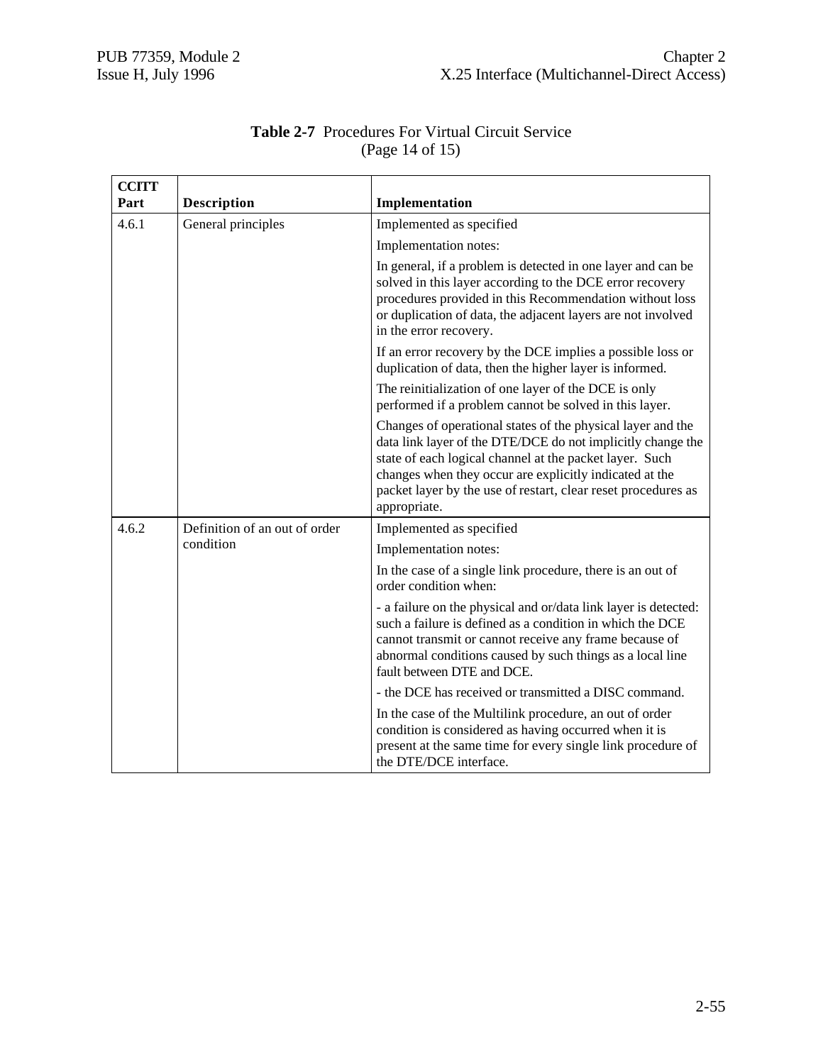**Table 2-7** Procedures For Virtual Circuit Service
(Page 14 of 15)

| CCITT Part | Description | Implementation |
|---|---|---|
| 4.6.1 | General principles | Implemented as specified |
| | | Implementation notes: |
| | | In general, if a problem is detected in one layer and can be solved in this layer according to the DCE error recovery procedures provided in this Recommendation without loss or duplication of data, the adjacent layers are not involved in the error recovery. |
| | | If an error recovery by the DCE implies a possible loss or duplication of data, then the higher layer is informed. |
| | | The reinitialization of one layer of the DCE is only performed if a problem cannot be solved in this layer. |
| | | Changes of operational states of the physical layer and the data link layer of the DTE/DCE do not implicitly change the state of each logical channel at the packet layer. Such changes when they occur are explicitly indicated at the packet layer by the use of restart, clear reset procedures as appropriate. |
| 4.6.2 | Definition of an out of order condition | Implemented as specified |
| | | Implementation notes: |
| | | In the case of a single link procedure, there is an out of order condition when: |
| | | - a failure on the physical and or/data link layer is detected: such a failure is defined as a condition in which the DCE cannot transmit or cannot receive any frame because of abnormal conditions caused by such things as a local line fault between DTE and DCE. |
| | | - the DCE has received or transmitted a DISC command. |
| | | In the case of the Multilink procedure, an out of order condition is considered as having occurred when it is present at the same time for every single link procedure of the DTE/DCE interface. |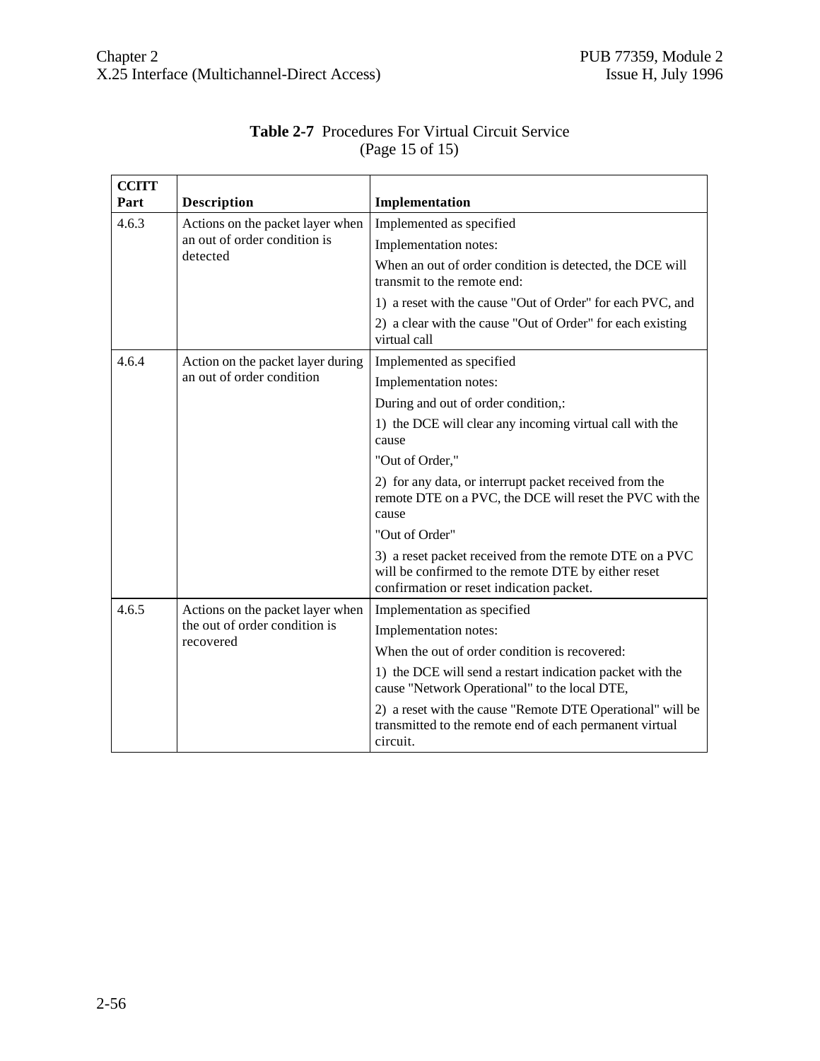**Table 2-7** Procedures For Virtual Circuit Service (Page 15 of 15)

| CCITT Part | Description | Implementation |
|---|---|---|
| 4.6.3 | Actions on the packet layer when an out of order condition is detected | Implemented as specified<br>Implementation notes:<br>When an out of order condition is detected, the DCE will transmit to the remote end:<br>1) a reset with the cause "Out of Order" for each PVC, and<br>2) a clear with the cause "Out of Order" for each existing virtual call |
| 4.6.4 | Action on the packet layer during an out of order condition | Implemented as specified<br>Implementation notes:<br>During and out of order condition,:<br>1) the DCE will clear any incoming virtual call with the cause<br>"Out of Order,"<br>2) for any data, or interrupt packet received from the remote DTE on a PVC, the DCE will reset the PVC with the cause<br>"Out of Order"<br>3) a reset packet received from the remote DTE on a PVC will be confirmed to the remote DTE by either reset confirmation or reset indication packet. |
| 4.6.5 | Actions on the packet layer when the out of order condition is recovered | Implementation as specified<br>Implementation notes:<br>When the out of order condition is recovered:<br>1) the DCE will send a restart indication packet with the cause "Network Operational" to the local DTE,<br>2) a reset with the cause "Remote DTE Operational" will be transmitted to the remote end of each permanent virtual circuit. |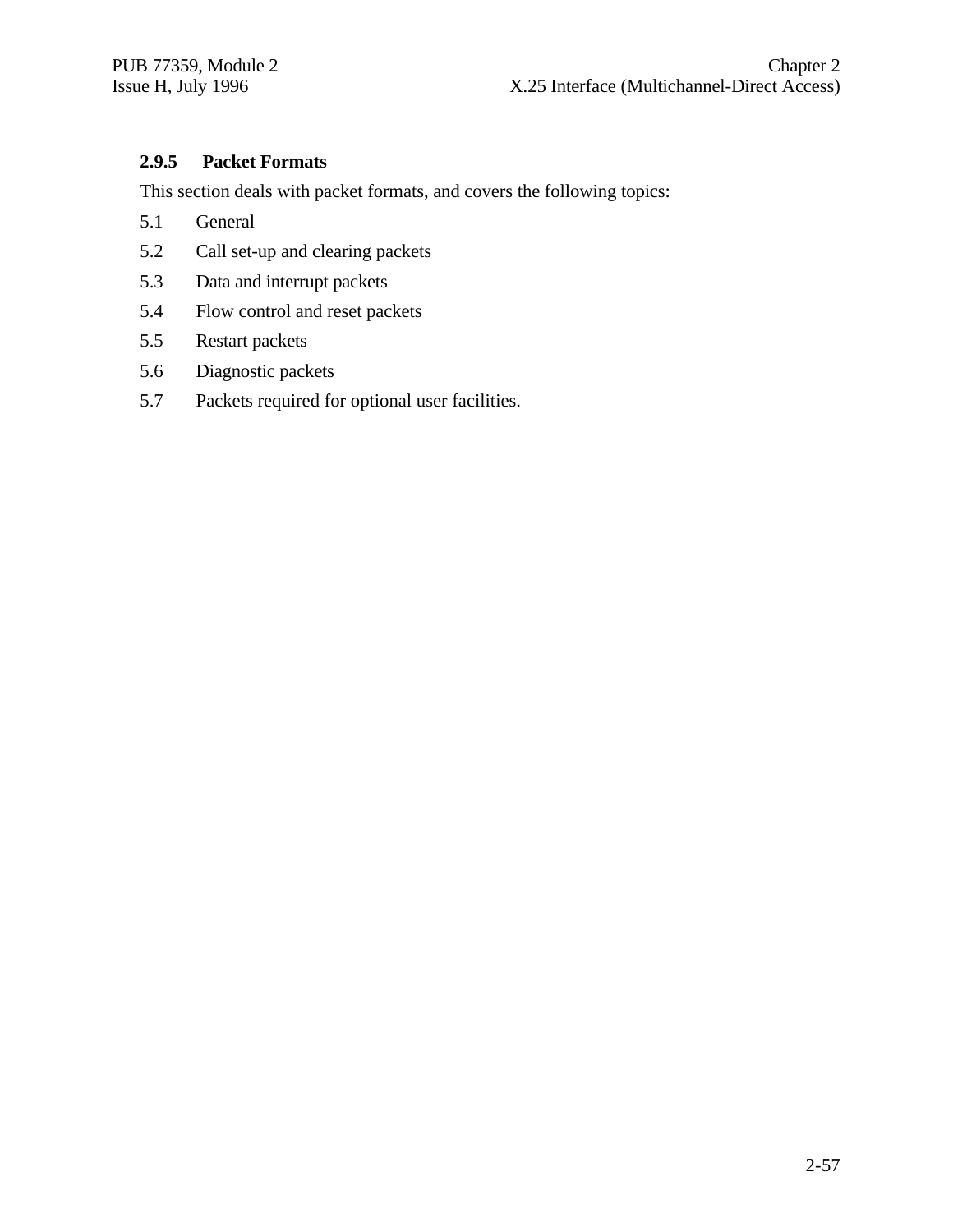### 2.9.5 Packet Formats

This section deals with packet formats, and covers the following topics:

5.1 General

5.2 Call set-up and clearing packets

5.3 Data and interrupt packets

5.4 Flow control and reset packets

5.5 Restart packets

5.6 Diagnostic packets

5.7 Packets required for optional user facilities.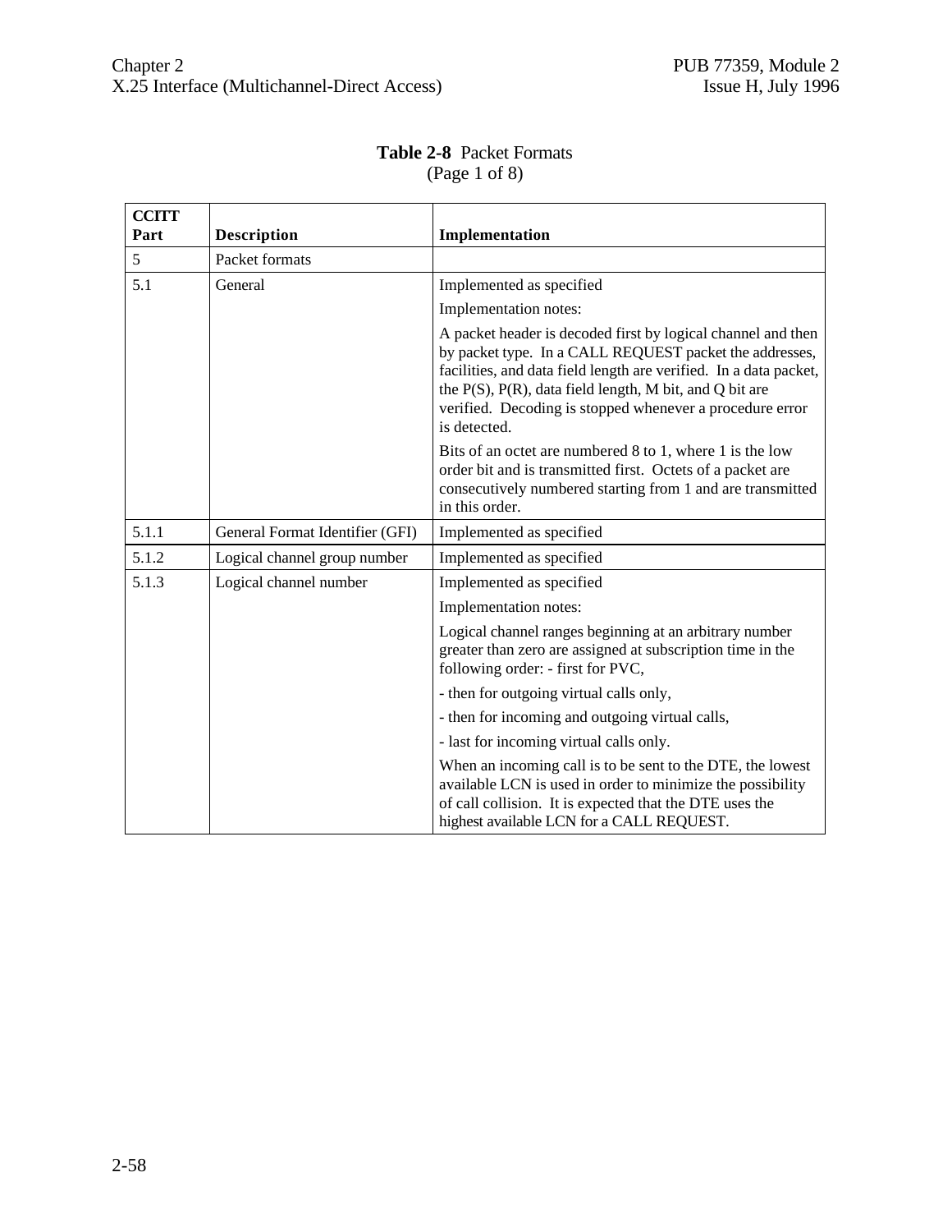**Table 2-8** Packet Formats
(Page 1 of 8)

| CCITT Part | Description | Implementation |
|---|---|---|
| 5 | Packet formats | |
| 5.1 | General | Implemented as specified<br><br>Implementation notes:<br><br>A packet header is decoded first by logical channel and then by packet type. In a CALL REQUEST packet the addresses, facilities, and data field length are verified. In a data packet, the P(S), P(R), data field length, M bit, and Q bit are verified. Decoding is stopped whenever a procedure error is detected.<br><br>Bits of an octet are numbered 8 to 1, where 1 is the low order bit and is transmitted first. Octets of a packet are consecutively numbered starting from 1 and are transmitted in this order. |
| 5.1.1 | General Format Identifier (GFI) | Implemented as specified |
| 5.1.2 | Logical channel group number | Implemented as specified |
| 5.1.3 | Logical channel number | Implemented as specified<br><br>Implementation notes:<br><br>Logical channel ranges beginning at an arbitrary number greater than zero are assigned at subscription time in the following order: - first for PVC,<br><br>- then for outgoing virtual calls only,<br><br>- then for incoming and outgoing virtual calls,<br><br>- last for incoming virtual calls only.<br><br>When an incoming call is to be sent to the DTE, the lowest available LCN is used in order to minimize the possibility of call collision. It is expected that the DTE uses the highest available LCN for a CALL REQUEST. |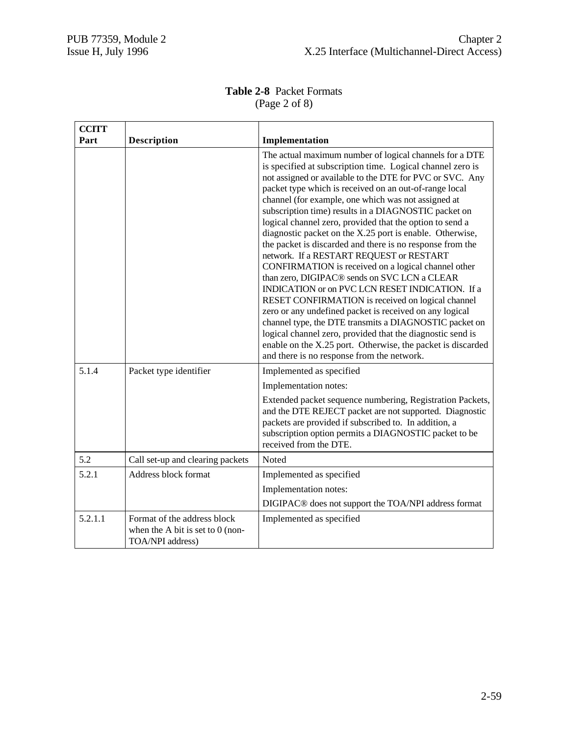**Table 2-8** Packet Formats
(Page 2 of 8)

| CCITT Part | Description | Implementation |
|---|---|---|
| | | The actual maximum number of logical channels for a DTE is specified at subscription time. Logical channel zero is not assigned or available to the DTE for PVC or SVC. Any packet type which is received on an out-of-range local channel (for example, one which was not assigned at subscription time) results in a DIAGNOSTIC packet on logical channel zero, provided that the option to send a diagnostic packet on the X.25 port is enable. Otherwise, the packet is discarded and there is no response from the network. If a RESTART REQUEST or RESTART CONFIRMATION is received on a logical channel other than zero, DIGIPAC® sends on SVC LCN a CLEAR INDICATION or on PVC LCN RESET INDICATION. If a RESET CONFIRMATION is received on logical channel zero or any undefined packet is received on any logical channel type, the DTE transmits a DIAGNOSTIC packet on logical channel zero, provided that the diagnostic send is enable on the X.25 port. Otherwise, the packet is discarded and there is no response from the network. |
| 5.1.4 | Packet type identifier | Implemented as specified<br><br>Implementation notes:<br><br>Extended packet sequence numbering, Registration Packets, and the DTE REJECT packet are not supported. Diagnostic packets are provided if subscribed to. In addition, a subscription option permits a DIAGNOSTIC packet to be received from the DTE. |
| 5.2 | Call set-up and clearing packets | Noted |
| 5.2.1 | Address block format | Implemented as specified<br><br>Implementation notes:<br><br>DIGIPAC® does not support the TOA/NPI address format |
| 5.2.1.1 | Format of the address block when the A bit is set to 0 (non-TOA/NPI address) | Implemented as specified |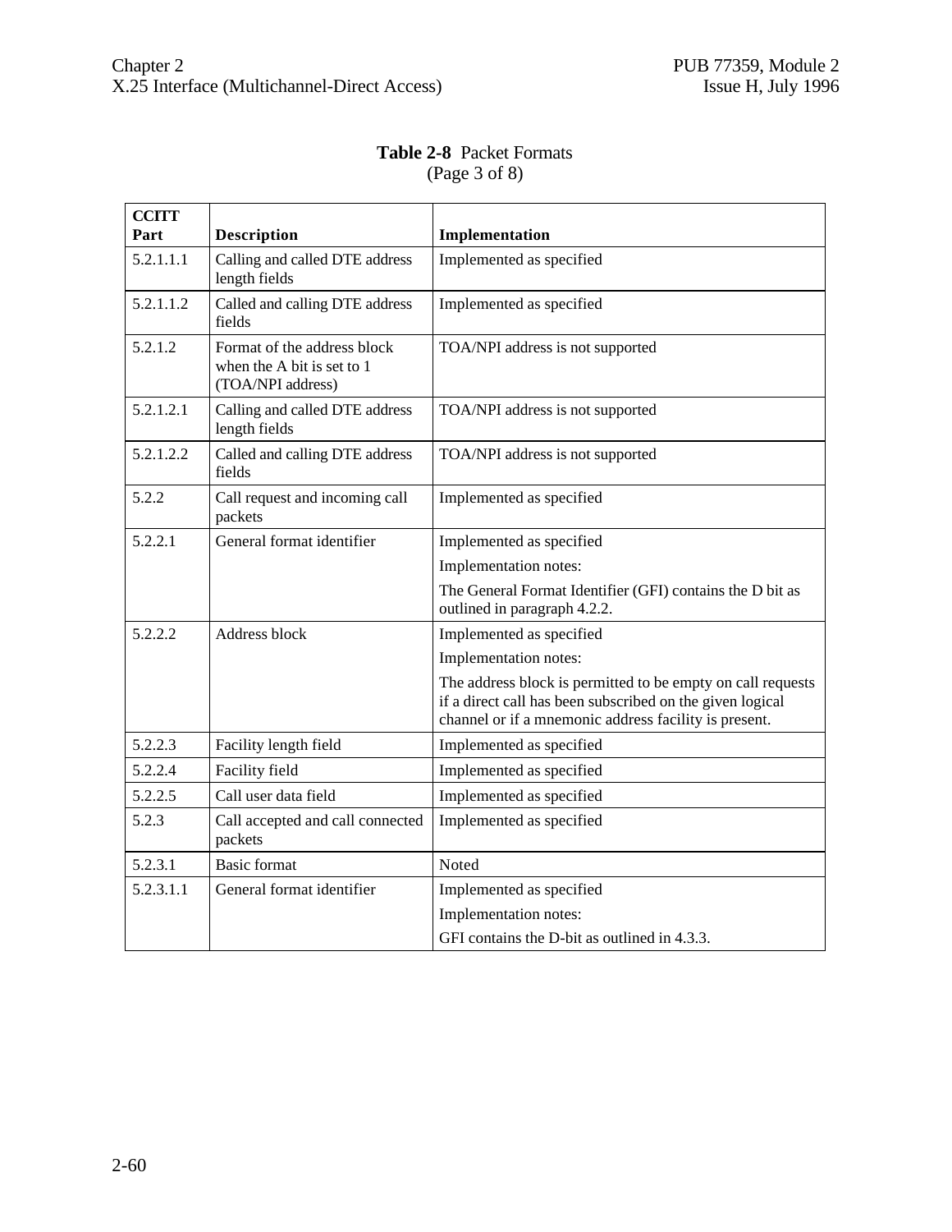**Table 2-8** Packet Formats
(Page 3 of 8)

| CCITT Part | Description | Implementation |
|---|---|---|
| 5.2.1.1.1 | Calling and called DTE address length fields | Implemented as specified |
| 5.2.1.1.2 | Called and calling DTE address fields | Implemented as specified |
| 5.2.1.2 | Format of the address block when the A bit is set to 1 (TOA/NPI address) | TOA/NPI address is not supported |
| 5.2.1.2.1 | Calling and called DTE address length fields | TOA/NPI address is not supported |
| 5.2.1.2.2 | Called and calling DTE address fields | TOA/NPI address is not supported |
| 5.2.2 | Call request and incoming call packets | Implemented as specified |
| 5.2.2.1 | General format identifier | Implemented as specified<br>Implementation notes:<br>The General Format Identifier (GFI) contains the D bit as outlined in paragraph 4.2.2. |
| 5.2.2.2 | Address block | Implemented as specified<br>Implementation notes:<br>The address block is permitted to be empty on call requests if a direct call has been subscribed on the given logical channel or if a mnemonic address facility is present. |
| 5.2.2.3 | Facility length field | Implemented as specified |
| 5.2.2.4 | Facility field | Implemented as specified |
| 5.2.2.5 | Call user data field | Implemented as specified |
| 5.2.3 | Call accepted and call connected packets | Implemented as specified |
| 5.2.3.1 | Basic format | Noted |
| 5.2.3.1.1 | General format identifier | Implemented as specified<br>Implementation notes:<br>GFI contains the D-bit as outlined in 4.3.3. |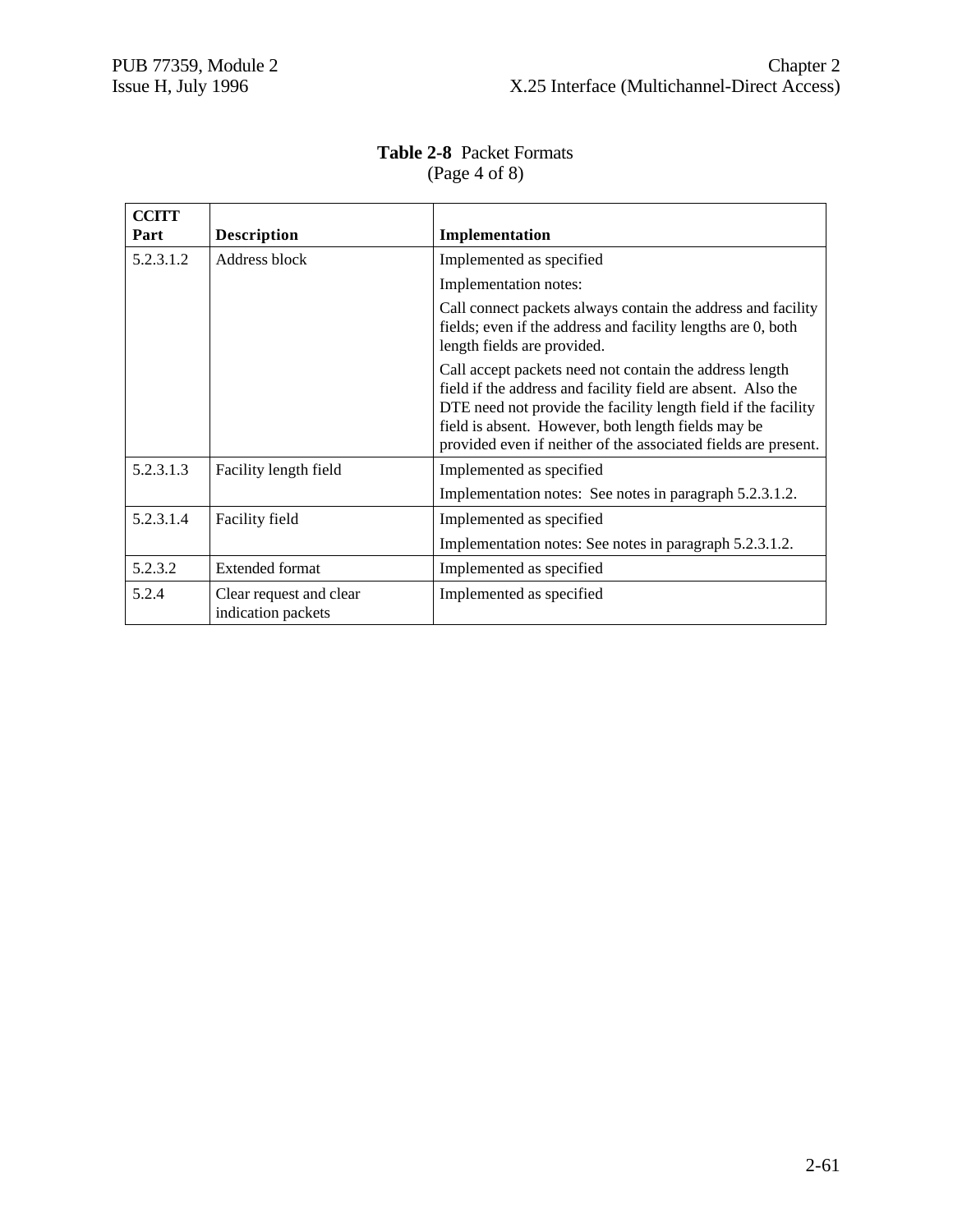**Table 2-8** Packet Formats
(Page 4 of 8)

| CCITT Part | Description | Implementation |
|---|---|---|
| 5.2.3.1.2 | Address block | Implemented as specified<br><br>Implementation notes:<br><br>Call connect packets always contain the address and facility fields; even if the address and facility lengths are 0, both length fields are provided.<br><br>Call accept packets need not contain the address length field if the address and facility field are absent. Also the DTE need not provide the facility length field if the facility field is absent. However, both length fields may be provided even if neither of the associated fields are present. |
| 5.2.3.1.3 | Facility length field | Implemented as specified<br><br>Implementation notes: See notes in paragraph 5.2.3.1.2. |
| 5.2.3.1.4 | Facility field | Implemented as specified<br><br>Implementation notes: See notes in paragraph 5.2.3.1.2. |
| 5.2.3.2 | Extended format | Implemented as specified |
| 5.2.4 | Clear request and clear indication packets | Implemented as specified |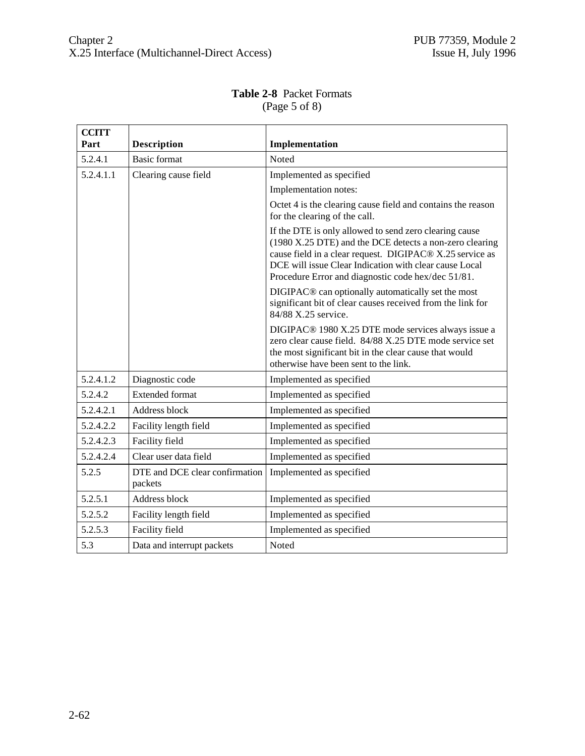**Table 2-8** Packet Formats
(Page 5 of 8)

| CCITT Part | Description | Implementation |
|---|---|---|
| 5.2.4.1 | Basic format | Noted |
| 5.2.4.1.1 | Clearing cause field | Implemented as specified<br><br>Implementation notes:<br><br>Octet 4 is the clearing cause field and contains the reason for the clearing of the call.<br><br>If the DTE is only allowed to send zero clearing cause (1980 X.25 DTE) and the DCE detects a non-zero clearing cause field in a clear request. DIGIPAC® X.25 service as DCE will issue Clear Indication with clear cause Local Procedure Error and diagnostic code hex/dec 51/81.<br><br>DIGIPAC® can optionally automatically set the most significant bit of clear causes received from the link for 84/88 X.25 service.<br><br>DIGIPAC® 1980 X.25 DTE mode services always issue a zero clear cause field. 84/88 X.25 DTE mode service set the most significant bit in the clear cause that would otherwise have been sent to the link. |
| 5.2.4.1.2 | Diagnostic code | Implemented as specified |
| 5.2.4.2 | Extended format | Implemented as specified |
| 5.2.4.2.1 | Address block | Implemented as specified |
| 5.2.4.2.2 | Facility length field | Implemented as specified |
| 5.2.4.2.3 | Facility field | Implemented as specified |
| 5.2.4.2.4 | Clear user data field | Implemented as specified |
| 5.2.5 | DTE and DCE clear confirmation packets | Implemented as specified |
| 5.2.5.1 | Address block | Implemented as specified |
| 5.2.5.2 | Facility length field | Implemented as specified |
| 5.2.5.3 | Facility field | Implemented as specified |
| 5.3 | Data and interrupt packets | Noted |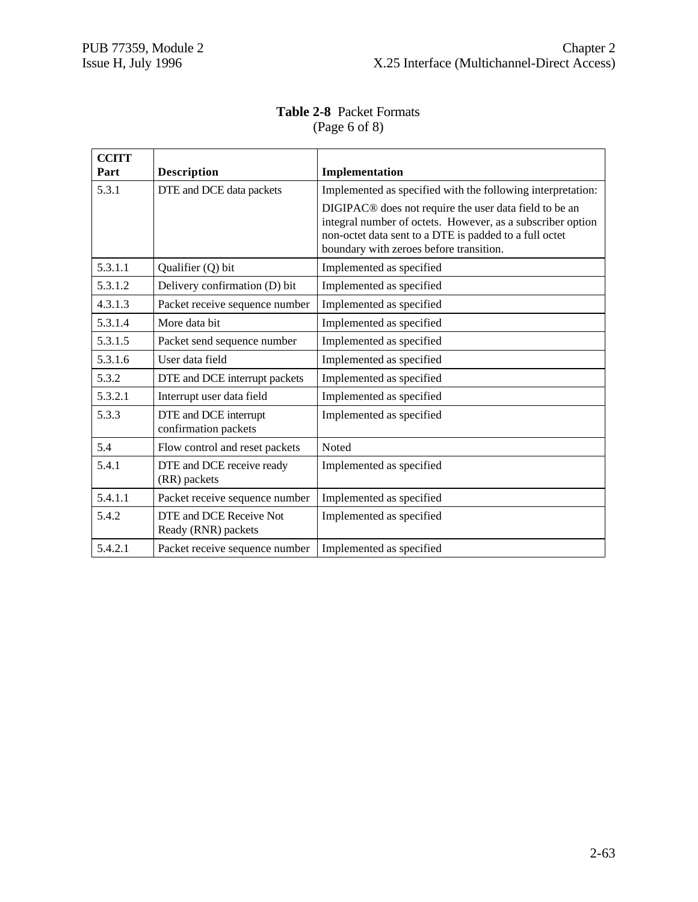**Table 2-8** Packet Formats
(Page 6 of 8)

| CCITT Part | Description | Implementation |
|---|---|---|
| 5.3.1 | DTE and DCE data packets | Implemented as specified with the following interpretation:<br>DIGIPAC® does not require the user data field to be an integral number of octets. However, as a subscriber option non-octet data sent to a DTE is padded to a full octet boundary with zeroes before transition. |
| 5.3.1.1 | Qualifier (Q) bit | Implemented as specified |
| 5.3.1.2 | Delivery confirmation (D) bit | Implemented as specified |
| 4.3.1.3 | Packet receive sequence number | Implemented as specified |
| 5.3.1.4 | More data bit | Implemented as specified |
| 5.3.1.5 | Packet send sequence number | Implemented as specified |
| 5.3.1.6 | User data field | Implemented as specified |
| 5.3.2 | DTE and DCE interrupt packets | Implemented as specified |
| 5.3.2.1 | Interrupt user data field | Implemented as specified |
| 5.3.3 | DTE and DCE interrupt confirmation packets | Implemented as specified |
| 5.4 | Flow control and reset packets | Noted |
| 5.4.1 | DTE and DCE receive ready (RR) packets | Implemented as specified |
| 5.4.1.1 | Packet receive sequence number | Implemented as specified |
| 5.4.2 | DTE and DCE Receive Not Ready (RNR) packets | Implemented as specified |
| 5.4.2.1 | Packet receive sequence number | Implemented as specified |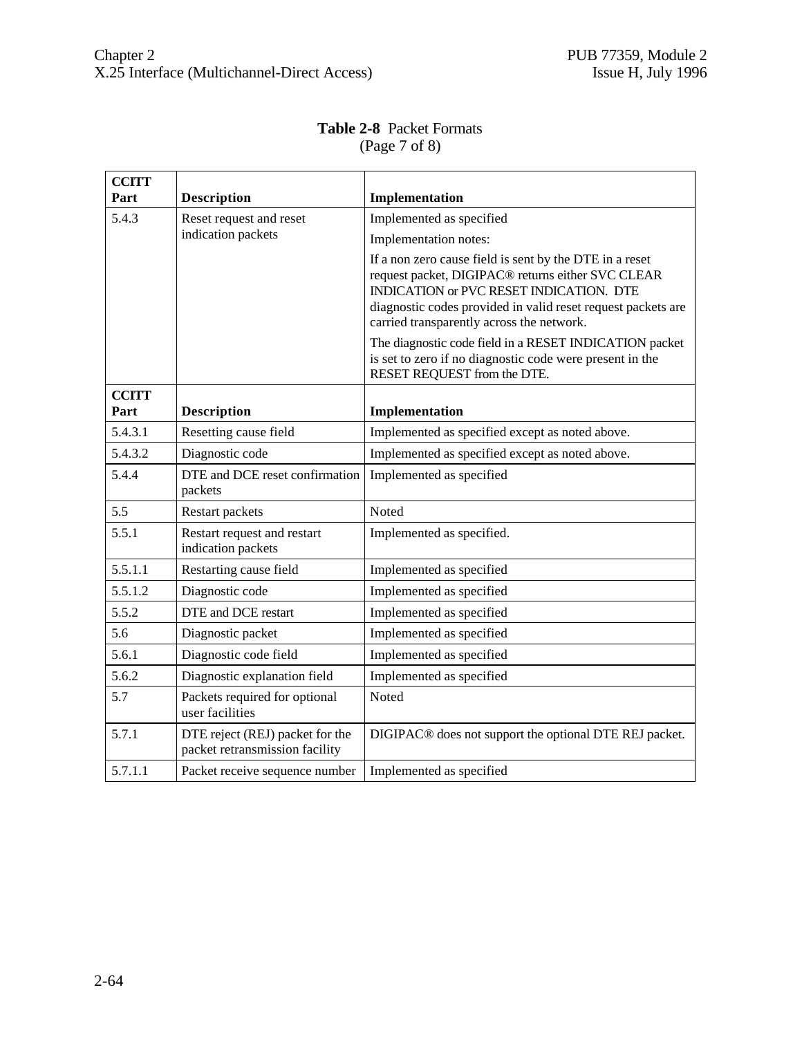**Table 2-8** Packet Formats
(Page 7 of 8)

| CCITT Part | Description | Implementation |
|---|---|---|
| 5.4.3 | Reset request and reset indication packets | Implemented as specified<br><br>Implementation notes:<br><br>If a non zero cause field is sent by the DTE in a reset request packet, DIGIPAC® returns either SVC CLEAR INDICATION or PVC RESET INDICATION. DTE diagnostic codes provided in valid reset request packets are carried transparently across the network.<br><br>The diagnostic code field in a RESET INDICATION packet is set to zero if no diagnostic code were present in the RESET REQUEST from the DTE. |
| **CCITT Part** | **Description** | **Implementation** |
| 5.4.3.1 | Resetting cause field | Implemented as specified except as noted above. |
| 5.4.3.2 | Diagnostic code | Implemented as specified except as noted above. |
| 5.4.4 | DTE and DCE reset confirmation packets | Implemented as specified |
| 5.5 | Restart packets | Noted |
| 5.5.1 | Restart request and restart indication packets | Implemented as specified. |
| 5.5.1.1 | Restarting cause field | Implemented as specified |
| 5.5.1.2 | Diagnostic code | Implemented as specified |
| 5.5.2 | DTE and DCE restart | Implemented as specified |
| 5.6 | Diagnostic packet | Implemented as specified |
| 5.6.1 | Diagnostic code field | Implemented as specified |
| 5.6.2 | Diagnostic explanation field | Implemented as specified |
| 5.7 | Packets required for optional user facilities | Noted |
| 5.7.1 | DTE reject (REJ) packet for the packet retransmission facility | DIGIPAC® does not support the optional DTE REJ packet. |
| 5.7.1.1 | Packet receive sequence number | Implemented as specified |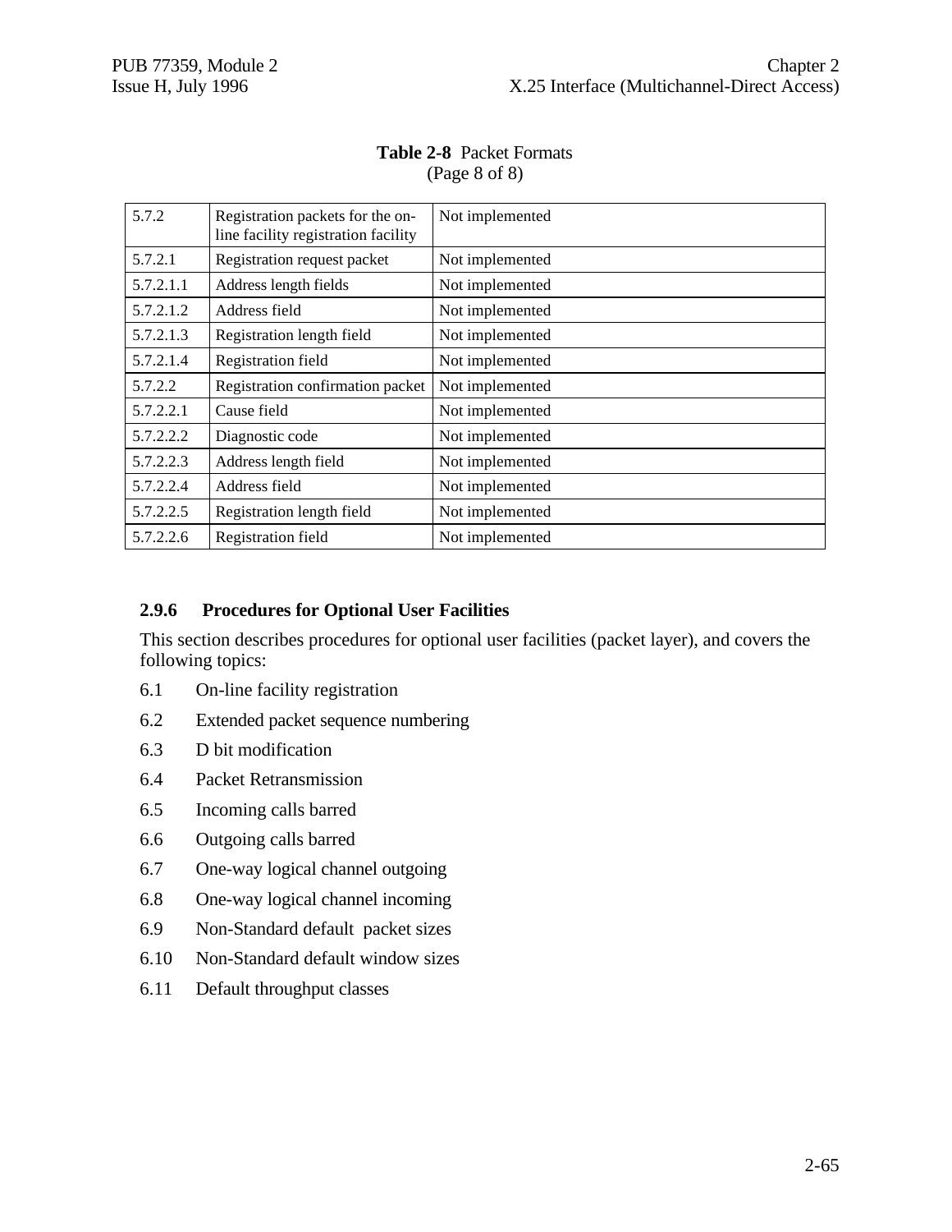**Table 2-8** Packet Formats
(Page 8 of 8)

| | | |
|---|---|---|
| 5.7.2 | Registration packets for the on-line facility registration facility | Not implemented |
| 5.7.2.1 | Registration request packet | Not implemented |
| 5.7.2.1.1 | Address length fields | Not implemented |
| 5.7.2.1.2 | Address field | Not implemented |
| 5.7.2.1.3 | Registration length field | Not implemented |
| 5.7.2.1.4 | Registration field | Not implemented |
| 5.7.2.2 | Registration confirmation packet | Not implemented |
| 5.7.2.2.1 | Cause field | Not implemented |
| 5.7.2.2.2 | Diagnostic code | Not implemented |
| 5.7.2.2.3 | Address length field | Not implemented |
| 5.7.2.2.4 | Address field | Not implemented |
| 5.7.2.2.5 | Registration length field | Not implemented |
| 5.7.2.2.6 | Registration field | Not implemented |

### 2.9.6 Procedures for Optional User Facilities

This section describes procedures for optional user facilities (packet layer), and covers the following topics:

- 6.1 On-line facility registration
- 6.2 Extended packet sequence numbering
- 6.3 D bit modification
- 6.4 Packet Retransmission
- 6.5 Incoming calls barred
- 6.6 Outgoing calls barred
- 6.7 One-way logical channel outgoing
- 6.8 One-way logical channel incoming
- 6.9 Non-Standard default packet sizes
- 6.10 Non-Standard default window sizes
- 6.11 Default throughput classes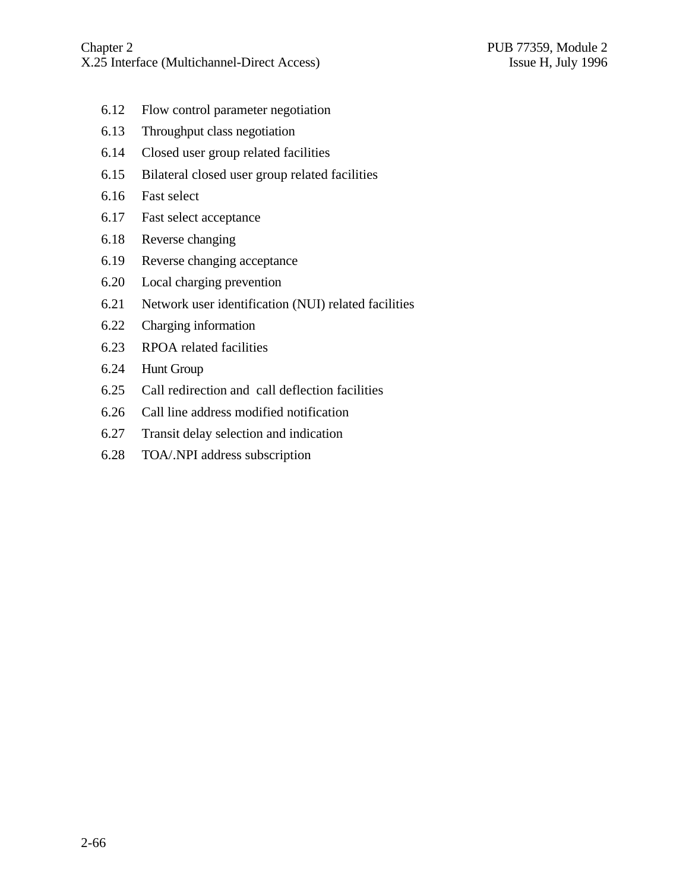6.12 Flow control parameter negotiation

6.13 Throughput class negotiation

6.14 Closed user group related facilities

6.15 Bilateral closed user group related facilities

6.16 Fast select

6.17 Fast select acceptance

6.18 Reverse changing

6.19 Reverse changing acceptance

6.20 Local charging prevention

6.21 Network user identification (NUI) related facilities

6.22 Charging information

6.23 RPOA related facilities

6.24 Hunt Group

6.25 Call redirection and call deflection facilities

6.26 Call line address modified notification

6.27 Transit delay selection and indication

6.28 TOA/.NPI address subscription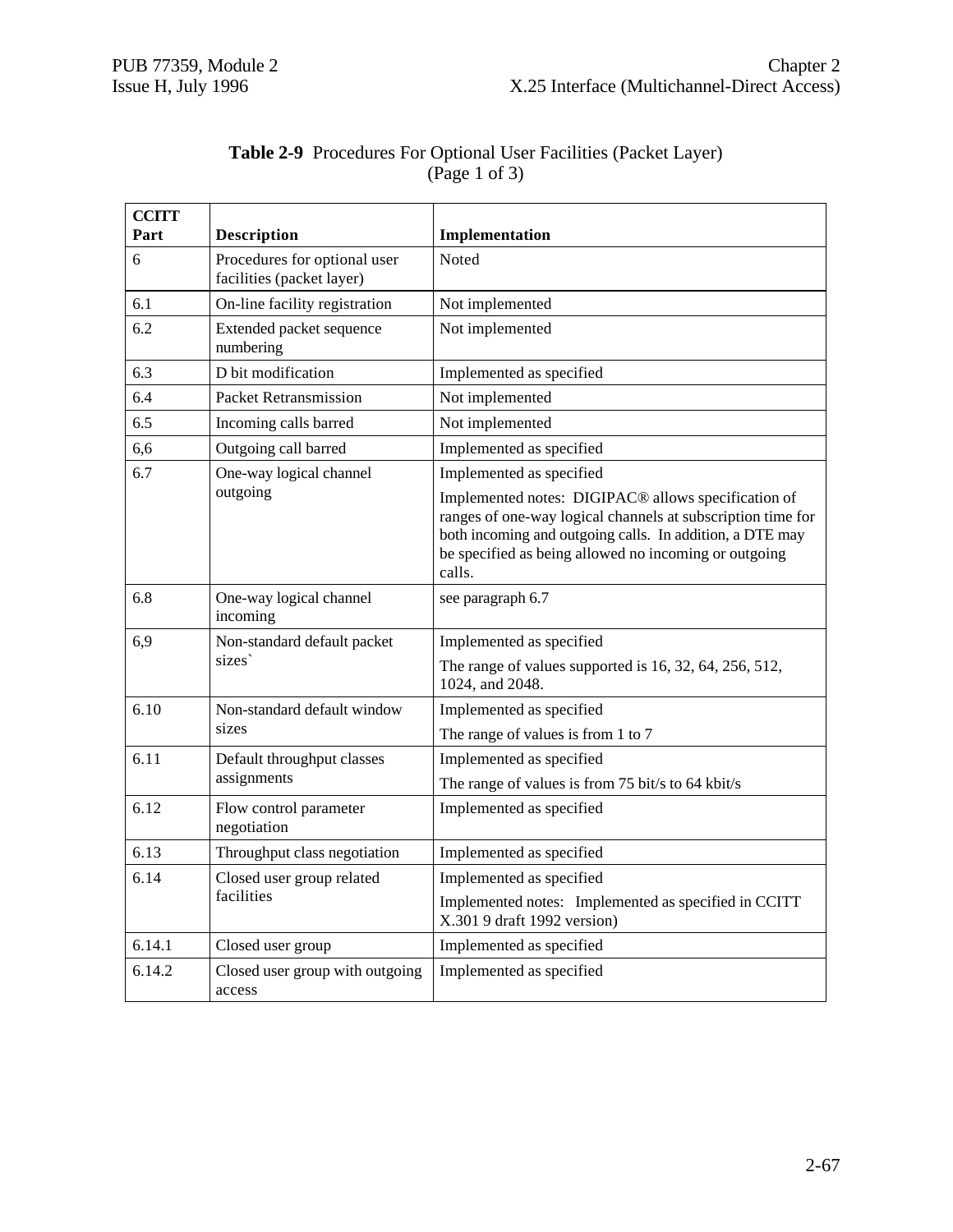**Table 2-9** Procedures For Optional User Facilities (Packet Layer) (Page 1 of 3)

| CCITT Part | Description | Implementation |
|---|---|---|
| 6 | Procedures for optional user facilities (packet layer) | Noted |
| 6.1 | On-line facility registration | Not implemented |
| 6.2 | Extended packet sequence numbering | Not implemented |
| 6.3 | D bit modification | Implemented as specified |
| 6.4 | Packet Retransmission | Not implemented |
| 6.5 | Incoming calls barred | Not implemented |
| 6,6 | Outgoing call barred | Implemented as specified |
| 6.7 | One-way logical channel outgoing | Implemented as specified<br><br>Implemented notes: DIGIPAC® allows specification of ranges of one-way logical channels at subscription time for both incoming and outgoing calls. In addition, a DTE may be specified as being allowed no incoming or outgoing calls. |
| 6.8 | One-way logical channel incoming | see paragraph 6.7 |
| 6,9 | Non-standard default packet sizes` | Implemented as specified<br><br>The range of values supported is 16, 32, 64, 256, 512, 1024, and 2048. |
| 6.10 | Non-standard default window sizes | Implemented as specified<br><br>The range of values is from 1 to 7 |
| 6.11 | Default throughput classes assignments | Implemented as specified<br><br>The range of values is from 75 bit/s to 64 kbit/s |
| 6.12 | Flow control parameter negotiation | Implemented as specified |
| 6.13 | Throughput class negotiation | Implemented as specified |
| 6.14 | Closed user group related facilities | Implemented as specified<br><br>Implemented notes: Implemented as specified in CCITT X.301 9 draft 1992 version) |
| 6.14.1 | Closed user group | Implemented as specified |
| 6.14.2 | Closed user group with outgoing access | Implemented as specified |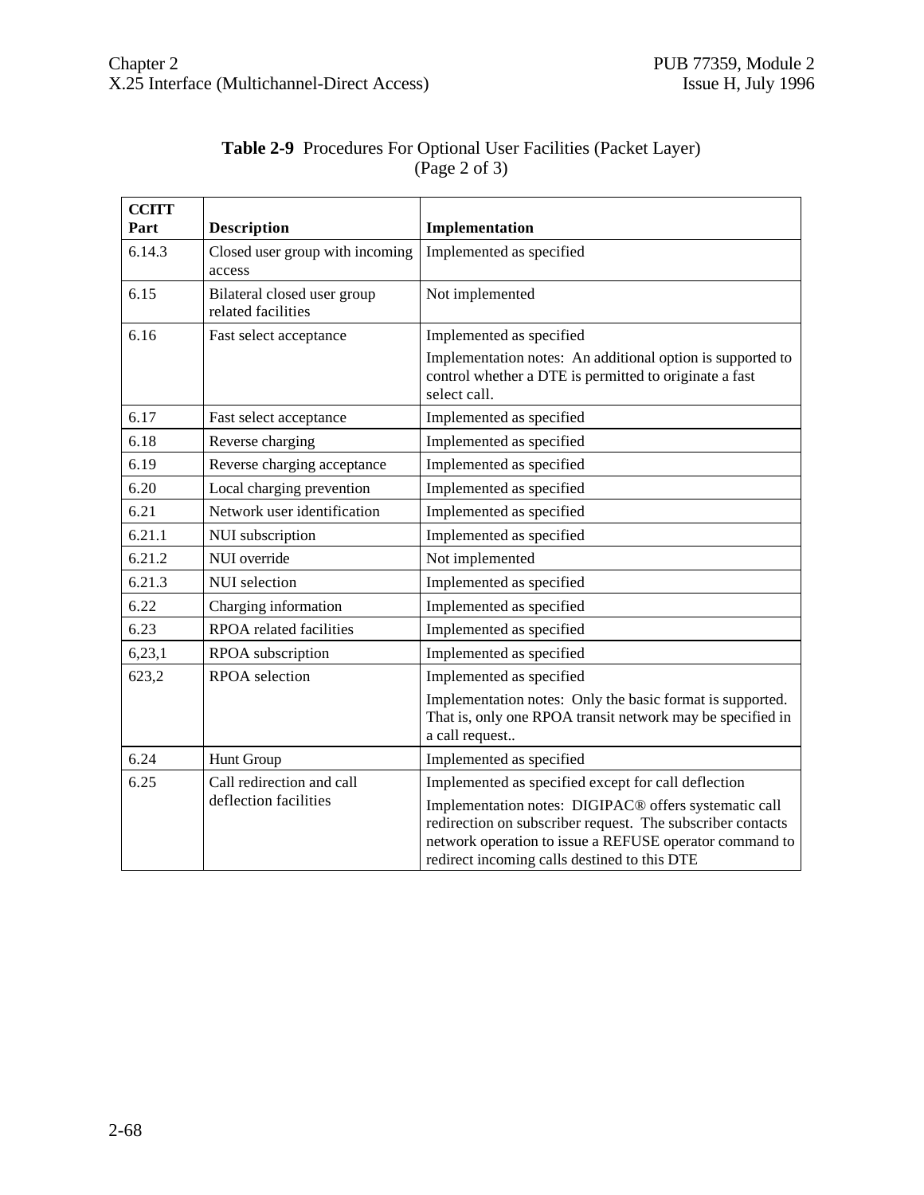**Table 2-9** Procedures For Optional User Facilities (Packet Layer)
(Page 2 of 3)

| CCITT Part | Description | Implementation |
|---|---|---|
| 6.14.3 | Closed user group with incoming access | Implemented as specified |
| 6.15 | Bilateral closed user group related facilities | Not implemented |
| 6.16 | Fast select acceptance | Implemented as specified<br>Implementation notes: An additional option is supported to control whether a DTE is permitted to originate a fast select call. |
| 6.17 | Fast select acceptance | Implemented as specified |
| 6.18 | Reverse charging | Implemented as specified |
| 6.19 | Reverse charging acceptance | Implemented as specified |
| 6.20 | Local charging prevention | Implemented as specified |
| 6.21 | Network user identification | Implemented as specified |
| 6.21.1 | NUI subscription | Implemented as specified |
| 6.21.2 | NUI override | Not implemented |
| 6.21.3 | NUI selection | Implemented as specified |
| 6.22 | Charging information | Implemented as specified |
| 6.23 | RPOA related facilities | Implemented as specified |
| 6,23,1 | RPOA subscription | Implemented as specified |
| 623,2 | RPOA selection | Implemented as specified<br>Implementation notes: Only the basic format is supported. That is, only one RPOA transit network may be specified in a call request.. |
| 6.24 | Hunt Group | Implemented as specified |
| 6.25 | Call redirection and call deflection facilities | Implemented as specified except for call deflection<br>Implementation notes: DIGIPAC® offers systematic call redirection on subscriber request. The subscriber contacts network operation to issue a REFUSE operator command to redirect incoming calls destined to this DTE |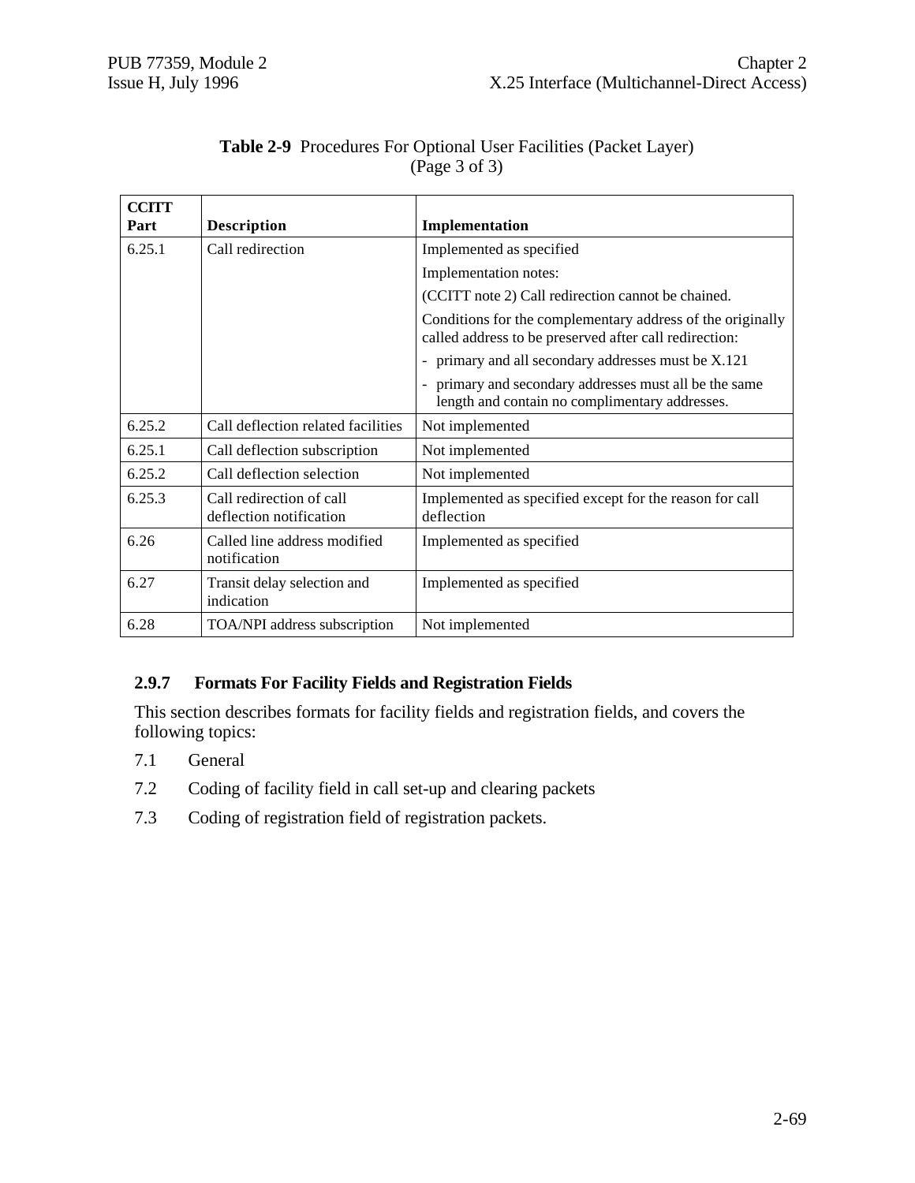**Table 2-9** Procedures For Optional User Facilities (Packet Layer) (Page 3 of 3)

| CCITT Part | Description | Implementation |
|---|---|---|
| 6.25.1 | Call redirection | Implemented as specified<br>Implementation notes:<br>(CCITT note 2) Call redirection cannot be chained.<br>Conditions for the complementary address of the originally called address to be preserved after call redirection:<br>- primary and all secondary addresses must be X.121<br>- primary and secondary addresses must all be the same length and contain no complimentary addresses. |
| 6.25.2 | Call deflection related facilities | Not implemented |
| 6.25.1 | Call deflection subscription | Not implemented |
| 6.25.2 | Call deflection selection | Not implemented |
| 6.25.3 | Call redirection of call deflection notification | Implemented as specified except for the reason for call deflection |
| 6.26 | Called line address modified notification | Implemented as specified |
| 6.27 | Transit delay selection and indication | Implemented as specified |
| 6.28 | TOA/NPI address subscription | Not implemented |

### 2.9.7 Formats For Facility Fields and Registration Fields

This section describes formats for facility fields and registration fields, and covers the following topics:

7.1 General

7.2 Coding of facility field in call set-up and clearing packets

7.3 Coding of registration field of registration packets.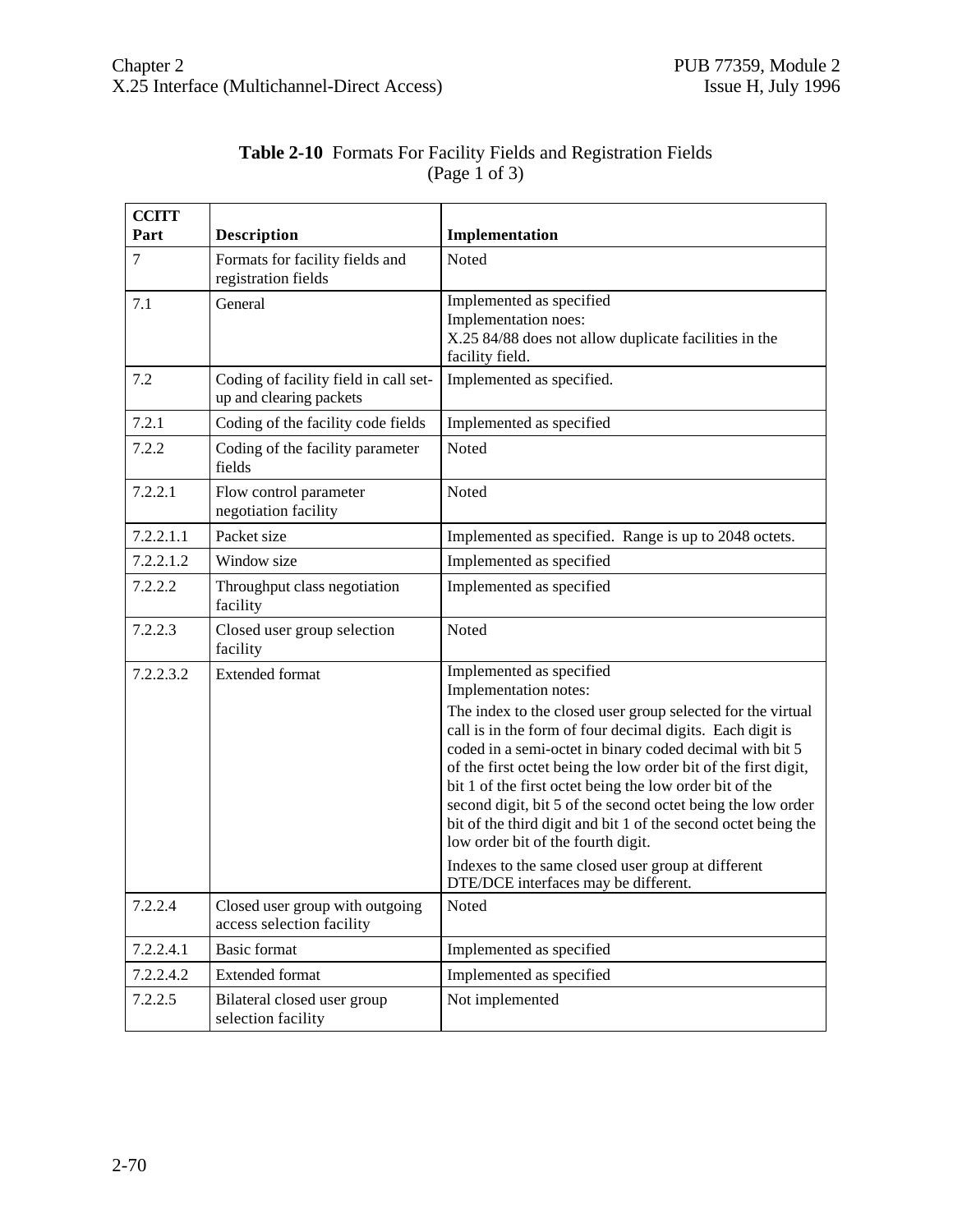**Table 2-10** Formats For Facility Fields and Registration Fields (Page 1 of 3)

| CCITT Part | Description | Implementation |
|---|---|---|
| 7 | Formats for facility fields and registration fields | Noted |
| 7.1 | General | Implemented as specified<br>Implementation noes:<br>X.25 84/88 does not allow duplicate facilities in the facility field. |
| 7.2 | Coding of facility field in call set-up and clearing packets | Implemented as specified. |
| 7.2.1 | Coding of the facility code fields | Implemented as specified |
| 7.2.2 | Coding of the facility parameter fields | Noted |
| 7.2.2.1 | Flow control parameter negotiation facility | Noted |
| 7.2.2.1.1 | Packet size | Implemented as specified. Range is up to 2048 octets. |
| 7.2.2.1.2 | Window size | Implemented as specified |
| 7.2.2.2 | Throughput class negotiation facility | Implemented as specified |
| 7.2.2.3 | Closed user group selection facility | Noted |
| 7.2.2.3.2 | Extended format | Implemented as specified<br>Implementation notes:<br>The index to the closed user group selected for the virtual call is in the form of four decimal digits. Each digit is coded in a semi-octet in binary coded decimal with bit 5 of the first octet being the low order bit of the first digit, bit 1 of the first octet being the low order bit of the second digit, bit 5 of the second octet being the low order bit of the third digit and bit 1 of the second octet being the low order bit of the fourth digit.<br>Indexes to the same closed user group at different DTE/DCE interfaces may be different. |
| 7.2.2.4 | Closed user group with outgoing access selection facility | Noted |
| 7.2.2.4.1 | Basic format | Implemented as specified |
| 7.2.2.4.2 | Extended format | Implemented as specified |
| 7.2.2.5 | Bilateral closed user group selection facility | Not implemented |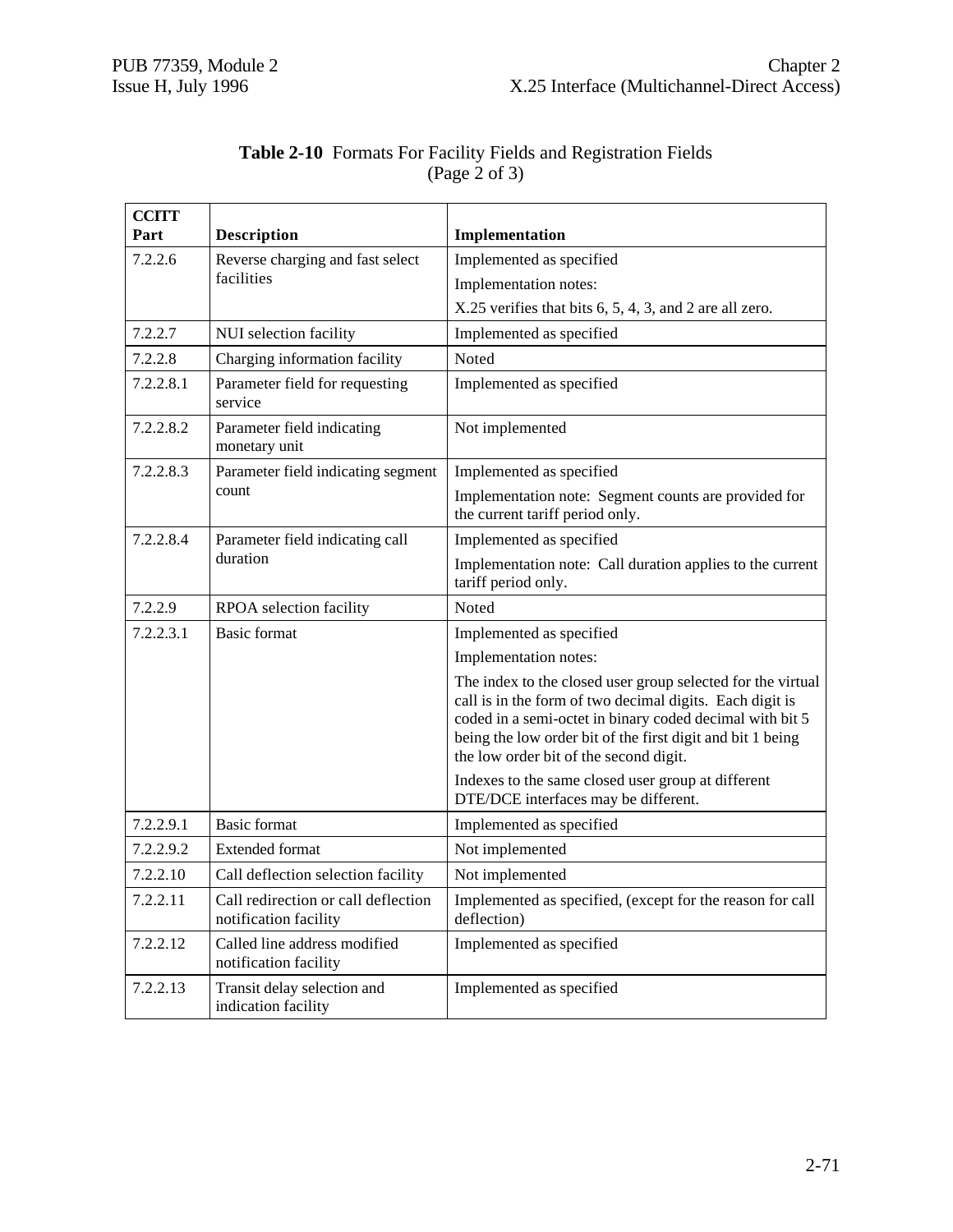**Table 2-10** Formats For Facility Fields and Registration Fields
(Page 2 of 3)

| CCITT Part | Description | Implementation |
|---|---|---|
| 7.2.2.6 | Reverse charging and fast select facilities | Implemented as specified<br>Implementation notes:<br>X.25 verifies that bits 6, 5, 4, 3, and 2 are all zero. |
| 7.2.2.7 | NUI selection facility | Implemented as specified |
| 7.2.2.8 | Charging information facility | Noted |
| 7.2.2.8.1 | Parameter field for requesting service | Implemented as specified |
| 7.2.2.8.2 | Parameter field indicating monetary unit | Not implemented |
| 7.2.2.8.3 | Parameter field indicating segment count | Implemented as specified<br>Implementation note: Segment counts are provided for the current tariff period only. |
| 7.2.2.8.4 | Parameter field indicating call duration | Implemented as specified<br>Implementation note: Call duration applies to the current tariff period only. |
| 7.2.2.9 | RPOA selection facility | Noted |
| 7.2.2.3.1 | Basic format | Implemented as specified<br>Implementation notes:<br>The index to the closed user group selected for the virtual call is in the form of two decimal digits. Each digit is coded in a semi-octet in binary coded decimal with bit 5 being the low order bit of the first digit and bit 1 being the low order bit of the second digit.<br>Indexes to the same closed user group at different DTE/DCE interfaces may be different. |
| 7.2.2.9.1 | Basic format | Implemented as specified |
| 7.2.2.9.2 | Extended format | Not implemented |
| 7.2.2.10 | Call deflection selection facility | Not implemented |
| 7.2.2.11 | Call redirection or call deflection notification facility | Implemented as specified, (except for the reason for call deflection) |
| 7.2.2.12 | Called line address modified notification facility | Implemented as specified |
| 7.2.2.13 | Transit delay selection and indication facility | Implemented as specified |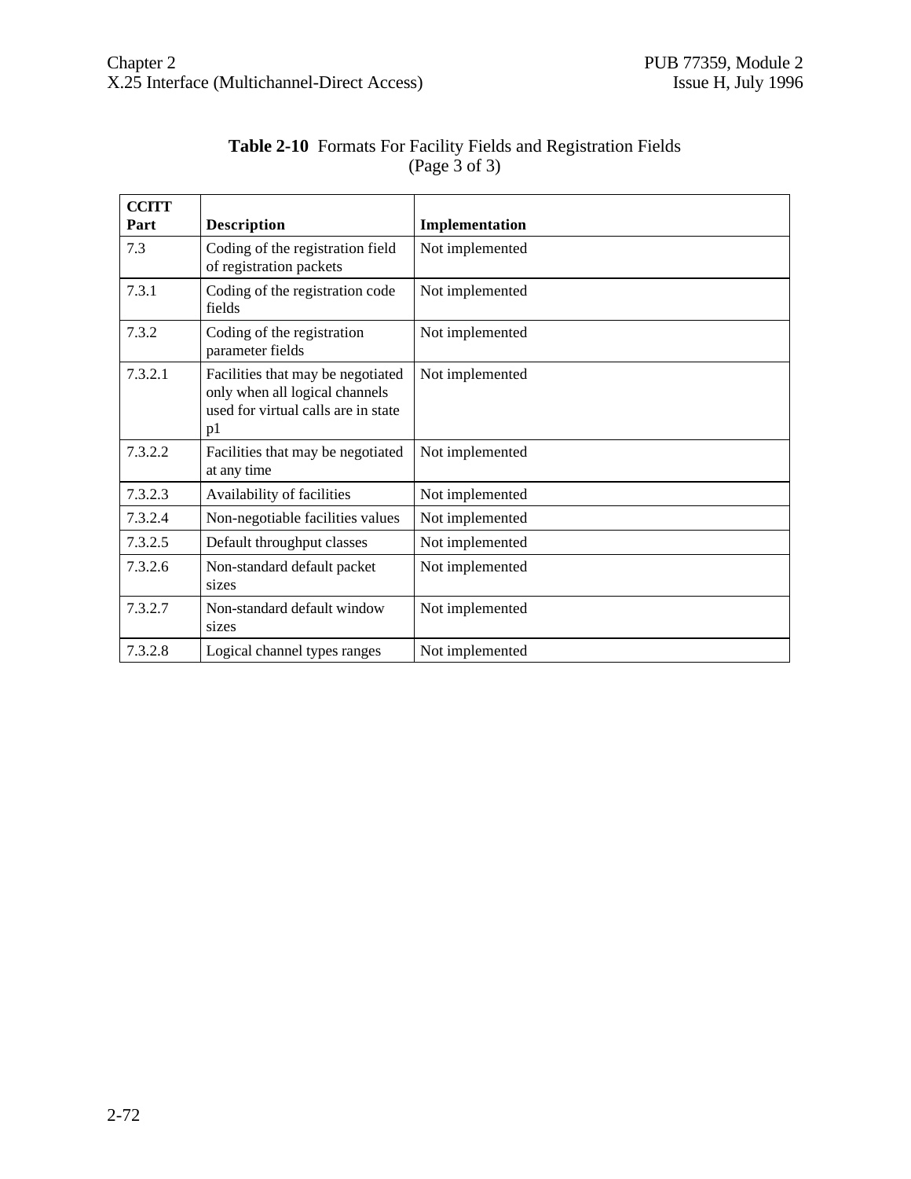**Table 2-10** Formats For Facility Fields and Registration Fields (Page 3 of 3)

| CCITT Part | Description | Implementation |
|---|---|---|
| 7.3 | Coding of the registration field of registration packets | Not implemented |
| 7.3.1 | Coding of the registration code fields | Not implemented |
| 7.3.2 | Coding of the registration parameter fields | Not implemented |
| 7.3.2.1 | Facilities that may be negotiated only when all logical channels used for virtual calls are in state p1 | Not implemented |
| 7.3.2.2 | Facilities that may be negotiated at any time | Not implemented |
| 7.3.2.3 | Availability of facilities | Not implemented |
| 7.3.2.4 | Non-negotiable facilities values | Not implemented |
| 7.3.2.5 | Default throughput classes | Not implemented |
| 7.3.2.6 | Non-standard default packet sizes | Not implemented |
| 7.3.2.7 | Non-standard default window sizes | Not implemented |
| 7.3.2.8 | Logical channel types ranges | Not implemented |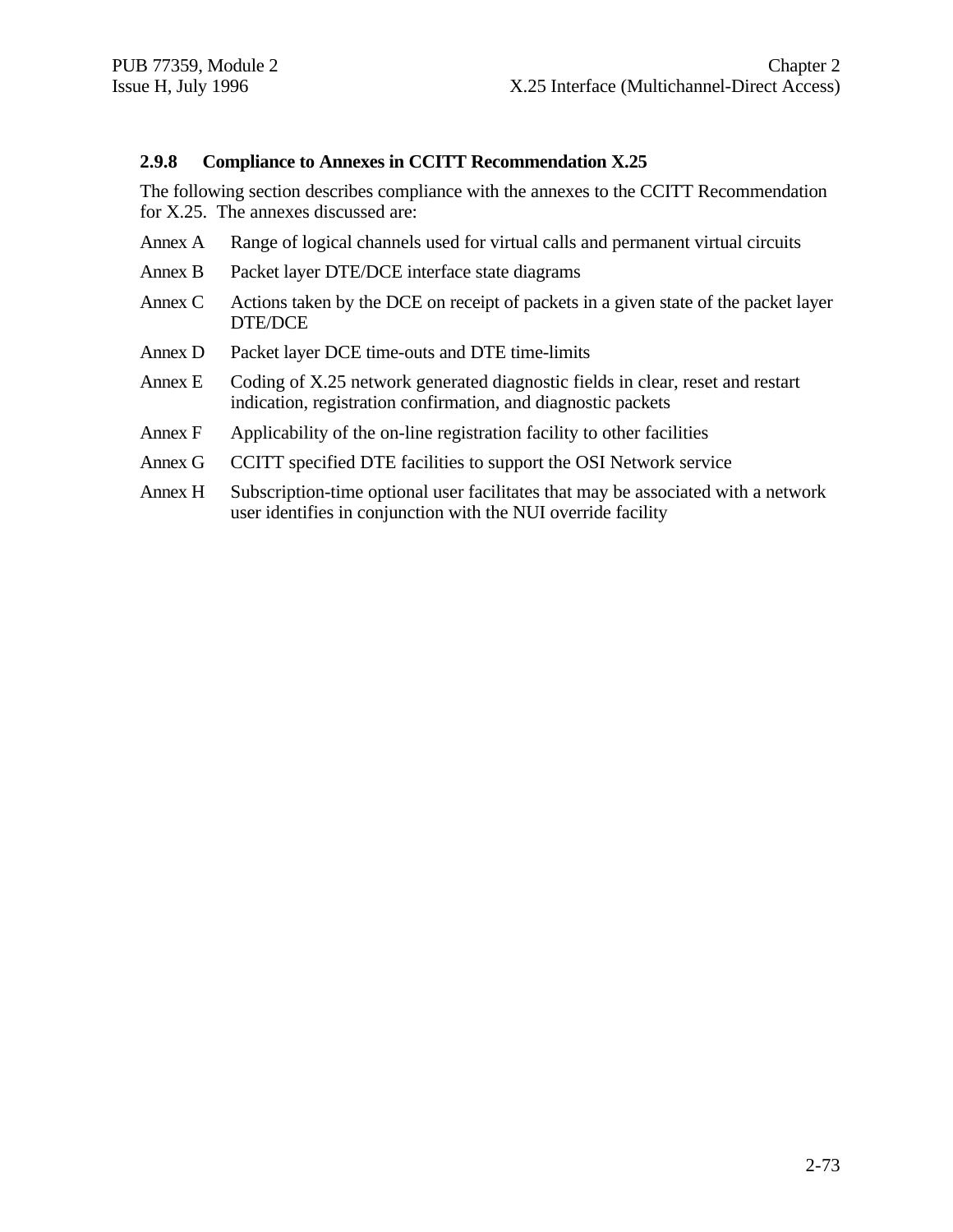### 2.9.8 Compliance to Annexes in CCITT Recommendation X.25

The following section describes compliance with the annexes to the CCITT Recommendation for X.25. The annexes discussed are:

| | |
|---|---|
| Annex A | Range of logical channels used for virtual calls and permanent virtual circuits |
| Annex B | Packet layer DTE/DCE interface state diagrams |
| Annex C | Actions taken by the DCE on receipt of packets in a given state of the packet layer DTE/DCE |
| Annex D | Packet layer DCE time-outs and DTE time-limits |
| Annex E | Coding of X.25 network generated diagnostic fields in clear, reset and restart indication, registration confirmation, and diagnostic packets |
| Annex F | Applicability of the on-line registration facility to other facilities |
| Annex G | CCITT specified DTE facilities to support the OSI Network service |
| Annex H | Subscription-time optional user facilitates that may be associated with a network user identifies in conjunction with the NUI override facility |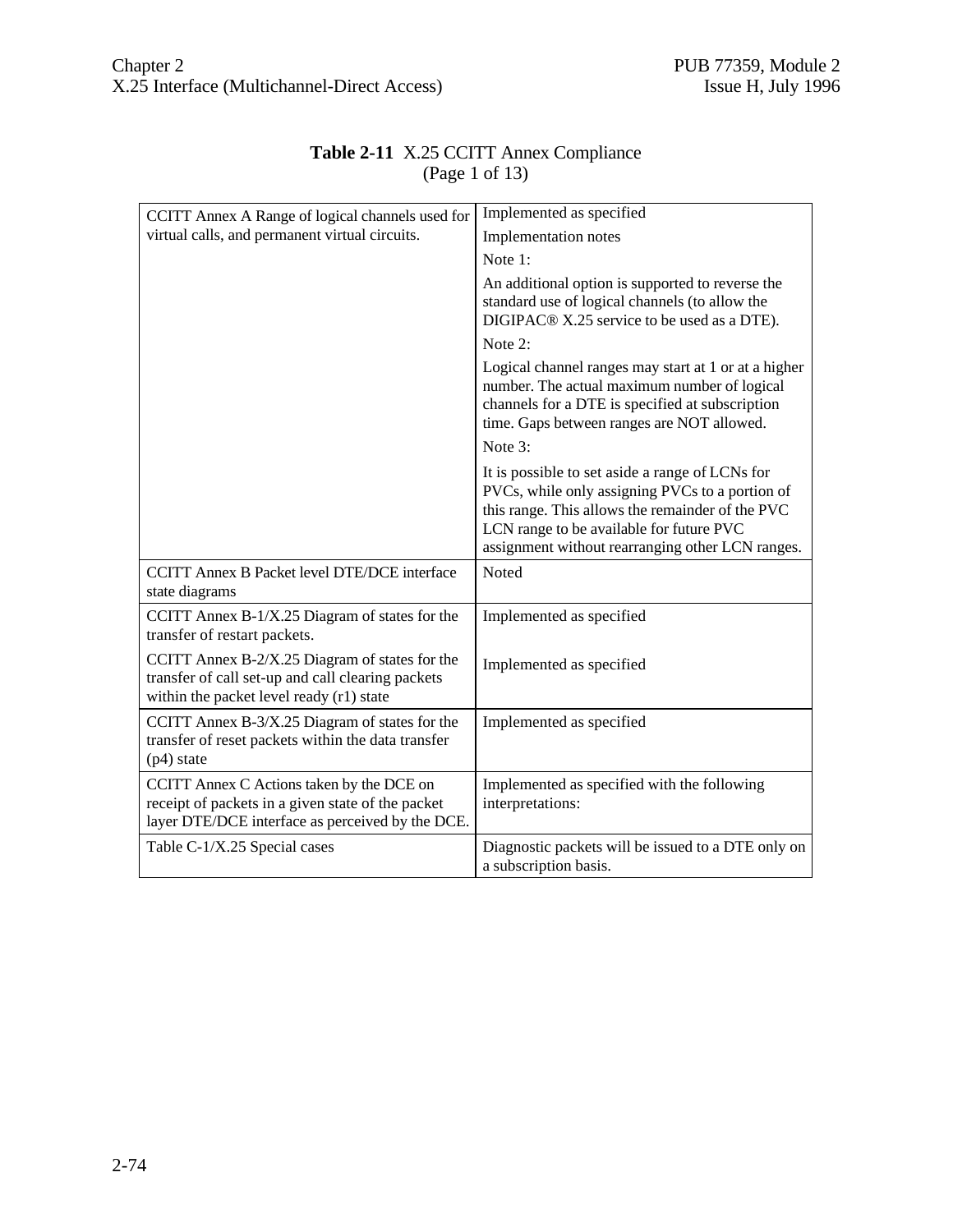**Table 2-11** X.25 CCITT Annex Compliance
(Page 1 of 13)

| | |
|---|---|
| CCITT Annex A Range of logical channels used for virtual calls, and permanent virtual circuits. | Implemented as specified<br><br>Implementation notes<br><br>Note 1:<br><br>An additional option is supported to reverse the standard use of logical channels (to allow the DIGIPAC® X.25 service to be used as a DTE).<br><br>Note 2:<br><br>Logical channel ranges may start at 1 or at a higher number. The actual maximum number of logical channels for a DTE is specified at subscription time. Gaps between ranges are NOT allowed.<br><br>Note 3:<br><br>It is possible to set aside a range of LCNs for PVCs, while only assigning PVCs to a portion of this range. This allows the remainder of the PVC LCN range to be available for future PVC assignment without rearranging other LCN ranges. |
| CCITT Annex B Packet level DTE/DCE interface state diagrams | Noted |
| CCITT Annex B-1/X.25 Diagram of states for the transfer of restart packets.<br><br>CCITT Annex B-2/X.25 Diagram of states for the transfer of call set-up and call clearing packets within the packet level ready (r1) state | Implemented as specified<br><br>Implemented as specified |
| CCITT Annex B-3/X.25 Diagram of states for the transfer of reset packets within the data transfer (p4) state | Implemented as specified |
| CCITT Annex C Actions taken by the DCE on receipt of packets in a given state of the packet layer DTE/DCE interface as perceived by the DCE. | Implemented as specified with the following interpretations: |
| Table C-1/X.25 Special cases | Diagnostic packets will be issued to a DTE only on a subscription basis. |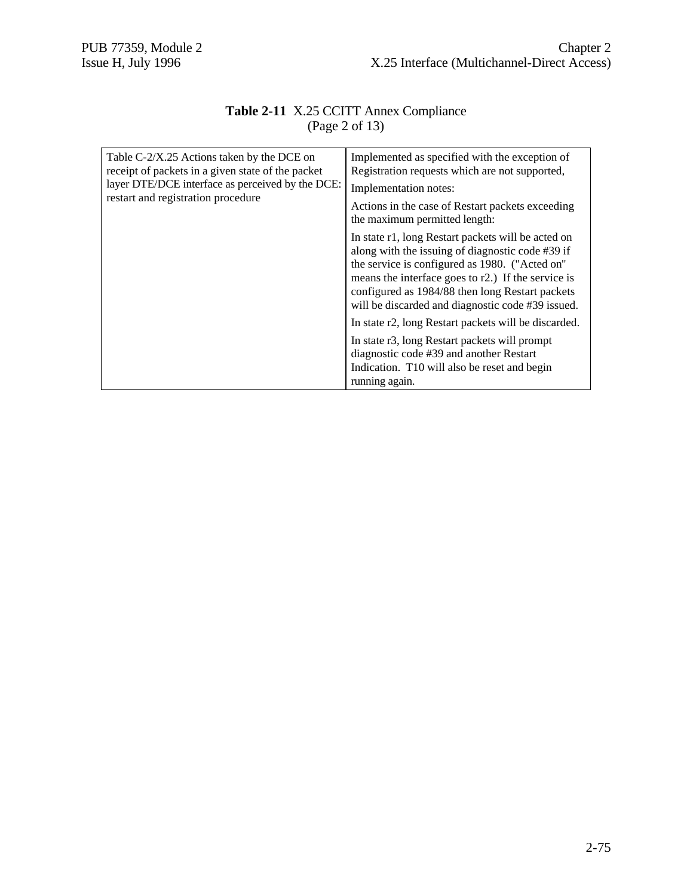**Table 2-11** X.25 CCITT Annex Compliance (Page 2 of 13)

| | |
|---|---|
| Table C-2/X.25 Actions taken by the DCE on receipt of packets in a given state of the packet layer DTE/DCE interface as perceived by the DCE: restart and registration procedure | Implemented as specified with the exception of Registration requests which are not supported,<br><br>Implementation notes:<br><br>Actions in the case of Restart packets exceeding the maximum permitted length:<br><br>In state r1, long Restart packets will be acted on along with the issuing of diagnostic code #39 if the service is configured as 1980. ("Acted on" means the interface goes to r2.) If the service is configured as 1984/88 then long Restart packets will be discarded and diagnostic code #39 issued.<br><br>In state r2, long Restart packets will be discarded.<br><br>In state r3, long Restart packets will prompt diagnostic code #39 and another Restart Indication. T10 will also be reset and begin running again. |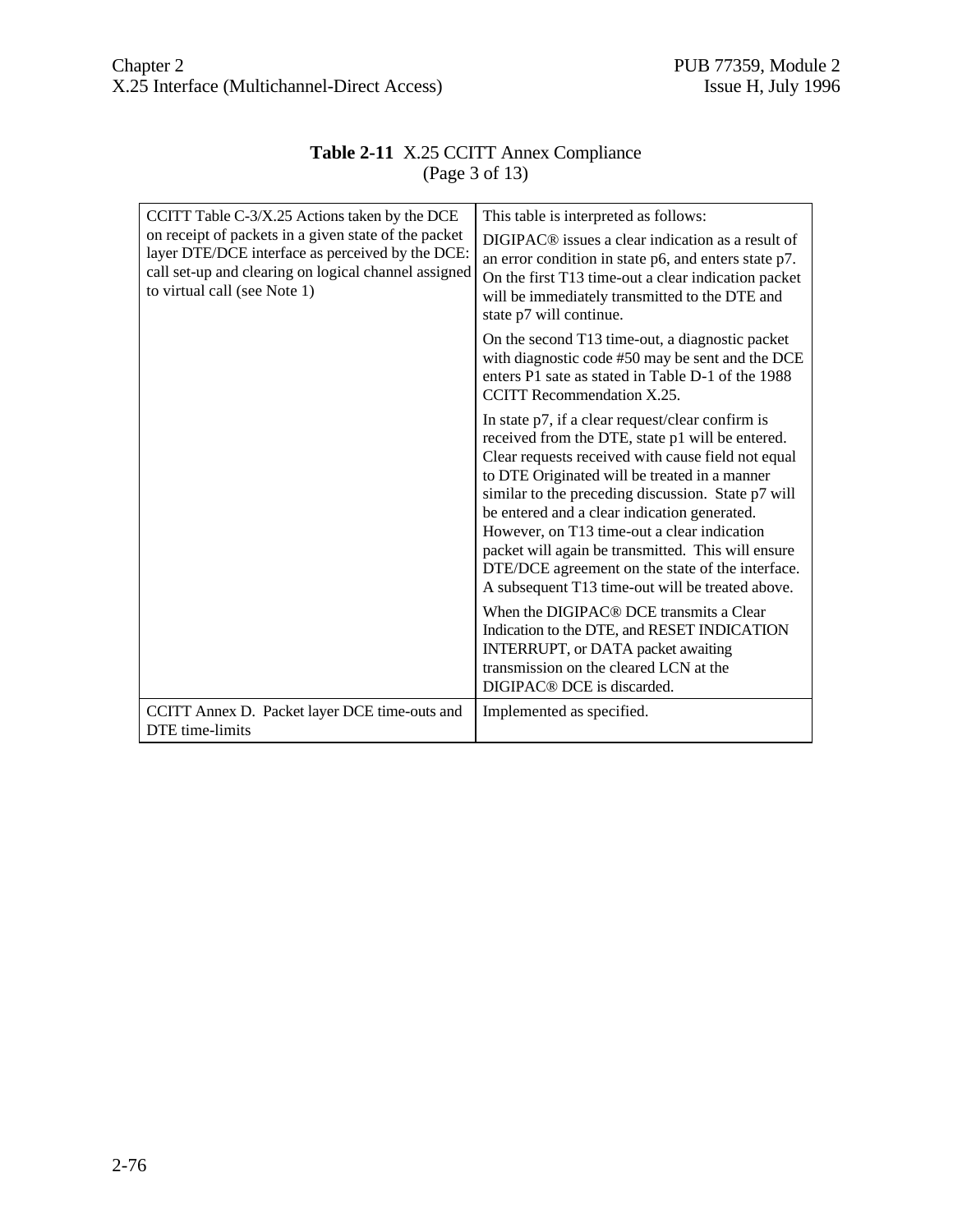**Table 2-11** X.25 CCITT Annex Compliance
(Page 3 of 13)

| | |
|---|---|
| CCITT Table C-3/X.25 Actions taken by the DCE on receipt of packets in a given state of the packet layer DTE/DCE interface as perceived by the DCE: call set-up and clearing on logical channel assigned to virtual call (see Note 1) | This table is interpreted as follows:<br><br>DIGIPAC® issues a clear indication as a result of an error condition in state p6, and enters state p7. On the first T13 time-out a clear indication packet will be immediately transmitted to the DTE and state p7 will continue.<br><br>On the second T13 time-out, a diagnostic packet with diagnostic code #50 may be sent and the DCE enters P1 sate as stated in Table D-1 of the 1988 CCITT Recommendation X.25.<br><br>In state p7, if a clear request/clear confirm is received from the DTE, state p1 will be entered. Clear requests received with cause field not equal to DTE Originated will be treated in a manner similar to the preceding discussion. State p7 will be entered and a clear indication generated. However, on T13 time-out a clear indication packet will again be transmitted. This will ensure DTE/DCE agreement on the state of the interface. A subsequent T13 time-out will be treated above.<br><br>When the DIGIPAC® DCE transmits a Clear Indication to the DTE, and RESET INDICATION INTERRUPT, or DATA packet awaiting transmission on the cleared LCN at the DIGIPAC® DCE is discarded. |
| CCITT Annex D. Packet layer DCE time-outs and DTE time-limits | Implemented as specified. |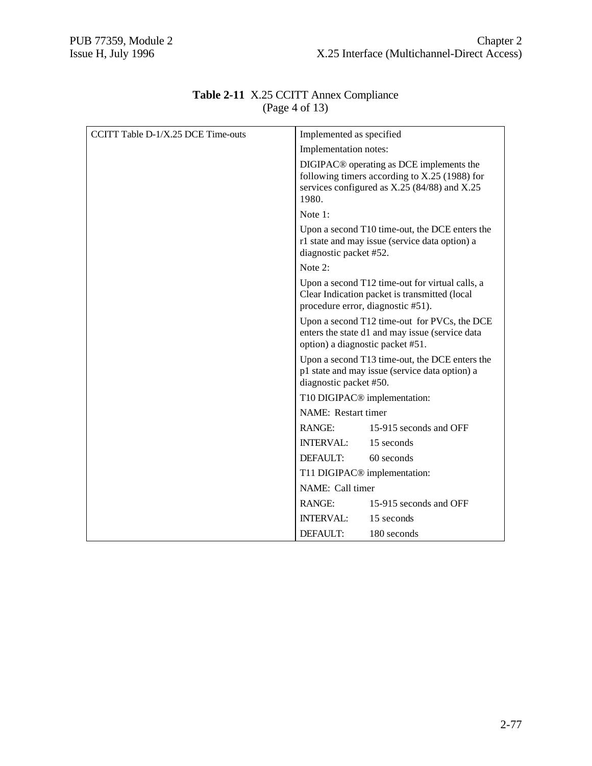**Table 2-11** X.25 CCITT Annex Compliance
(Page 4 of 13)

| | |
|---|---|
| CCITT Table D-1/X.25 DCE Time-outs | Implemented as specified<br><br>Implementation notes:<br><br>DIGIPAC® operating as DCE implements the following timers according to X.25 (1988) for services configured as X.25 (84/88) and X.25 1980.<br><br>Note 1:<br><br>Upon a second T10 time-out, the DCE enters the r1 state and may issue (service data option) a diagnostic packet #52.<br><br>Note 2:<br><br>Upon a second T12 time-out for virtual calls, a Clear Indication packet is transmitted (local procedure error, diagnostic #51).<br><br>Upon a second T12 time-out for PVCs, the DCE enters the state d1 and may issue (service data option) a diagnostic packet #51.<br><br>Upon a second T13 time-out, the DCE enters the p1 state and may issue (service data option) a diagnostic packet #50.<br><br>T10 DIGIPAC® implementation:<br><br>NAME: Restart timer<br><br>RANGE: 15-915 seconds and OFF<br><br>INTERVAL: 15 seconds<br><br>DEFAULT: 60 seconds<br><br>T11 DIGIPAC® implementation:<br><br>NAME: Call timer<br><br>RANGE: 15-915 seconds and OFF<br><br>INTERVAL: 15 seconds<br><br>DEFAULT: 180 seconds |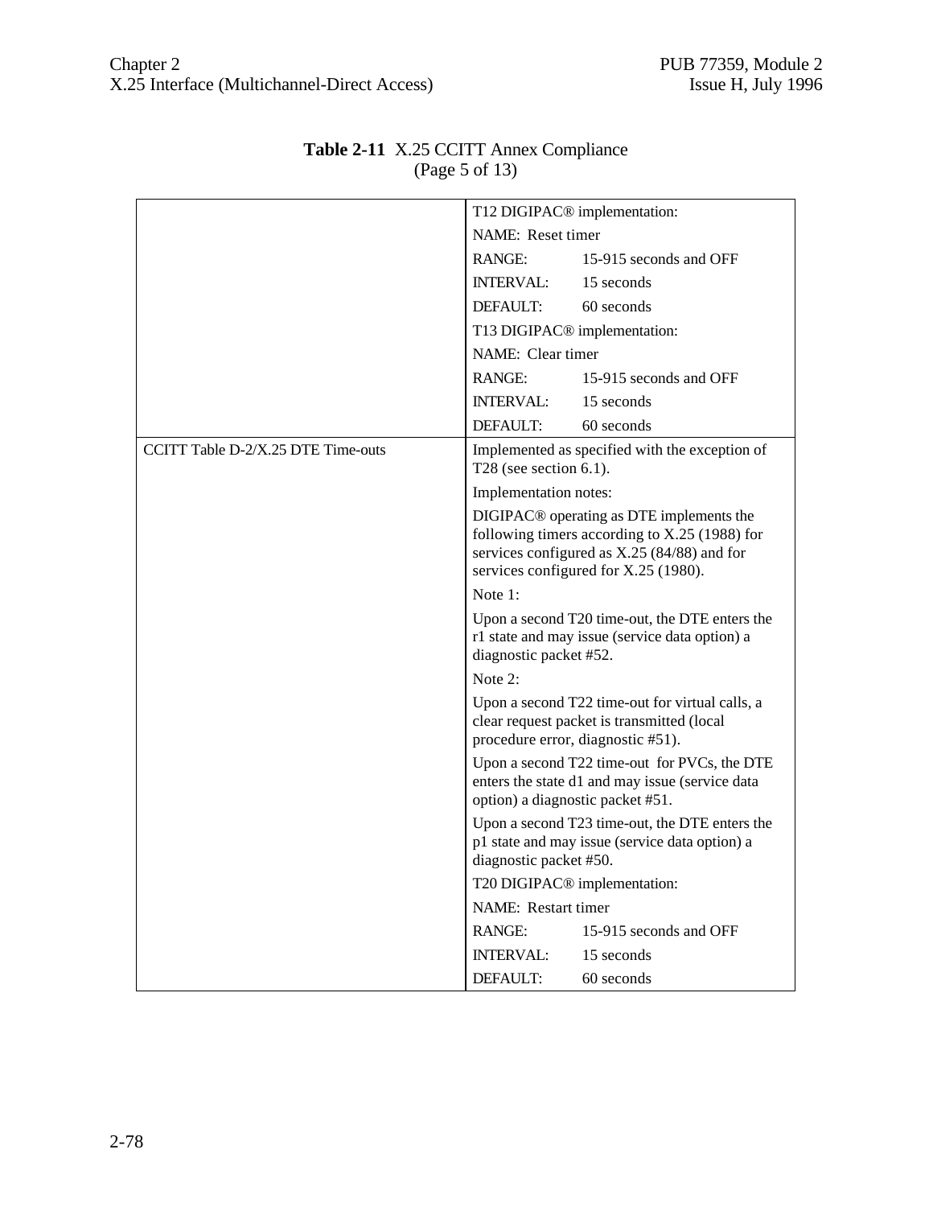**Table 2-11** X.25 CCITT Annex Compliance
(Page 5 of 13)

| | |
|---|---|
| | T12 DIGIPAC® implementation:<br>NAME: Reset timer<br>RANGE: 15-915 seconds and OFF<br>INTERVAL: 15 seconds<br>DEFAULT: 60 seconds<br>T13 DIGIPAC® implementation:<br>NAME: Clear timer<br>RANGE: 15-915 seconds and OFF<br>INTERVAL: 15 seconds<br>DEFAULT: 60 seconds |
| CCITT Table D-2/X.25 DTE Time-outs | Implemented as specified with the exception of T28 (see section 6.1).<br>Implementation notes:<br>DIGIPAC® operating as DTE implements the following timers according to X.25 (1988) for services configured as X.25 (84/88) and for services configured for X.25 (1980).<br>Note 1:<br>Upon a second T20 time-out, the DTE enters the r1 state and may issue (service data option) a diagnostic packet #52.<br>Note 2:<br>Upon a second T22 time-out for virtual calls, a clear request packet is transmitted (local procedure error, diagnostic #51).<br>Upon a second T22 time-out for PVCs, the DTE enters the state d1 and may issue (service data option) a diagnostic packet #51.<br>Upon a second T23 time-out, the DTE enters the p1 state and may issue (service data option) a diagnostic packet #50.<br>T20 DIGIPAC® implementation:<br>NAME: Restart timer<br>RANGE: 15-915 seconds and OFF<br>INTERVAL: 15 seconds<br>DEFAULT: 60 seconds |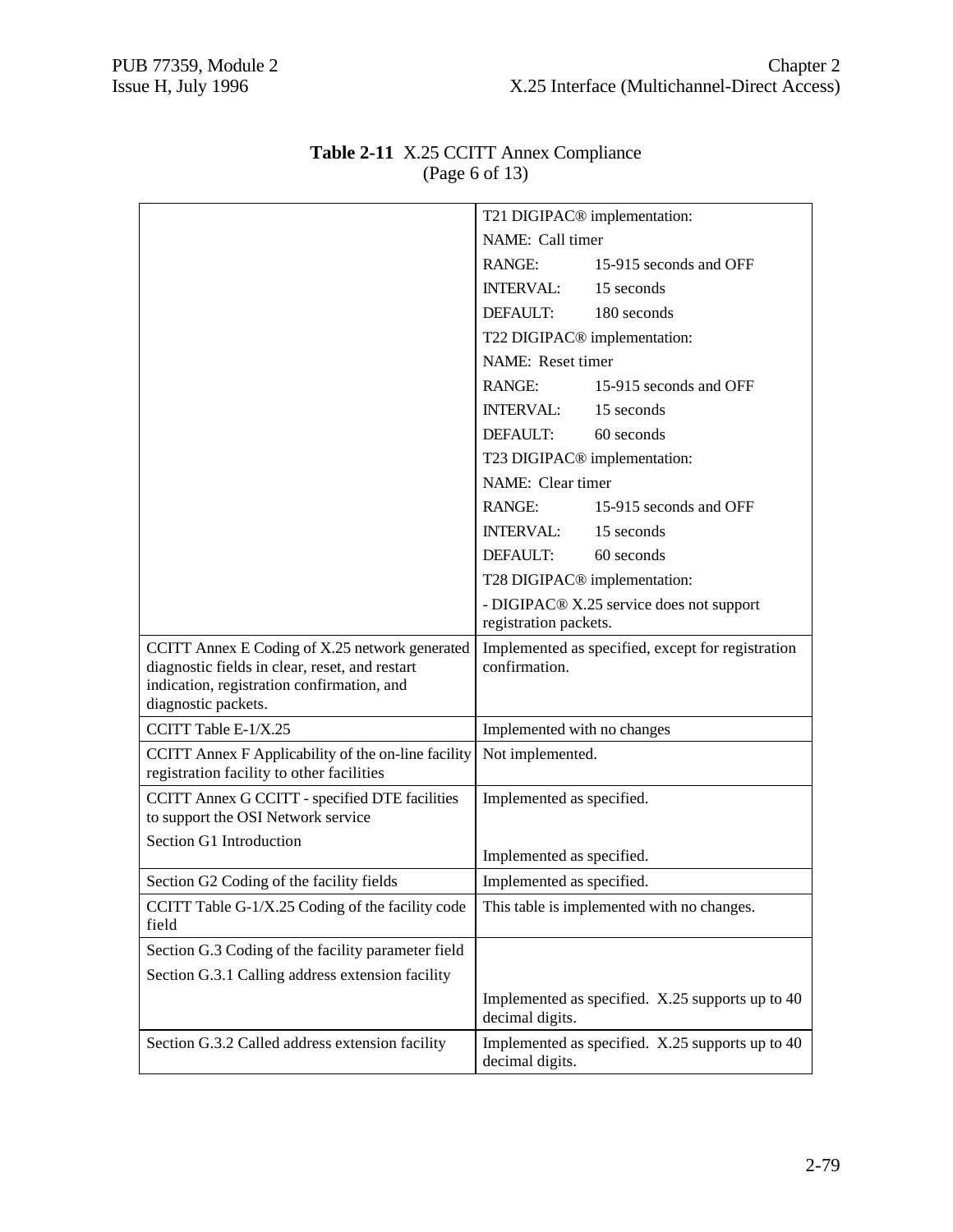**Table 2-11** X.25 CCITT Annex Compliance
(Page 6 of 13)

| | |
|---|---|
| | T21 DIGIPAC® implementation:<br>NAME: Call timer<br>RANGE: 15-915 seconds and OFF<br>INTERVAL: 15 seconds<br>DEFAULT: 180 seconds<br>T22 DIGIPAC® implementation:<br>NAME: Reset timer<br>RANGE: 15-915 seconds and OFF<br>INTERVAL: 15 seconds<br>DEFAULT: 60 seconds<br>T23 DIGIPAC® implementation:<br>NAME: Clear timer<br>RANGE: 15-915 seconds and OFF<br>INTERVAL: 15 seconds<br>DEFAULT: 60 seconds<br>T28 DIGIPAC® implementation:<br>- DIGIPAC® X.25 service does not support registration packets. |
| CCITT Annex E Coding of X.25 network generated diagnostic fields in clear, reset, and restart indication, registration confirmation, and diagnostic packets. | Implemented as specified, except for registration confirmation. |
| CCITT Table E-1/X.25 | Implemented with no changes |
| CCITT Annex F Applicability of the on-line facility registration facility to other facilities | Not implemented. |
| CCITT Annex G CCITT - specified DTE facilities to support the OSI Network service<br>Section G1 Introduction | Implemented as specified.<br>Implemented as specified. |
| Section G2 Coding of the facility fields | Implemented as specified. |
| CCITT Table G-1/X.25 Coding of the facility code field | This table is implemented with no changes. |
| Section G.3 Coding of the facility parameter field<br>Section G.3.1 Calling address extension facility | Implemented as specified. X.25 supports up to 40 decimal digits. |
| Section G.3.2 Called address extension facility | Implemented as specified. X.25 supports up to 40 decimal digits. |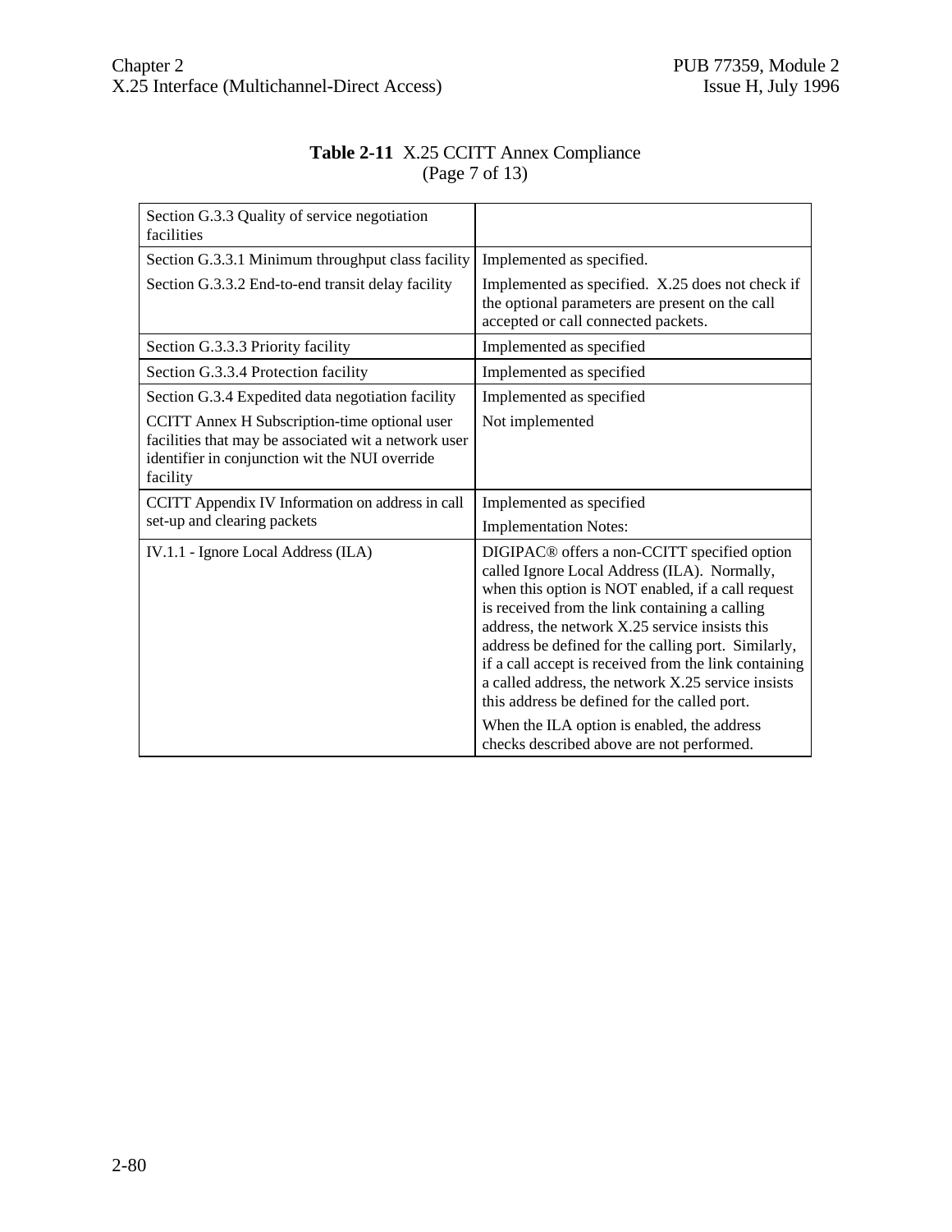**Table 2-11** X.25 CCITT Annex Compliance
(Page 7 of 13)

| | |
|---|---|
| Section G.3.3 Quality of service negotiation facilities | |
| Section G.3.3.1 Minimum throughput class facility | Implemented as specified. |
| Section G.3.3.2 End-to-end transit delay facility | Implemented as specified. X.25 does not check if the optional parameters are present on the call accepted or call connected packets. |
| Section G.3.3.3 Priority facility | Implemented as specified |
| Section G.3.3.4 Protection facility | Implemented as specified |
| Section G.3.4 Expedited data negotiation facility | Implemented as specified |
| CCITT Annex H Subscription-time optional user facilities that may be associated wit a network user identifier in conjunction wit the NUI override facility | Not implemented |
| CCITT Appendix IV Information on address in call set-up and clearing packets | Implemented as specified<br>Implementation Notes: |
| IV.1.1 - Ignore Local Address (ILA) | DIGIPAC® offers a non-CCITT specified option called Ignore Local Address (ILA). Normally, when this option is NOT enabled, if a call request is received from the link containing a calling address, the network X.25 service insists this address be defined for the calling port. Similarly, if a call accept is received from the link containing a called address, the network X.25 service insists this address be defined for the called port.<br>When the ILA option is enabled, the address checks described above are not performed. |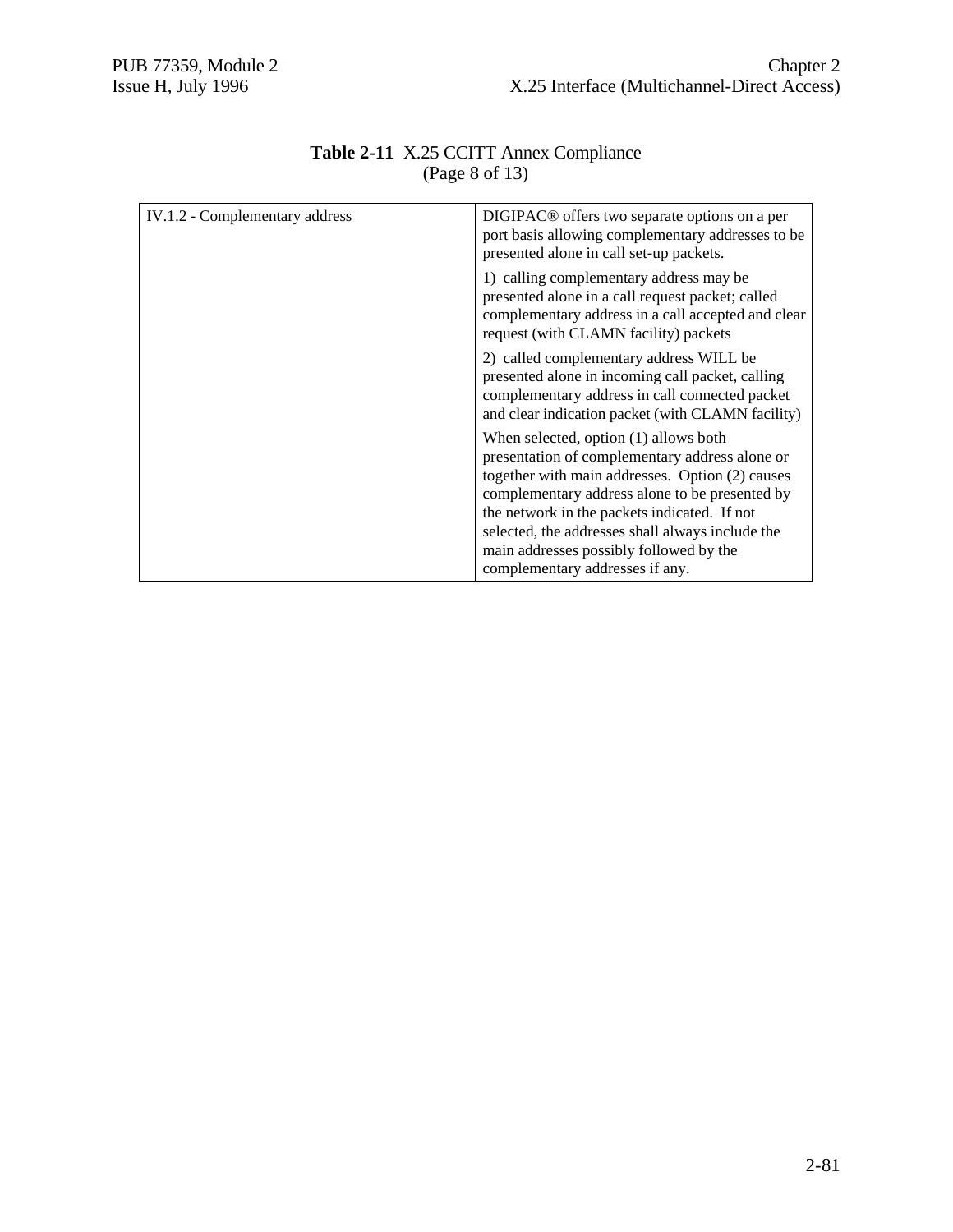**Table 2-11** X.25 CCITT Annex Compliance
(Page 8 of 13)

| | |
|---|---|
| IV.1.2 - Complementary address | DIGIPAC® offers two separate options on a per port basis allowing complementary addresses to be presented alone in call set-up packets.<br><br>1) calling complementary address may be presented alone in a call request packet; called complementary address in a call accepted and clear request (with CLAMN facility) packets<br><br>2) called complementary address WILL be presented alone in incoming call packet, calling complementary address in call connected packet and clear indication packet (with CLAMN facility)<br><br>When selected, option (1) allows both presentation of complementary address alone or together with main addresses. Option (2) causes complementary address alone to be presented by the network in the packets indicated. If not selected, the addresses shall always include the main addresses possibly followed by the complementary addresses if any. |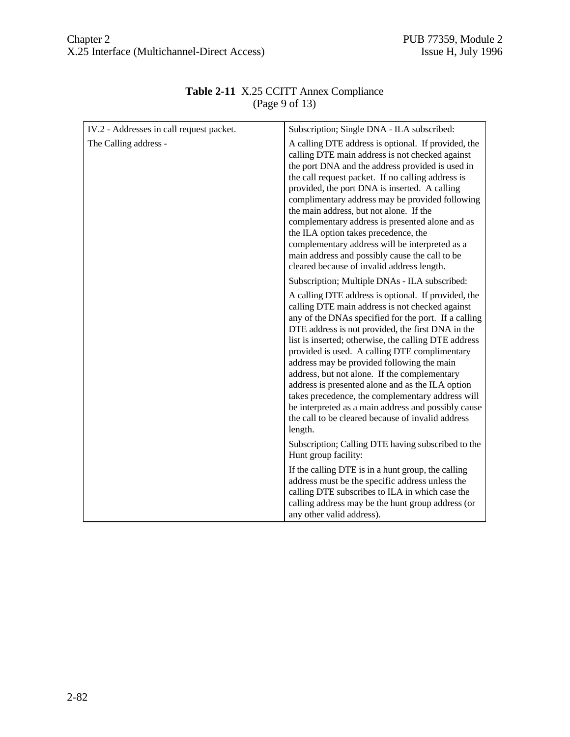**Table 2-11** X.25 CCITT Annex Compliance (Page 9 of 13)

| | |
|---|---|
| IV.2 - Addresses in call request packet. | Subscription; Single DNA - ILA subscribed: |
| The Calling address - | A calling DTE address is optional. If provided, the calling DTE main address is not checked against the port DNA and the address provided is used in the call request packet. If no calling address is provided, the port DNA is inserted. A calling complimentary address may be provided following the main address, but not alone. If the complementary address is presented alone and as the ILA option takes precedence, the complementary address will be interpreted as a main address and possibly cause the call to be cleared because of invalid address length. |
| | Subscription; Multiple DNAs - ILA subscribed: |
| | A calling DTE address is optional. If provided, the calling DTE main address is not checked against any of the DNAs specified for the port. If a calling DTE address is not provided, the first DNA in the list is inserted; otherwise, the calling DTE address provided is used. A calling DTE complimentary address may be provided following the main address, but not alone. If the complementary address is presented alone and as the ILA option takes precedence, the complementary address will be interpreted as a main address and possibly cause the call to be cleared because of invalid address length. |
| | Subscription; Calling DTE having subscribed to the Hunt group facility: |
| | If the calling DTE is in a hunt group, the calling address must be the specific address unless the calling DTE subscribes to ILA in which case the calling address may be the hunt group address (or any other valid address). |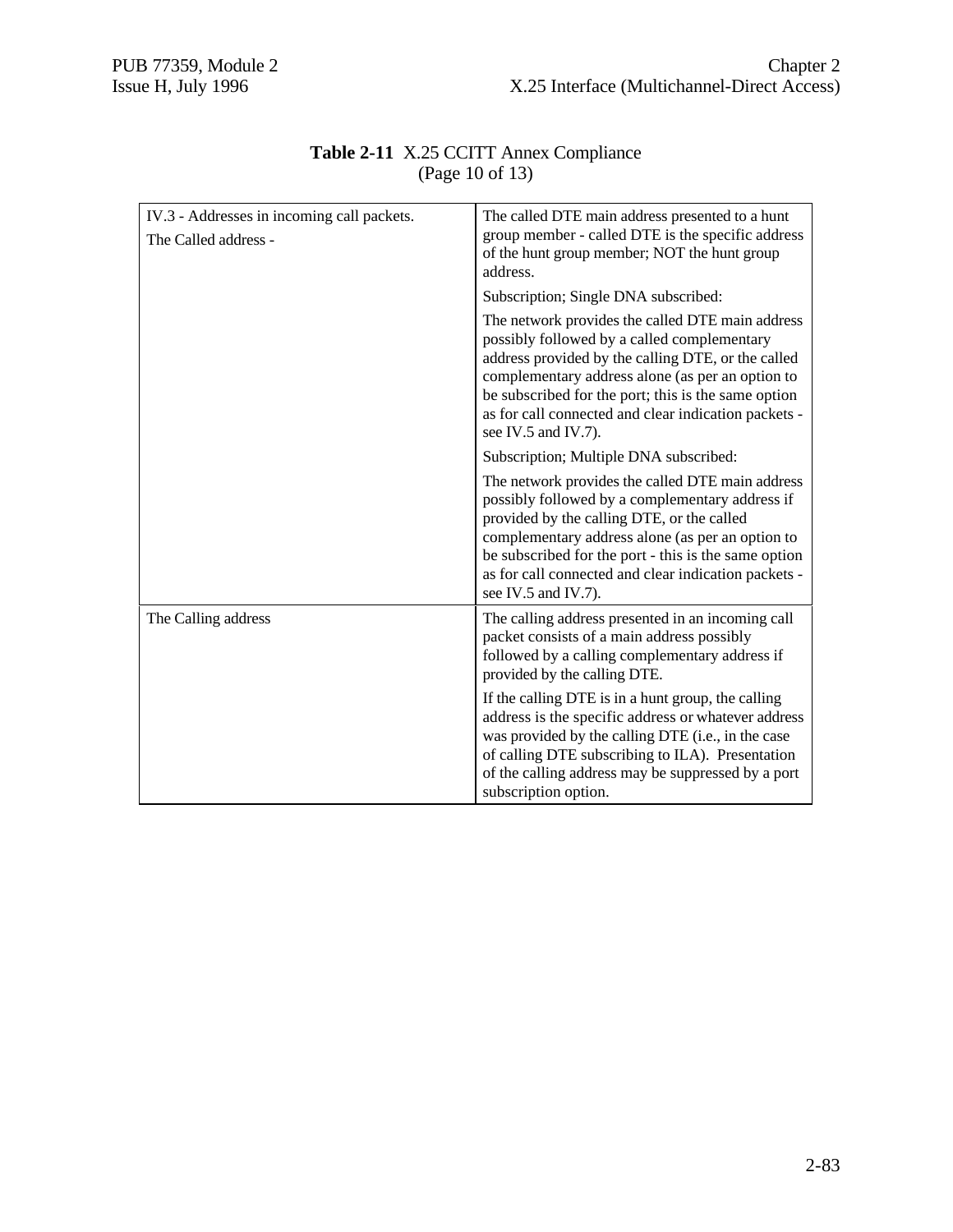**Table 2-11** X.25 CCITT Annex Compliance
(Page 10 of 13)

| | |
|---|---|
| IV.3 - Addresses in incoming call packets.<br><br>The Called address - | The called DTE main address presented to a hunt group member - called DTE is the specific address of the hunt group member; NOT the hunt group address.<br><br>Subscription; Single DNA subscribed:<br><br>The network provides the called DTE main address possibly followed by a called complementary address provided by the calling DTE, or the called complementary address alone (as per an option to be subscribed for the port; this is the same option as for call connected and clear indication packets - see IV.5 and IV.7).<br><br>Subscription; Multiple DNA subscribed:<br><br>The network provides the called DTE main address possibly followed by a complementary address if provided by the calling DTE, or the called complementary address alone (as per an option to be subscribed for the port - this is the same option as for call connected and clear indication packets - see IV.5 and IV.7). |
| The Calling address | The calling address presented in an incoming call packet consists of a main address possibly followed by a calling complementary address if provided by the calling DTE.<br><br>If the calling DTE is in a hunt group, the calling address is the specific address or whatever address was provided by the calling DTE (i.e., in the case of calling DTE subscribing to ILA). Presentation of the calling address may be suppressed by a port subscription option. |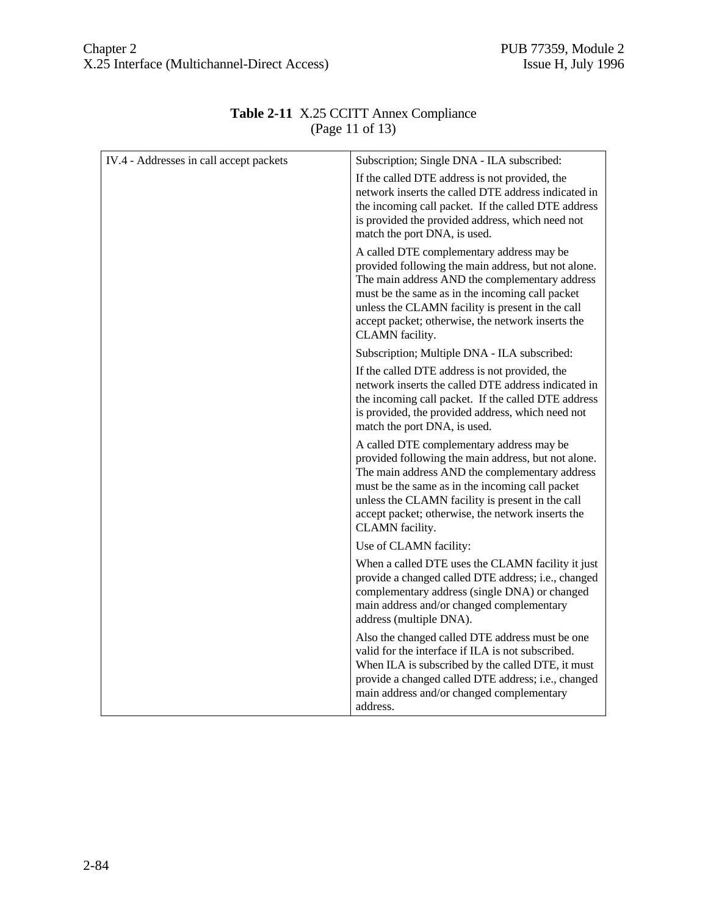**Table 2-11** X.25 CCITT Annex Compliance
(Page 11 of 13)

| | |
|---|---|
| IV.4 - Addresses in call accept packets | Subscription; Single DNA - ILA subscribed:<br><br>If the called DTE address is not provided, the network inserts the called DTE address indicated in the incoming call packet. If the called DTE address is provided the provided address, which need not match the port DNA, is used.<br><br>A called DTE complementary address may be provided following the main address, but not alone. The main address AND the complementary address must be the same as in the incoming call packet unless the CLAMN facility is present in the call accept packet; otherwise, the network inserts the CLAMN facility.<br><br>Subscription; Multiple DNA - ILA subscribed:<br><br>If the called DTE address is not provided, the network inserts the called DTE address indicated in the incoming call packet. If the called DTE address is provided, the provided address, which need not match the port DNA, is used.<br><br>A called DTE complementary address may be provided following the main address, but not alone. The main address AND the complementary address must be the same as in the incoming call packet unless the CLAMN facility is present in the call accept packet; otherwise, the network inserts the CLAMN facility.<br><br>Use of CLAMN facility:<br><br>When a called DTE uses the CLAMN facility it just provide a changed called DTE address; i.e., changed complementary address (single DNA) or changed main address and/or changed complementary address (multiple DNA).<br><br>Also the changed called DTE address must be one valid for the interface if ILA is not subscribed. When ILA is subscribed by the called DTE, it must provide a changed called DTE address; i.e., changed main address and/or changed complementary address. |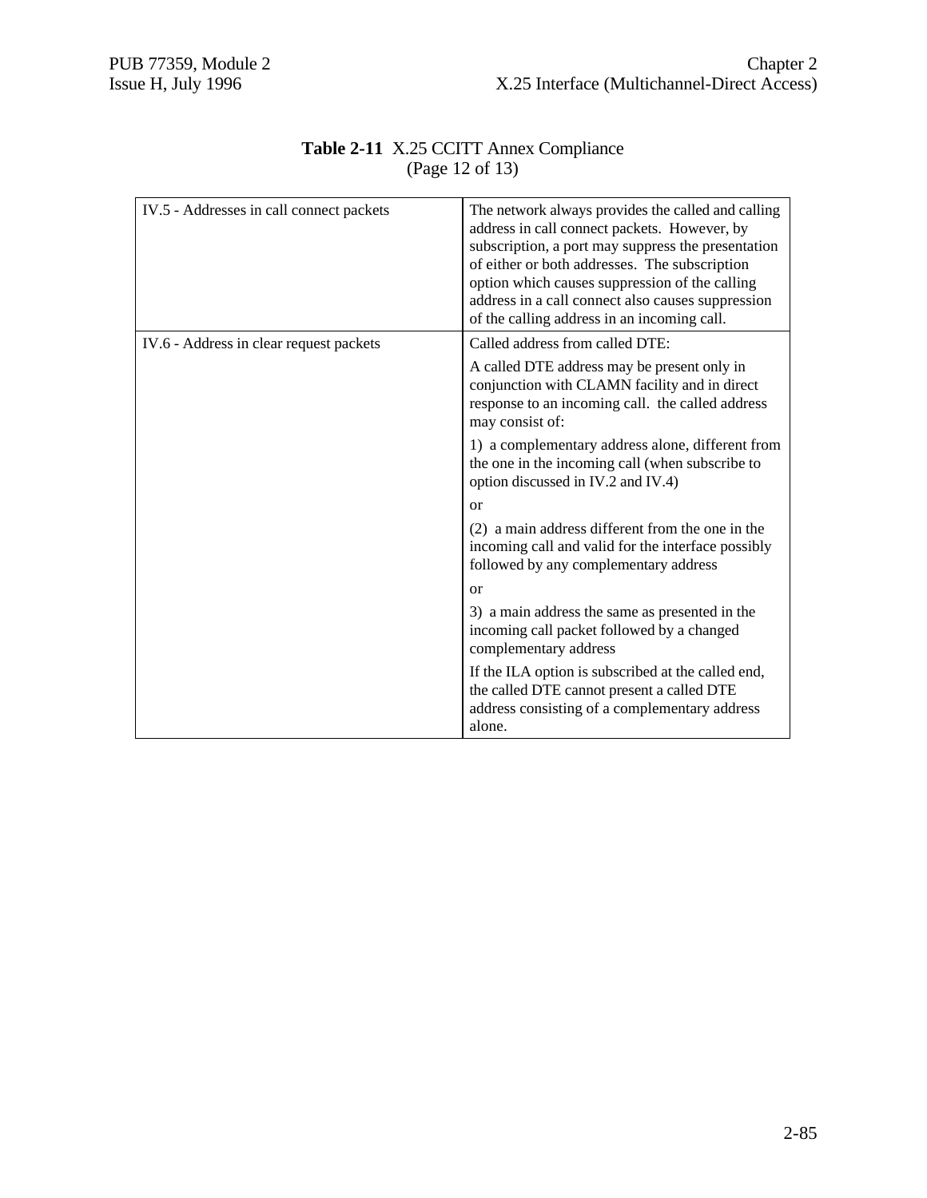**Table 2-11** X.25 CCITT Annex Compliance
(Page 12 of 13)

| | |
|---|---|
| IV.5 - Addresses in call connect packets | The network always provides the called and calling address in call connect packets. However, by subscription, a port may suppress the presentation of either or both addresses. The subscription option which causes suppression of the calling address in a call connect also causes suppression of the calling address in an incoming call. |
| IV.6 - Address in clear request packets | Called address from called DTE:<br><br>A called DTE address may be present only in conjunction with CLAMN facility and in direct response to an incoming call. the called address may consist of:<br><br>1) a complementary address alone, different from the one in the incoming call (when subscribe to option discussed in IV.2 and IV.4)<br><br>or<br><br>(2) a main address different from the one in the incoming call and valid for the interface possibly followed by any complementary address<br><br>or<br><br>3) a main address the same as presented in the incoming call packet followed by a changed complementary address<br><br>If the ILA option is subscribed at the called end, the called DTE cannot present a called DTE address consisting of a complementary address alone. |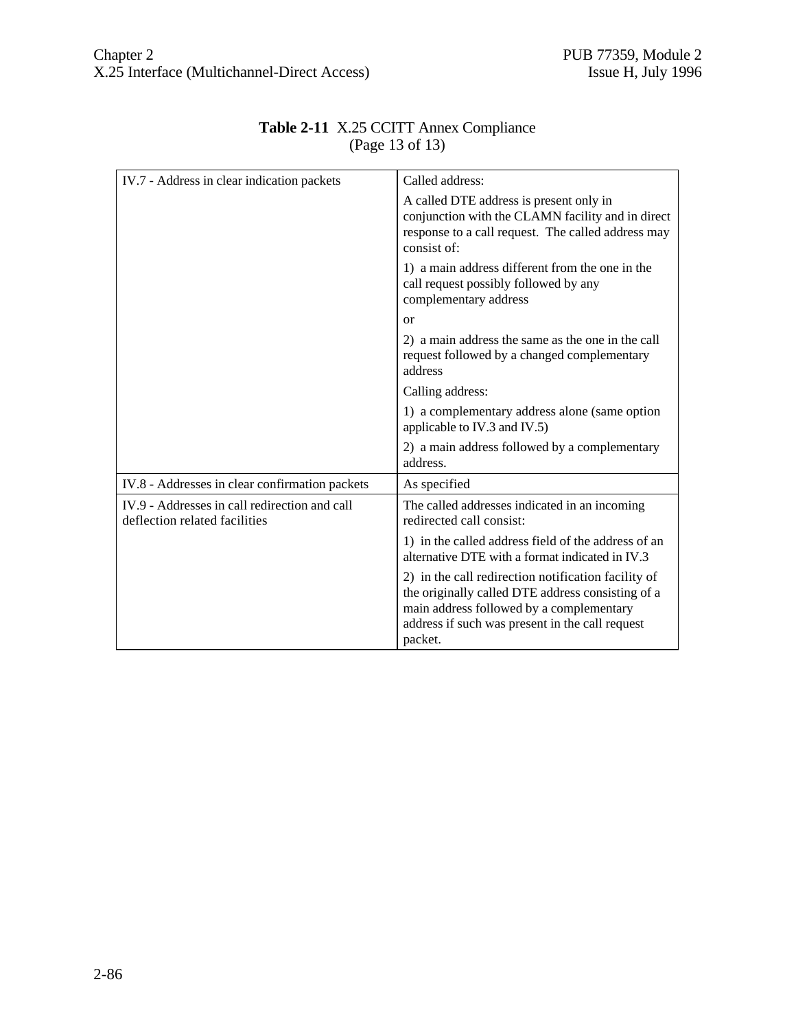**Table 2-11** X.25 CCITT Annex Compliance
(Page 13 of 13)

| | |
|---|---|
| IV.7 - Address in clear indication packets | Called address:<br><br>A called DTE address is present only in conjunction with the CLAMN facility and in direct response to a call request. The called address may consist of:<br><br>1) a main address different from the one in the call request possibly followed by any complementary address<br><br>or<br><br>2) a main address the same as the one in the call request followed by a changed complementary address<br><br>Calling address:<br><br>1) a complementary address alone (same option applicable to IV.3 and IV.5)<br><br>2) a main address followed by a complementary address. |
| IV.8 - Addresses in clear confirmation packets | As specified |
| IV.9 - Addresses in call redirection and call deflection related facilities | The called addresses indicated in an incoming redirected call consist:<br><br>1) in the called address field of the address of an alternative DTE with a format indicated in IV.3<br><br>2) in the call redirection notification facility of the originally called DTE address consisting of a main address followed by a complementary address if such was present in the call request packet. |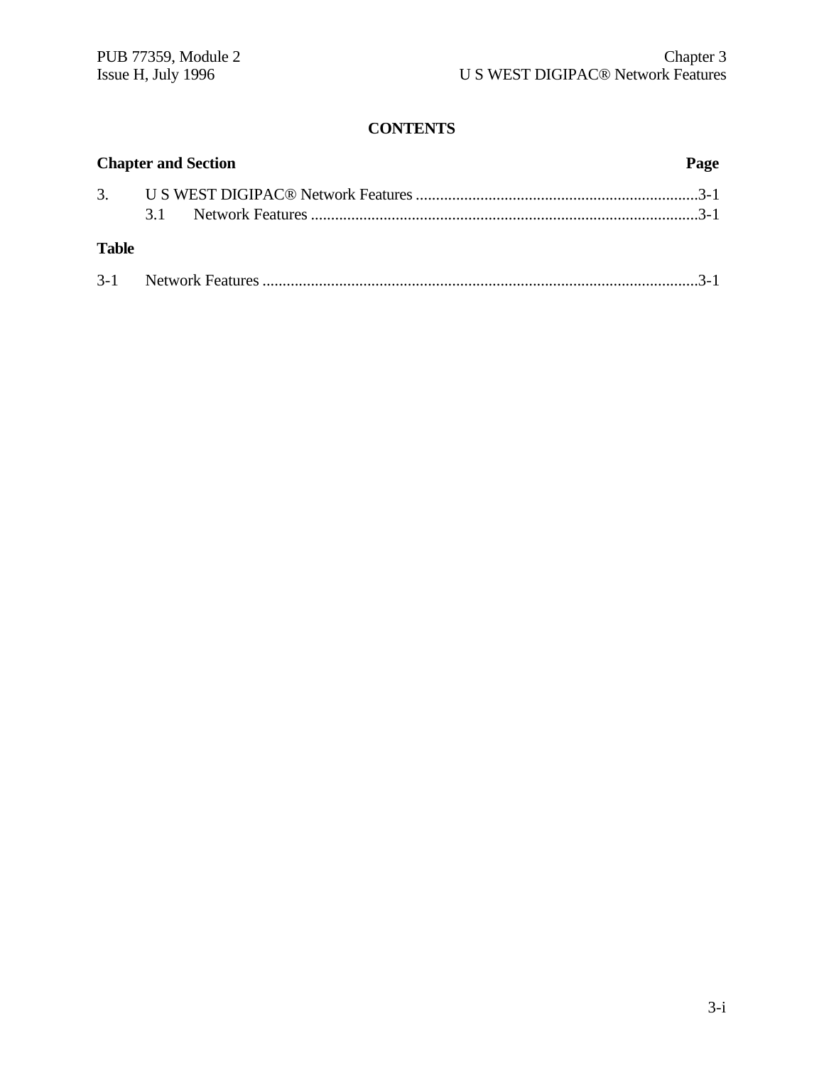## CONTENTS

| Chapter and Section | | Page |
|---|---|---|
| 3. | U S WEST DIGIPAC® Network Features | 3-1 |
| | 3.1 Network Features | 3-1 |

**Table**

| | | |
|---|---|---|
| 3-1 | Network Features | 3-1 |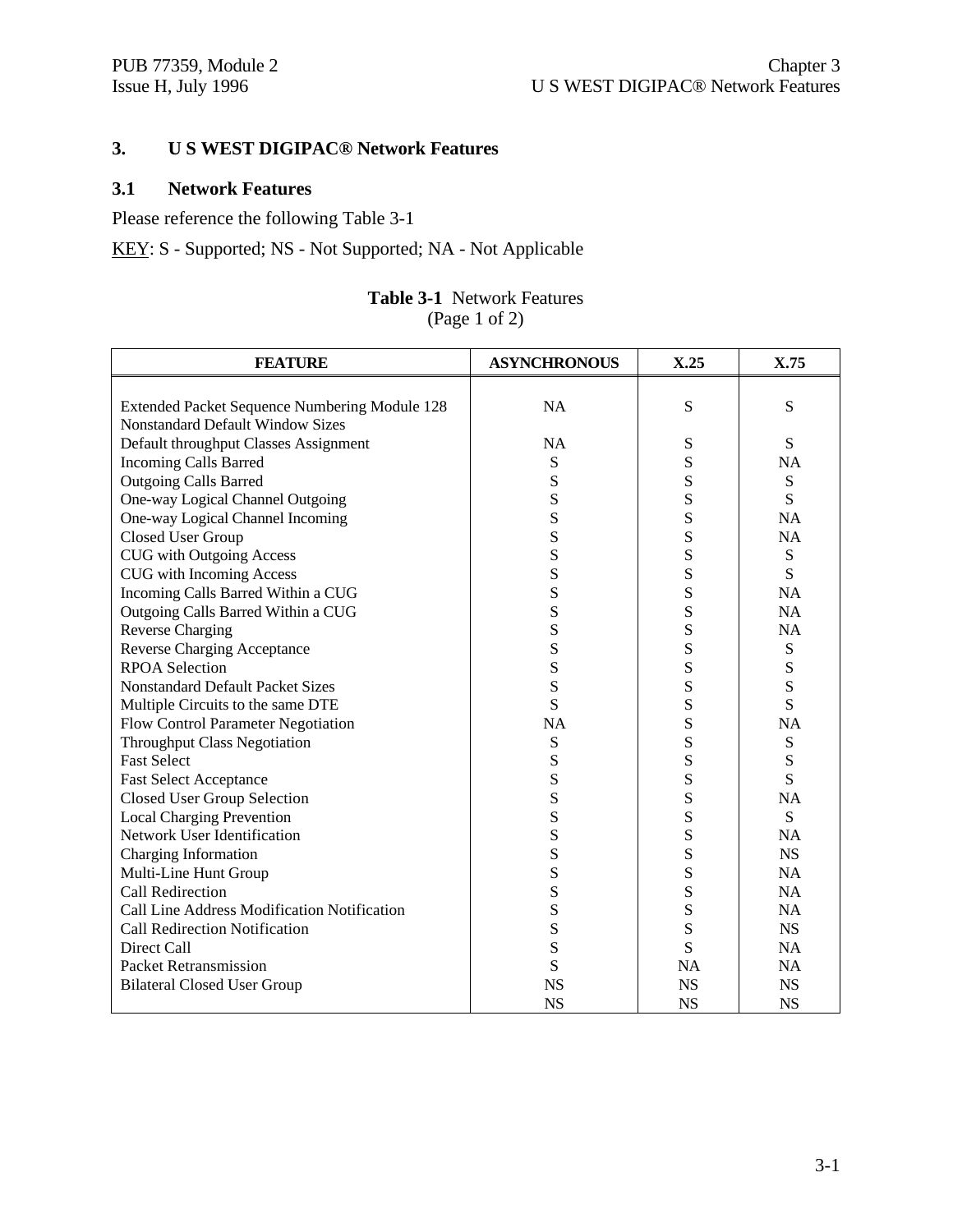# 3. U S WEST DIGIPAC® Network Features

## 3.1 Network Features

Please reference the following Table 3-1

KEY: S - Supported; NS - Not Supported; NA - Not Applicable

**Table 3-1** Network Features
(Page 1 of 2)

| FEATURE | ASYNCHRONOUS | X.25 | X.75 |
|---|---|---|---|
| Extended Packet Sequence Numbering Module 128 | NA | S | S |
| Nonstandard Default Window Sizes | | | |
| Default throughput Classes Assignment | NA | S | S |
| Incoming Calls Barred | S | S | NA |
| Outgoing Calls Barred | S | S | S |
| One-way Logical Channel Outgoing | S | S | S |
| One-way Logical Channel Incoming | S | S | NA |
| Closed User Group | S | S | NA |
| CUG with Outgoing Access | S | S | S |
| CUG with Incoming Access | S | S | S |
| Incoming Calls Barred Within a CUG | S | S | NA |
| Outgoing Calls Barred Within a CUG | S | S | NA |
| Reverse Charging | S | S | NA |
| Reverse Charging Acceptance | S | S | S |
| RPOA Selection | S | S | S |
| Nonstandard Default Packet Sizes | S | S | S |
| Multiple Circuits to the same DTE | S | S | S |
| Flow Control Parameter Negotiation | NA | S | NA |
| Throughput Class Negotiation | S | S | S |
| Fast Select | S | S | S |
| Fast Select Acceptance | S | S | S |
| Closed User Group Selection | S | S | NA |
| Local Charging Prevention | S | S | S |
| Network User Identification | S | S | NA |
| Charging Information | S | S | NS |
| Multi-Line Hunt Group | S | S | NA |
| Call Redirection | S | S | NA |
| Call Line Address Modification Notification | S | S | NA |
| Call Redirection Notification | S | S | NS |
| Direct Call | S | S | NA |
| Packet Retransmission | S | NA | NA |
| Bilateral Closed User Group | NS | NS | NS |
| | NS | NS | NS |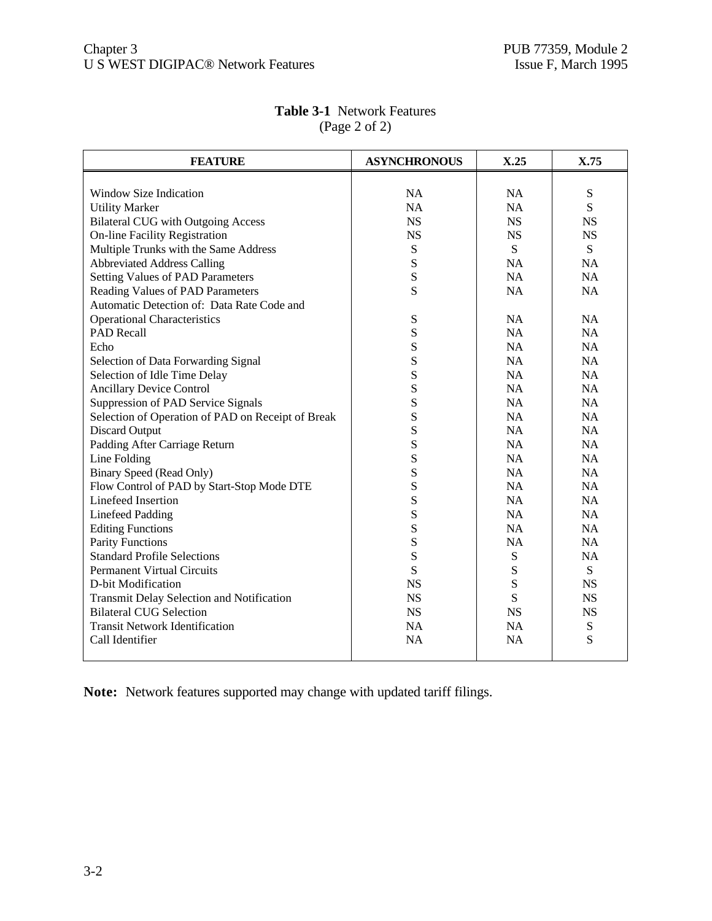**Table 3-1** Network Features
(Page 2 of 2)

| FEATURE | ASYNCHRONOUS | X.25 | X.75 |
|---|---|---|---|
| Window Size Indication | NA | NA | S |
| Utility Marker | NA | NA | S |
| Bilateral CUG with Outgoing Access | NS | NS | NS |
| On-line Facility Registration | NS | NS | NS |
| Multiple Trunks with the Same Address | S | S | S |
| Abbreviated Address Calling | S | NA | NA |
| Setting Values of PAD Parameters | S | NA | NA |
| Reading Values of PAD Parameters | S | NA | NA |
| Automatic Detection of: Data Rate Code and Operational Characteristics | S | NA | NA |
| PAD Recall | S | NA | NA |
| Echo | S | NA | NA |
| Selection of Data Forwarding Signal | S | NA | NA |
| Selection of Idle Time Delay | S | NA | NA |
| Ancillary Device Control | S | NA | NA |
| Suppression of PAD Service Signals | S | NA | NA |
| Selection of Operation of PAD on Receipt of Break | S | NA | NA |
| Discard Output | S | NA | NA |
| Padding After Carriage Return | S | NA | NA |
| Line Folding | S | NA | NA |
| Binary Speed (Read Only) | S | NA | NA |
| Flow Control of PAD by Start-Stop Mode DTE | S | NA | NA |
| Linefeed Insertion | S | NA | NA |
| Linefeed Padding | S | NA | NA |
| Editing Functions | S | NA | NA |
| Parity Functions | S | NA | NA |
| Standard Profile Selections | S | S | NA |
| Permanent Virtual Circuits | S | S | S |
| D-bit Modification | NS | S | NS |
| Transmit Delay Selection and Notification | NS | S | NS |
| Bilateral CUG Selection | NS | NS | NS |
| Transit Network Identification | NA | NA | S |
| Call Identifier | NA | NA | S |

**Note:** Network features supported may change with updated tariff filings.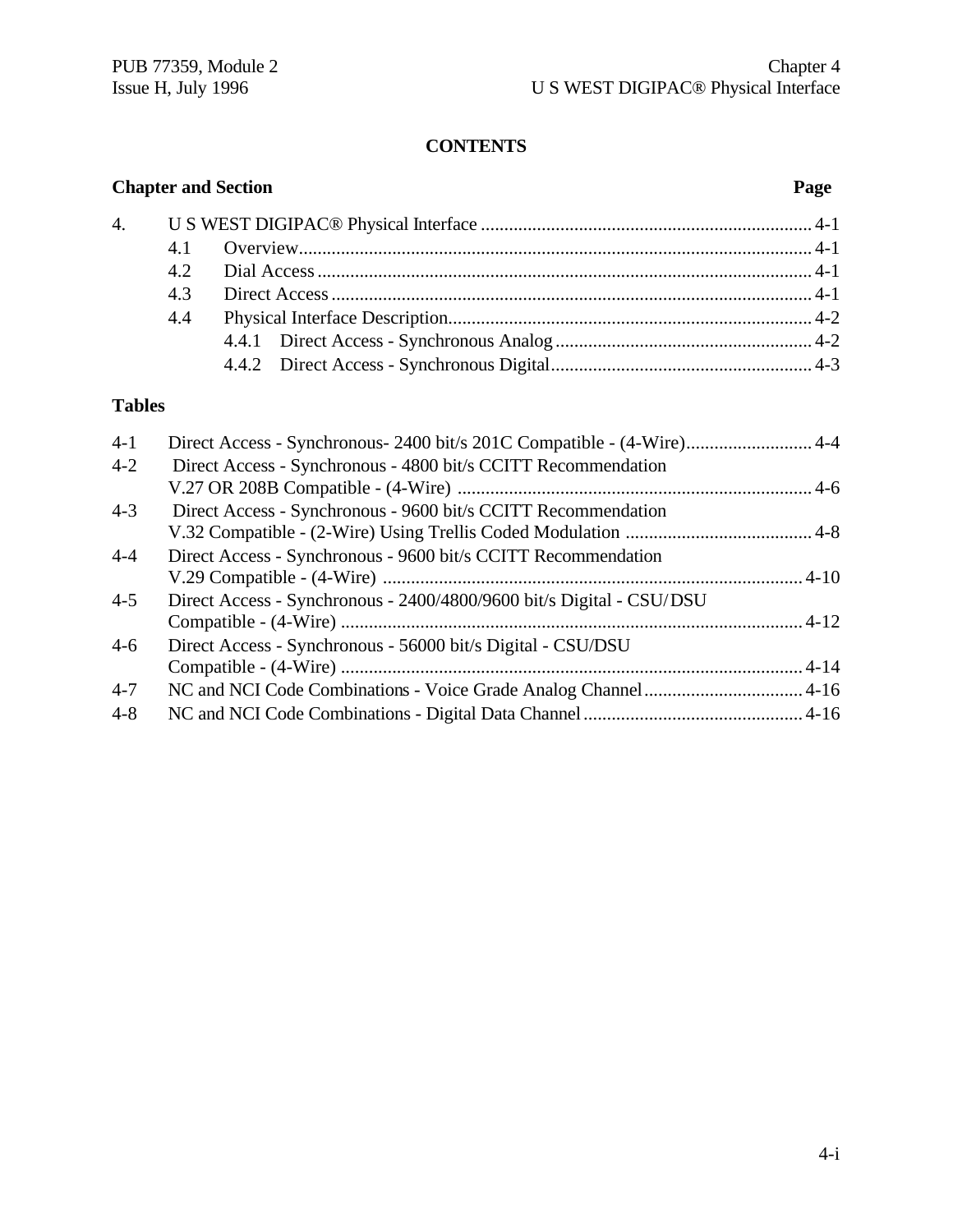# CONTENTS

**Chapter and Section** **Page**

| | | | Page |
|---|---|---|---|
| 4. | U S WEST DIGIPAC® Physical Interface | | 4-1 |
| | 4.1 | Overview | 4-1 |
| | 4.2 | Dial Access | 4-1 |
| | 4.3 | Direct Access | 4-1 |
| | 4.4 | Physical Interface Description | 4-2 |
| | | 4.4.1 Direct Access - Synchronous Analog | 4-2 |
| | | 4.4.2 Direct Access - Synchronous Digital | 4-3 |

## Tables

| | | |
|---|---|---|
| 4-1 | Direct Access - Synchronous- 2400 bit/s 201C Compatible - (4-Wire) | 4-4 |
| 4-2 | Direct Access - Synchronous - 4800 bit/s CCITT Recommendation V.27 OR 208B Compatible - (4-Wire) | 4-6 |
| 4-3 | Direct Access - Synchronous - 9600 bit/s CCITT Recommendation V.32 Compatible - (2-Wire) Using Trellis Coded Modulation | 4-8 |
| 4-4 | Direct Access - Synchronous - 9600 bit/s CCITT Recommendation V.29 Compatible - (4-Wire) | 4-10 |
| 4-5 | Direct Access - Synchronous - 2400/4800/9600 bit/s Digital - CSU/ DSU Compatible - (4-Wire) | 4-12 |
| 4-6 | Direct Access - Synchronous - 56000 bit/s Digital - CSU/DSU Compatible - (4-Wire) | 4-14 |
| 4-7 | NC and NCI Code Combinations - Voice Grade Analog Channel | 4-16 |
| 4-8 | NC and NCI Code Combinations - Digital Data Channel | 4-16 |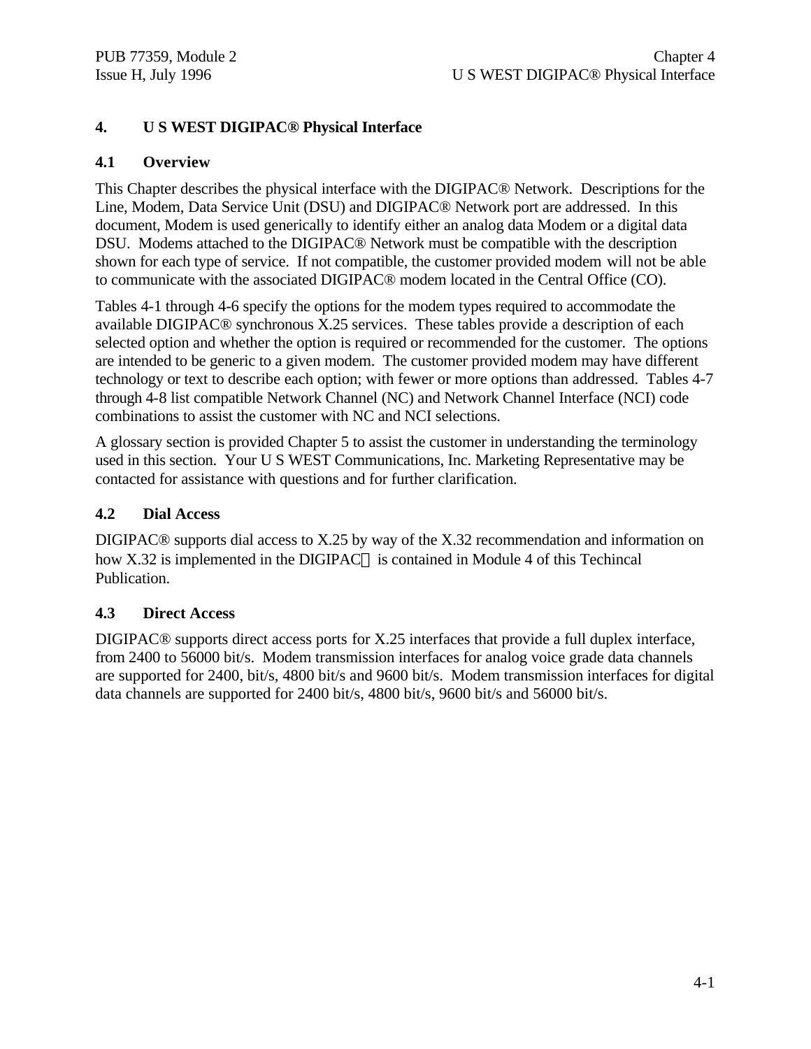# 4. U S WEST DIGIPAC® Physical Interface

## 4.1 Overview

This Chapter describes the physical interface with the DIGIPAC® Network. Descriptions for the Line, Modem, Data Service Unit (DSU) and DIGIPAC® Network port are addressed. In this document, Modem is used generically to identify either an analog data Modem or a digital data DSU. Modems attached to the DIGIPAC® Network must be compatible with the description shown for each type of service. If not compatible, the customer provided modem will not be able to communicate with the associated DIGIPAC® modem located in the Central Office (CO).

Tables 4-1 through 4-6 specify the options for the modem types required to accommodate the available DIGIPAC® synchronous X.25 services. These tables provide a description of each selected option and whether the option is required or recommended for the customer. The options are intended to be generic to a given modem. The customer provided modem may have different technology or text to describe each option; with fewer or more options than addressed. Tables 4-7 through 4-8 list compatible Network Channel (NC) and Network Channel Interface (NCI) code combinations to assist the customer with NC and NCI selections.

A glossary section is provided Chapter 5 to assist the customer in understanding the terminology used in this section. Your U S WEST Communications, Inc. Marketing Representative may be contacted for assistance with questions and for further clarification.

## 4.2 Dial Access

DIGIPAC® supports dial access to X.25 by way of the X.32 recommendation and information on how X.32 is implemented in the DIGIPAC® is contained in Module 4 of this Techincal Publication.

## 4.3 Direct Access

DIGIPAC® supports direct access ports for X.25 interfaces that provide a full duplex interface, from 2400 to 56000 bit/s. Modem transmission interfaces for analog voice grade data channels are supported for 2400, bit/s, 4800 bit/s and 9600 bit/s. Modem transmission interfaces for digital data channels are supported for 2400 bit/s, 4800 bit/s, 9600 bit/s and 56000 bit/s.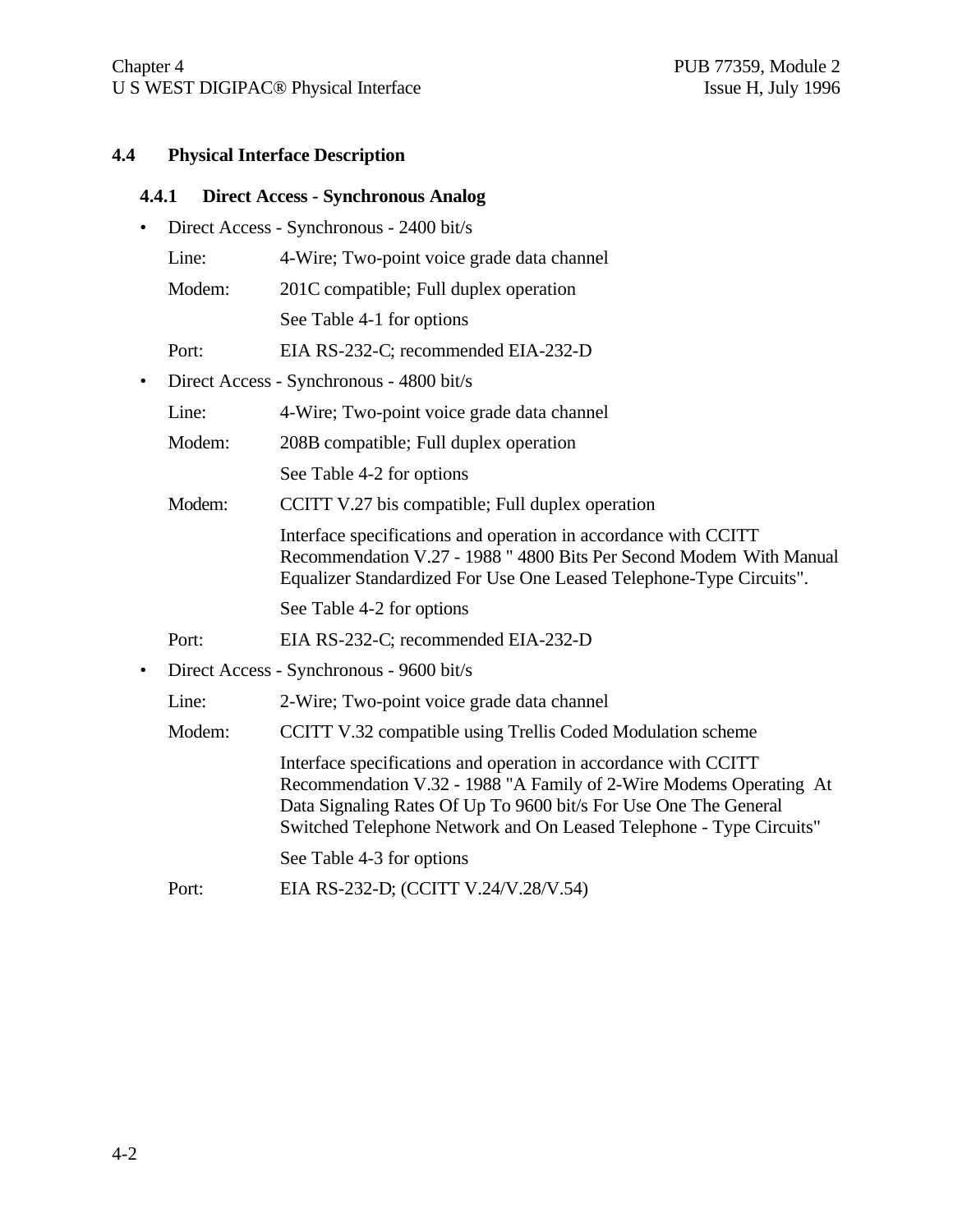## 4.4 Physical Interface Description

### 4.4.1 Direct Access - Synchronous Analog

- Direct Access - Synchronous - 2400 bit/s

  Line: 4-Wire; Two-point voice grade data channel

  Modem: 201C compatible; Full duplex operation

  See Table 4-1 for options

  Port: EIA RS-232-C; recommended EIA-232-D

- Direct Access - Synchronous - 4800 bit/s

  Line: 4-Wire; Two-point voice grade data channel

  Modem: 208B compatible; Full duplex operation

  See Table 4-2 for options

  Modem: CCITT V.27 bis compatible; Full duplex operation

  Interface specifications and operation in accordance with CCITT Recommendation V.27 - 1988 " 4800 Bits Per Second Modem With Manual Equalizer Standardized For Use One Leased Telephone-Type Circuits".

  See Table 4-2 for options

  Port: EIA RS-232-C; recommended EIA-232-D

- Direct Access - Synchronous - 9600 bit/s

  Line: 2-Wire; Two-point voice grade data channel

  Modem: CCITT V.32 compatible using Trellis Coded Modulation scheme

  Interface specifications and operation in accordance with CCITT Recommendation V.32 - 1988 "A Family of 2-Wire Modems Operating At Data Signaling Rates Of Up To 9600 bit/s For Use One The General Switched Telephone Network and On Leased Telephone - Type Circuits"

  See Table 4-3 for options

  Port: EIA RS-232-D; (CCITT V.24/V.28/V.54)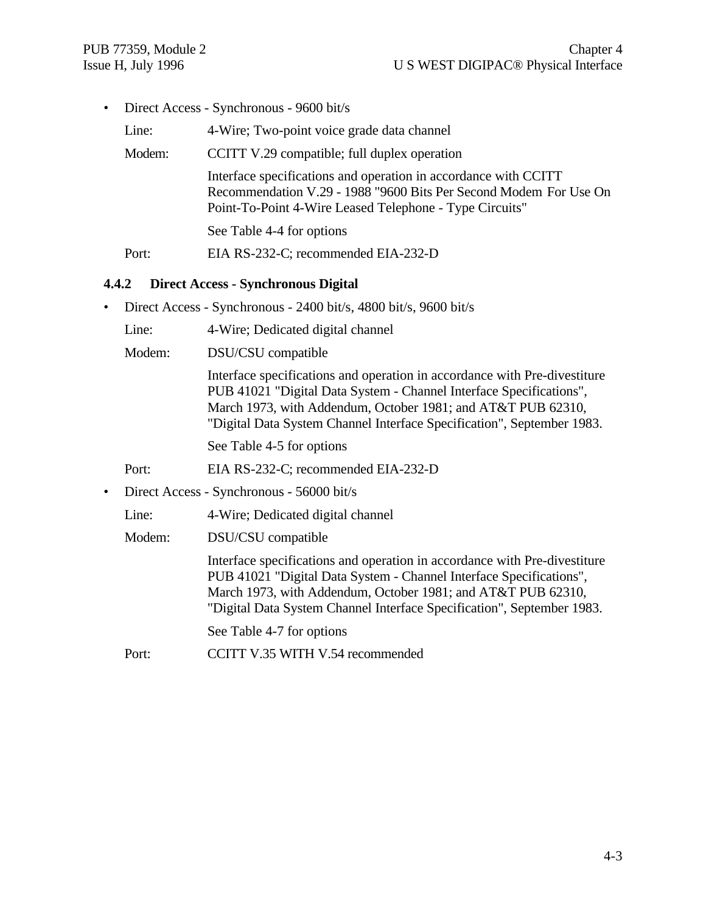- Direct Access - Synchronous - 9600 bit/s

  Line: 4-Wire; Two-point voice grade data channel

  Modem: CCITT V.29 compatible; full duplex operation

  Interface specifications and operation in accordance with CCITT Recommendation V.29 - 1988 "9600 Bits Per Second Modem For Use On Point-To-Point 4-Wire Leased Telephone - Type Circuits"

  See Table 4-4 for options

  Port: EIA RS-232-C; recommended EIA-232-D

### 4.4.2 Direct Access - Synchronous Digital

- Direct Access - Synchronous - 2400 bit/s, 4800 bit/s, 9600 bit/s

  Line: 4-Wire; Dedicated digital channel

  Modem: DSU/CSU compatible

  Interface specifications and operation in accordance with Pre-divestiture PUB 41021 "Digital Data System - Channel Interface Specifications", March 1973, with Addendum, October 1981; and AT&T PUB 62310, "Digital Data System Channel Interface Specification", September 1983.

  See Table 4-5 for options

  Port: EIA RS-232-C; recommended EIA-232-D

- Direct Access - Synchronous - 56000 bit/s

  Line: 4-Wire; Dedicated digital channel

  Modem: DSU/CSU compatible

  Interface specifications and operation in accordance with Pre-divestiture PUB 41021 "Digital Data System - Channel Interface Specifications", March 1973, with Addendum, October 1981; and AT&T PUB 62310, "Digital Data System Channel Interface Specification", September 1983.

  See Table 4-7 for options

  Port: CCITT V.35 WITH V.54 recommended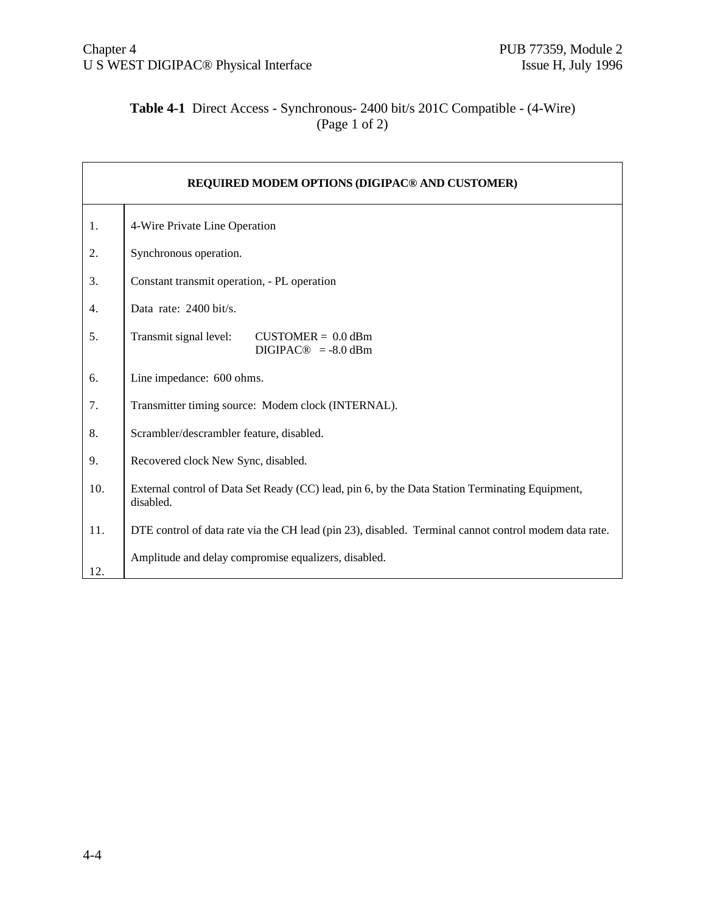**Table 4-1** Direct Access - Synchronous- 2400 bit/s 201C Compatible - (4-Wire)
(Page 1 of 2)

| REQUIRED MODEM OPTIONS (DIGIPAC® AND CUSTOMER) | |
|---|---|
| 1. | 4-Wire Private Line Operation |
| 2. | Synchronous operation. |
| 3. | Constant transmit operation, - PL operation |
| 4. | Data rate: 2400 bit/s. |
| 5. | Transmit signal level: CUSTOMER = 0.0 dBm<br>DIGIPAC® = -8.0 dBm |
| 6. | Line impedance: 600 ohms. |
| 7. | Transmitter timing source: Modem clock (INTERNAL). |
| 8. | Scrambler/descrambler feature, disabled. |
| 9. | Recovered clock New Sync, disabled. |
| 10. | External control of Data Set Ready (CC) lead, pin 6, by the Data Station Terminating Equipment, disabled. |
| 11. | DTE control of data rate via the CH lead (pin 23), disabled. Terminal cannot control modem data rate. |
| 12. | Amplitude and delay compromise equalizers, disabled. |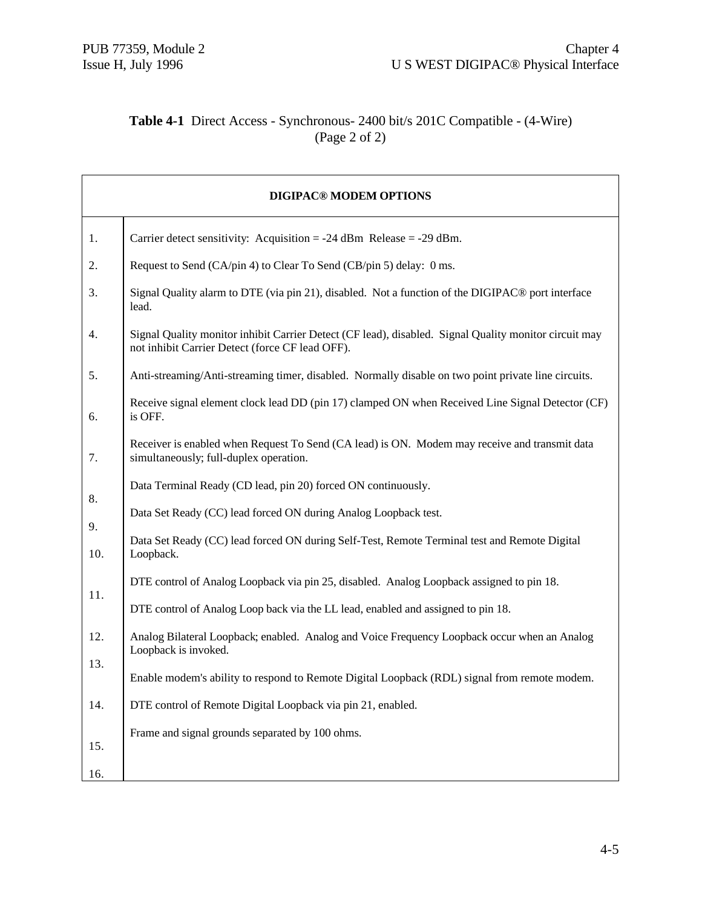**Table 4-1** Direct Access - Synchronous- 2400 bit/s 201C Compatible - (4-Wire)
(Page 2 of 2)

| DIGIPAC® MODEM OPTIONS | |
|---|---|
| 1. | Carrier detect sensitivity: Acquisition = -24 dBm Release = -29 dBm. |
| 2. | Request to Send (CA/pin 4) to Clear To Send (CB/pin 5) delay: 0 ms. |
| 3. | Signal Quality alarm to DTE (via pin 21), disabled. Not a function of the DIGIPAC® port interface lead. |
| 4. | Signal Quality monitor inhibit Carrier Detect (CF lead), disabled. Signal Quality monitor circuit may not inhibit Carrier Detect (force CF lead OFF). |
| 5. | Anti-streaming/Anti-streaming timer, disabled. Normally disable on two point private line circuits. |
| 6. | Receive signal element clock lead DD (pin 17) clamped ON when Received Line Signal Detector (CF) is OFF. |
| 7. | Receiver is enabled when Request To Send (CA lead) is ON. Modem may receive and transmit data simultaneously; full-duplex operation. |
| 8. | Data Terminal Ready (CD lead, pin 20) forced ON continuously. |
| 9. | Data Set Ready (CC) lead forced ON during Analog Loopback test. |
| 10. | Data Set Ready (CC) lead forced ON during Self-Test, Remote Terminal test and Remote Digital Loopback. |
| 11. | DTE control of Analog Loopback via pin 25, disabled. Analog Loopback assigned to pin 18. |
| 12. | DTE control of Analog Loop back via the LL lead, enabled and assigned to pin 18. |
| 13. | Analog Bilateral Loopback; enabled. Analog and Voice Frequency Loopback occur when an Analog Loopback is invoked. |
| 14. | Enable modem's ability to respond to Remote Digital Loopback (RDL) signal from remote modem. |
| 15. | DTE control of Remote Digital Loopback via pin 21, enabled. |
| 16. | Frame and signal grounds separated by 100 ohms. |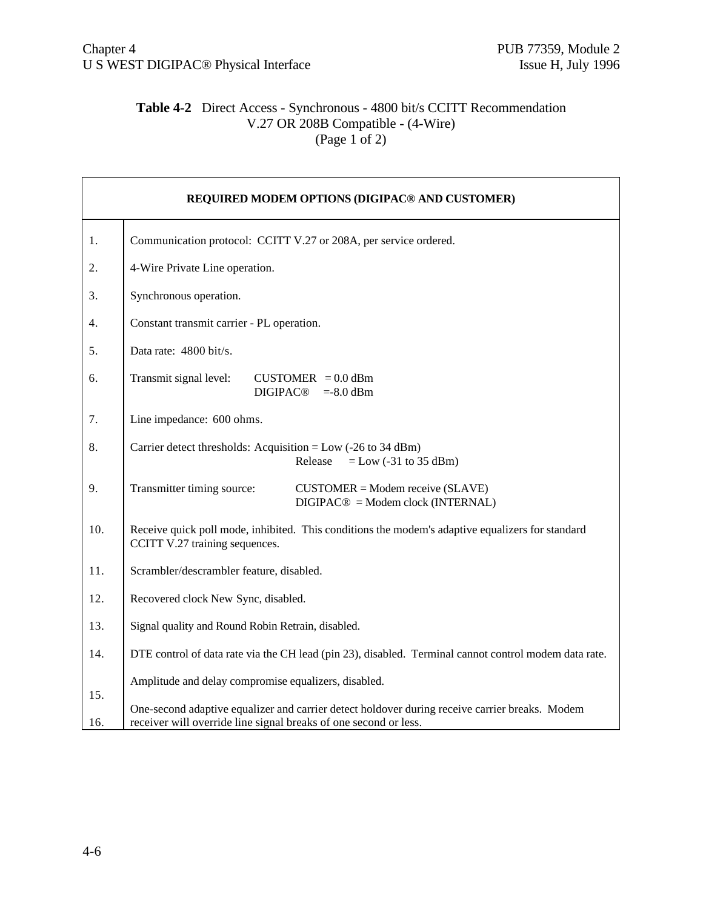**Table 4-2** Direct Access - Synchronous - 4800 bit/s CCITT Recommendation V.27 OR 208B Compatible - (4-Wire)
(Page 1 of 2)

| REQUIRED MODEM OPTIONS (DIGIPAC® AND CUSTOMER) | |
|---|---|
| 1. | Communication protocol: CCITT V.27 or 208A, per service ordered. |
| 2. | 4-Wire Private Line operation. |
| 3. | Synchronous operation. |
| 4. | Constant transmit carrier - PL operation. |
| 5. | Data rate: 4800 bit/s. |
| 6. | Transmit signal level: CUSTOMER = 0.0 dBm<br>DIGIPAC® =-8.0 dBm |
| 7. | Line impedance: 600 ohms. |
| 8. | Carrier detect thresholds: Acquisition = Low (-26 to 34 dBm)<br>Release = Low (-31 to 35 dBm) |
| 9. | Transmitter timing source: CUSTOMER = Modem receive (SLAVE)<br>DIGIPAC® = Modem clock (INTERNAL) |
| 10. | Receive quick poll mode, inhibited. This conditions the modem's adaptive equalizers for standard CCITT V.27 training sequences. |
| 11. | Scrambler/descrambler feature, disabled. |
| 12. | Recovered clock New Sync, disabled. |
| 13. | Signal quality and Round Robin Retrain, disabled. |
| 14. | DTE control of data rate via the CH lead (pin 23), disabled. Terminal cannot control modem data rate. |
| 15. | Amplitude and delay compromise equalizers, disabled. |
| 16. | One-second adaptive equalizer and carrier detect holdover during receive carrier breaks. Modem receiver will override line signal breaks of one second or less. |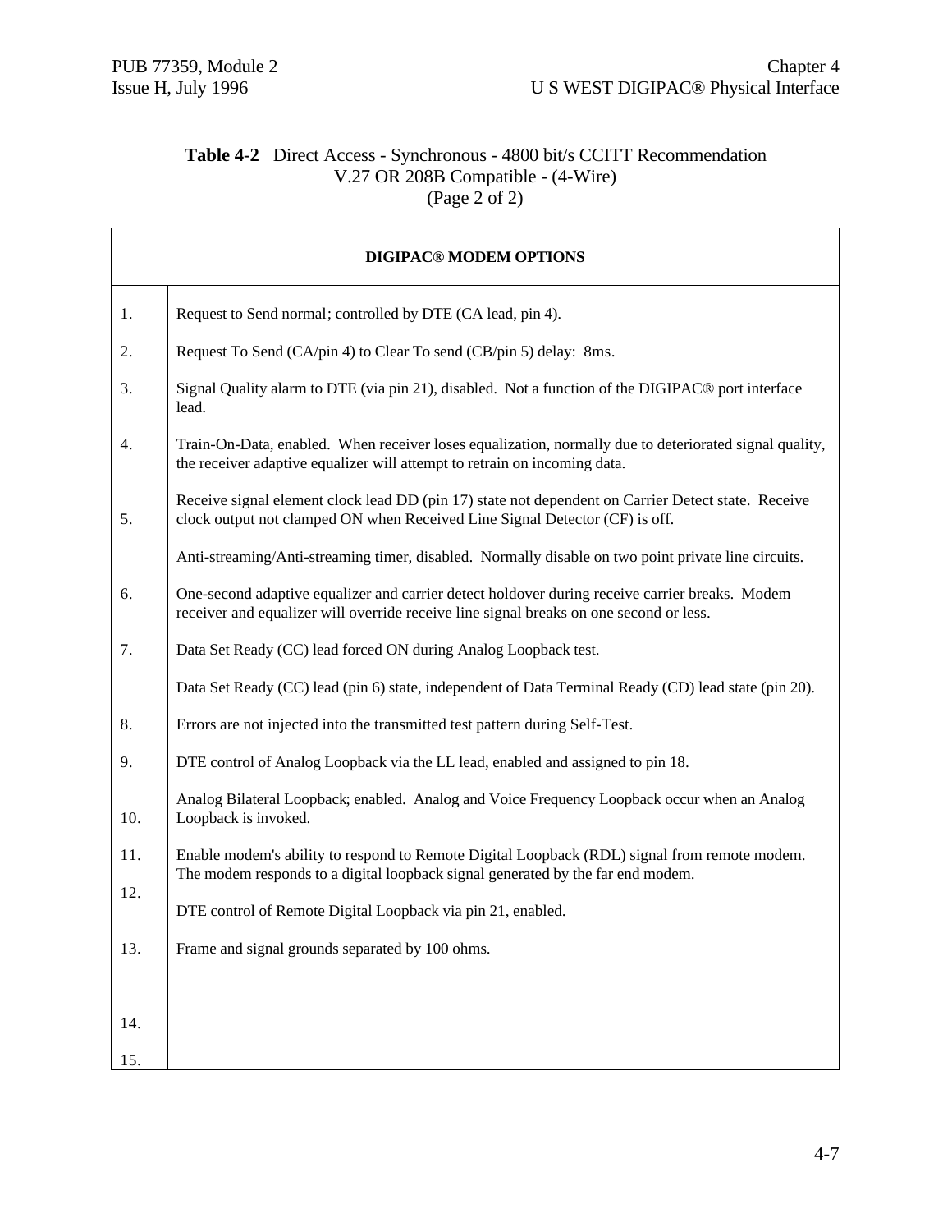**Table 4-2** Direct Access - Synchronous - 4800 bit/s CCITT Recommendation V.27 OR 208B Compatible - (4-Wire) (Page 2 of 2)

| DIGIPAC® MODEM OPTIONS | |
|---|---|
| 1. | Request to Send normal; controlled by DTE (CA lead, pin 4). |
| 2. | Request To Send (CA/pin 4) to Clear To send (CB/pin 5) delay: 8ms. |
| 3. | Signal Quality alarm to DTE (via pin 21), disabled. Not a function of the DIGIPAC® port interface lead. |
| 4. | Train-On-Data, enabled. When receiver loses equalization, normally due to deteriorated signal quality, the receiver adaptive equalizer will attempt to retrain on incoming data. |
| 5. | Receive signal element clock lead DD (pin 17) state not dependent on Carrier Detect state. Receive clock output not clamped ON when Received Line Signal Detector (CF) is off. |
| | Anti-streaming/Anti-streaming timer, disabled. Normally disable on two point private line circuits. |
| 6. | One-second adaptive equalizer and carrier detect holdover during receive carrier breaks. Modem receiver and equalizer will override receive line signal breaks on one second or less. |
| 7. | Data Set Ready (CC) lead forced ON during Analog Loopback test. |
| | Data Set Ready (CC) lead (pin 6) state, independent of Data Terminal Ready (CD) lead state (pin 20). |
| 8. | Errors are not injected into the transmitted test pattern during Self-Test. |
| 9. | DTE control of Analog Loopback via the LL lead, enabled and assigned to pin 18. |
| 10. | Analog Bilateral Loopback; enabled. Analog and Voice Frequency Loopback occur when an Analog Loopback is invoked. |
| 11. | Enable modem's ability to respond to Remote Digital Loopback (RDL) signal from remote modem. The modem responds to a digital loopback signal generated by the far end modem. |
| 12. | DTE control of Remote Digital Loopback via pin 21, enabled. |
| 13. | Frame and signal grounds separated by 100 ohms. |
| 14. | |
| 15. | |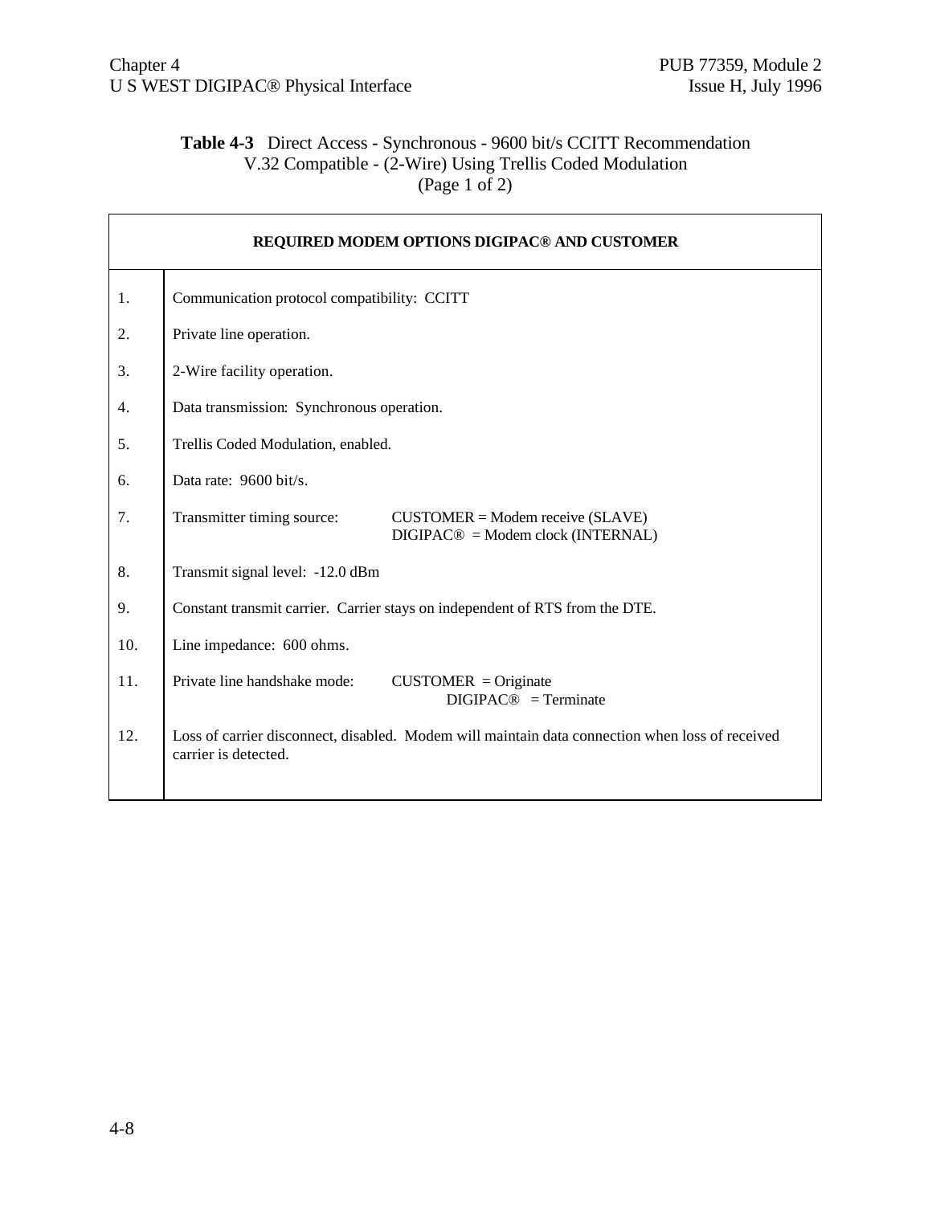**Table 4-3** Direct Access - Synchronous - 9600 bit/s CCITT Recommendation V.32 Compatible - (2-Wire) Using Trellis Coded Modulation (Page 1 of 2)

| REQUIRED MODEM OPTIONS DIGIPAC® AND CUSTOMER | |
|---|---|
| 1. | Communication protocol compatibility: CCITT |
| 2. | Private line operation. |
| 3. | 2-Wire facility operation. |
| 4. | Data transmission: Synchronous operation. |
| 5. | Trellis Coded Modulation, enabled. |
| 6. | Data rate: 9600 bit/s. |
| 7. | Transmitter timing source: CUSTOMER = Modem receive (SLAVE)<br>DIGIPAC® = Modem clock (INTERNAL) |
| 8. | Transmit signal level: -12.0 dBm |
| 9. | Constant transmit carrier. Carrier stays on independent of RTS from the DTE. |
| 10. | Line impedance: 600 ohms. |
| 11. | Private line handshake mode: CUSTOMER = Originate<br>DIGIPAC® = Terminate |
| 12. | Loss of carrier disconnect, disabled. Modem will maintain data connection when loss of received carrier is detected. |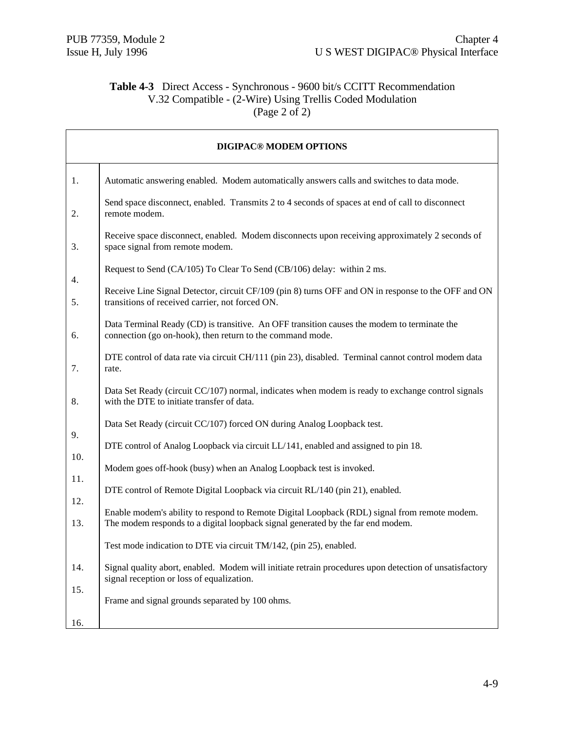**Table 4-3** Direct Access - Synchronous - 9600 bit/s CCITT Recommendation V.32 Compatible - (2-Wire) Using Trellis Coded Modulation (Page 2 of 2)

| DIGIPAC® MODEM OPTIONS | |
|---|---|
| 1. | Automatic answering enabled. Modem automatically answers calls and switches to data mode. |
| 2. | Send space disconnect, enabled. Transmits 2 to 4 seconds of spaces at end of call to disconnect remote modem. |
| 3. | Receive space disconnect, enabled. Modem disconnects upon receiving approximately 2 seconds of space signal from remote modem. |
| 4. | Request to Send (CA/105) To Clear To Send (CB/106) delay: within 2 ms. |
| 5. | Receive Line Signal Detector, circuit CF/109 (pin 8) turns OFF and ON in response to the OFF and ON transitions of received carrier, not forced ON. |
| 6. | Data Terminal Ready (CD) is transitive. An OFF transition causes the modem to terminate the connection (go on-hook), then return to the command mode. |
| 7. | DTE control of data rate via circuit CH/111 (pin 23), disabled. Terminal cannot control modem data rate. |
| 8. | Data Set Ready (circuit CC/107) normal, indicates when modem is ready to exchange control signals with the DTE to initiate transfer of data. |
| 9. | Data Set Ready (circuit CC/107) forced ON during Analog Loopback test. |
| 10. | DTE control of Analog Loopback via circuit LL/141, enabled and assigned to pin 18. |
| 11. | Modem goes off-hook (busy) when an Analog Loopback test is invoked. |
| 12. | DTE control of Remote Digital Loopback via circuit RL/140 (pin 21), enabled. |
| 13. | Enable modem's ability to respond to Remote Digital Loopback (RDL) signal from remote modem. The modem responds to a digital loopback signal generated by the far end modem. |
| 14. | Test mode indication to DTE via circuit TM/142, (pin 25), enabled. |
| 15. | Signal quality abort, enabled. Modem will initiate retrain procedures upon detection of unsatisfactory signal reception or loss of equalization. |
| 16. | Frame and signal grounds separated by 100 ohms. |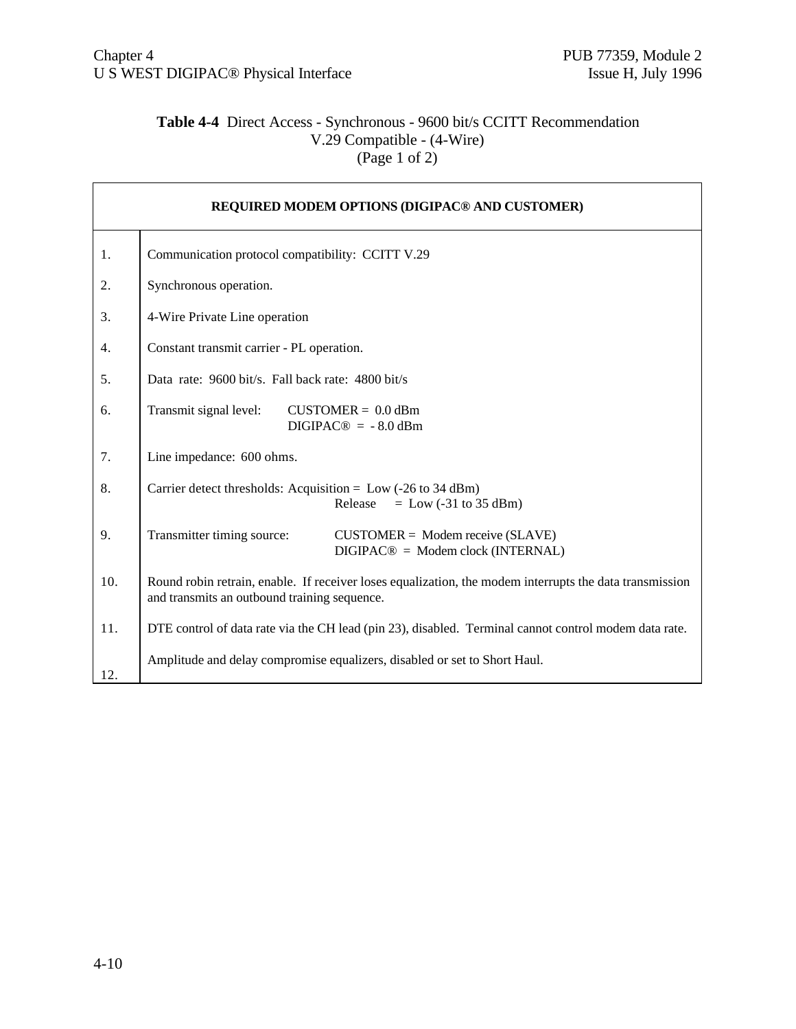**Table 4-4** Direct Access - Synchronous - 9600 bit/s CCITT Recommendation V.29 Compatible - (4-Wire) (Page 1 of 2)

| REQUIRED MODEM OPTIONS (DIGIPAC® AND CUSTOMER) | |
|---|---|
| 1. | Communication protocol compatibility: CCITT V.29 |
| 2. | Synchronous operation. |
| 3. | 4-Wire Private Line operation |
| 4. | Constant transmit carrier - PL operation. |
| 5. | Data rate: 9600 bit/s. Fall back rate: 4800 bit/s |
| 6. | Transmit signal level: CUSTOMER = 0.0 dBm<br>DIGIPAC® = - 8.0 dBm |
| 7. | Line impedance: 600 ohms. |
| 8. | Carrier detect thresholds: Acquisition = Low (-26 to 34 dBm)<br>Release = Low (-31 to 35 dBm) |
| 9. | Transmitter timing source: CUSTOMER = Modem receive (SLAVE)<br>DIGIPAC® = Modem clock (INTERNAL) |
| 10. | Round robin retrain, enable. If receiver loses equalization, the modem interrupts the data transmission and transmits an outbound training sequence. |
| 11. | DTE control of data rate via the CH lead (pin 23), disabled. Terminal cannot control modem data rate. |
| 12. | Amplitude and delay compromise equalizers, disabled or set to Short Haul. |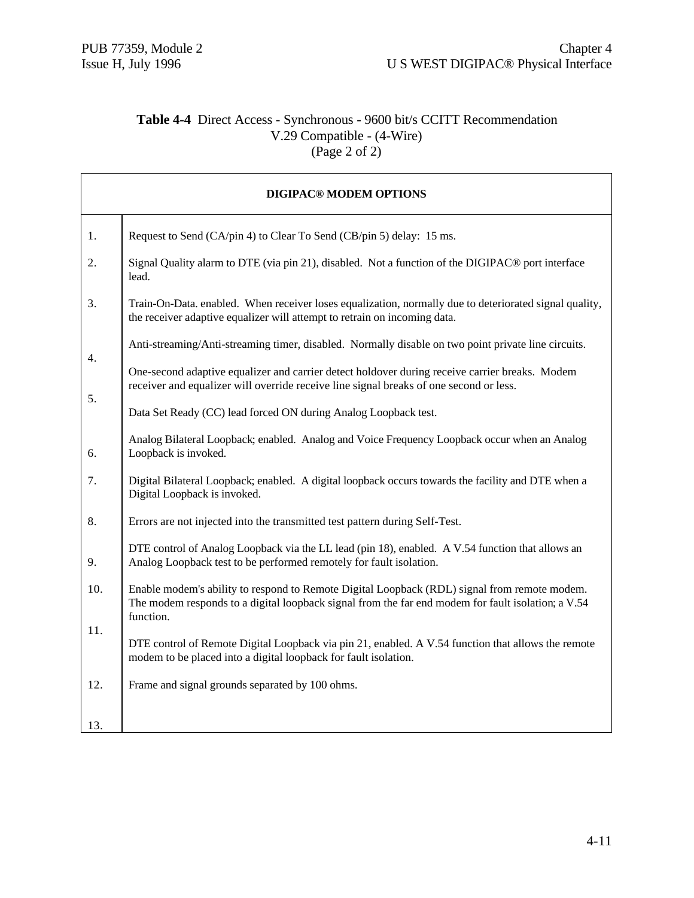**Table 4-4** Direct Access - Synchronous - 9600 bit/s CCITT Recommendation V.29 Compatible - (4-Wire)
(Page 2 of 2)

| DIGIPAC® MODEM OPTIONS | |
|---|---|
| 1. | Request to Send (CA/pin 4) to Clear To Send (CB/pin 5) delay: 15 ms. |
| 2. | Signal Quality alarm to DTE (via pin 21), disabled. Not a function of the DIGIPAC® port interface lead. |
| 3. | Train-On-Data. enabled. When receiver loses equalization, normally due to deteriorated signal quality, the receiver adaptive equalizer will attempt to retrain on incoming data. |
| 4. | Anti-streaming/Anti-streaming timer, disabled. Normally disable on two point private line circuits. |
| 5. | One-second adaptive equalizer and carrier detect holdover during receive carrier breaks. Modem receiver and equalizer will override receive line signal breaks of one second or less. |
| 6. | Data Set Ready (CC) lead forced ON during Analog Loopback test. |
| 7. | Analog Bilateral Loopback; enabled. Analog and Voice Frequency Loopback occur when an Analog Loopback is invoked. |
| 8. | Digital Bilateral Loopback; enabled. A digital loopback occurs towards the facility and DTE when a Digital Loopback is invoked. |
| 9. | Errors are not injected into the transmitted test pattern during Self-Test. |
| 10. | DTE control of Analog Loopback via the LL lead (pin 18), enabled. A V.54 function that allows an Analog Loopback test to be performed remotely for fault isolation. |
| 11. | Enable modem's ability to respond to Remote Digital Loopback (RDL) signal from remote modem. The modem responds to a digital loopback signal from the far end modem for fault isolation; a V.54 function. |
| 12. | DTE control of Remote Digital Loopback via pin 21, enabled. A V.54 function that allows the remote modem to be placed into a digital loopback for fault isolation. |
| 13. | Frame and signal grounds separated by 100 ohms. |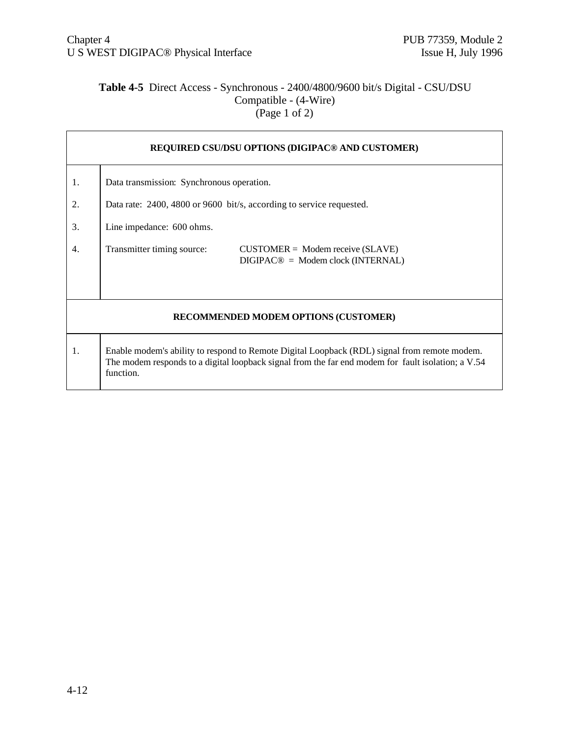**Table 4-5** Direct Access - Synchronous - 2400/4800/9600 bit/s Digital - CSU/DSU Compatible - (4-Wire)
(Page 1 of 2)

| REQUIRED CSU/DSU OPTIONS (DIGIPAC® AND CUSTOMER) | |
|---|---|
| 1. | Data transmission: Synchronous operation. |
| 2. | Data rate: 2400, 4800 or 9600 bit/s, according to service requested. |
| 3. | Line impedance: 600 ohms. |
| 4. | Transmitter timing source: CUSTOMER = Modem receive (SLAVE)<br>DIGIPAC® = Modem clock (INTERNAL) |
| **RECOMMENDED MODEM OPTIONS (CUSTOMER)** | |
| 1. | Enable modem's ability to respond to Remote Digital Loopback (RDL) signal from remote modem. The modem responds to a digital loopback signal from the far end modem for fault isolation; a V.54 function. |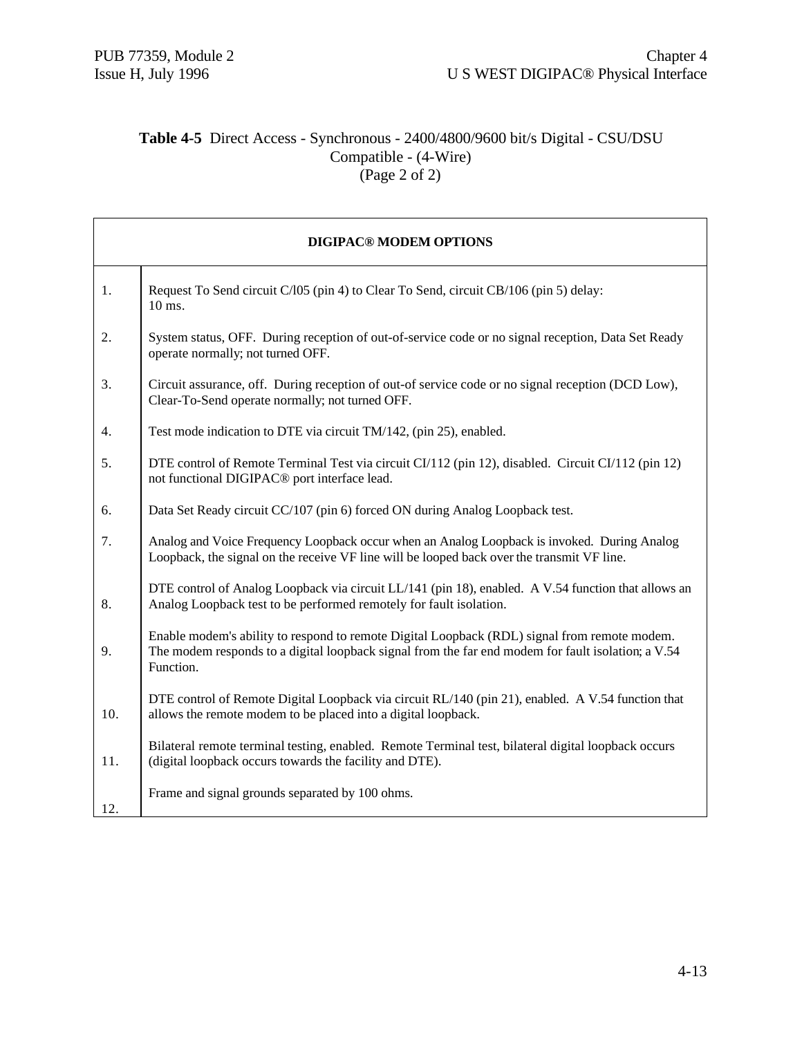**Table 4-5** Direct Access - Synchronous - 2400/4800/9600 bit/s Digital - CSU/DSU Compatible - (4-Wire) (Page 2 of 2)

| DIGIPAC® MODEM OPTIONS | |
|---|---|
| 1. | Request To Send circuit C/l05 (pin 4) to Clear To Send, circuit CB/106 (pin 5) delay: 10 ms. |
| 2. | System status, OFF. During reception of out-of-service code or no signal reception, Data Set Ready operate normally; not turned OFF. |
| 3. | Circuit assurance, off. During reception of out-of service code or no signal reception (DCD Low), Clear-To-Send operate normally; not turned OFF. |
| 4. | Test mode indication to DTE via circuit TM/142, (pin 25), enabled. |
| 5. | DTE control of Remote Terminal Test via circuit CI/112 (pin 12), disabled. Circuit CI/112 (pin 12) not functional DIGIPAC® port interface lead. |
| 6. | Data Set Ready circuit CC/107 (pin 6) forced ON during Analog Loopback test. |
| 7. | Analog and Voice Frequency Loopback occur when an Analog Loopback is invoked. During Analog Loopback, the signal on the receive VF line will be looped back over the transmit VF line. |
| 8. | DTE control of Analog Loopback via circuit LL/141 (pin 18), enabled. A V.54 function that allows an Analog Loopback test to be performed remotely for fault isolation. |
| 9. | Enable modem's ability to respond to remote Digital Loopback (RDL) signal from remote modem. The modem responds to a digital loopback signal from the far end modem for fault isolation; a V.54 Function. |
| 10. | DTE control of Remote Digital Loopback via circuit RL/140 (pin 21), enabled. A V.54 function that allows the remote modem to be placed into a digital loopback. |
| 11. | Bilateral remote terminal testing, enabled. Remote Terminal test, bilateral digital loopback occurs (digital loopback occurs towards the facility and DTE). |
| 12. | Frame and signal grounds separated by 100 ohms. |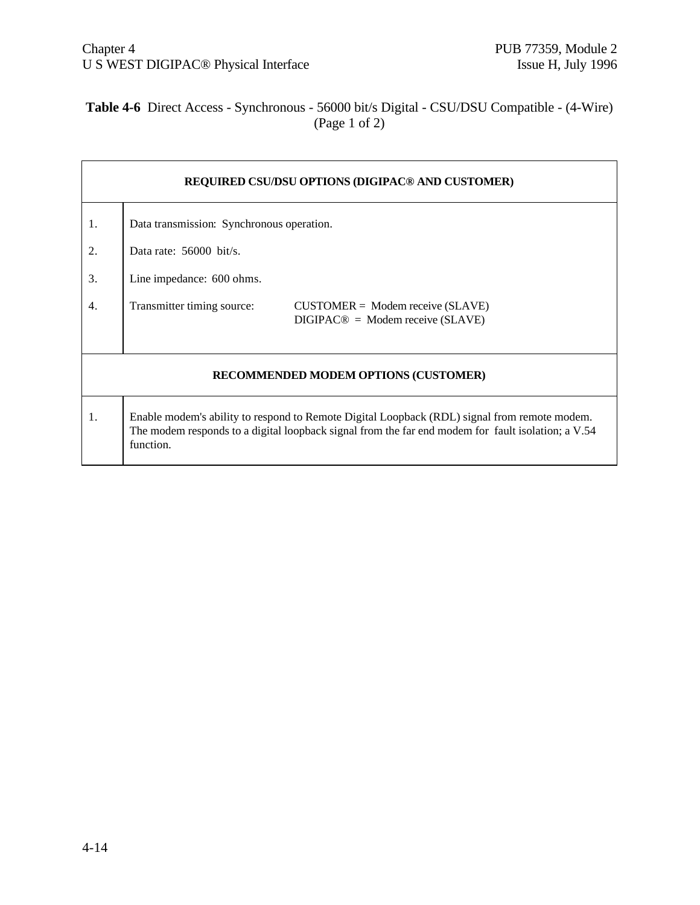**Table 4-6** Direct Access - Synchronous - 56000 bit/s Digital - CSU/DSU Compatible - (4-Wire) (Page 1 of 2)

| REQUIRED CSU/DSU OPTIONS (DIGIPAC® AND CUSTOMER) | |
|---|---|
| 1. | Data transmission: Synchronous operation. |
| 2. | Data rate: 56000 bit/s. |
| 3. | Line impedance: 600 ohms. |
| 4. | Transmitter timing source: CUSTOMER = Modem receive (SLAVE)<br>DIGIPAC® = Modem receive (SLAVE) |
| **RECOMMENDED MODEM OPTIONS (CUSTOMER)** | |
| 1. | Enable modem's ability to respond to Remote Digital Loopback (RDL) signal from remote modem. The modem responds to a digital loopback signal from the far end modem for fault isolation; a V.54 function. |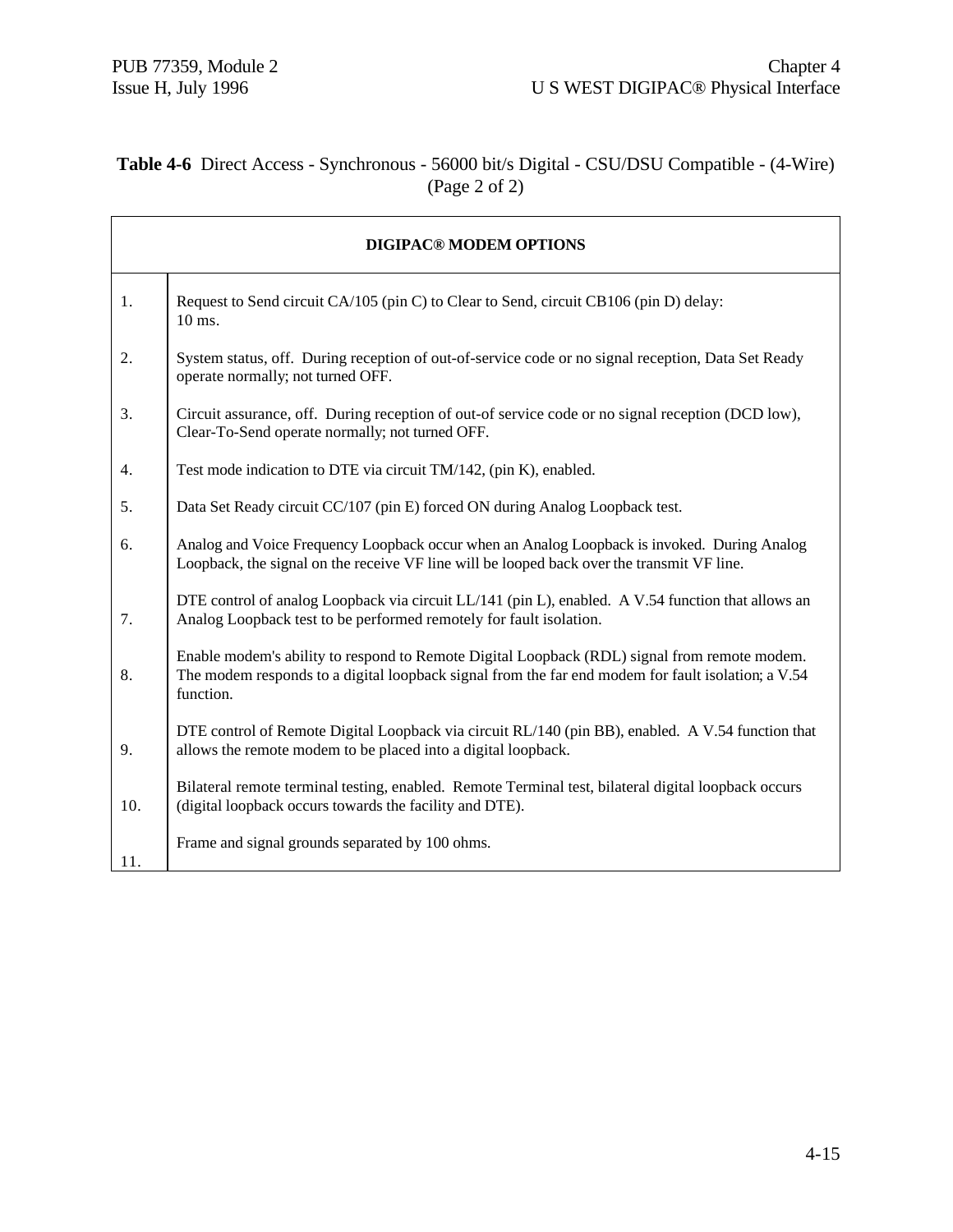**Table 4-6** Direct Access - Synchronous - 56000 bit/s Digital - CSU/DSU Compatible - (4-Wire) (Page 2 of 2)

| DIGIPAC® MODEM OPTIONS | |
|---|---|
| 1. | Request to Send circuit CA/105 (pin C) to Clear to Send, circuit CB106 (pin D) delay: 10 ms. |
| 2. | System status, off. During reception of out-of-service code or no signal reception, Data Set Ready operate normally; not turned OFF. |
| 3. | Circuit assurance, off. During reception of out-of service code or no signal reception (DCD low), Clear-To-Send operate normally; not turned OFF. |
| 4. | Test mode indication to DTE via circuit TM/142, (pin K), enabled. |
| 5. | Data Set Ready circuit CC/107 (pin E) forced ON during Analog Loopback test. |
| 6. | Analog and Voice Frequency Loopback occur when an Analog Loopback is invoked. During Analog Loopback, the signal on the receive VF line will be looped back over the transmit VF line. |
| 7. | DTE control of analog Loopback via circuit LL/141 (pin L), enabled. A V.54 function that allows an Analog Loopback test to be performed remotely for fault isolation. |
| 8. | Enable modem's ability to respond to Remote Digital Loopback (RDL) signal from remote modem. The modem responds to a digital loopback signal from the far end modem for fault isolation; a V.54 function. |
| 9. | DTE control of Remote Digital Loopback via circuit RL/140 (pin BB), enabled. A V.54 function that allows the remote modem to be placed into a digital loopback. |
| 10. | Bilateral remote terminal testing, enabled. Remote Terminal test, bilateral digital loopback occurs (digital loopback occurs towards the facility and DTE). |
| 11. | Frame and signal grounds separated by 100 ohms. |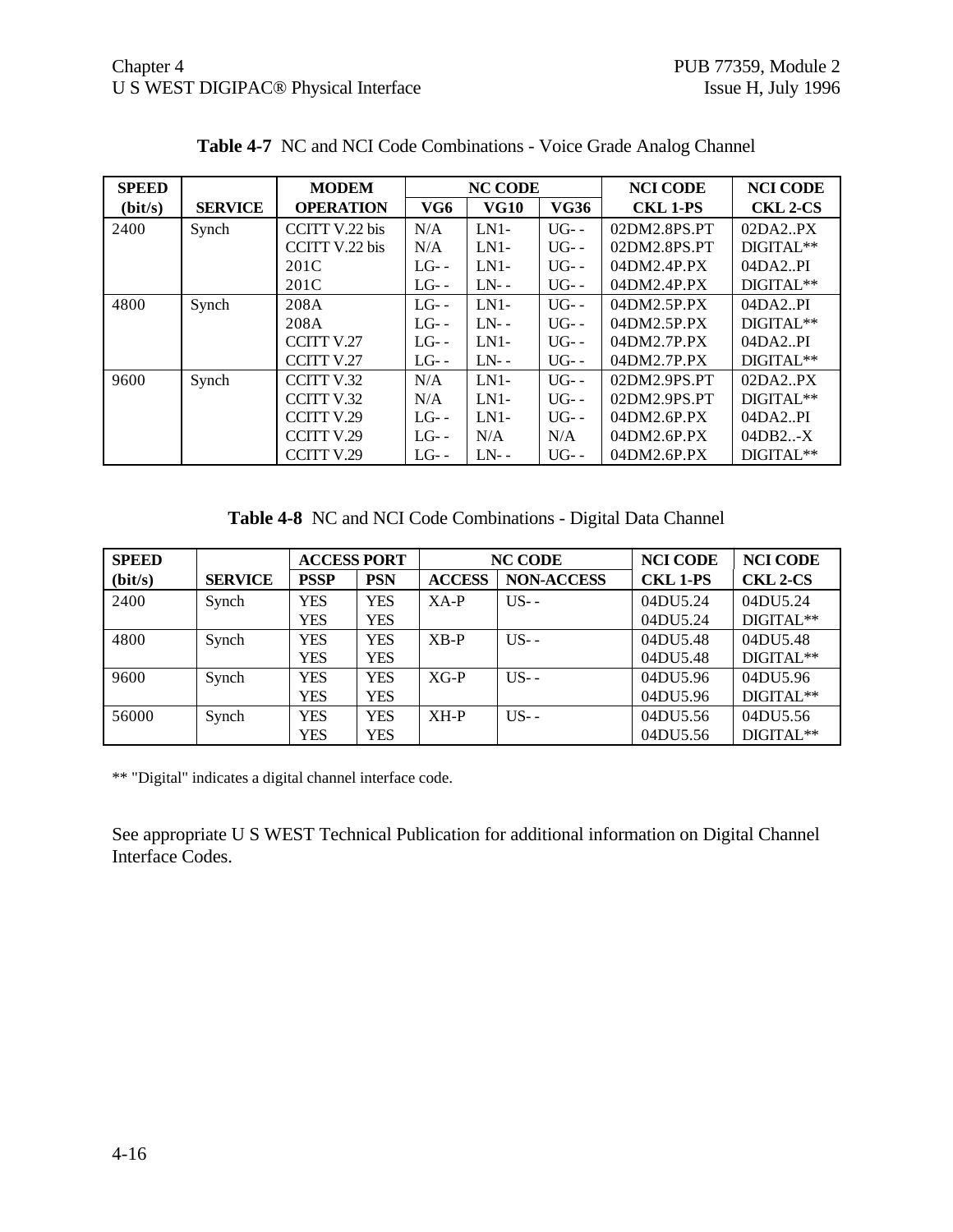**Table 4-7** NC and NCI Code Combinations - Voice Grade Analog Channel

| SPEED (bit/s) | SERVICE | MODEM OPERATION | NC CODE VG6 | VG10 | VG36 | NCI CODE CKL 1-PS | NCI CODE CKL 2-CS |
|---|---|---|---|---|---|---|---|
| 2400 | Synch | CCITT V.22 bis | N/A | LN1- | UG- - | 02DM2.8PS.PT | 02DA2..PX |
| | | CCITT V.22 bis | N/A | LN1- | UG- - | 02DM2.8PS.PT | DIGITAL** |
| | | 201C | LG- - | LN1- | UG- - | 04DM2.4P.PX | 04DA2..PI |
| | | 201C | LG- - | LN- - | UG- - | 04DM2.4P.PX | DIGITAL** |
| 4800 | Synch | 208A | LG- - | LN1- | UG- - | 04DM2.5P.PX | 04DA2..PI |
| | | 208A | LG- - | LN- - | UG- - | 04DM2.5P.PX | DIGITAL** |
| | | CCITT V.27 | LG- - | LN1- | UG- - | 04DM2.7P.PX | 04DA2..PI |
| | | CCITT V.27 | LG- - | LN- - | UG- - | 04DM2.7P.PX | DIGITAL** |
| 9600 | Synch | CCITT V.32 | N/A | LN1- | UG- - | 02DM2.9PS.PT | 02DA2..PX |
| | | CCITT V.32 | N/A | LN1- | UG- - | 02DM2.9PS.PT | DIGITAL** |
| | | CCITT V.29 | LG- - | LN1- | UG- - | 04DM2.6P.PX | 04DA2..PI |
| | | CCITT V.29 | LG- - | N/A | N/A | 04DM2.6P.PX | 04DB2..-X |
| | | CCITT V.29 | LG- - | LN- - | UG- - | 04DM2.6P.PX | DIGITAL** |

**Table 4-8** NC and NCI Code Combinations - Digital Data Channel

| SPEED (bit/s) | SERVICE | ACCESS PORT PSSP | PSN | NC CODE ACCESS | NON-ACCESS | NCI CODE CKL 1-PS | NCI CODE CKL 2-CS |
|---|---|---|---|---|---|---|---|
| 2400 | Synch | YES | YES | XA-P | US- - | 04DU5.24 | 04DU5.24 |
| | | YES | YES | | | 04DU5.24 | DIGITAL** |
| 4800 | Synch | YES | YES | XB-P | US- - | 04DU5.48 | 04DU5.48 |
| | | YES | YES | | | 04DU5.48 | DIGITAL** |
| 9600 | Synch | YES | YES | XG-P | US- - | 04DU5.96 | 04DU5.96 |
| | | YES | YES | | | 04DU5.96 | DIGITAL** |
| 56000 | Synch | YES | YES | XH-P | US- - | 04DU5.56 | 04DU5.56 |
| | | YES | YES | | | 04DU5.56 | DIGITAL** |

** "Digital" indicates a digital channel interface code.

See appropriate U S WEST Technical Publication for additional information on Digital Channel Interface Codes.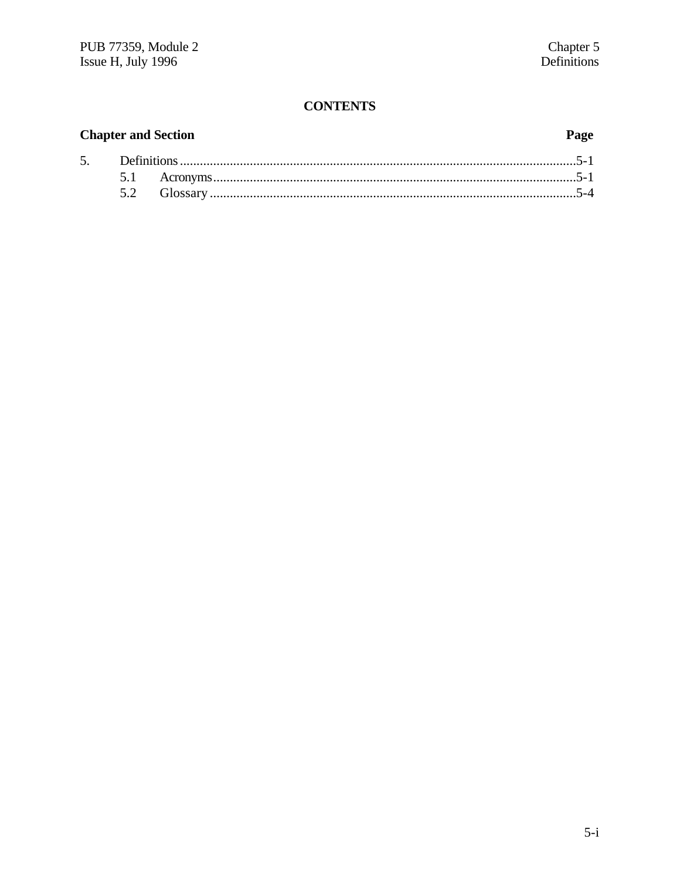## CONTENTS

| Chapter and Section | | Page |
|---|---|---|
| 5. | Definitions | 5-1 |
| | 5.1 Acronyms | 5-1 |
| | 5.2 Glossary | 5-4 |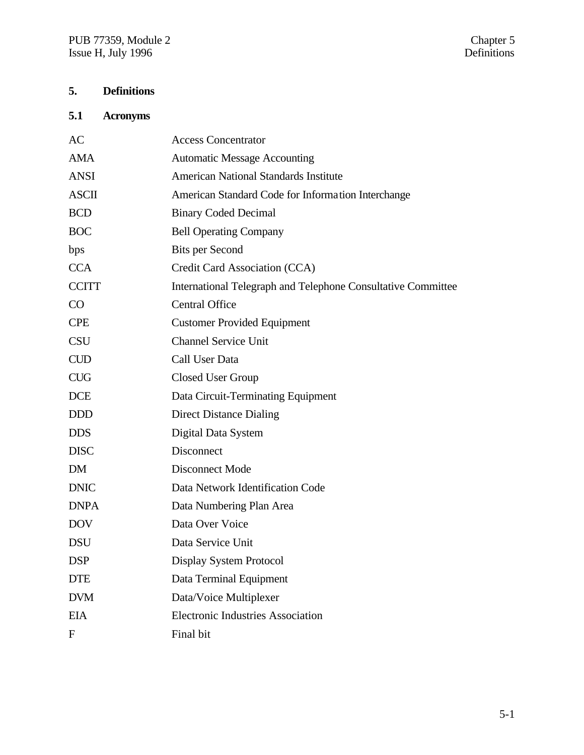# 5. Definitions

## 5.1 Acronyms

| | |
|---|---|
| AC | Access Concentrator |
| AMA | Automatic Message Accounting |
| ANSI | American National Standards Institute |
| ASCII | American Standard Code for Information Interchange |
| BCD | Binary Coded Decimal |
| BOC | Bell Operating Company |
| bps | Bits per Second |
| CCA | Credit Card Association (CCA) |
| CCITT | International Telegraph and Telephone Consultative Committee |
| CO | Central Office |
| CPE | Customer Provided Equipment |
| CSU | Channel Service Unit |
| CUD | Call User Data |
| CUG | Closed User Group |
| DCE | Data Circuit-Terminating Equipment |
| DDD | Direct Distance Dialing |
| DDS | Digital Data System |
| DISC | Disconnect |
| DM | Disconnect Mode |
| DNIC | Data Network Identification Code |
| DNPA | Data Numbering Plan Area |
| DOV | Data Over Voice |
| DSU | Data Service Unit |
| DSP | Display System Protocol |
| DTE | Data Terminal Equipment |
| DVM | Data/Voice Multiplexer |
| EIA | Electronic Industries Association |
| F | Final bit |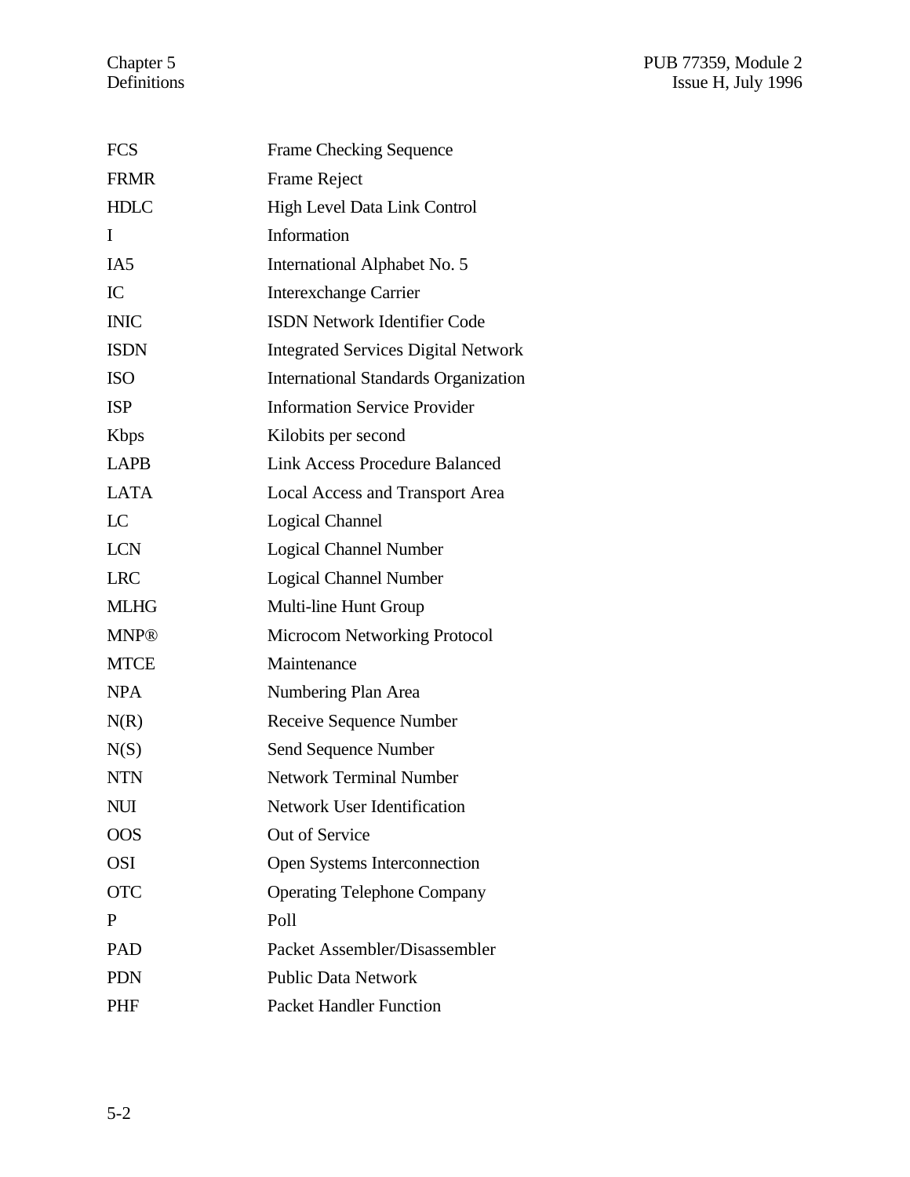| | |
|---|---|
| FCS | Frame Checking Sequence |
| FRMR | Frame Reject |
| HDLC | High Level Data Link Control |
| I | Information |
| IA5 | International Alphabet No. 5 |
| IC | Interexchange Carrier |
| INIC | ISDN Network Identifier Code |
| ISDN | Integrated Services Digital Network |
| ISO | International Standards Organization |
| ISP | Information Service Provider |
| Kbps | Kilobits per second |
| LAPB | Link Access Procedure Balanced |
| LATA | Local Access and Transport Area |
| LC | Logical Channel |
| LCN | Logical Channel Number |
| LRC | Logical Channel Number |
| MLHG | Multi-line Hunt Group |
| MNP® | Microcom Networking Protocol |
| MTCE | Maintenance |
| NPA | Numbering Plan Area |
| N(R) | Receive Sequence Number |
| N(S) | Send Sequence Number |
| NTN | Network Terminal Number |
| NUI | Network User Identification |
| OOS | Out of Service |
| OSI | Open Systems Interconnection |
| OTC | Operating Telephone Company |
| P | Poll |
| PAD | Packet Assembler/Disassembler |
| PDN | Public Data Network |
| PHF | Packet Handler Function |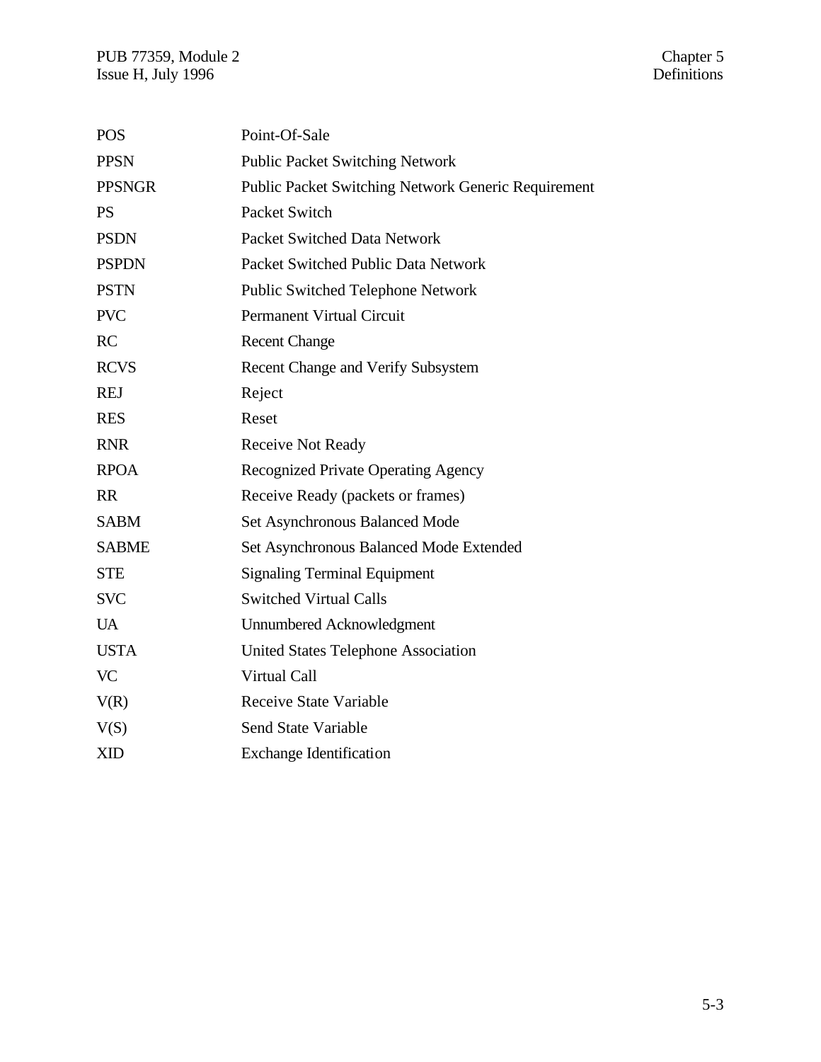| | |
|---|---|
| POS | Point-Of-Sale |
| PPSN | Public Packet Switching Network |
| PPSNGR | Public Packet Switching Network Generic Requirement |
| PS | Packet Switch |
| PSDN | Packet Switched Data Network |
| PSPDN | Packet Switched Public Data Network |
| PSTN | Public Switched Telephone Network |
| PVC | Permanent Virtual Circuit |
| RC | Recent Change |
| RCVS | Recent Change and Verify Subsystem |
| REJ | Reject |
| RES | Reset |
| RNR | Receive Not Ready |
| RPOA | Recognized Private Operating Agency |
| RR | Receive Ready (packets or frames) |
| SABM | Set Asynchronous Balanced Mode |
| SABME | Set Asynchronous Balanced Mode Extended |
| STE | Signaling Terminal Equipment |
| SVC | Switched Virtual Calls |
| UA | Unnumbered Acknowledgment |
| USTA | United States Telephone Association |
| VC | Virtual Call |
| V(R) | Receive State Variable |
| V(S) | Send State Variable |
| XID | Exchange Identification |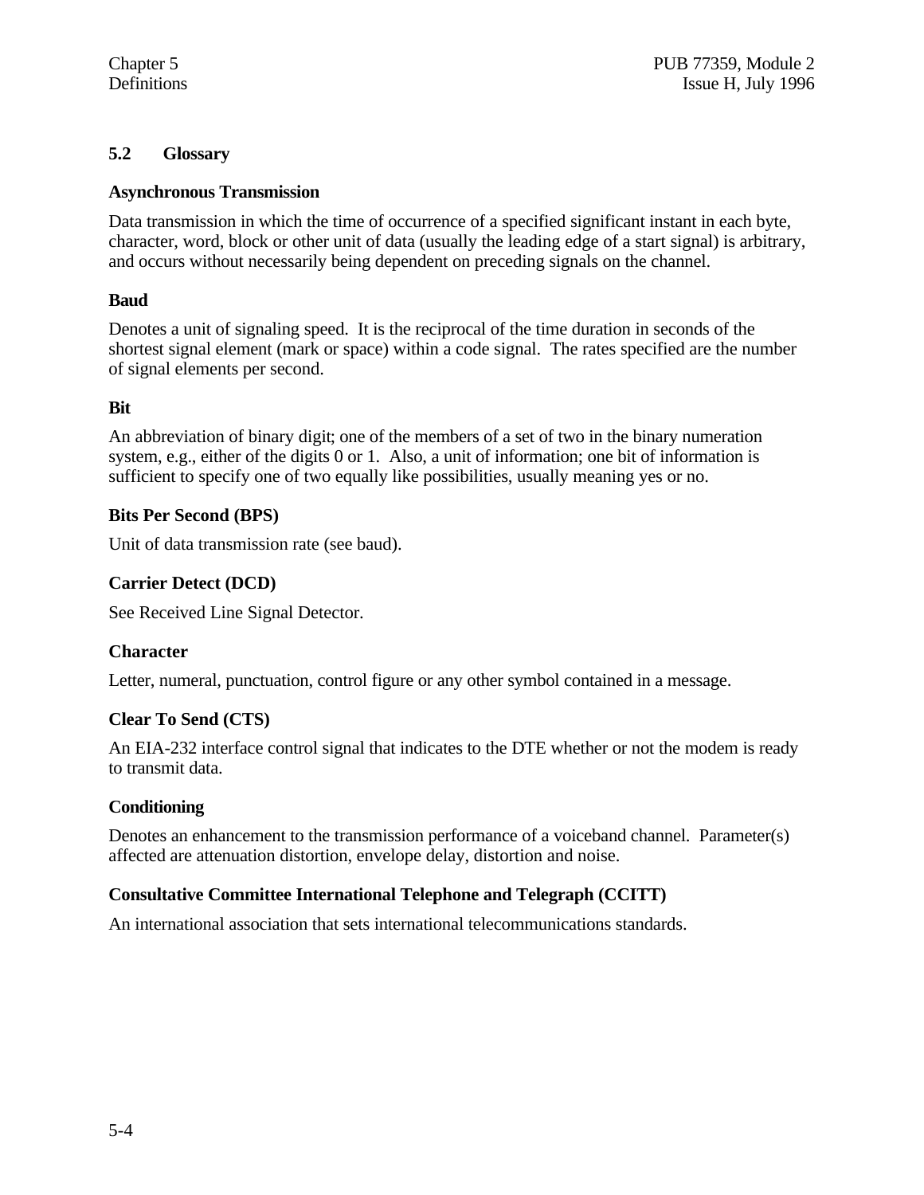## 5.2 Glossary

### Asynchronous Transmission

Data transmission in which the time of occurrence of a specified significant instant in each byte, character, word, block or other unit of data (usually the leading edge of a start signal) is arbitrary, and occurs without necessarily being dependent on preceding signals on the channel.

### Baud

Denotes a unit of signaling speed. It is the reciprocal of the time duration in seconds of the shortest signal element (mark or space) within a code signal. The rates specified are the number of signal elements per second.

### Bit

An abbreviation of binary digit; one of the members of a set of two in the binary numeration system, e.g., either of the digits 0 or 1. Also, a unit of information; one bit of information is sufficient to specify one of two equally like possibilities, usually meaning yes or no.

### Bits Per Second (BPS)

Unit of data transmission rate (see baud).

### Carrier Detect (DCD)

See Received Line Signal Detector.

### Character

Letter, numeral, punctuation, control figure or any other symbol contained in a message.

### Clear To Send (CTS)

An EIA-232 interface control signal that indicates to the DTE whether or not the modem is ready to transmit data.

### Conditioning

Denotes an enhancement to the transmission performance of a voiceband channel. Parameter(s) affected are attenuation distortion, envelope delay, distortion and noise.

### Consultative Committee International Telephone and Telegraph (CCITT)

An international association that sets international telecommunications standards.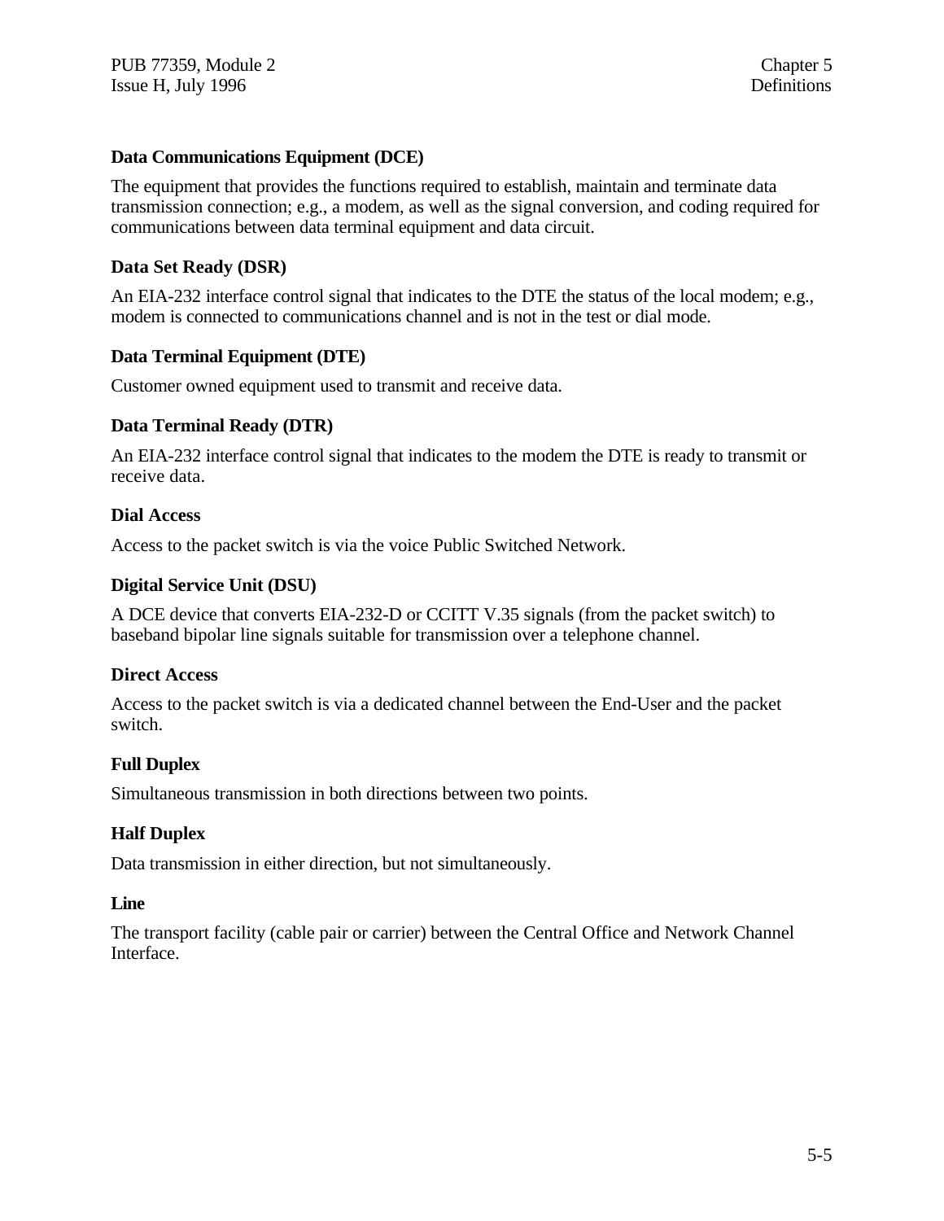**Data Communications Equipment (DCE)**

The equipment that provides the functions required to establish, maintain and terminate data transmission connection; e.g., a modem, as well as the signal conversion, and coding required for communications between data terminal equipment and data circuit.

**Data Set Ready (DSR)**

An EIA-232 interface control signal that indicates to the DTE the status of the local modem; e.g., modem is connected to communications channel and is not in the test or dial mode.

**Data Terminal Equipment (DTE)**

Customer owned equipment used to transmit and receive data.

**Data Terminal Ready (DTR)**

An EIA-232 interface control signal that indicates to the modem the DTE is ready to transmit or receive data.

**Dial Access**

Access to the packet switch is via the voice Public Switched Network.

**Digital Service Unit (DSU)**

A DCE device that converts EIA-232-D or CCITT V.35 signals (from the packet switch) to baseband bipolar line signals suitable for transmission over a telephone channel.

**Direct Access**

Access to the packet switch is via a dedicated channel between the End-User and the packet switch.

**Full Duplex**

Simultaneous transmission in both directions between two points.

**Half Duplex**

Data transmission in either direction, but not simultaneously.

**Line**

The transport facility (cable pair or carrier) between the Central Office and Network Channel Interface.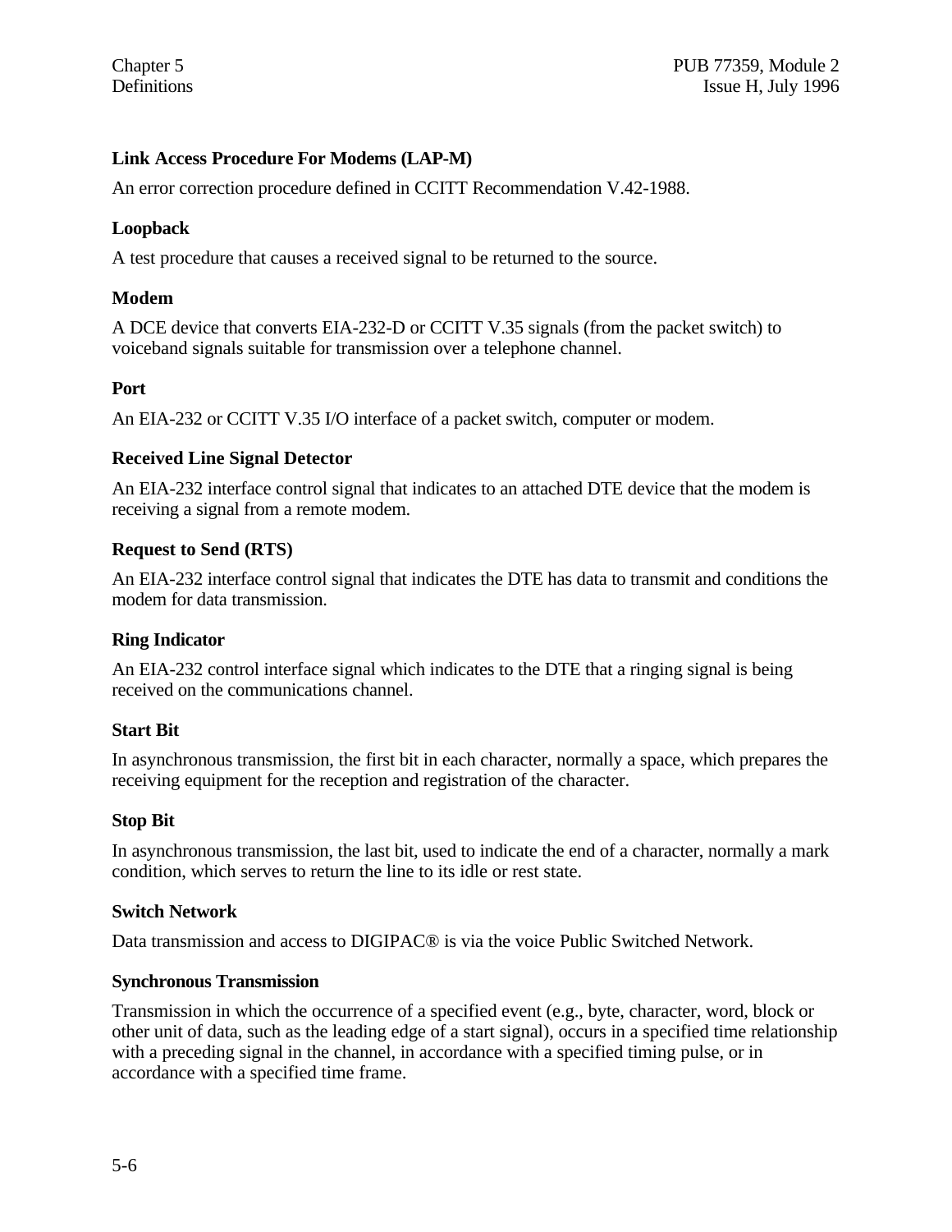### Link Access Procedure For Modems (LAP-M)

An error correction procedure defined in CCITT Recommendation V.42-1988.

### Loopback

A test procedure that causes a received signal to be returned to the source.

### Modem

A DCE device that converts EIA-232-D or CCITT V.35 signals (from the packet switch) to voiceband signals suitable for transmission over a telephone channel.

### Port

An EIA-232 or CCITT V.35 I/O interface of a packet switch, computer or modem.

### Received Line Signal Detector

An EIA-232 interface control signal that indicates to an attached DTE device that the modem is receiving a signal from a remote modem.

### Request to Send (RTS)

An EIA-232 interface control signal that indicates the DTE has data to transmit and conditions the modem for data transmission.

### Ring Indicator

An EIA-232 control interface signal which indicates to the DTE that a ringing signal is being received on the communications channel.

### Start Bit

In asynchronous transmission, the first bit in each character, normally a space, which prepares the receiving equipment for the reception and registration of the character.

### Stop Bit

In asynchronous transmission, the last bit, used to indicate the end of a character, normally a mark condition, which serves to return the line to its idle or rest state.

### Switch Network

Data transmission and access to DIGIPAC® is via the voice Public Switched Network.

### Synchronous Transmission

Transmission in which the occurrence of a specified event (e.g., byte, character, word, block or other unit of data, such as the leading edge of a start signal), occurs in a specified time relationship with a preceding signal in the channel, in accordance with a specified timing pulse, or in accordance with a specified time frame.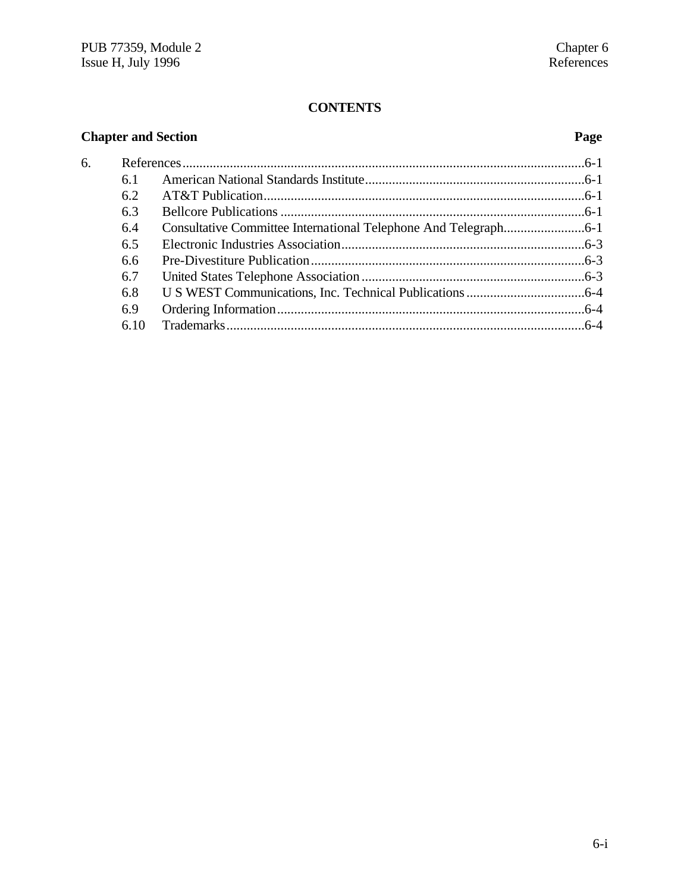# CONTENTS

| Chapter and Section | | Page |
|---|---|---|
| 6. | References | 6-1 |
| 6.1 | American National Standards Institute | 6-1 |
| 6.2 | AT&T Publication | 6-1 |
| 6.3 | Bellcore Publications | 6-1 |
| 6.4 | Consultative Committee International Telephone And Telegraph | 6-1 |
| 6.5 | Electronic Industries Association | 6-3 |
| 6.6 | Pre-Divestiture Publication | 6-3 |
| 6.7 | United States Telephone Association | 6-3 |
| 6.8 | U S WEST Communications, Inc. Technical Publications | 6-4 |
| 6.9 | Ordering Information | 6-4 |
| 6.10 | Trademarks | 6-4 |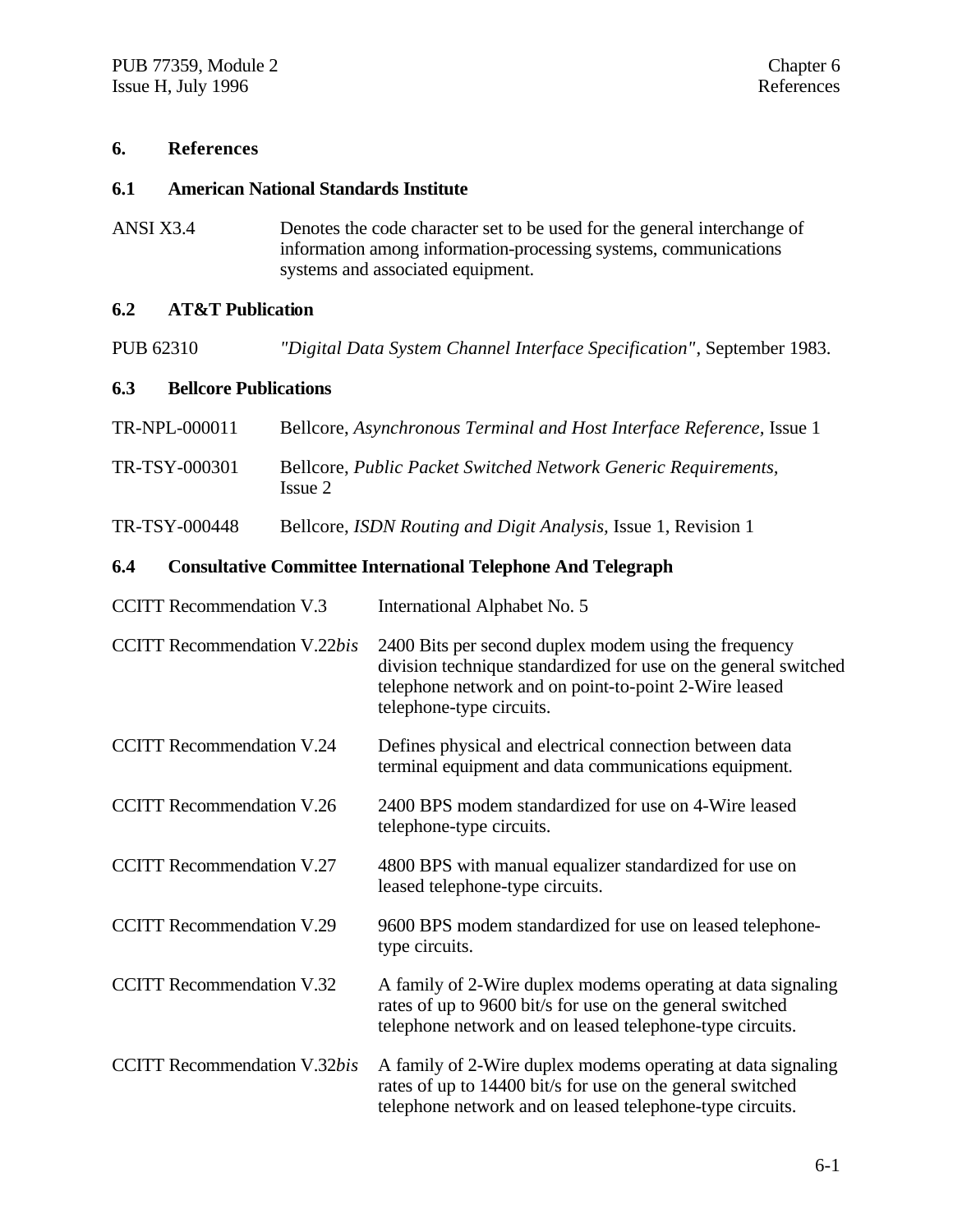# 6. References

## 6.1 American National Standards Institute

| | |
|---|---|
| ANSI X3.4 | Denotes the code character set to be used for the general interchange of information among information-processing systems, communications systems and associated equipment. |

## 6.2 AT&T Publication

| | |
|---|---|
| PUB 62310 | *"Digital Data System Channel Interface Specification"*, September 1983. |

## 6.3 Bellcore Publications

| | |
|---|---|
| TR-NPL-000011 | Bellcore, *Asynchronous Terminal and Host Interface Reference,* Issue 1 |
| TR-TSY-000301 | Bellcore, *Public Packet Switched Network Generic Requirements,* Issue 2 |
| TR-TSY-000448 | Bellcore, *ISDN Routing and Digit Analysis,* Issue 1, Revision 1 |

## 6.4 Consultative Committee International Telephone And Telegraph

| | |
|---|---|
| CCITT Recommendation V.3 | International Alphabet No. 5 |
| CCITT Recommendation V.22*bis* | 2400 Bits per second duplex modem using the frequency division technique standardized for use on the general switched telephone network and on point-to-point 2-Wire leased telephone-type circuits. |
| CCITT Recommendation V.24 | Defines physical and electrical connection between data terminal equipment and data communications equipment. |
| CCITT Recommendation V.26 | 2400 BPS modem standardized for use on 4-Wire leased telephone-type circuits. |
| CCITT Recommendation V.27 | 4800 BPS with manual equalizer standardized for use on leased telephone-type circuits. |
| CCITT Recommendation V.29 | 9600 BPS modem standardized for use on leased telephone-type circuits. |
| CCITT Recommendation V.32 | A family of 2-Wire duplex modems operating at data signaling rates of up to 9600 bit/s for use on the general switched telephone network and on leased telephone-type circuits. |
| CCITT Recommendation V.32*bis* | A family of 2-Wire duplex modems operating at data signaling rates of up to 14400 bit/s for use on the general switched telephone network and on leased telephone-type circuits. |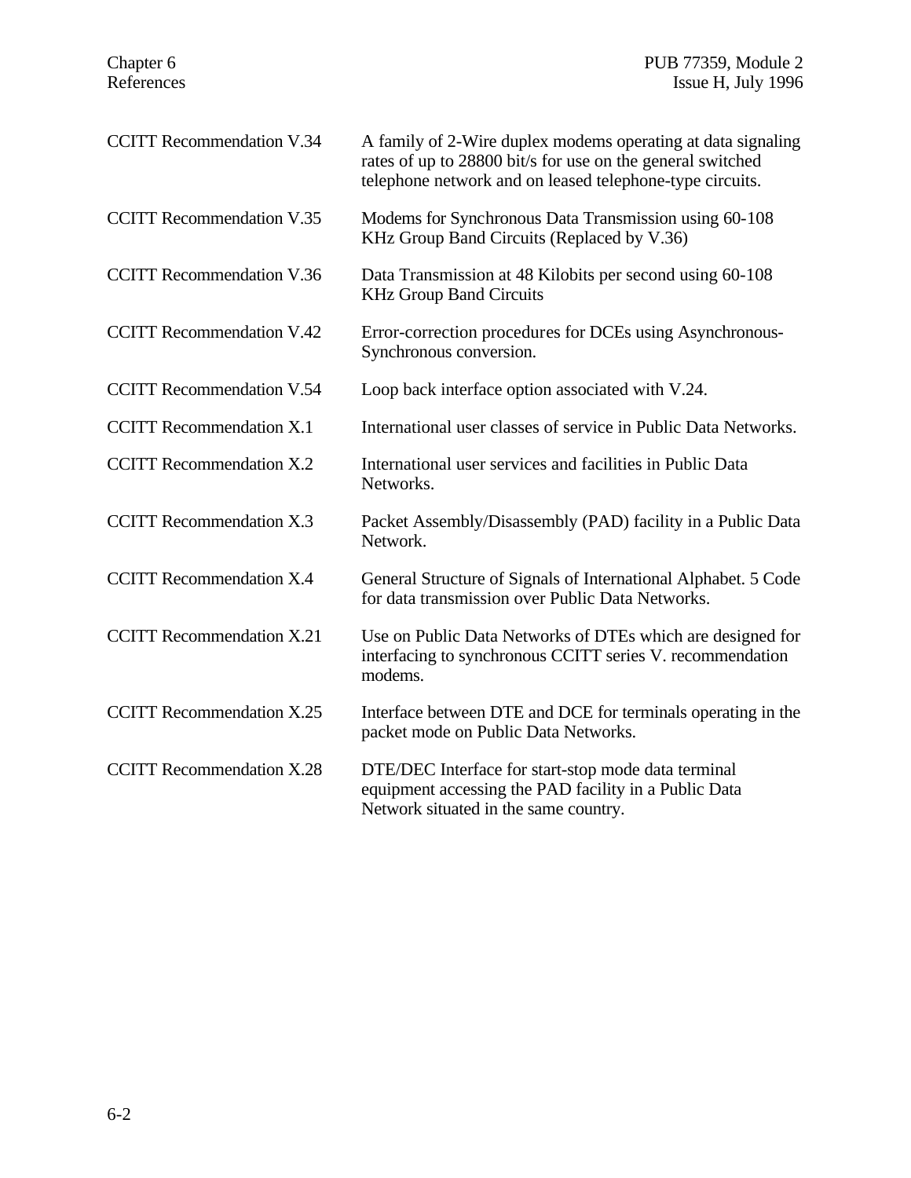| | |
|---|---|
| CCITT Recommendation V.34 | A family of 2-Wire duplex modems operating at data signaling rates of up to 28800 bit/s for use on the general switched telephone network and on leased telephone-type circuits. |
| CCITT Recommendation V.35 | Modems for Synchronous Data Transmission using 60-108 KHz Group Band Circuits (Replaced by V.36) |
| CCITT Recommendation V.36 | Data Transmission at 48 Kilobits per second using 60-108 KHz Group Band Circuits |
| CCITT Recommendation V.42 | Error-correction procedures for DCEs using Asynchronous-Synchronous conversion. |
| CCITT Recommendation V.54 | Loop back interface option associated with V.24. |
| CCITT Recommendation X.1 | International user classes of service in Public Data Networks. |
| CCITT Recommendation X.2 | International user services and facilities in Public Data Networks. |
| CCITT Recommendation X.3 | Packet Assembly/Disassembly (PAD) facility in a Public Data Network. |
| CCITT Recommendation X.4 | General Structure of Signals of International Alphabet. 5 Code for data transmission over Public Data Networks. |
| CCITT Recommendation X.21 | Use on Public Data Networks of DTEs which are designed for interfacing to synchronous CCITT series V. recommendation modems. |
| CCITT Recommendation X.25 | Interface between DTE and DCE for terminals operating in the packet mode on Public Data Networks. |
| CCITT Recommendation X.28 | DTE/DEC Interface for start-stop mode data terminal equipment accessing the PAD facility in a Public Data Network situated in the same country. |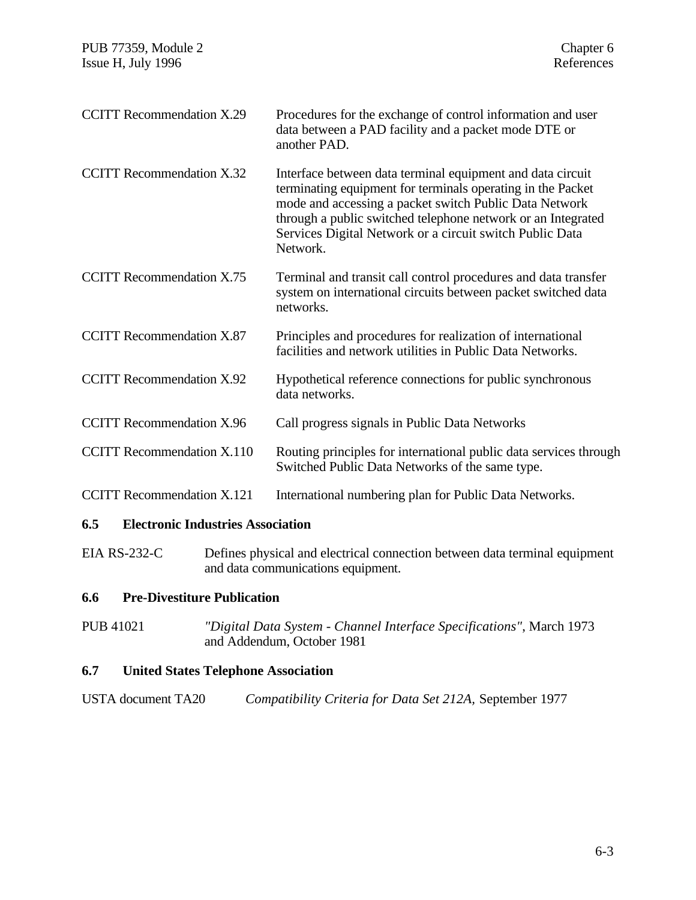| | |
|---|---|
| CCITT Recommendation X.29 | Procedures for the exchange of control information and user data between a PAD facility and a packet mode DTE or another PAD. |
| CCITT Recommendation X.32 | Interface between data terminal equipment and data circuit terminating equipment for terminals operating in the Packet mode and accessing a packet switch Public Data Network through a public switched telephone network or an Integrated Services Digital Network or a circuit switch Public Data Network. |
| CCITT Recommendation X.75 | Terminal and transit call control procedures and data transfer system on international circuits between packet switched data networks. |
| CCITT Recommendation X.87 | Principles and procedures for realization of international facilities and network utilities in Public Data Networks. |
| CCITT Recommendation X.92 | Hypothetical reference connections for public synchronous data networks. |
| CCITT Recommendation X.96 | Call progress signals in Public Data Networks |
| CCITT Recommendation X.110 | Routing principles for international public data services through Switched Public Data Networks of the same type. |
| CCITT Recommendation X.121 | International numbering plan for Public Data Networks. |

### 6.5 Electronic Industries Association

| | |
|---|---|
| EIA RS-232-C | Defines physical and electrical connection between data terminal equipment and data communications equipment. |

### 6.6 Pre-Divestiture Publication

| | |
|---|---|
| PUB 41021 | *"Digital Data System - Channel Interface Specifications"*, March 1973 and Addendum, October 1981 |

### 6.7 United States Telephone Association

| | |
|---|---|
| USTA document TA20 | *Compatibility Criteria for Data Set 212A,* September 1977 |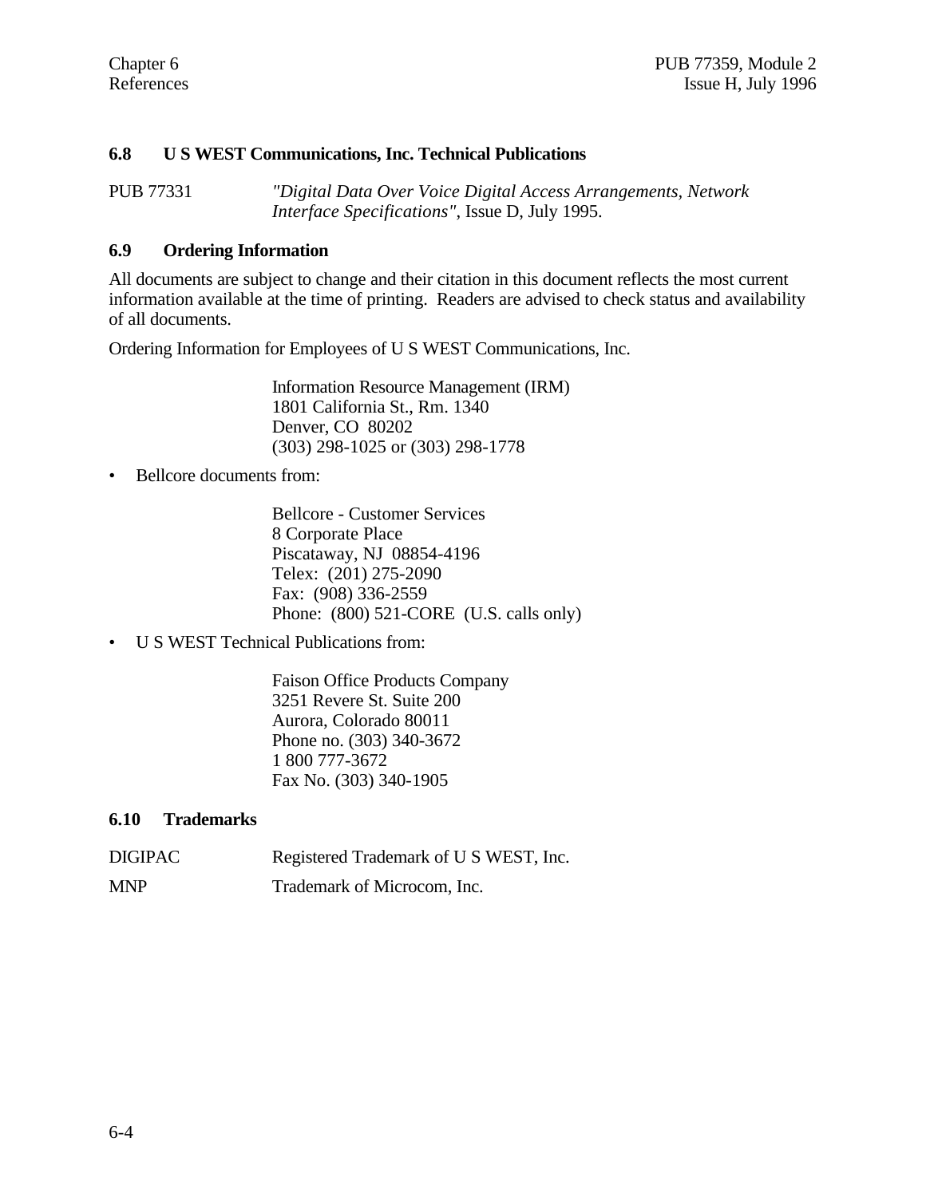## 6.8 U S WEST Communications, Inc. Technical Publications

| | |
|---|---|
| PUB 77331 | *"Digital Data Over Voice Digital Access Arrangements, Network Interface Specifications"*, Issue D, July 1995. |

## 6.9 Ordering Information

All documents are subject to change and their citation in this document reflects the most current information available at the time of printing. Readers are advised to check status and availability of all documents.

Ordering Information for Employees of U S WEST Communications, Inc.

> Information Resource Management (IRM)
> 1801 California St., Rm. 1340
> Denver, CO 80202
> (303) 298-1025 or (303) 298-1778

- Bellcore documents from:

> Bellcore - Customer Services
> 8 Corporate Place
> Piscataway, NJ 08854-4196
> Telex: (201) 275-2090
> Fax: (908) 336-2559
> Phone: (800) 521-CORE (U.S. calls only)

- U S WEST Technical Publications from:

> Faison Office Products Company
> 3251 Revere St. Suite 200
> Aurora, Colorado 80011
> Phone no. (303) 340-3672
> 1 800 777-3672
> Fax No. (303) 340-1905

## 6.10 Trademarks

| | |
|---|---|
| DIGIPAC | Registered Trademark of U S WEST, Inc. |
| MNP | Trademark of Microcom, Inc. |